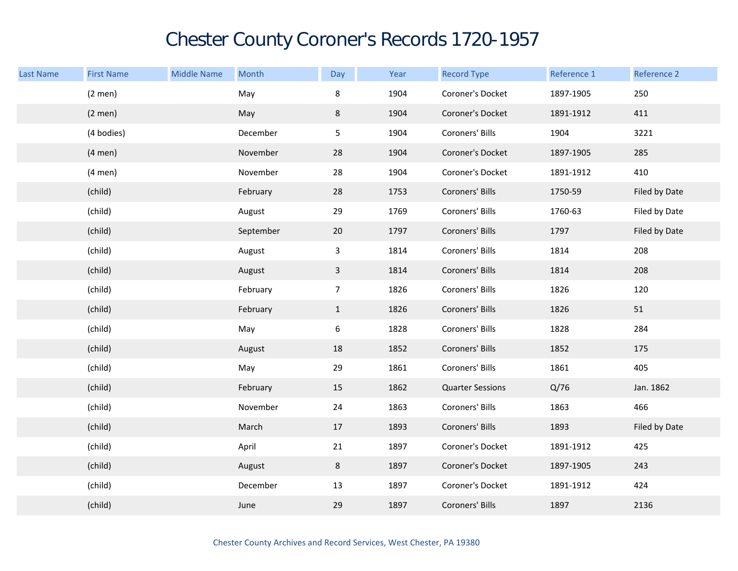# Chester County Coroner's Records 1720-1957

| Last Name | First Name | Middle Name | Month | Day | Year | Record Type | Reference 1 | Reference 2 |
|---|---|---|---|---|---|---|---|---|
| | (2 men) | | May | 8 | 1904 | Coroner's Docket | 1897-1905 | 250 |
| | (2 men) | | May | 8 | 1904 | Coroner's Docket | 1891-1912 | 411 |
| | (4 bodies) | | December | 5 | 1904 | Coroners' Bills | 1904 | 3221 |
| | (4 men) | | November | 28 | 1904 | Coroner's Docket | 1897-1905 | 285 |
| | (4 men) | | November | 28 | 1904 | Coroner's Docket | 1891-1912 | 410 |
| | (child) | | February | 28 | 1753 | Coroners' Bills | 1750-59 | Filed by Date |
| | (child) | | August | 29 | 1769 | Coroners' Bills | 1760-63 | Filed by Date |
| | (child) | | September | 20 | 1797 | Coroners' Bills | 1797 | Filed by Date |
| | (child) | | August | 3 | 1814 | Coroners' Bills | 1814 | 208 |
| | (child) | | August | 3 | 1814 | Coroners' Bills | 1814 | 208 |
| | (child) | | February | 7 | 1826 | Coroners' Bills | 1826 | 120 |
| | (child) | | February | 1 | 1826 | Coroners' Bills | 1826 | 51 |
| | (child) | | May | 6 | 1828 | Coroners' Bills | 1828 | 284 |
| | (child) | | August | 18 | 1852 | Coroners' Bills | 1852 | 175 |
| | (child) | | May | 29 | 1861 | Coroners' Bills | 1861 | 405 |
| | (child) | | February | 15 | 1862 | Quarter Sessions | Q/76 | Jan. 1862 |
| | (child) | | November | 24 | 1863 | Coroners' Bills | 1863 | 466 |
| | (child) | | March | 17 | 1893 | Coroners' Bills | 1893 | Filed by Date |
| | (child) | | April | 21 | 1897 | Coroner's Docket | 1891-1912 | 425 |
| | (child) | | August | 8 | 1897 | Coroner's Docket | 1897-1905 | 243 |
| | (child) | | December | 13 | 1897 | Coroner's Docket | 1891-1912 | 424 |
| | (child) | | June | 29 | 1897 | Coroners' Bills | 1897 | 2136 |

Chester County Archives and Record Services, West Chester, PA 19380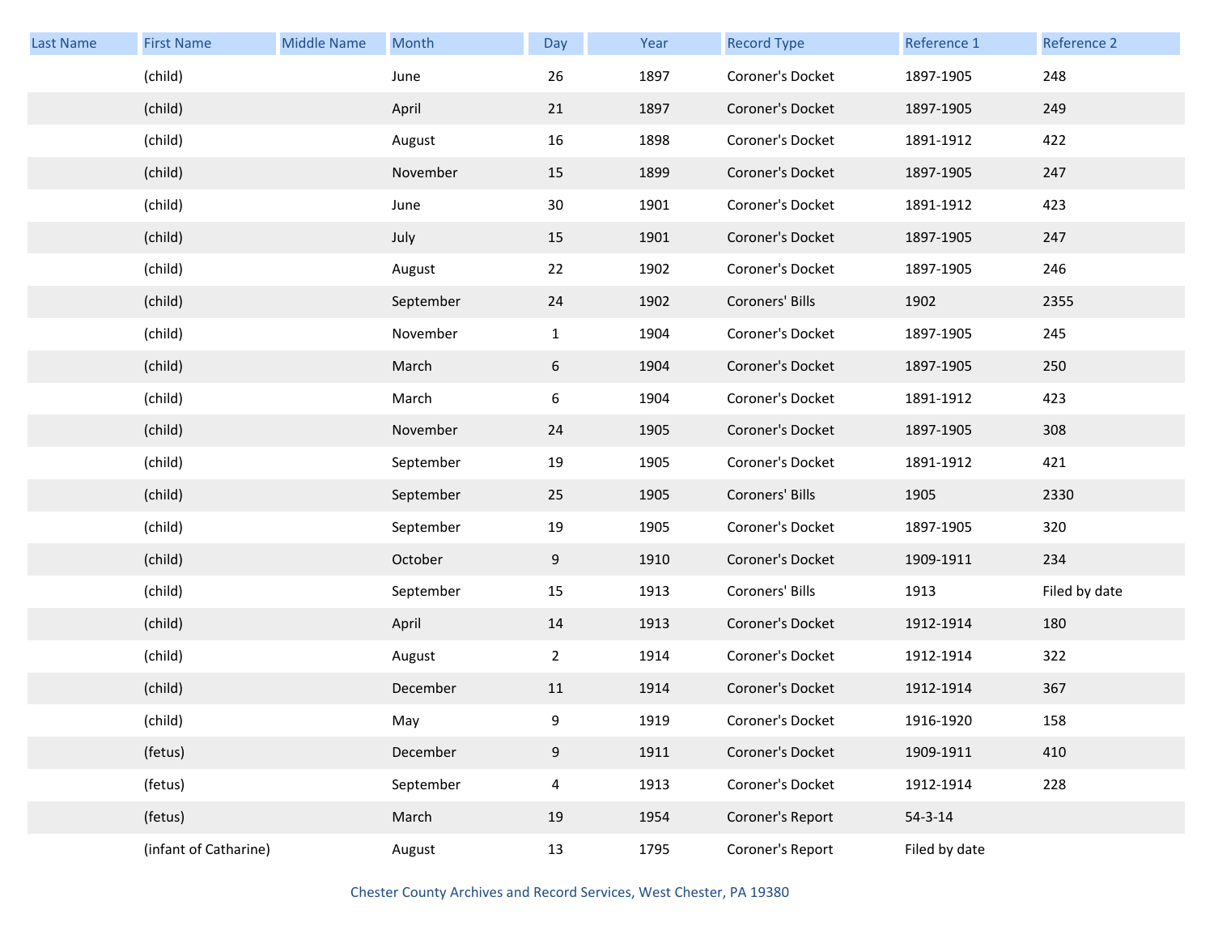| Last Name | First Name | Middle Name | Month | Day | Year | Record Type | Reference 1 | Reference 2 |
|---|---|---|---|---|---|---|---|---|
| | (child) | | June | 26 | 1897 | Coroner's Docket | 1897-1905 | 248 |
| | (child) | | April | 21 | 1897 | Coroner's Docket | 1897-1905 | 249 |
| | (child) | | August | 16 | 1898 | Coroner's Docket | 1891-1912 | 422 |
| | (child) | | November | 15 | 1899 | Coroner's Docket | 1897-1905 | 247 |
| | (child) | | June | 30 | 1901 | Coroner's Docket | 1891-1912 | 423 |
| | (child) | | July | 15 | 1901 | Coroner's Docket | 1897-1905 | 247 |
| | (child) | | August | 22 | 1902 | Coroner's Docket | 1897-1905 | 246 |
| | (child) | | September | 24 | 1902 | Coroners' Bills | 1902 | 2355 |
| | (child) | | November | 1 | 1904 | Coroner's Docket | 1897-1905 | 245 |
| | (child) | | March | 6 | 1904 | Coroner's Docket | 1897-1905 | 250 |
| | (child) | | March | 6 | 1904 | Coroner's Docket | 1891-1912 | 423 |
| | (child) | | November | 24 | 1905 | Coroner's Docket | 1897-1905 | 308 |
| | (child) | | September | 19 | 1905 | Coroner's Docket | 1891-1912 | 421 |
| | (child) | | September | 25 | 1905 | Coroners' Bills | 1905 | 2330 |
| | (child) | | September | 19 | 1905 | Coroner's Docket | 1897-1905 | 320 |
| | (child) | | October | 9 | 1910 | Coroner's Docket | 1909-1911 | 234 |
| | (child) | | September | 15 | 1913 | Coroners' Bills | 1913 | Filed by date |
| | (child) | | April | 14 | 1913 | Coroner's Docket | 1912-1914 | 180 |
| | (child) | | August | 2 | 1914 | Coroner's Docket | 1912-1914 | 322 |
| | (child) | | December | 11 | 1914 | Coroner's Docket | 1912-1914 | 367 |
| | (child) | | May | 9 | 1919 | Coroner's Docket | 1916-1920 | 158 |
| | (fetus) | | December | 9 | 1911 | Coroner's Docket | 1909-1911 | 410 |
| | (fetus) | | September | 4 | 1913 | Coroner's Docket | 1912-1914 | 228 |
| | (fetus) | | March | 19 | 1954 | Coroner's Report | 54-3-14 | |
| | (infant of Catharine) | | August | 13 | 1795 | Coroner's Report | Filed by date | |

Chester County Archives and Record Services, West Chester, PA 19380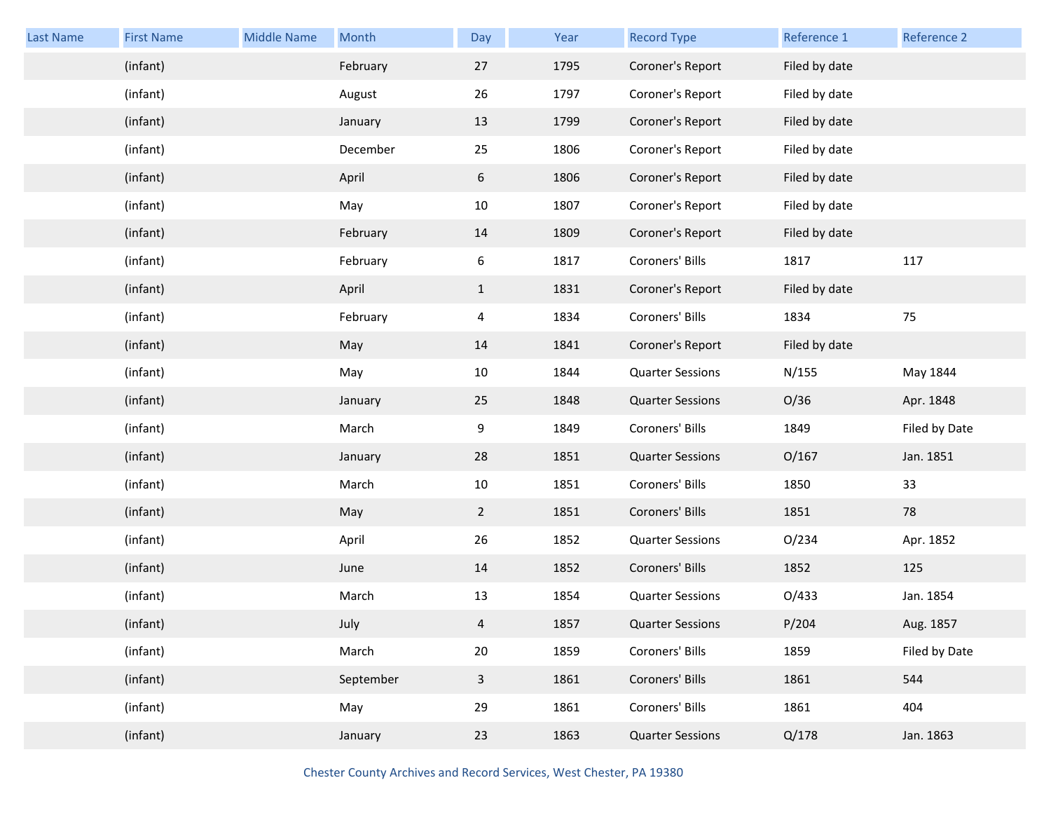| Last Name | First Name | Middle Name | Month | Day | Year | Record Type | Reference 1 | Reference 2 |
|---|---|---|---|---|---|---|---|---|
| | (infant) | | February | 27 | 1795 | Coroner's Report | Filed by date | |
| | (infant) | | August | 26 | 1797 | Coroner's Report | Filed by date | |
| | (infant) | | January | 13 | 1799 | Coroner's Report | Filed by date | |
| | (infant) | | December | 25 | 1806 | Coroner's Report | Filed by date | |
| | (infant) | | April | 6 | 1806 | Coroner's Report | Filed by date | |
| | (infant) | | May | 10 | 1807 | Coroner's Report | Filed by date | |
| | (infant) | | February | 14 | 1809 | Coroner's Report | Filed by date | |
| | (infant) | | February | 6 | 1817 | Coroners' Bills | 1817 | 117 |
| | (infant) | | April | 1 | 1831 | Coroner's Report | Filed by date | |
| | (infant) | | February | 4 | 1834 | Coroners' Bills | 1834 | 75 |
| | (infant) | | May | 14 | 1841 | Coroner's Report | Filed by date | |
| | (infant) | | May | 10 | 1844 | Quarter Sessions | N/155 | May 1844 |
| | (infant) | | January | 25 | 1848 | Quarter Sessions | O/36 | Apr. 1848 |
| | (infant) | | March | 9 | 1849 | Coroners' Bills | 1849 | Filed by Date |
| | (infant) | | January | 28 | 1851 | Quarter Sessions | O/167 | Jan. 1851 |
| | (infant) | | March | 10 | 1851 | Coroners' Bills | 1850 | 33 |
| | (infant) | | May | 2 | 1851 | Coroners' Bills | 1851 | 78 |
| | (infant) | | April | 26 | 1852 | Quarter Sessions | O/234 | Apr. 1852 |
| | (infant) | | June | 14 | 1852 | Coroners' Bills | 1852 | 125 |
| | (infant) | | March | 13 | 1854 | Quarter Sessions | O/433 | Jan. 1854 |
| | (infant) | | July | 4 | 1857 | Quarter Sessions | P/204 | Aug. 1857 |
| | (infant) | | March | 20 | 1859 | Coroners' Bills | 1859 | Filed by Date |
| | (infant) | | September | 3 | 1861 | Coroners' Bills | 1861 | 544 |
| | (infant) | | May | 29 | 1861 | Coroners' Bills | 1861 | 404 |
| | (infant) | | January | 23 | 1863 | Quarter Sessions | Q/178 | Jan. 1863 |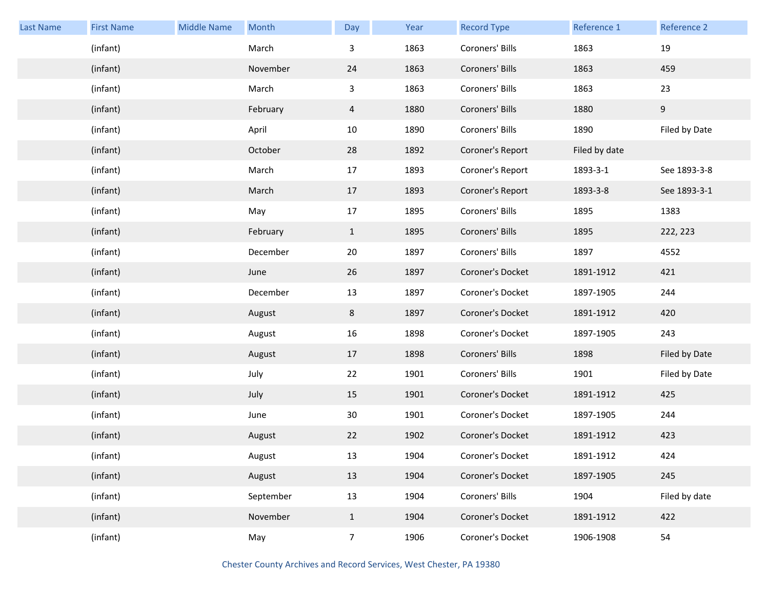| Last Name | First Name | Middle Name | Month | Day | Year | Record Type | Reference 1 | Reference 2 |
|---|---|---|---|---|---|---|---|---|
| | (infant) | | March | 3 | 1863 | Coroners' Bills | 1863 | 19 |
| | (infant) | | November | 24 | 1863 | Coroners' Bills | 1863 | 459 |
| | (infant) | | March | 3 | 1863 | Coroners' Bills | 1863 | 23 |
| | (infant) | | February | 4 | 1880 | Coroners' Bills | 1880 | 9 |
| | (infant) | | April | 10 | 1890 | Coroners' Bills | 1890 | Filed by Date |
| | (infant) | | October | 28 | 1892 | Coroner's Report | Filed by date | |
| | (infant) | | March | 17 | 1893 | Coroner's Report | 1893-3-1 | See 1893-3-8 |
| | (infant) | | March | 17 | 1893 | Coroner's Report | 1893-3-8 | See 1893-3-1 |
| | (infant) | | May | 17 | 1895 | Coroners' Bills | 1895 | 1383 |
| | (infant) | | February | 1 | 1895 | Coroners' Bills | 1895 | 222, 223 |
| | (infant) | | December | 20 | 1897 | Coroners' Bills | 1897 | 4552 |
| | (infant) | | June | 26 | 1897 | Coroner's Docket | 1891-1912 | 421 |
| | (infant) | | December | 13 | 1897 | Coroner's Docket | 1897-1905 | 244 |
| | (infant) | | August | 8 | 1897 | Coroner's Docket | 1891-1912 | 420 |
| | (infant) | | August | 16 | 1898 | Coroner's Docket | 1897-1905 | 243 |
| | (infant) | | August | 17 | 1898 | Coroners' Bills | 1898 | Filed by Date |
| | (infant) | | July | 22 | 1901 | Coroners' Bills | 1901 | Filed by Date |
| | (infant) | | July | 15 | 1901 | Coroner's Docket | 1891-1912 | 425 |
| | (infant) | | June | 30 | 1901 | Coroner's Docket | 1897-1905 | 244 |
| | (infant) | | August | 22 | 1902 | Coroner's Docket | 1891-1912 | 423 |
| | (infant) | | August | 13 | 1904 | Coroner's Docket | 1891-1912 | 424 |
| | (infant) | | August | 13 | 1904 | Coroner's Docket | 1897-1905 | 245 |
| | (infant) | | September | 13 | 1904 | Coroners' Bills | 1904 | Filed by date |
| | (infant) | | November | 1 | 1904 | Coroner's Docket | 1891-1912 | 422 |
| | (infant) | | May | 7 | 1906 | Coroner's Docket | 1906-1908 | 54 |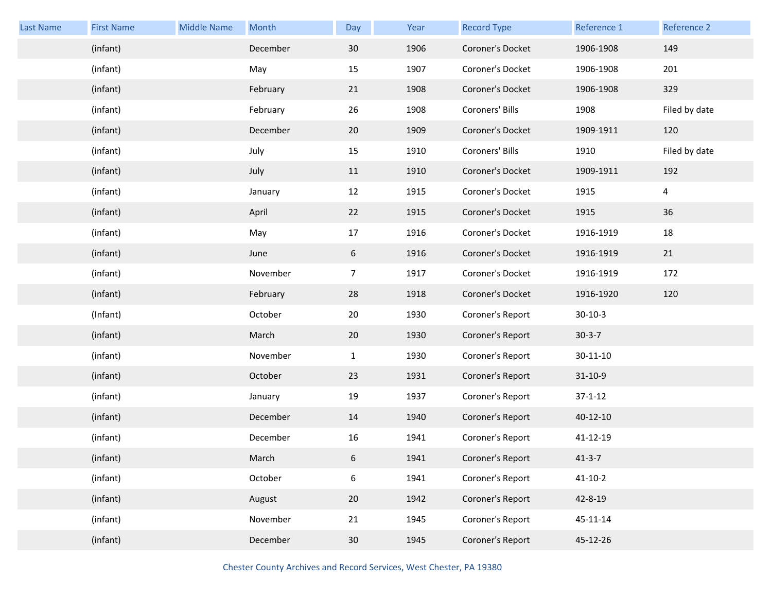| Last Name | First Name | Middle Name | Month | Day | Year | Record Type | Reference 1 | Reference 2 |
|---|---|---|---|---|---|---|---|---|
| | (infant) | | December | 30 | 1906 | Coroner's Docket | 1906-1908 | 149 |
| | (infant) | | May | 15 | 1907 | Coroner's Docket | 1906-1908 | 201 |
| | (infant) | | February | 21 | 1908 | Coroner's Docket | 1906-1908 | 329 |
| | (infant) | | February | 26 | 1908 | Coroners' Bills | 1908 | Filed by date |
| | (infant) | | December | 20 | 1909 | Coroner's Docket | 1909-1911 | 120 |
| | (infant) | | July | 15 | 1910 | Coroners' Bills | 1910 | Filed by date |
| | (infant) | | July | 11 | 1910 | Coroner's Docket | 1909-1911 | 192 |
| | (infant) | | January | 12 | 1915 | Coroner's Docket | 1915 | 4 |
| | (infant) | | April | 22 | 1915 | Coroner's Docket | 1915 | 36 |
| | (infant) | | May | 17 | 1916 | Coroner's Docket | 1916-1919 | 18 |
| | (infant) | | June | 6 | 1916 | Coroner's Docket | 1916-1919 | 21 |
| | (infant) | | November | 7 | 1917 | Coroner's Docket | 1916-1919 | 172 |
| | (infant) | | February | 28 | 1918 | Coroner's Docket | 1916-1920 | 120 |
| | (Infant) | | October | 20 | 1930 | Coroner's Report | 30-10-3 | |
| | (infant) | | March | 20 | 1930 | Coroner's Report | 30-3-7 | |
| | (infant) | | November | 1 | 1930 | Coroner's Report | 30-11-10 | |
| | (infant) | | October | 23 | 1931 | Coroner's Report | 31-10-9 | |
| | (infant) | | January | 19 | 1937 | Coroner's Report | 37-1-12 | |
| | (infant) | | December | 14 | 1940 | Coroner's Report | 40-12-10 | |
| | (infant) | | December | 16 | 1941 | Coroner's Report | 41-12-19 | |
| | (infant) | | March | 6 | 1941 | Coroner's Report | 41-3-7 | |
| | (infant) | | October | 6 | 1941 | Coroner's Report | 41-10-2 | |
| | (infant) | | August | 20 | 1942 | Coroner's Report | 42-8-19 | |
| | (infant) | | November | 21 | 1945 | Coroner's Report | 45-11-14 | |
| | (infant) | | December | 30 | 1945 | Coroner's Report | 45-12-26 | |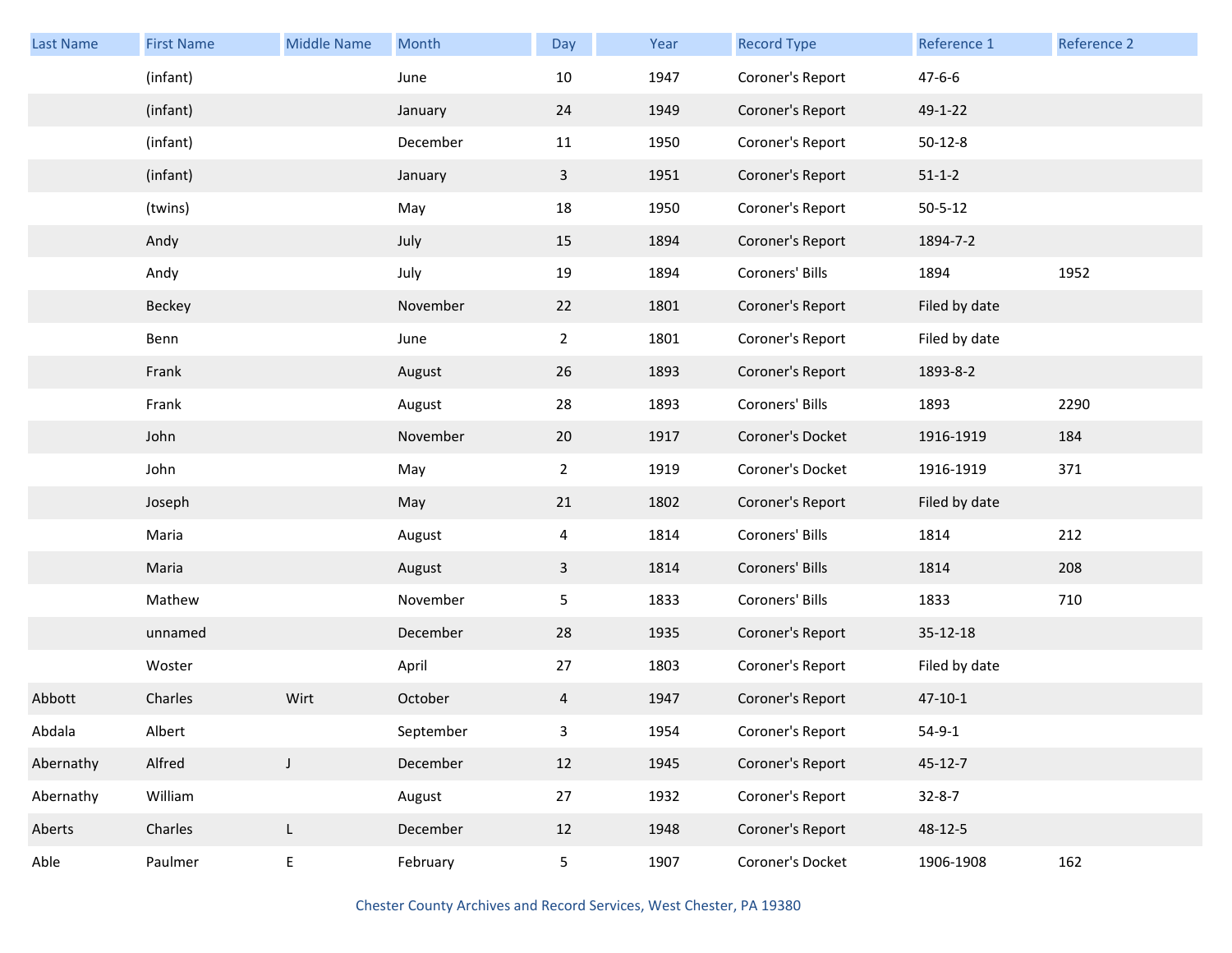| Last Name | First Name | Middle Name | Month | Day | Year | Record Type | Reference 1 | Reference 2 |
|---|---|---|---|---|---|---|---|---|
| | (infant) | | June | 10 | 1947 | Coroner's Report | 47-6-6 | |
| | (infant) | | January | 24 | 1949 | Coroner's Report | 49-1-22 | |
| | (infant) | | December | 11 | 1950 | Coroner's Report | 50-12-8 | |
| | (infant) | | January | 3 | 1951 | Coroner's Report | 51-1-2 | |
| | (twins) | | May | 18 | 1950 | Coroner's Report | 50-5-12 | |
| | Andy | | July | 15 | 1894 | Coroner's Report | 1894-7-2 | |
| | Andy | | July | 19 | 1894 | Coroners' Bills | 1894 | 1952 |
| | Beckey | | November | 22 | 1801 | Coroner's Report | Filed by date | |
| | Benn | | June | 2 | 1801 | Coroner's Report | Filed by date | |
| | Frank | | August | 26 | 1893 | Coroner's Report | 1893-8-2 | |
| | Frank | | August | 28 | 1893 | Coroners' Bills | 1893 | 2290 |
| | John | | November | 20 | 1917 | Coroner's Docket | 1916-1919 | 184 |
| | John | | May | 2 | 1919 | Coroner's Docket | 1916-1919 | 371 |
| | Joseph | | May | 21 | 1802 | Coroner's Report | Filed by date | |
| | Maria | | August | 4 | 1814 | Coroners' Bills | 1814 | 212 |
| | Maria | | August | 3 | 1814 | Coroners' Bills | 1814 | 208 |
| | Mathew | | November | 5 | 1833 | Coroners' Bills | 1833 | 710 |
| | unnamed | | December | 28 | 1935 | Coroner's Report | 35-12-18 | |
| | Woster | | April | 27 | 1803 | Coroner's Report | Filed by date | |
| Abbott | Charles | Wirt | October | 4 | 1947 | Coroner's Report | 47-10-1 | |
| Abdala | Albert | | September | 3 | 1954 | Coroner's Report | 54-9-1 | |
| Abernathy | Alfred | J | December | 12 | 1945 | Coroner's Report | 45-12-7 | |
| Abernathy | William | | August | 27 | 1932 | Coroner's Report | 32-8-7 | |
| Aberts | Charles | L | December | 12 | 1948 | Coroner's Report | 48-12-5 | |
| Able | Paulmer | E | February | 5 | 1907 | Coroner's Docket | 1906-1908 | 162 |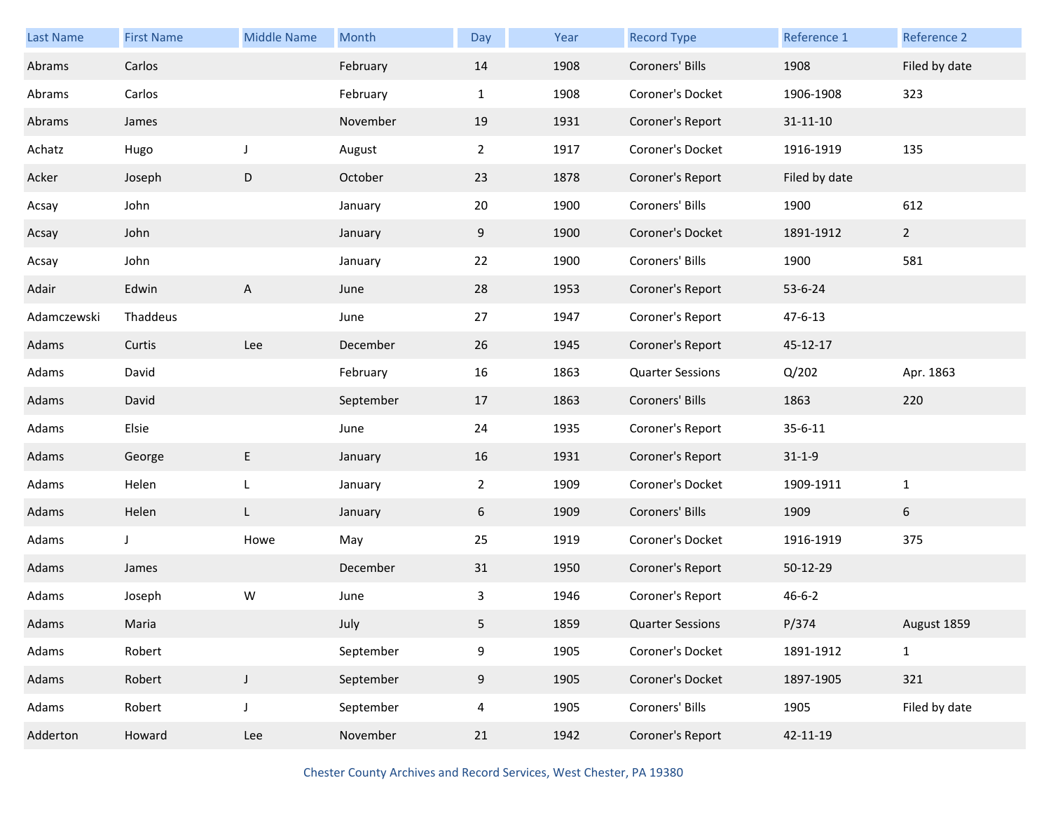| Last Name | First Name | Middle Name | Month | Day | Year | Record Type | Reference 1 | Reference 2 |
|---|---|---|---|---|---|---|---|---|
| Abrams | Carlos | | February | 14 | 1908 | Coroners' Bills | 1908 | Filed by date |
| Abrams | Carlos | | February | 1 | 1908 | Coroner's Docket | 1906-1908 | 323 |
| Abrams | James | | November | 19 | 1931 | Coroner's Report | 31-11-10 | |
| Achatz | Hugo | J | August | 2 | 1917 | Coroner's Docket | 1916-1919 | 135 |
| Acker | Joseph | D | October | 23 | 1878 | Coroner's Report | Filed by date | |
| Acsay | John | | January | 20 | 1900 | Coroners' Bills | 1900 | 612 |
| Acsay | John | | January | 9 | 1900 | Coroner's Docket | 1891-1912 | 2 |
| Acsay | John | | January | 22 | 1900 | Coroners' Bills | 1900 | 581 |
| Adair | Edwin | A | June | 28 | 1953 | Coroner's Report | 53-6-24 | |
| Adamczewski | Thaddeus | | June | 27 | 1947 | Coroner's Report | 47-6-13 | |
| Adams | Curtis | Lee | December | 26 | 1945 | Coroner's Report | 45-12-17 | |
| Adams | David | | February | 16 | 1863 | Quarter Sessions | Q/202 | Apr. 1863 |
| Adams | David | | September | 17 | 1863 | Coroners' Bills | 1863 | 220 |
| Adams | Elsie | | June | 24 | 1935 | Coroner's Report | 35-6-11 | |
| Adams | George | E | January | 16 | 1931 | Coroner's Report | 31-1-9 | |
| Adams | Helen | L | January | 2 | 1909 | Coroner's Docket | 1909-1911 | 1 |
| Adams | Helen | L | January | 6 | 1909 | Coroners' Bills | 1909 | 6 |
| Adams | J | Howe | May | 25 | 1919 | Coroner's Docket | 1916-1919 | 375 |
| Adams | James | | December | 31 | 1950 | Coroner's Report | 50-12-29 | |
| Adams | Joseph | W | June | 3 | 1946 | Coroner's Report | 46-6-2 | |
| Adams | Maria | | July | 5 | 1859 | Quarter Sessions | P/374 | August 1859 |
| Adams | Robert | | September | 9 | 1905 | Coroner's Docket | 1891-1912 | 1 |
| Adams | Robert | J | September | 9 | 1905 | Coroner's Docket | 1897-1905 | 321 |
| Adams | Robert | J | September | 4 | 1905 | Coroners' Bills | 1905 | Filed by date |
| Adderton | Howard | Lee | November | 21 | 1942 | Coroner's Report | 42-11-19 | |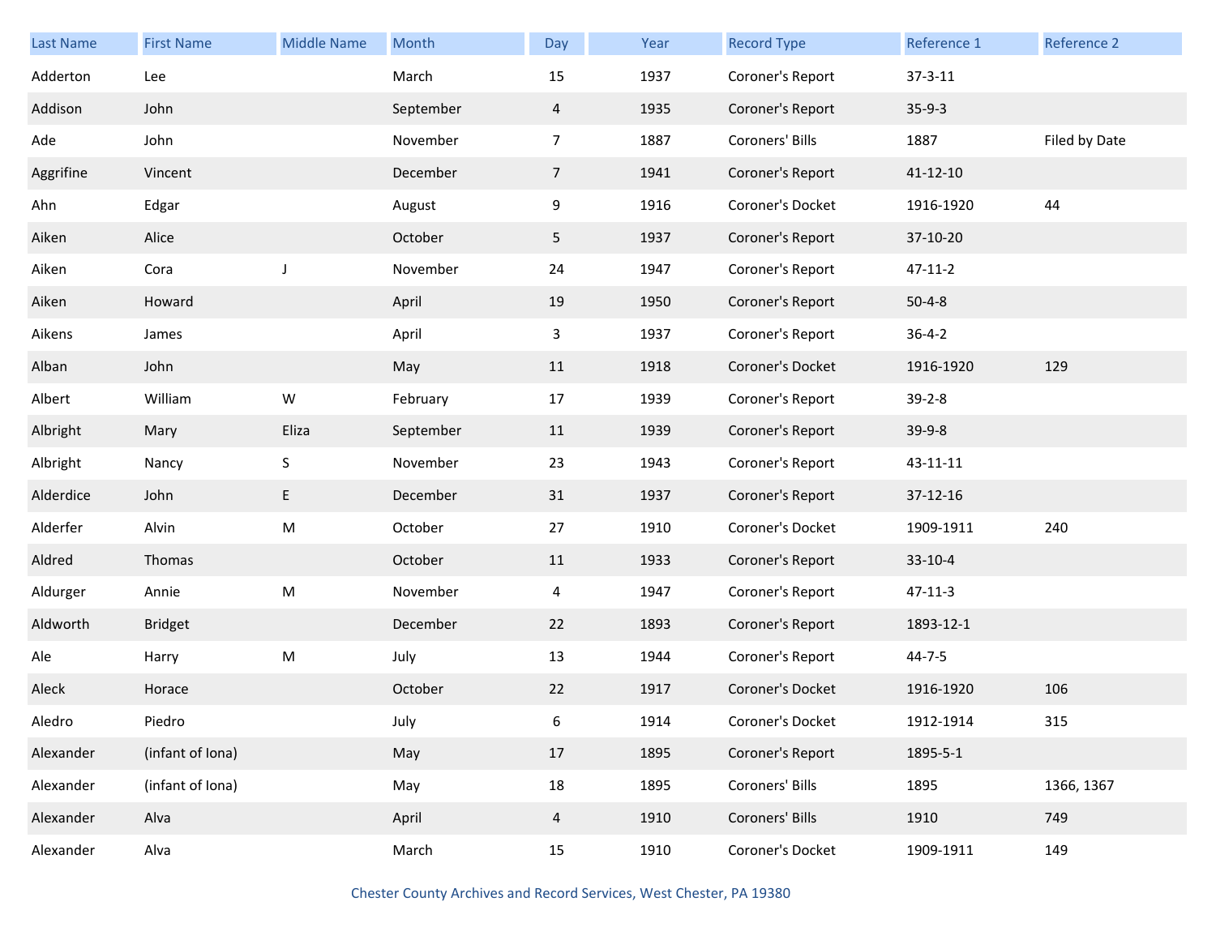| Last Name | First Name | Middle Name | Month | Day | Year | Record Type | Reference 1 | Reference 2 |
|---|---|---|---|---|---|---|---|---|
| Adderton | Lee | | March | 15 | 1937 | Coroner's Report | 37-3-11 | |
| Addison | John | | September | 4 | 1935 | Coroner's Report | 35-9-3 | |
| Ade | John | | November | 7 | 1887 | Coroners' Bills | 1887 | Filed by Date |
| Aggrifine | Vincent | | December | 7 | 1941 | Coroner's Report | 41-12-10 | |
| Ahn | Edgar | | August | 9 | 1916 | Coroner's Docket | 1916-1920 | 44 |
| Aiken | Alice | | October | 5 | 1937 | Coroner's Report | 37-10-20 | |
| Aiken | Cora | J | November | 24 | 1947 | Coroner's Report | 47-11-2 | |
| Aiken | Howard | | April | 19 | 1950 | Coroner's Report | 50-4-8 | |
| Aikens | James | | April | 3 | 1937 | Coroner's Report | 36-4-2 | |
| Alban | John | | May | 11 | 1918 | Coroner's Docket | 1916-1920 | 129 |
| Albert | William | W | February | 17 | 1939 | Coroner's Report | 39-2-8 | |
| Albright | Mary | Eliza | September | 11 | 1939 | Coroner's Report | 39-9-8 | |
| Albright | Nancy | S | November | 23 | 1943 | Coroner's Report | 43-11-11 | |
| Alderdice | John | E | December | 31 | 1937 | Coroner's Report | 37-12-16 | |
| Alderfer | Alvin | M | October | 27 | 1910 | Coroner's Docket | 1909-1911 | 240 |
| Aldred | Thomas | | October | 11 | 1933 | Coroner's Report | 33-10-4 | |
| Aldurger | Annie | M | November | 4 | 1947 | Coroner's Report | 47-11-3 | |
| Aldworth | Bridget | | December | 22 | 1893 | Coroner's Report | 1893-12-1 | |
| Ale | Harry | M | July | 13 | 1944 | Coroner's Report | 44-7-5 | |
| Aleck | Horace | | October | 22 | 1917 | Coroner's Docket | 1916-1920 | 106 |
| Aledro | Piedro | | July | 6 | 1914 | Coroner's Docket | 1912-1914 | 315 |
| Alexander | (infant of Iona) | | May | 17 | 1895 | Coroner's Report | 1895-5-1 | |
| Alexander | (infant of Iona) | | May | 18 | 1895 | Coroners' Bills | 1895 | 1366, 1367 |
| Alexander | Alva | | April | 4 | 1910 | Coroners' Bills | 1910 | 749 |
| Alexander | Alva | | March | 15 | 1910 | Coroner's Docket | 1909-1911 | 149 |

Chester County Archives and Record Services, West Chester, PA 19380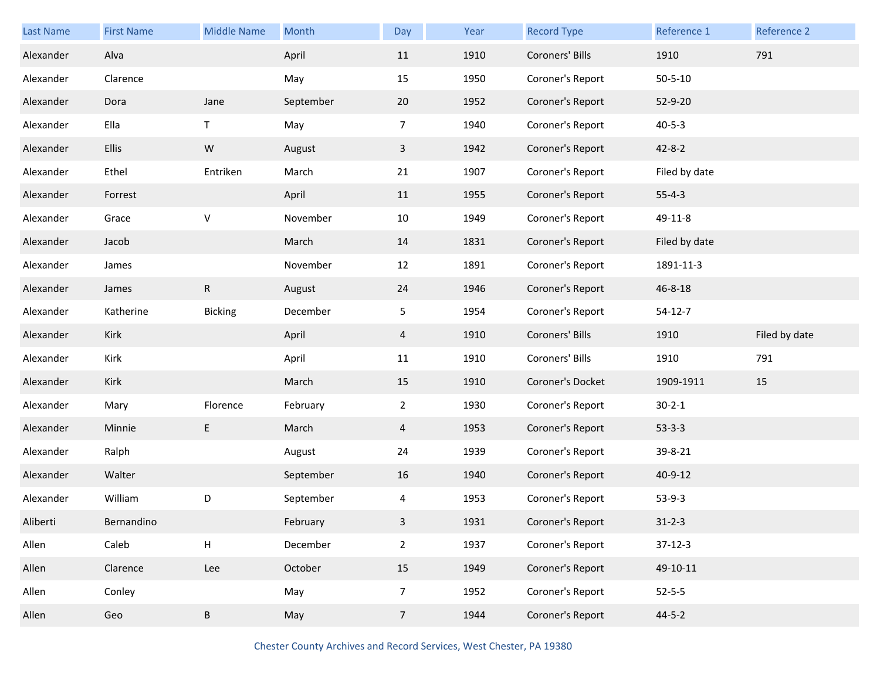| Last Name | First Name | Middle Name | Month | Day | Year | Record Type | Reference 1 | Reference 2 |
|---|---|---|---|---|---|---|---|---|
| Alexander | Alva | | April | 11 | 1910 | Coroners' Bills | 1910 | 791 |
| Alexander | Clarence | | May | 15 | 1950 | Coroner's Report | 50-5-10 | |
| Alexander | Dora | Jane | September | 20 | 1952 | Coroner's Report | 52-9-20 | |
| Alexander | Ella | T | May | 7 | 1940 | Coroner's Report | 40-5-3 | |
| Alexander | Ellis | W | August | 3 | 1942 | Coroner's Report | 42-8-2 | |
| Alexander | Ethel | Entriken | March | 21 | 1907 | Coroner's Report | Filed by date | |
| Alexander | Forrest | | April | 11 | 1955 | Coroner's Report | 55-4-3 | |
| Alexander | Grace | V | November | 10 | 1949 | Coroner's Report | 49-11-8 | |
| Alexander | Jacob | | March | 14 | 1831 | Coroner's Report | Filed by date | |
| Alexander | James | | November | 12 | 1891 | Coroner's Report | 1891-11-3 | |
| Alexander | James | R | August | 24 | 1946 | Coroner's Report | 46-8-18 | |
| Alexander | Katherine | Bicking | December | 5 | 1954 | Coroner's Report | 54-12-7 | |
| Alexander | Kirk | | April | 4 | 1910 | Coroners' Bills | 1910 | Filed by date |
| Alexander | Kirk | | April | 11 | 1910 | Coroners' Bills | 1910 | 791 |
| Alexander | Kirk | | March | 15 | 1910 | Coroner's Docket | 1909-1911 | 15 |
| Alexander | Mary | Florence | February | 2 | 1930 | Coroner's Report | 30-2-1 | |
| Alexander | Minnie | E | March | 4 | 1953 | Coroner's Report | 53-3-3 | |
| Alexander | Ralph | | August | 24 | 1939 | Coroner's Report | 39-8-21 | |
| Alexander | Walter | | September | 16 | 1940 | Coroner's Report | 40-9-12 | |
| Alexander | William | D | September | 4 | 1953 | Coroner's Report | 53-9-3 | |
| Aliberti | Bernandino | | February | 3 | 1931 | Coroner's Report | 31-2-3 | |
| Allen | Caleb | H | December | 2 | 1937 | Coroner's Report | 37-12-3 | |
| Allen | Clarence | Lee | October | 15 | 1949 | Coroner's Report | 49-10-11 | |
| Allen | Conley | | May | 7 | 1952 | Coroner's Report | 52-5-5 | |
| Allen | Geo | B | May | 7 | 1944 | Coroner's Report | 44-5-2 | |

Chester County Archives and Record Services, West Chester, PA 19380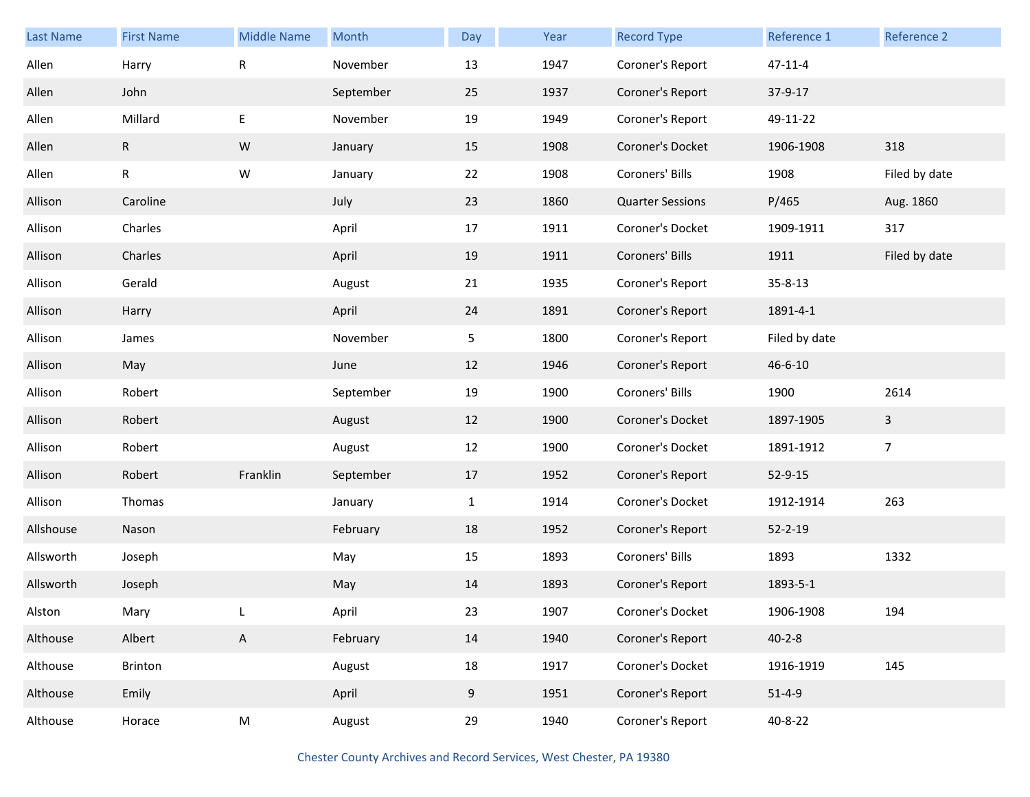| Last Name | First Name | Middle Name | Month | Day | Year | Record Type | Reference 1 | Reference 2 |
|---|---|---|---|---|---|---|---|---|
| Allen | Harry | R | November | 13 | 1947 | Coroner's Report | 47-11-4 | |
| Allen | John | | September | 25 | 1937 | Coroner's Report | 37-9-17 | |
| Allen | Millard | E | November | 19 | 1949 | Coroner's Report | 49-11-22 | |
| Allen | R | W | January | 15 | 1908 | Coroner's Docket | 1906-1908 | 318 |
| Allen | R | W | January | 22 | 1908 | Coroners' Bills | 1908 | Filed by date |
| Allison | Caroline | | July | 23 | 1860 | Quarter Sessions | P/465 | Aug. 1860 |
| Allison | Charles | | April | 17 | 1911 | Coroner's Docket | 1909-1911 | 317 |
| Allison | Charles | | April | 19 | 1911 | Coroners' Bills | 1911 | Filed by date |
| Allison | Gerald | | August | 21 | 1935 | Coroner's Report | 35-8-13 | |
| Allison | Harry | | April | 24 | 1891 | Coroner's Report | 1891-4-1 | |
| Allison | James | | November | 5 | 1800 | Coroner's Report | Filed by date | |
| Allison | May | | June | 12 | 1946 | Coroner's Report | 46-6-10 | |
| Allison | Robert | | September | 19 | 1900 | Coroners' Bills | 1900 | 2614 |
| Allison | Robert | | August | 12 | 1900 | Coroner's Docket | 1897-1905 | 3 |
| Allison | Robert | | August | 12 | 1900 | Coroner's Docket | 1891-1912 | 7 |
| Allison | Robert | Franklin | September | 17 | 1952 | Coroner's Report | 52-9-15 | |
| Allison | Thomas | | January | 1 | 1914 | Coroner's Docket | 1912-1914 | 263 |
| Allshouse | Nason | | February | 18 | 1952 | Coroner's Report | 52-2-19 | |
| Allsworth | Joseph | | May | 15 | 1893 | Coroners' Bills | 1893 | 1332 |
| Allsworth | Joseph | | May | 14 | 1893 | Coroner's Report | 1893-5-1 | |
| Alston | Mary | L | April | 23 | 1907 | Coroner's Docket | 1906-1908 | 194 |
| Althouse | Albert | A | February | 14 | 1940 | Coroner's Report | 40-2-8 | |
| Althouse | Brinton | | August | 18 | 1917 | Coroner's Docket | 1916-1919 | 145 |
| Althouse | Emily | | April | 9 | 1951 | Coroner's Report | 51-4-9 | |
| Althouse | Horace | M | August | 29 | 1940 | Coroner's Report | 40-8-22 | |

Chester County Archives and Record Services, West Chester, PA 19380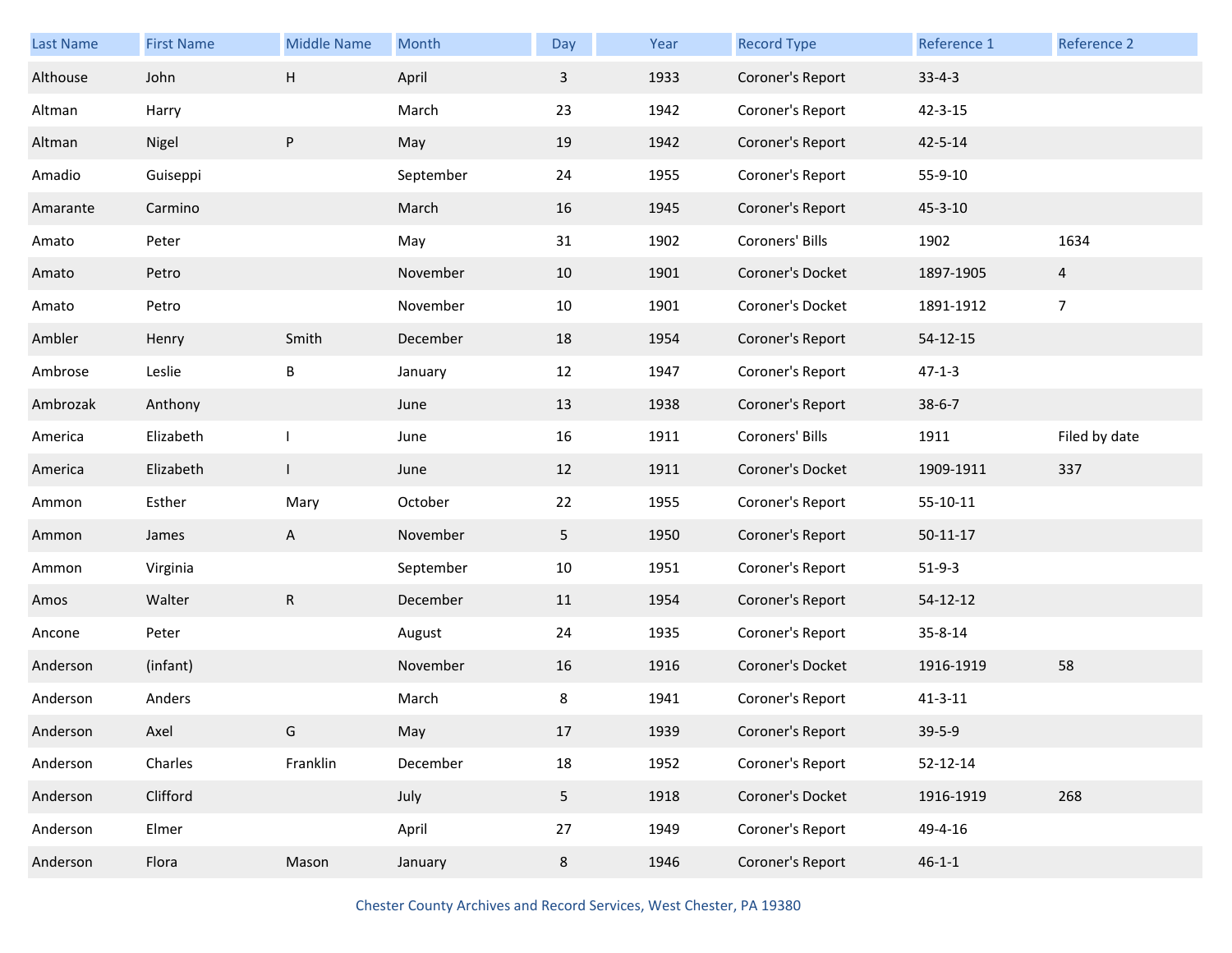| Last Name | First Name | Middle Name | Month | Day | Year | Record Type | Reference 1 | Reference 2 |
|---|---|---|---|---|---|---|---|---|
| Althouse | John | H | April | 3 | 1933 | Coroner's Report | 33-4-3 | |
| Altman | Harry | | March | 23 | 1942 | Coroner's Report | 42-3-15 | |
| Altman | Nigel | P | May | 19 | 1942 | Coroner's Report | 42-5-14 | |
| Amadio | Guiseppi | | September | 24 | 1955 | Coroner's Report | 55-9-10 | |
| Amarante | Carmino | | March | 16 | 1945 | Coroner's Report | 45-3-10 | |
| Amato | Peter | | May | 31 | 1902 | Coroners' Bills | 1902 | 1634 |
| Amato | Petro | | November | 10 | 1901 | Coroner's Docket | 1897-1905 | 4 |
| Amato | Petro | | November | 10 | 1901 | Coroner's Docket | 1891-1912 | 7 |
| Ambler | Henry | Smith | December | 18 | 1954 | Coroner's Report | 54-12-15 | |
| Ambrose | Leslie | B | January | 12 | 1947 | Coroner's Report | 47-1-3 | |
| Ambrozak | Anthony | | June | 13 | 1938 | Coroner's Report | 38-6-7 | |
| America | Elizabeth | I | June | 16 | 1911 | Coroners' Bills | 1911 | Filed by date |
| America | Elizabeth | I | June | 12 | 1911 | Coroner's Docket | 1909-1911 | 337 |
| Ammon | Esther | Mary | October | 22 | 1955 | Coroner's Report | 55-10-11 | |
| Ammon | James | A | November | 5 | 1950 | Coroner's Report | 50-11-17 | |
| Ammon | Virginia | | September | 10 | 1951 | Coroner's Report | 51-9-3 | |
| Amos | Walter | R | December | 11 | 1954 | Coroner's Report | 54-12-12 | |
| Ancone | Peter | | August | 24 | 1935 | Coroner's Report | 35-8-14 | |
| Anderson | (infant) | | November | 16 | 1916 | Coroner's Docket | 1916-1919 | 58 |
| Anderson | Anders | | March | 8 | 1941 | Coroner's Report | 41-3-11 | |
| Anderson | Axel | G | May | 17 | 1939 | Coroner's Report | 39-5-9 | |
| Anderson | Charles | Franklin | December | 18 | 1952 | Coroner's Report | 52-12-14 | |
| Anderson | Clifford | | July | 5 | 1918 | Coroner's Docket | 1916-1919 | 268 |
| Anderson | Elmer | | April | 27 | 1949 | Coroner's Report | 49-4-16 | |
| Anderson | Flora | Mason | January | 8 | 1946 | Coroner's Report | 46-1-1 | |

Chester County Archives and Record Services, West Chester, PA 19380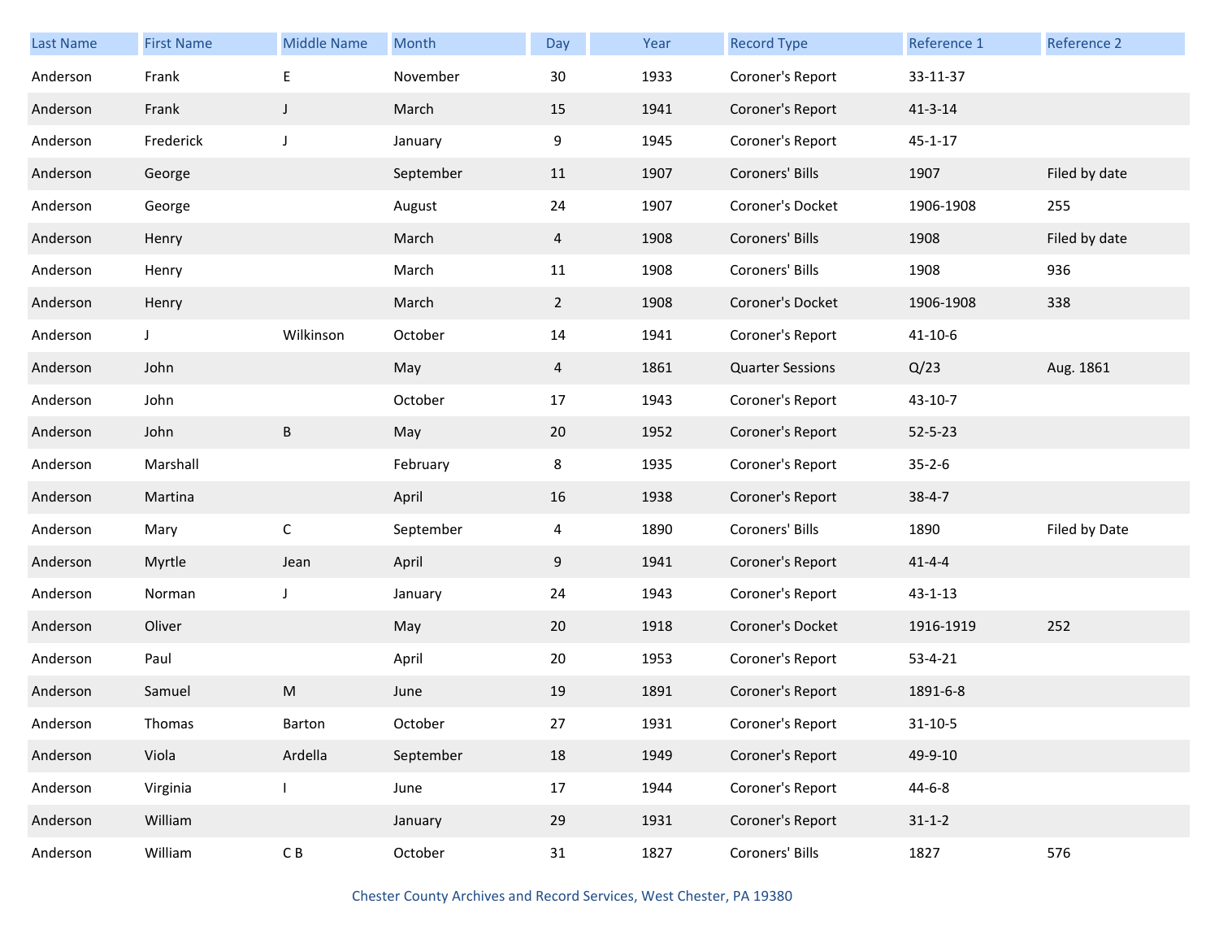| Last Name | First Name | Middle Name | Month | Day | Year | Record Type | Reference 1 | Reference 2 |
|---|---|---|---|---|---|---|---|---|
| Anderson | Frank | E | November | 30 | 1933 | Coroner's Report | 33-11-37 | |
| Anderson | Frank | J | March | 15 | 1941 | Coroner's Report | 41-3-14 | |
| Anderson | Frederick | J | January | 9 | 1945 | Coroner's Report | 45-1-17 | |
| Anderson | George | | September | 11 | 1907 | Coroners' Bills | 1907 | Filed by date |
| Anderson | George | | August | 24 | 1907 | Coroner's Docket | 1906-1908 | 255 |
| Anderson | Henry | | March | 4 | 1908 | Coroners' Bills | 1908 | Filed by date |
| Anderson | Henry | | March | 11 | 1908 | Coroners' Bills | 1908 | 936 |
| Anderson | Henry | | March | 2 | 1908 | Coroner's Docket | 1906-1908 | 338 |
| Anderson | J | Wilkinson | October | 14 | 1941 | Coroner's Report | 41-10-6 | |
| Anderson | John | | May | 4 | 1861 | Quarter Sessions | Q/23 | Aug. 1861 |
| Anderson | John | | October | 17 | 1943 | Coroner's Report | 43-10-7 | |
| Anderson | John | B | May | 20 | 1952 | Coroner's Report | 52-5-23 | |
| Anderson | Marshall | | February | 8 | 1935 | Coroner's Report | 35-2-6 | |
| Anderson | Martina | | April | 16 | 1938 | Coroner's Report | 38-4-7 | |
| Anderson | Mary | C | September | 4 | 1890 | Coroners' Bills | 1890 | Filed by Date |
| Anderson | Myrtle | Jean | April | 9 | 1941 | Coroner's Report | 41-4-4 | |
| Anderson | Norman | J | January | 24 | 1943 | Coroner's Report | 43-1-13 | |
| Anderson | Oliver | | May | 20 | 1918 | Coroner's Docket | 1916-1919 | 252 |
| Anderson | Paul | | April | 20 | 1953 | Coroner's Report | 53-4-21 | |
| Anderson | Samuel | M | June | 19 | 1891 | Coroner's Report | 1891-6-8 | |
| Anderson | Thomas | Barton | October | 27 | 1931 | Coroner's Report | 31-10-5 | |
| Anderson | Viola | Ardella | September | 18 | 1949 | Coroner's Report | 49-9-10 | |
| Anderson | Virginia | I | June | 17 | 1944 | Coroner's Report | 44-6-8 | |
| Anderson | William | | January | 29 | 1931 | Coroner's Report | 31-1-2 | |
| Anderson | William | C B | October | 31 | 1827 | Coroners' Bills | 1827 | 576 |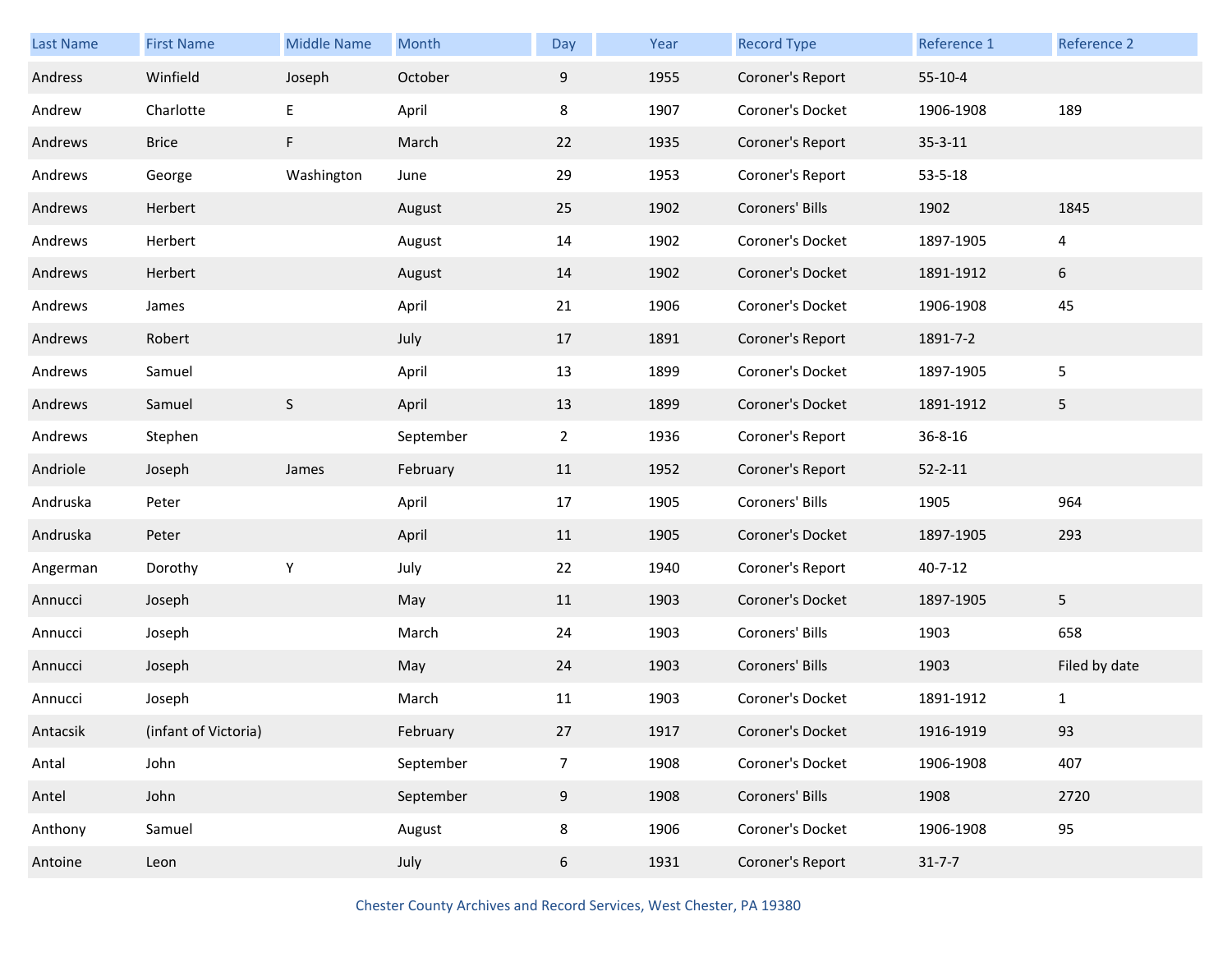| Last Name | First Name | Middle Name | Month | Day | Year | Record Type | Reference 1 | Reference 2 |
|---|---|---|---|---|---|---|---|---|
| Andress | Winfield | Joseph | October | 9 | 1955 | Coroner's Report | 55-10-4 | |
| Andrew | Charlotte | E | April | 8 | 1907 | Coroner's Docket | 1906-1908 | 189 |
| Andrews | Brice | F | March | 22 | 1935 | Coroner's Report | 35-3-11 | |
| Andrews | George | Washington | June | 29 | 1953 | Coroner's Report | 53-5-18 | |
| Andrews | Herbert | | August | 25 | 1902 | Coroners' Bills | 1902 | 1845 |
| Andrews | Herbert | | August | 14 | 1902 | Coroner's Docket | 1897-1905 | 4 |
| Andrews | Herbert | | August | 14 | 1902 | Coroner's Docket | 1891-1912 | 6 |
| Andrews | James | | April | 21 | 1906 | Coroner's Docket | 1906-1908 | 45 |
| Andrews | Robert | | July | 17 | 1891 | Coroner's Report | 1891-7-2 | |
| Andrews | Samuel | | April | 13 | 1899 | Coroner's Docket | 1897-1905 | 5 |
| Andrews | Samuel | S | April | 13 | 1899 | Coroner's Docket | 1891-1912 | 5 |
| Andrews | Stephen | | September | 2 | 1936 | Coroner's Report | 36-8-16 | |
| Andriole | Joseph | James | February | 11 | 1952 | Coroner's Report | 52-2-11 | |
| Andruska | Peter | | April | 17 | 1905 | Coroners' Bills | 1905 | 964 |
| Andruska | Peter | | April | 11 | 1905 | Coroner's Docket | 1897-1905 | 293 |
| Angerman | Dorothy | Y | July | 22 | 1940 | Coroner's Report | 40-7-12 | |
| Annucci | Joseph | | May | 11 | 1903 | Coroner's Docket | 1897-1905 | 5 |
| Annucci | Joseph | | March | 24 | 1903 | Coroners' Bills | 1903 | 658 |
| Annucci | Joseph | | May | 24 | 1903 | Coroners' Bills | 1903 | Filed by date |
| Annucci | Joseph | | March | 11 | 1903 | Coroner's Docket | 1891-1912 | 1 |
| Antacsik | (infant of Victoria) | | February | 27 | 1917 | Coroner's Docket | 1916-1919 | 93 |
| Antal | John | | September | 7 | 1908 | Coroner's Docket | 1906-1908 | 407 |
| Antel | John | | September | 9 | 1908 | Coroners' Bills | 1908 | 2720 |
| Anthony | Samuel | | August | 8 | 1906 | Coroner's Docket | 1906-1908 | 95 |
| Antoine | Leon | | July | 6 | 1931 | Coroner's Report | 31-7-7 | |

Chester County Archives and Record Services, West Chester, PA 19380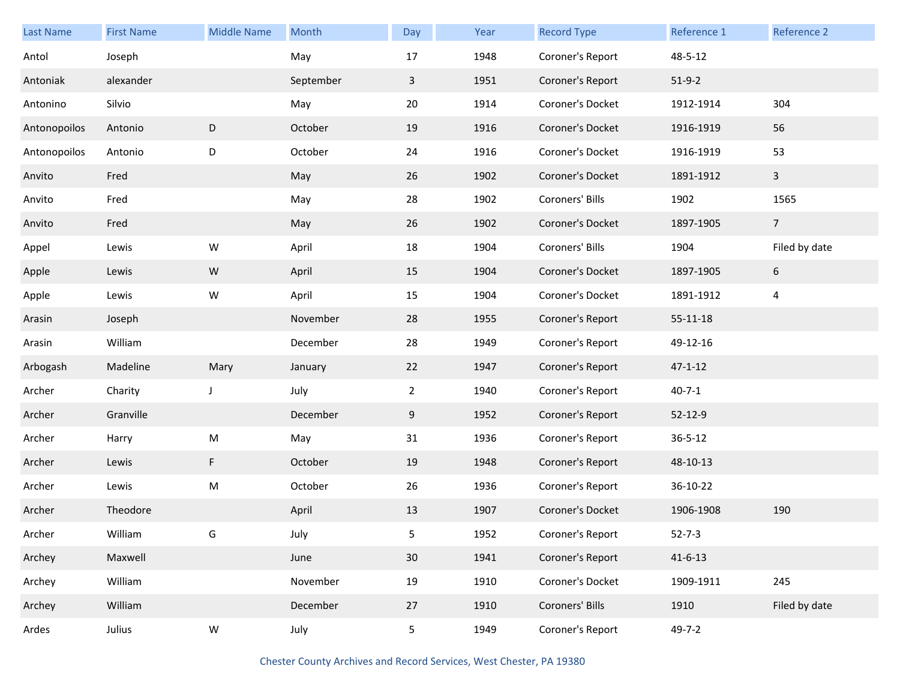| Last Name | First Name | Middle Name | Month | Day | Year | Record Type | Reference 1 | Reference 2 |
|---|---|---|---|---|---|---|---|---|
| Antol | Joseph | | May | 17 | 1948 | Coroner's Report | 48-5-12 | |
| Antoniak | alexander | | September | 3 | 1951 | Coroner's Report | 51-9-2 | |
| Antonino | Silvio | | May | 20 | 1914 | Coroner's Docket | 1912-1914 | 304 |
| Antonopoilos | Antonio | D | October | 19 | 1916 | Coroner's Docket | 1916-1919 | 56 |
| Antonopoilos | Antonio | D | October | 24 | 1916 | Coroner's Docket | 1916-1919 | 53 |
| Anvito | Fred | | May | 26 | 1902 | Coroner's Docket | 1891-1912 | 3 |
| Anvito | Fred | | May | 28 | 1902 | Coroners' Bills | 1902 | 1565 |
| Anvito | Fred | | May | 26 | 1902 | Coroner's Docket | 1897-1905 | 7 |
| Appel | Lewis | W | April | 18 | 1904 | Coroners' Bills | 1904 | Filed by date |
| Apple | Lewis | W | April | 15 | 1904 | Coroner's Docket | 1897-1905 | 6 |
| Apple | Lewis | W | April | 15 | 1904 | Coroner's Docket | 1891-1912 | 4 |
| Arasin | Joseph | | November | 28 | 1955 | Coroner's Report | 55-11-18 | |
| Arasin | William | | December | 28 | 1949 | Coroner's Report | 49-12-16 | |
| Arbogash | Madeline | Mary | January | 22 | 1947 | Coroner's Report | 47-1-12 | |
| Archer | Charity | J | July | 2 | 1940 | Coroner's Report | 40-7-1 | |
| Archer | Granville | | December | 9 | 1952 | Coroner's Report | 52-12-9 | |
| Archer | Harry | M | May | 31 | 1936 | Coroner's Report | 36-5-12 | |
| Archer | Lewis | F | October | 19 | 1948 | Coroner's Report | 48-10-13 | |
| Archer | Lewis | M | October | 26 | 1936 | Coroner's Report | 36-10-22 | |
| Archer | Theodore | | April | 13 | 1907 | Coroner's Docket | 1906-1908 | 190 |
| Archer | William | G | July | 5 | 1952 | Coroner's Report | 52-7-3 | |
| Archey | Maxwell | | June | 30 | 1941 | Coroner's Report | 41-6-13 | |
| Archey | William | | November | 19 | 1910 | Coroner's Docket | 1909-1911 | 245 |
| Archey | William | | December | 27 | 1910 | Coroners' Bills | 1910 | Filed by date |
| Ardes | Julius | W | July | 5 | 1949 | Coroner's Report | 49-7-2 | |

Chester County Archives and Record Services, West Chester, PA 19380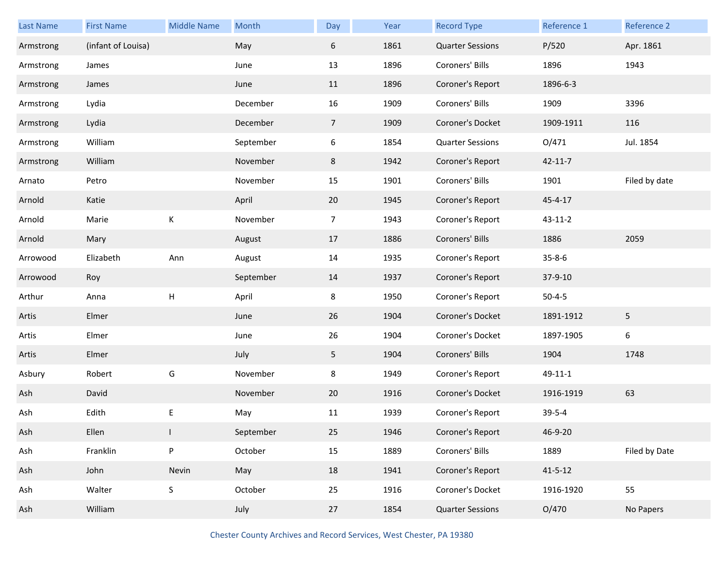| Last Name | First Name | Middle Name | Month | Day | Year | Record Type | Reference 1 | Reference 2 |
|---|---|---|---|---|---|---|---|---|
| Armstrong | (infant of Louisa) | | May | 6 | 1861 | Quarter Sessions | P/520 | Apr. 1861 |
| Armstrong | James | | June | 13 | 1896 | Coroners' Bills | 1896 | 1943 |
| Armstrong | James | | June | 11 | 1896 | Coroner's Report | 1896-6-3 | |
| Armstrong | Lydia | | December | 16 | 1909 | Coroners' Bills | 1909 | 3396 |
| Armstrong | Lydia | | December | 7 | 1909 | Coroner's Docket | 1909-1911 | 116 |
| Armstrong | William | | September | 6 | 1854 | Quarter Sessions | O/471 | Jul. 1854 |
| Armstrong | William | | November | 8 | 1942 | Coroner's Report | 42-11-7 | |
| Arnato | Petro | | November | 15 | 1901 | Coroners' Bills | 1901 | Filed by date |
| Arnold | Katie | | April | 20 | 1945 | Coroner's Report | 45-4-17 | |
| Arnold | Marie | K | November | 7 | 1943 | Coroner's Report | 43-11-2 | |
| Arnold | Mary | | August | 17 | 1886 | Coroners' Bills | 1886 | 2059 |
| Arrowood | Elizabeth | Ann | August | 14 | 1935 | Coroner's Report | 35-8-6 | |
| Arrowood | Roy | | September | 14 | 1937 | Coroner's Report | 37-9-10 | |
| Arthur | Anna | H | April | 8 | 1950 | Coroner's Report | 50-4-5 | |
| Artis | Elmer | | June | 26 | 1904 | Coroner's Docket | 1891-1912 | 5 |
| Artis | Elmer | | June | 26 | 1904 | Coroner's Docket | 1897-1905 | 6 |
| Artis | Elmer | | July | 5 | 1904 | Coroners' Bills | 1904 | 1748 |
| Asbury | Robert | G | November | 8 | 1949 | Coroner's Report | 49-11-1 | |
| Ash | David | | November | 20 | 1916 | Coroner's Docket | 1916-1919 | 63 |
| Ash | Edith | E | May | 11 | 1939 | Coroner's Report | 39-5-4 | |
| Ash | Ellen | I | September | 25 | 1946 | Coroner's Report | 46-9-20 | |
| Ash | Franklin | P | October | 15 | 1889 | Coroners' Bills | 1889 | Filed by Date |
| Ash | John | Nevin | May | 18 | 1941 | Coroner's Report | 41-5-12 | |
| Ash | Walter | S | October | 25 | 1916 | Coroner's Docket | 1916-1920 | 55 |
| Ash | William | | July | 27 | 1854 | Quarter Sessions | O/470 | No Papers |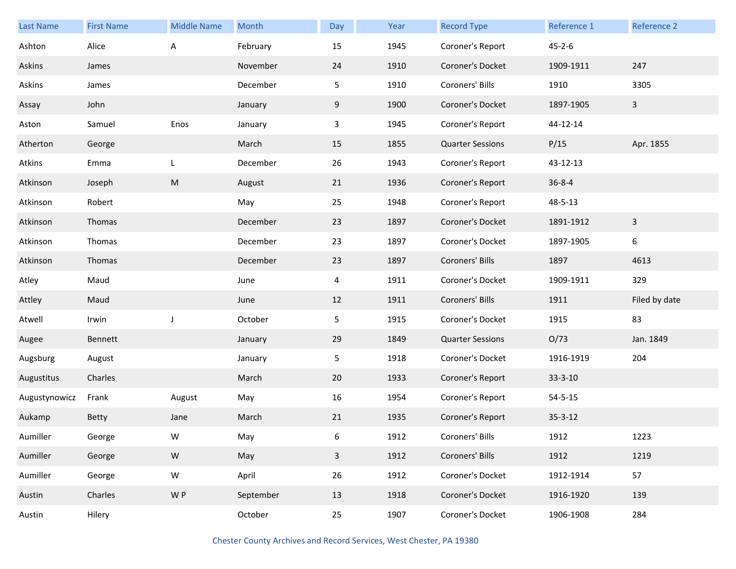| Last Name | First Name | Middle Name | Month | Day | Year | Record Type | Reference 1 | Reference 2 |
|---|---|---|---|---|---|---|---|---|
| Ashton | Alice | A | February | 15 | 1945 | Coroner's Report | 45-2-6 | |
| Askins | James | | November | 24 | 1910 | Coroner's Docket | 1909-1911 | 247 |
| Askins | James | | December | 5 | 1910 | Coroners' Bills | 1910 | 3305 |
| Assay | John | | January | 9 | 1900 | Coroner's Docket | 1897-1905 | 3 |
| Aston | Samuel | Enos | January | 3 | 1945 | Coroner's Report | 44-12-14 | |
| Atherton | George | | March | 15 | 1855 | Quarter Sessions | P/15 | Apr. 1855 |
| Atkins | Emma | L | December | 26 | 1943 | Coroner's Report | 43-12-13 | |
| Atkinson | Joseph | M | August | 21 | 1936 | Coroner's Report | 36-8-4 | |
| Atkinson | Robert | | May | 25 | 1948 | Coroner's Report | 48-5-13 | |
| Atkinson | Thomas | | December | 23 | 1897 | Coroner's Docket | 1891-1912 | 3 |
| Atkinson | Thomas | | December | 23 | 1897 | Coroner's Docket | 1897-1905 | 6 |
| Atkinson | Thomas | | December | 23 | 1897 | Coroners' Bills | 1897 | 4613 |
| Atley | Maud | | June | 4 | 1911 | Coroner's Docket | 1909-1911 | 329 |
| Attley | Maud | | June | 12 | 1911 | Coroners' Bills | 1911 | Filed by date |
| Atwell | Irwin | J | October | 5 | 1915 | Coroner's Docket | 1915 | 83 |
| Augee | Bennett | | January | 29 | 1849 | Quarter Sessions | O/73 | Jan. 1849 |
| Augsburg | August | | January | 5 | 1918 | Coroner's Docket | 1916-1919 | 204 |
| Augustitus | Charles | | March | 20 | 1933 | Coroner's Report | 33-3-10 | |
| Augustynowicz | Frank | August | May | 16 | 1954 | Coroner's Report | 54-5-15 | |
| Aukamp | Betty | Jane | March | 21 | 1935 | Coroner's Report | 35-3-12 | |
| Aumiller | George | W | May | 6 | 1912 | Coroners' Bills | 1912 | 1223 |
| Aumiller | George | W | May | 3 | 1912 | Coroners' Bills | 1912 | 1219 |
| Aumiller | George | W | April | 26 | 1912 | Coroner's Docket | 1912-1914 | 57 |
| Austin | Charles | W P | September | 13 | 1918 | Coroner's Docket | 1916-1920 | 139 |
| Austin | Hilery | | October | 25 | 1907 | Coroner's Docket | 1906-1908 | 284 |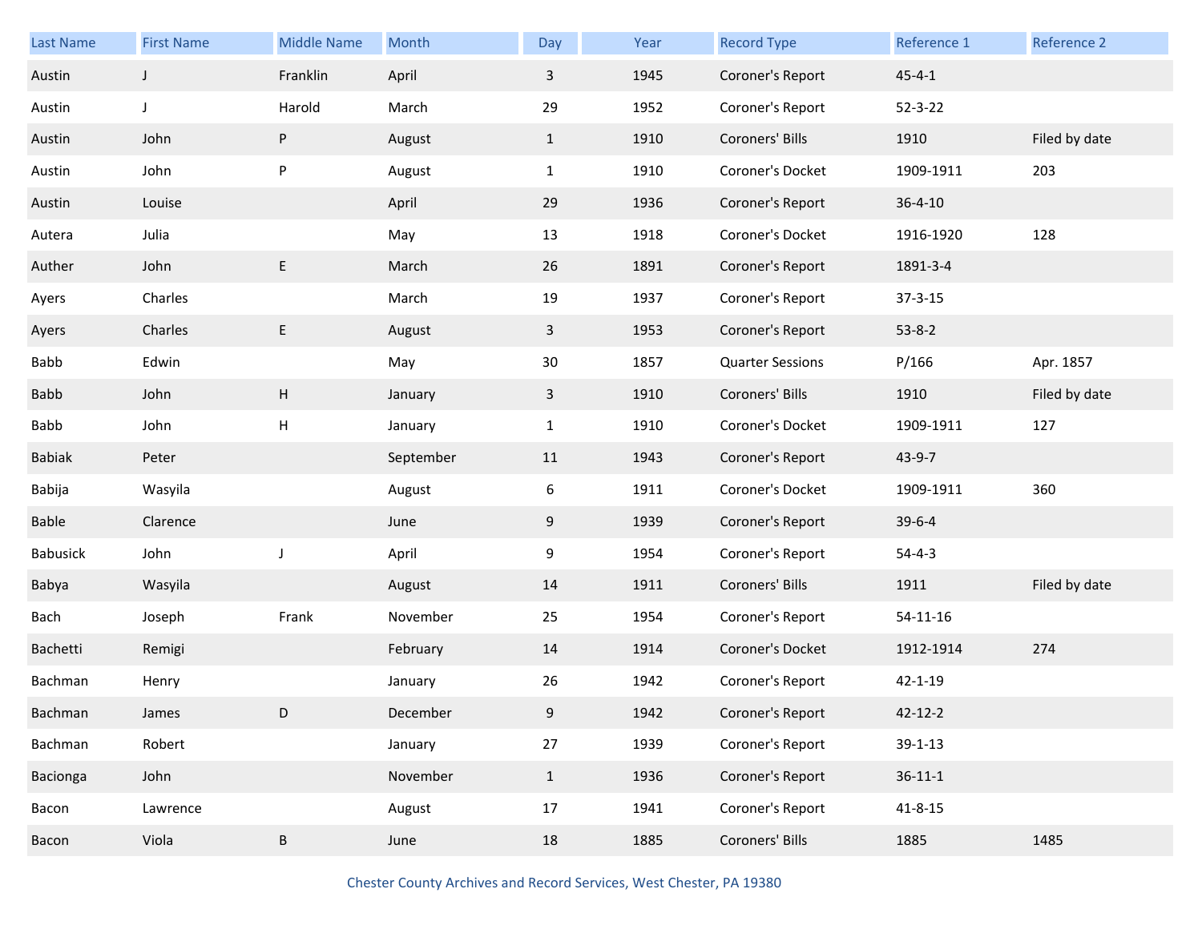| Last Name | First Name | Middle Name | Month | Day | Year | Record Type | Reference 1 | Reference 2 |
|---|---|---|---|---|---|---|---|---|
| Austin | J | Franklin | April | 3 | 1945 | Coroner's Report | 45-4-1 | |
| Austin | J | Harold | March | 29 | 1952 | Coroner's Report | 52-3-22 | |
| Austin | John | P | August | 1 | 1910 | Coroners' Bills | 1910 | Filed by date |
| Austin | John | P | August | 1 | 1910 | Coroner's Docket | 1909-1911 | 203 |
| Austin | Louise | | April | 29 | 1936 | Coroner's Report | 36-4-10 | |
| Autera | Julia | | May | 13 | 1918 | Coroner's Docket | 1916-1920 | 128 |
| Auther | John | E | March | 26 | 1891 | Coroner's Report | 1891-3-4 | |
| Ayers | Charles | | March | 19 | 1937 | Coroner's Report | 37-3-15 | |
| Ayers | Charles | E | August | 3 | 1953 | Coroner's Report | 53-8-2 | |
| Babb | Edwin | | May | 30 | 1857 | Quarter Sessions | P/166 | Apr. 1857 |
| Babb | John | H | January | 3 | 1910 | Coroners' Bills | 1910 | Filed by date |
| Babb | John | H | January | 1 | 1910 | Coroner's Docket | 1909-1911 | 127 |
| Babiak | Peter | | September | 11 | 1943 | Coroner's Report | 43-9-7 | |
| Babija | Wasyila | | August | 6 | 1911 | Coroner's Docket | 1909-1911 | 360 |
| Bable | Clarence | | June | 9 | 1939 | Coroner's Report | 39-6-4 | |
| Babusick | John | J | April | 9 | 1954 | Coroner's Report | 54-4-3 | |
| Babya | Wasyila | | August | 14 | 1911 | Coroners' Bills | 1911 | Filed by date |
| Bach | Joseph | Frank | November | 25 | 1954 | Coroner's Report | 54-11-16 | |
| Bachetti | Remigi | | February | 14 | 1914 | Coroner's Docket | 1912-1914 | 274 |
| Bachman | Henry | | January | 26 | 1942 | Coroner's Report | 42-1-19 | |
| Bachman | James | D | December | 9 | 1942 | Coroner's Report | 42-12-2 | |
| Bachman | Robert | | January | 27 | 1939 | Coroner's Report | 39-1-13 | |
| Bacionga | John | | November | 1 | 1936 | Coroner's Report | 36-11-1 | |
| Bacon | Lawrence | | August | 17 | 1941 | Coroner's Report | 41-8-15 | |
| Bacon | Viola | B | June | 18 | 1885 | Coroners' Bills | 1885 | 1485 |

Chester County Archives and Record Services, West Chester, PA 19380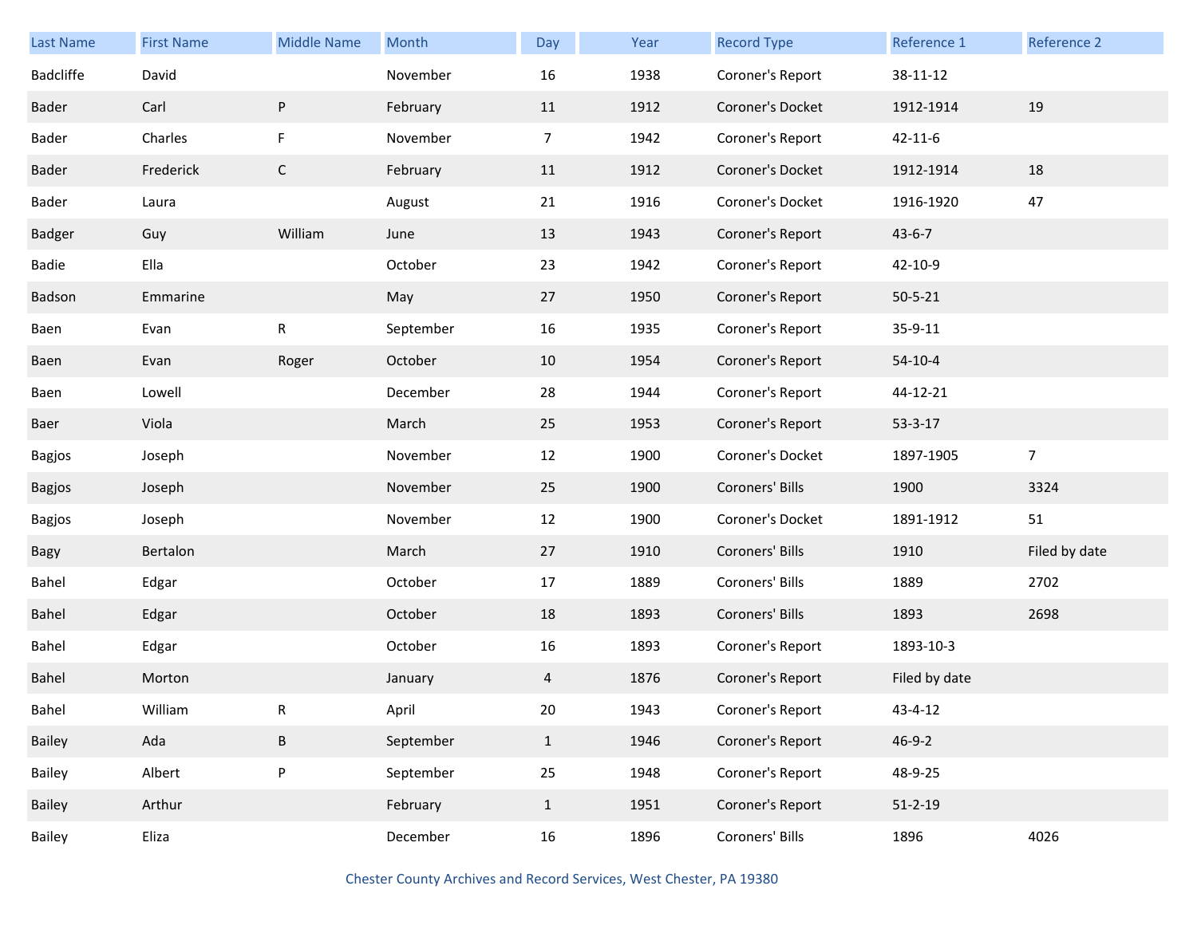| Last Name | First Name | Middle Name | Month | Day | Year | Record Type | Reference 1 | Reference 2 |
|---|---|---|---|---|---|---|---|---|
| Badcliffe | David | | November | 16 | 1938 | Coroner's Report | 38-11-12 | |
| Bader | Carl | P | February | 11 | 1912 | Coroner's Docket | 1912-1914 | 19 |
| Bader | Charles | F | November | 7 | 1942 | Coroner's Report | 42-11-6 | |
| Bader | Frederick | C | February | 11 | 1912 | Coroner's Docket | 1912-1914 | 18 |
| Bader | Laura | | August | 21 | 1916 | Coroner's Docket | 1916-1920 | 47 |
| Badger | Guy | William | June | 13 | 1943 | Coroner's Report | 43-6-7 | |
| Badie | Ella | | October | 23 | 1942 | Coroner's Report | 42-10-9 | |
| Badson | Emmarine | | May | 27 | 1950 | Coroner's Report | 50-5-21 | |
| Baen | Evan | R | September | 16 | 1935 | Coroner's Report | 35-9-11 | |
| Baen | Evan | Roger | October | 10 | 1954 | Coroner's Report | 54-10-4 | |
| Baen | Lowell | | December | 28 | 1944 | Coroner's Report | 44-12-21 | |
| Baer | Viola | | March | 25 | 1953 | Coroner's Report | 53-3-17 | |
| Bagjos | Joseph | | November | 12 | 1900 | Coroner's Docket | 1897-1905 | 7 |
| Bagjos | Joseph | | November | 25 | 1900 | Coroners' Bills | 1900 | 3324 |
| Bagjos | Joseph | | November | 12 | 1900 | Coroner's Docket | 1891-1912 | 51 |
| Bagy | Bertalon | | March | 27 | 1910 | Coroners' Bills | 1910 | Filed by date |
| Bahel | Edgar | | October | 17 | 1889 | Coroners' Bills | 1889 | 2702 |
| Bahel | Edgar | | October | 18 | 1893 | Coroners' Bills | 1893 | 2698 |
| Bahel | Edgar | | October | 16 | 1893 | Coroner's Report | 1893-10-3 | |
| Bahel | Morton | | January | 4 | 1876 | Coroner's Report | Filed by date | |
| Bahel | William | R | April | 20 | 1943 | Coroner's Report | 43-4-12 | |
| Bailey | Ada | B | September | 1 | 1946 | Coroner's Report | 46-9-2 | |
| Bailey | Albert | P | September | 25 | 1948 | Coroner's Report | 48-9-25 | |
| Bailey | Arthur | | February | 1 | 1951 | Coroner's Report | 51-2-19 | |
| Bailey | Eliza | | December | 16 | 1896 | Coroners' Bills | 1896 | 4026 |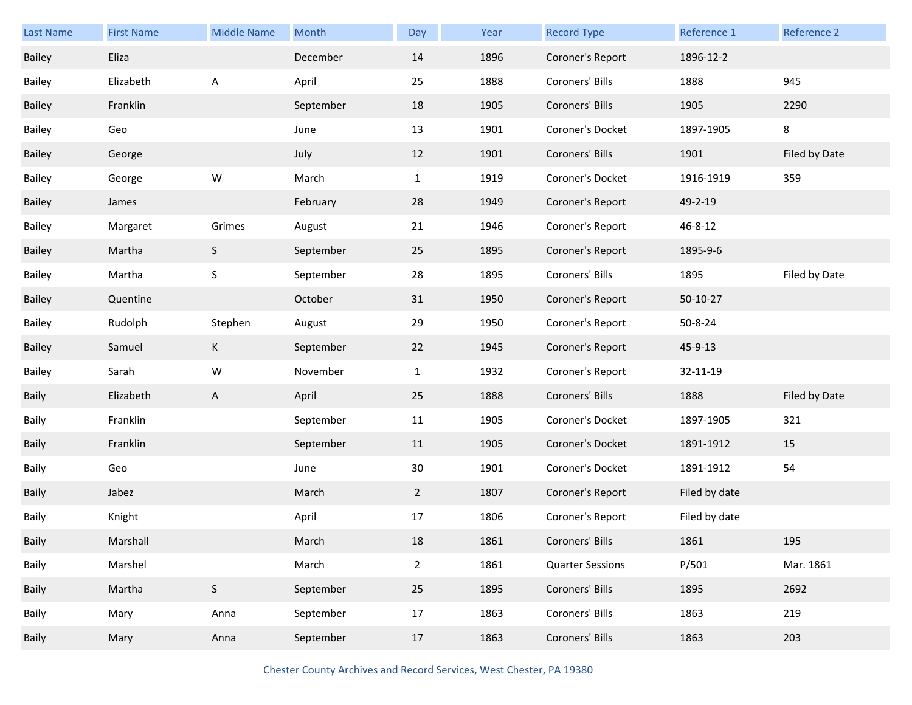| Last Name | First Name | Middle Name | Month | Day | Year | Record Type | Reference 1 | Reference 2 |
|---|---|---|---|---|---|---|---|---|
| Bailey | Eliza | | December | 14 | 1896 | Coroner's Report | 1896-12-2 | |
| Bailey | Elizabeth | A | April | 25 | 1888 | Coroners' Bills | 1888 | 945 |
| Bailey | Franklin | | September | 18 | 1905 | Coroners' Bills | 1905 | 2290 |
| Bailey | Geo | | June | 13 | 1901 | Coroner's Docket | 1897-1905 | 8 |
| Bailey | George | | July | 12 | 1901 | Coroners' Bills | 1901 | Filed by Date |
| Bailey | George | W | March | 1 | 1919 | Coroner's Docket | 1916-1919 | 359 |
| Bailey | James | | February | 28 | 1949 | Coroner's Report | 49-2-19 | |
| Bailey | Margaret | Grimes | August | 21 | 1946 | Coroner's Report | 46-8-12 | |
| Bailey | Martha | S | September | 25 | 1895 | Coroner's Report | 1895-9-6 | |
| Bailey | Martha | S | September | 28 | 1895 | Coroners' Bills | 1895 | Filed by Date |
| Bailey | Quentine | | October | 31 | 1950 | Coroner's Report | 50-10-27 | |
| Bailey | Rudolph | Stephen | August | 29 | 1950 | Coroner's Report | 50-8-24 | |
| Bailey | Samuel | K | September | 22 | 1945 | Coroner's Report | 45-9-13 | |
| Bailey | Sarah | W | November | 1 | 1932 | Coroner's Report | 32-11-19 | |
| Baily | Elizabeth | A | April | 25 | 1888 | Coroners' Bills | 1888 | Filed by Date |
| Baily | Franklin | | September | 11 | 1905 | Coroner's Docket | 1897-1905 | 321 |
| Baily | Franklin | | September | 11 | 1905 | Coroner's Docket | 1891-1912 | 15 |
| Baily | Geo | | June | 30 | 1901 | Coroner's Docket | 1891-1912 | 54 |
| Baily | Jabez | | March | 2 | 1807 | Coroner's Report | Filed by date | |
| Baily | Knight | | April | 17 | 1806 | Coroner's Report | Filed by date | |
| Baily | Marshall | | March | 18 | 1861 | Coroners' Bills | 1861 | 195 |
| Baily | Marshel | | March | 2 | 1861 | Quarter Sessions | P/501 | Mar. 1861 |
| Baily | Martha | S | September | 25 | 1895 | Coroners' Bills | 1895 | 2692 |
| Baily | Mary | Anna | September | 17 | 1863 | Coroners' Bills | 1863 | 219 |
| Baily | Mary | Anna | September | 17 | 1863 | Coroners' Bills | 1863 | 203 |

Chester County Archives and Record Services, West Chester, PA 19380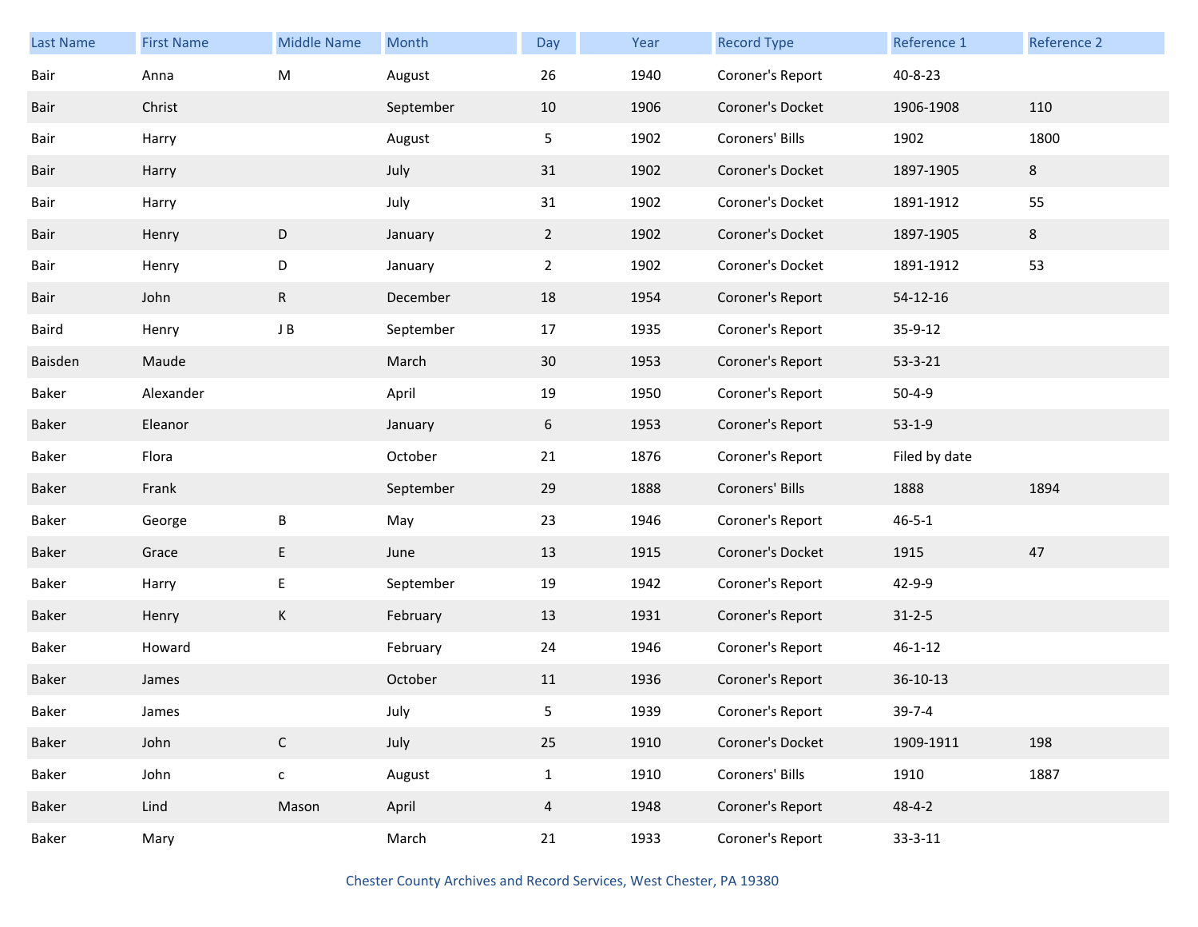| Last Name | First Name | Middle Name | Month | Day | Year | Record Type | Reference 1 | Reference 2 |
|---|---|---|---|---|---|---|---|---|
| Bair | Anna | M | August | 26 | 1940 | Coroner's Report | 40-8-23 | |
| Bair | Christ | | September | 10 | 1906 | Coroner's Docket | 1906-1908 | 110 |
| Bair | Harry | | August | 5 | 1902 | Coroners' Bills | 1902 | 1800 |
| Bair | Harry | | July | 31 | 1902 | Coroner's Docket | 1897-1905 | 8 |
| Bair | Harry | | July | 31 | 1902 | Coroner's Docket | 1891-1912 | 55 |
| Bair | Henry | D | January | 2 | 1902 | Coroner's Docket | 1897-1905 | 8 |
| Bair | Henry | D | January | 2 | 1902 | Coroner's Docket | 1891-1912 | 53 |
| Bair | John | R | December | 18 | 1954 | Coroner's Report | 54-12-16 | |
| Baird | Henry | J B | September | 17 | 1935 | Coroner's Report | 35-9-12 | |
| Baisden | Maude | | March | 30 | 1953 | Coroner's Report | 53-3-21 | |
| Baker | Alexander | | April | 19 | 1950 | Coroner's Report | 50-4-9 | |
| Baker | Eleanor | | January | 6 | 1953 | Coroner's Report | 53-1-9 | |
| Baker | Flora | | October | 21 | 1876 | Coroner's Report | Filed by date | |
| Baker | Frank | | September | 29 | 1888 | Coroners' Bills | 1888 | 1894 |
| Baker | George | B | May | 23 | 1946 | Coroner's Report | 46-5-1 | |
| Baker | Grace | E | June | 13 | 1915 | Coroner's Docket | 1915 | 47 |
| Baker | Harry | E | September | 19 | 1942 | Coroner's Report | 42-9-9 | |
| Baker | Henry | K | February | 13 | 1931 | Coroner's Report | 31-2-5 | |
| Baker | Howard | | February | 24 | 1946 | Coroner's Report | 46-1-12 | |
| Baker | James | | October | 11 | 1936 | Coroner's Report | 36-10-13 | |
| Baker | James | | July | 5 | 1939 | Coroner's Report | 39-7-4 | |
| Baker | John | C | July | 25 | 1910 | Coroner's Docket | 1909-1911 | 198 |
| Baker | John | c | August | 1 | 1910 | Coroners' Bills | 1910 | 1887 |
| Baker | Lind | Mason | April | 4 | 1948 | Coroner's Report | 48-4-2 | |
| Baker | Mary | | March | 21 | 1933 | Coroner's Report | 33-3-11 | |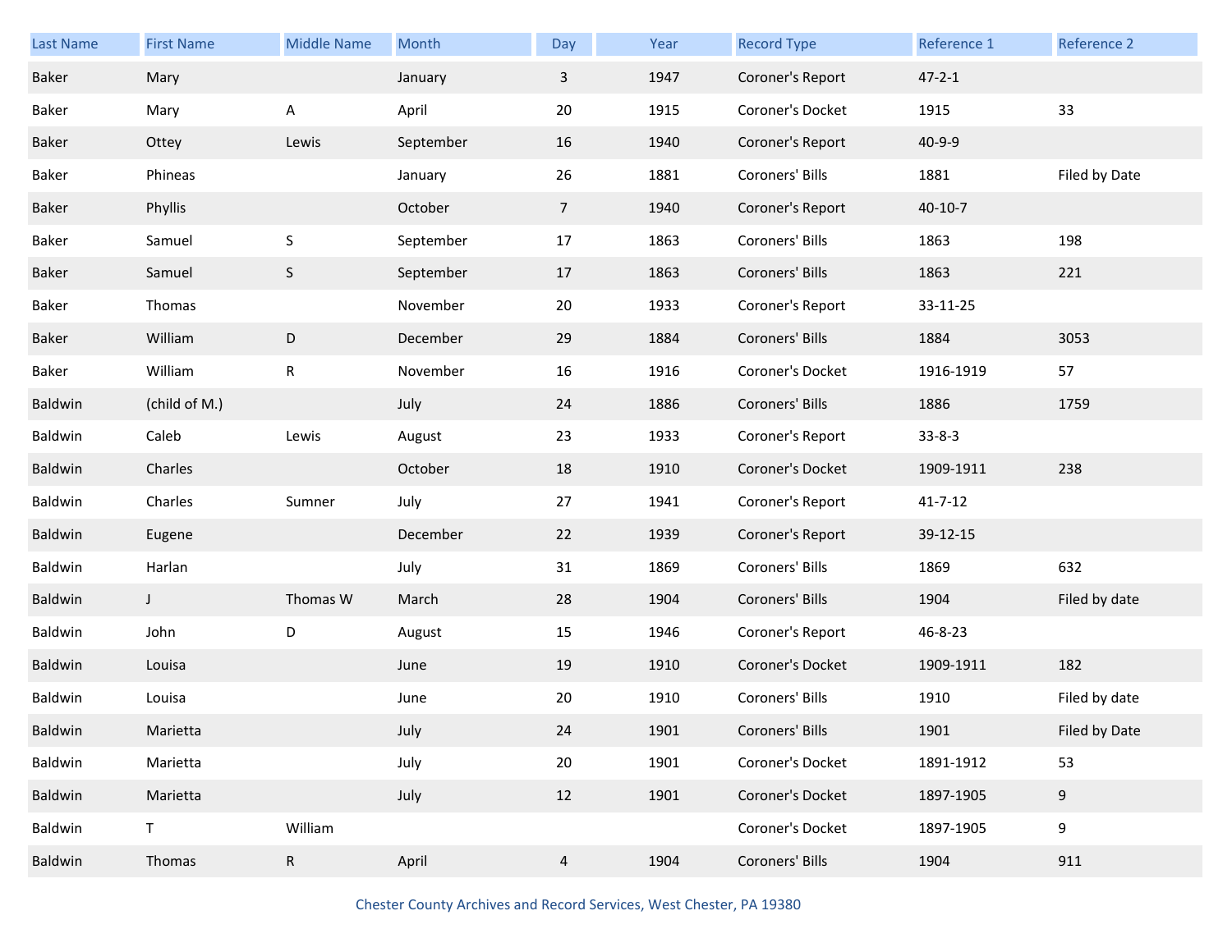| Last Name | First Name | Middle Name | Month | Day | Year | Record Type | Reference 1 | Reference 2 |
|---|---|---|---|---|---|---|---|---|
| Baker | Mary | | January | 3 | 1947 | Coroner's Report | 47-2-1 | |
| Baker | Mary | A | April | 20 | 1915 | Coroner's Docket | 1915 | 33 |
| Baker | Ottey | Lewis | September | 16 | 1940 | Coroner's Report | 40-9-9 | |
| Baker | Phineas | | January | 26 | 1881 | Coroners' Bills | 1881 | Filed by Date |
| Baker | Phyllis | | October | 7 | 1940 | Coroner's Report | 40-10-7 | |
| Baker | Samuel | S | September | 17 | 1863 | Coroners' Bills | 1863 | 198 |
| Baker | Samuel | S | September | 17 | 1863 | Coroners' Bills | 1863 | 221 |
| Baker | Thomas | | November | 20 | 1933 | Coroner's Report | 33-11-25 | |
| Baker | William | D | December | 29 | 1884 | Coroners' Bills | 1884 | 3053 |
| Baker | William | R | November | 16 | 1916 | Coroner's Docket | 1916-1919 | 57 |
| Baldwin | (child of M.) | | July | 24 | 1886 | Coroners' Bills | 1886 | 1759 |
| Baldwin | Caleb | Lewis | August | 23 | 1933 | Coroner's Report | 33-8-3 | |
| Baldwin | Charles | | October | 18 | 1910 | Coroner's Docket | 1909-1911 | 238 |
| Baldwin | Charles | Sumner | July | 27 | 1941 | Coroner's Report | 41-7-12 | |
| Baldwin | Eugene | | December | 22 | 1939 | Coroner's Report | 39-12-15 | |
| Baldwin | Harlan | | July | 31 | 1869 | Coroners' Bills | 1869 | 632 |
| Baldwin | J | Thomas W | March | 28 | 1904 | Coroners' Bills | 1904 | Filed by date |
| Baldwin | John | D | August | 15 | 1946 | Coroner's Report | 46-8-23 | |
| Baldwin | Louisa | | June | 19 | 1910 | Coroner's Docket | 1909-1911 | 182 |
| Baldwin | Louisa | | June | 20 | 1910 | Coroners' Bills | 1910 | Filed by date |
| Baldwin | Marietta | | July | 24 | 1901 | Coroners' Bills | 1901 | Filed by Date |
| Baldwin | Marietta | | July | 20 | 1901 | Coroner's Docket | 1891-1912 | 53 |
| Baldwin | Marietta | | July | 12 | 1901 | Coroner's Docket | 1897-1905 | 9 |
| Baldwin | T | William | | | | Coroner's Docket | 1897-1905 | 9 |
| Baldwin | Thomas | R | April | 4 | 1904 | Coroners' Bills | 1904 | 911 |

Chester County Archives and Record Services, West Chester, PA 19380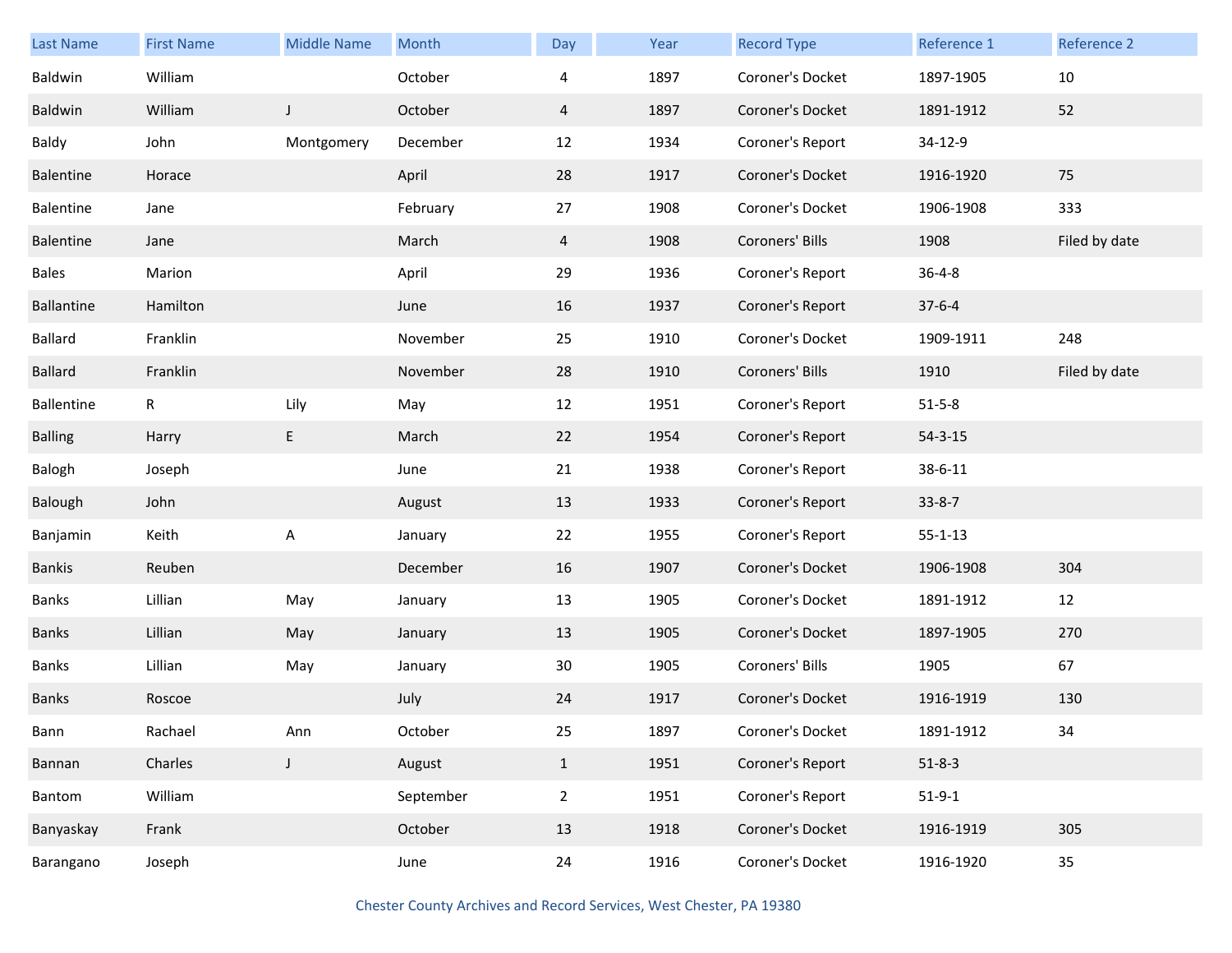| Last Name | First Name | Middle Name | Month | Day | Year | Record Type | Reference 1 | Reference 2 |
|---|---|---|---|---|---|---|---|---|
| Baldwin | William | | October | 4 | 1897 | Coroner's Docket | 1897-1905 | 10 |
| Baldwin | William | J | October | 4 | 1897 | Coroner's Docket | 1891-1912 | 52 |
| Baldy | John | Montgomery | December | 12 | 1934 | Coroner's Report | 34-12-9 | |
| Balentine | Horace | | April | 28 | 1917 | Coroner's Docket | 1916-1920 | 75 |
| Balentine | Jane | | February | 27 | 1908 | Coroner's Docket | 1906-1908 | 333 |
| Balentine | Jane | | March | 4 | 1908 | Coroners' Bills | 1908 | Filed by date |
| Bales | Marion | | April | 29 | 1936 | Coroner's Report | 36-4-8 | |
| Ballantine | Hamilton | | June | 16 | 1937 | Coroner's Report | 37-6-4 | |
| Ballard | Franklin | | November | 25 | 1910 | Coroner's Docket | 1909-1911 | 248 |
| Ballard | Franklin | | November | 28 | 1910 | Coroners' Bills | 1910 | Filed by date |
| Ballentine | R | Lily | May | 12 | 1951 | Coroner's Report | 51-5-8 | |
| Balling | Harry | E | March | 22 | 1954 | Coroner's Report | 54-3-15 | |
| Balogh | Joseph | | June | 21 | 1938 | Coroner's Report | 38-6-11 | |
| Balough | John | | August | 13 | 1933 | Coroner's Report | 33-8-7 | |
| Banjamin | Keith | A | January | 22 | 1955 | Coroner's Report | 55-1-13 | |
| Bankis | Reuben | | December | 16 | 1907 | Coroner's Docket | 1906-1908 | 304 |
| Banks | Lillian | May | January | 13 | 1905 | Coroner's Docket | 1891-1912 | 12 |
| Banks | Lillian | May | January | 13 | 1905 | Coroner's Docket | 1897-1905 | 270 |
| Banks | Lillian | May | January | 30 | 1905 | Coroners' Bills | 1905 | 67 |
| Banks | Roscoe | | July | 24 | 1917 | Coroner's Docket | 1916-1919 | 130 |
| Bann | Rachael | Ann | October | 25 | 1897 | Coroner's Docket | 1891-1912 | 34 |
| Bannan | Charles | J | August | 1 | 1951 | Coroner's Report | 51-8-3 | |
| Bantom | William | | September | 2 | 1951 | Coroner's Report | 51-9-1 | |
| Banyaskay | Frank | | October | 13 | 1918 | Coroner's Docket | 1916-1919 | 305 |
| Barangano | Joseph | | June | 24 | 1916 | Coroner's Docket | 1916-1920 | 35 |

Chester County Archives and Record Services, West Chester, PA 19380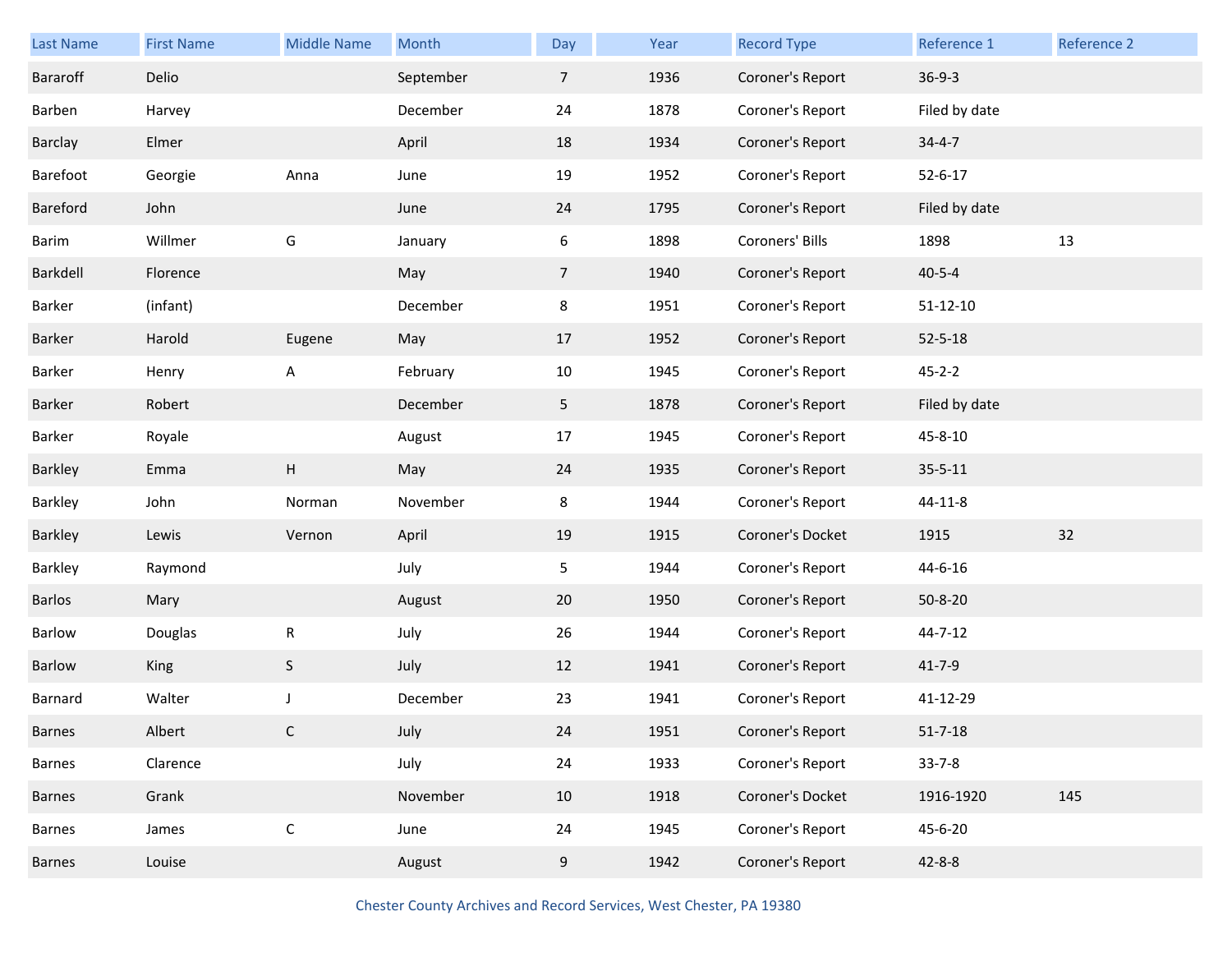| Last Name | First Name | Middle Name | Month | Day | Year | Record Type | Reference 1 | Reference 2 |
|---|---|---|---|---|---|---|---|---|
| Bararoff | Delio | | September | 7 | 1936 | Coroner's Report | 36-9-3 | |
| Barben | Harvey | | December | 24 | 1878 | Coroner's Report | Filed by date | |
| Barclay | Elmer | | April | 18 | 1934 | Coroner's Report | 34-4-7 | |
| Barefoot | Georgie | Anna | June | 19 | 1952 | Coroner's Report | 52-6-17 | |
| Bareford | John | | June | 24 | 1795 | Coroner's Report | Filed by date | |
| Barim | Willmer | G | January | 6 | 1898 | Coroners' Bills | 1898 | 13 |
| Barkdell | Florence | | May | 7 | 1940 | Coroner's Report | 40-5-4 | |
| Barker | (infant) | | December | 8 | 1951 | Coroner's Report | 51-12-10 | |
| Barker | Harold | Eugene | May | 17 | 1952 | Coroner's Report | 52-5-18 | |
| Barker | Henry | A | February | 10 | 1945 | Coroner's Report | 45-2-2 | |
| Barker | Robert | | December | 5 | 1878 | Coroner's Report | Filed by date | |
| Barker | Royale | | August | 17 | 1945 | Coroner's Report | 45-8-10 | |
| Barkley | Emma | H | May | 24 | 1935 | Coroner's Report | 35-5-11 | |
| Barkley | John | Norman | November | 8 | 1944 | Coroner's Report | 44-11-8 | |
| Barkley | Lewis | Vernon | April | 19 | 1915 | Coroner's Docket | 1915 | 32 |
| Barkley | Raymond | | July | 5 | 1944 | Coroner's Report | 44-6-16 | |
| Barlos | Mary | | August | 20 | 1950 | Coroner's Report | 50-8-20 | |
| Barlow | Douglas | R | July | 26 | 1944 | Coroner's Report | 44-7-12 | |
| Barlow | King | S | July | 12 | 1941 | Coroner's Report | 41-7-9 | |
| Barnard | Walter | J | December | 23 | 1941 | Coroner's Report | 41-12-29 | |
| Barnes | Albert | C | July | 24 | 1951 | Coroner's Report | 51-7-18 | |
| Barnes | Clarence | | July | 24 | 1933 | Coroner's Report | 33-7-8 | |
| Barnes | Grank | | November | 10 | 1918 | Coroner's Docket | 1916-1920 | 145 |
| Barnes | James | C | June | 24 | 1945 | Coroner's Report | 45-6-20 | |
| Barnes | Louise | | August | 9 | 1942 | Coroner's Report | 42-8-8 | |

Chester County Archives and Record Services, West Chester, PA 19380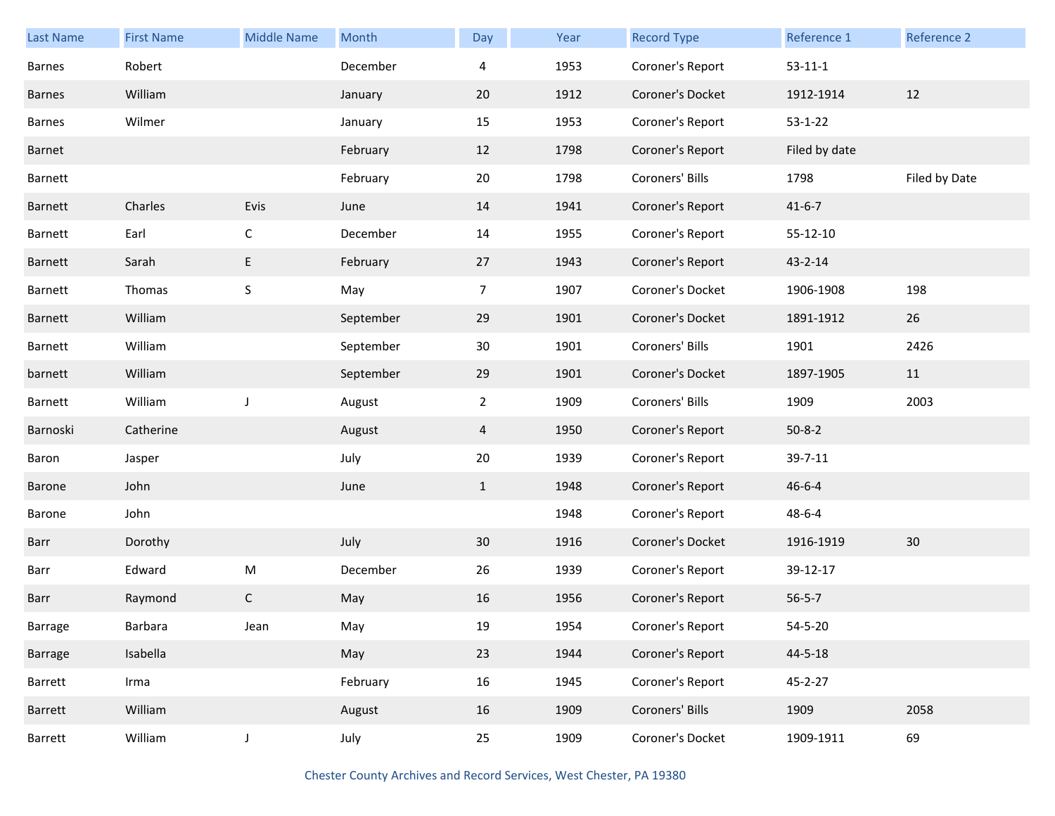| Last Name | First Name | Middle Name | Month | Day | Year | Record Type | Reference 1 | Reference 2 |
|---|---|---|---|---|---|---|---|---|
| Barnes | Robert | | December | 4 | 1953 | Coroner's Report | 53-11-1 | |
| Barnes | William | | January | 20 | 1912 | Coroner's Docket | 1912-1914 | 12 |
| Barnes | Wilmer | | January | 15 | 1953 | Coroner's Report | 53-1-22 | |
| Barnet | | | February | 12 | 1798 | Coroner's Report | Filed by date | |
| Barnett | | | February | 20 | 1798 | Coroners' Bills | 1798 | Filed by Date |
| Barnett | Charles | Evis | June | 14 | 1941 | Coroner's Report | 41-6-7 | |
| Barnett | Earl | C | December | 14 | 1955 | Coroner's Report | 55-12-10 | |
| Barnett | Sarah | E | February | 27 | 1943 | Coroner's Report | 43-2-14 | |
| Barnett | Thomas | S | May | 7 | 1907 | Coroner's Docket | 1906-1908 | 198 |
| Barnett | William | | September | 29 | 1901 | Coroner's Docket | 1891-1912 | 26 |
| Barnett | William | | September | 30 | 1901 | Coroners' Bills | 1901 | 2426 |
| barnett | William | | September | 29 | 1901 | Coroner's Docket | 1897-1905 | 11 |
| Barnett | William | J | August | 2 | 1909 | Coroners' Bills | 1909 | 2003 |
| Barnoski | Catherine | | August | 4 | 1950 | Coroner's Report | 50-8-2 | |
| Baron | Jasper | | July | 20 | 1939 | Coroner's Report | 39-7-11 | |
| Barone | John | | June | 1 | 1948 | Coroner's Report | 46-6-4 | |
| Barone | John | | | | 1948 | Coroner's Report | 48-6-4 | |
| Barr | Dorothy | | July | 30 | 1916 | Coroner's Docket | 1916-1919 | 30 |
| Barr | Edward | M | December | 26 | 1939 | Coroner's Report | 39-12-17 | |
| Barr | Raymond | C | May | 16 | 1956 | Coroner's Report | 56-5-7 | |
| Barrage | Barbara | Jean | May | 19 | 1954 | Coroner's Report | 54-5-20 | |
| Barrage | Isabella | | May | 23 | 1944 | Coroner's Report | 44-5-18 | |
| Barrett | Irma | | February | 16 | 1945 | Coroner's Report | 45-2-27 | |
| Barrett | William | | August | 16 | 1909 | Coroners' Bills | 1909 | 2058 |
| Barrett | William | J | July | 25 | 1909 | Coroner's Docket | 1909-1911 | 69 |

Chester County Archives and Record Services, West Chester, PA 19380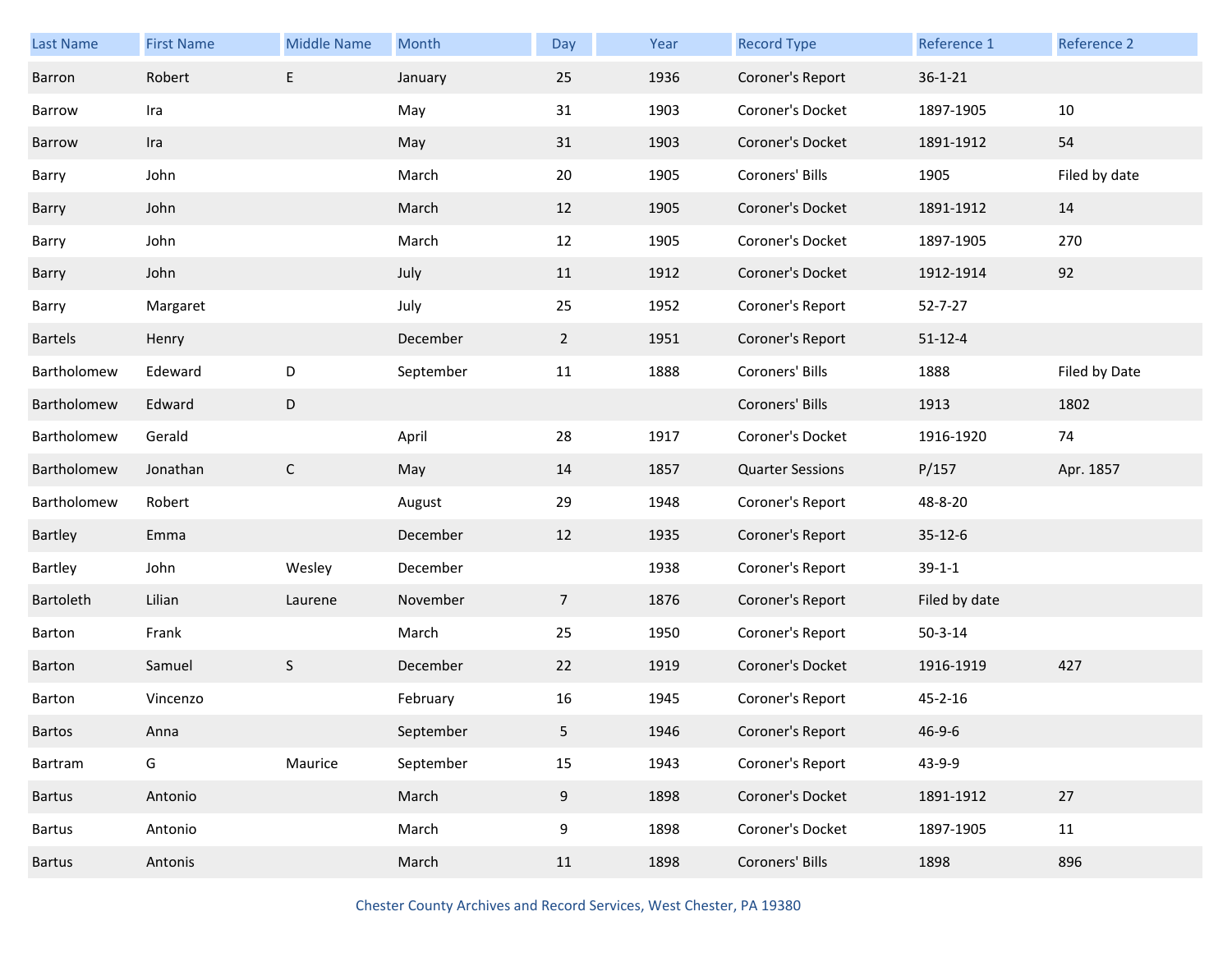| Last Name | First Name | Middle Name | Month | Day | Year | Record Type | Reference 1 | Reference 2 |
| --- | --- | --- | --- | --- | --- | --- | --- | --- |
| Barron | Robert | E | January | 25 | 1936 | Coroner's Report | 36-1-21 | |
| Barrow | Ira | | May | 31 | 1903 | Coroner's Docket | 1897-1905 | 10 |
| Barrow | Ira | | May | 31 | 1903 | Coroner's Docket | 1891-1912 | 54 |
| Barry | John | | March | 20 | 1905 | Coroners' Bills | 1905 | Filed by date |
| Barry | John | | March | 12 | 1905 | Coroner's Docket | 1891-1912 | 14 |
| Barry | John | | March | 12 | 1905 | Coroner's Docket | 1897-1905 | 270 |
| Barry | John | | July | 11 | 1912 | Coroner's Docket | 1912-1914 | 92 |
| Barry | Margaret | | July | 25 | 1952 | Coroner's Report | 52-7-27 | |
| Bartels | Henry | | December | 2 | 1951 | Coroner's Report | 51-12-4 | |
| Bartholomew | Edeward | D | September | 11 | 1888 | Coroners' Bills | 1888 | Filed by Date |
| Bartholomew | Edward | D | | | | Coroners' Bills | 1913 | 1802 |
| Bartholomew | Gerald | | April | 28 | 1917 | Coroner's Docket | 1916-1920 | 74 |
| Bartholomew | Jonathan | C | May | 14 | 1857 | Quarter Sessions | P/157 | Apr. 1857 |
| Bartholomew | Robert | | August | 29 | 1948 | Coroner's Report | 48-8-20 | |
| Bartley | Emma | | December | 12 | 1935 | Coroner's Report | 35-12-6 | |
| Bartley | John | Wesley | December | | 1938 | Coroner's Report | 39-1-1 | |
| Bartoleth | Lilian | Laurene | November | 7 | 1876 | Coroner's Report | Filed by date | |
| Barton | Frank | | March | 25 | 1950 | Coroner's Report | 50-3-14 | |
| Barton | Samuel | S | December | 22 | 1919 | Coroner's Docket | 1916-1919 | 427 |
| Barton | Vincenzo | | February | 16 | 1945 | Coroner's Report | 45-2-16 | |
| Bartos | Anna | | September | 5 | 1946 | Coroner's Report | 46-9-6 | |
| Bartram | G | Maurice | September | 15 | 1943 | Coroner's Report | 43-9-9 | |
| Bartus | Antonio | | March | 9 | 1898 | Coroner's Docket | 1891-1912 | 27 |
| Bartus | Antonio | | March | 9 | 1898 | Coroner's Docket | 1897-1905 | 11 |
| Bartus | Antonis | | March | 11 | 1898 | Coroners' Bills | 1898 | 896 |

Chester County Archives and Record Services, West Chester, PA 19380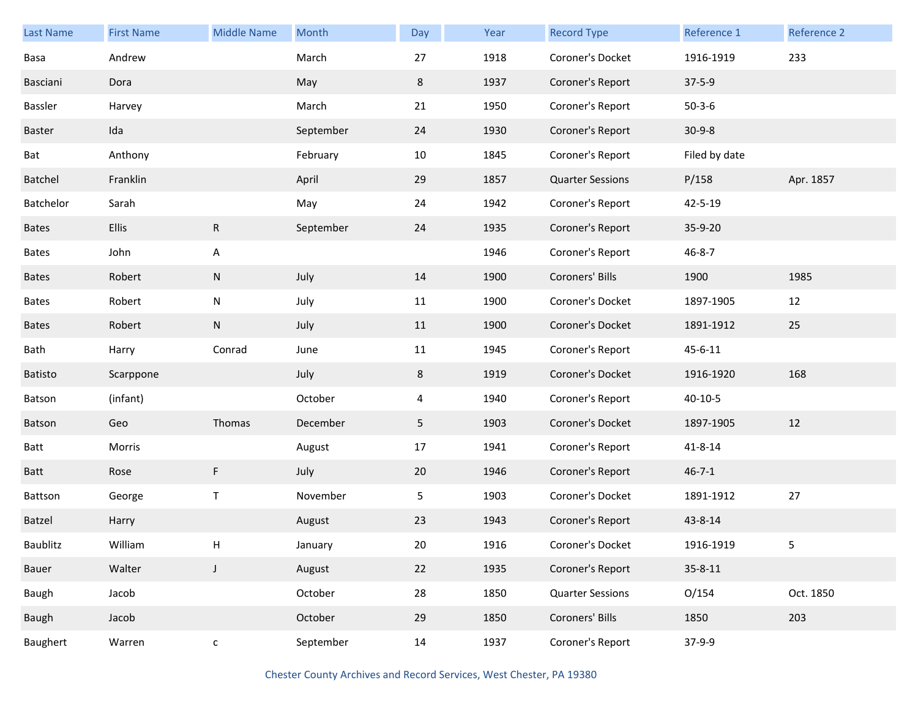| Last Name | First Name | Middle Name | Month | Day | Year | Record Type | Reference 1 | Reference 2 |
|---|---|---|---|---|---|---|---|---|
| Basa | Andrew | | March | 27 | 1918 | Coroner's Docket | 1916-1919 | 233 |
| Basciani | Dora | | May | 8 | 1937 | Coroner's Report | 37-5-9 | |
| Bassler | Harvey | | March | 21 | 1950 | Coroner's Report | 50-3-6 | |
| Baster | Ida | | September | 24 | 1930 | Coroner's Report | 30-9-8 | |
| Bat | Anthony | | February | 10 | 1845 | Coroner's Report | Filed by date | |
| Batchel | Franklin | | April | 29 | 1857 | Quarter Sessions | P/158 | Apr. 1857 |
| Batchelor | Sarah | | May | 24 | 1942 | Coroner's Report | 42-5-19 | |
| Bates | Ellis | R | September | 24 | 1935 | Coroner's Report | 35-9-20 | |
| Bates | John | A | | | 1946 | Coroner's Report | 46-8-7 | |
| Bates | Robert | N | July | 14 | 1900 | Coroners' Bills | 1900 | 1985 |
| Bates | Robert | N | July | 11 | 1900 | Coroner's Docket | 1897-1905 | 12 |
| Bates | Robert | N | July | 11 | 1900 | Coroner's Docket | 1891-1912 | 25 |
| Bath | Harry | Conrad | June | 11 | 1945 | Coroner's Report | 45-6-11 | |
| Batisto | Scarppone | | July | 8 | 1919 | Coroner's Docket | 1916-1920 | 168 |
| Batson | (infant) | | October | 4 | 1940 | Coroner's Report | 40-10-5 | |
| Batson | Geo | Thomas | December | 5 | 1903 | Coroner's Docket | 1897-1905 | 12 |
| Batt | Morris | | August | 17 | 1941 | Coroner's Report | 41-8-14 | |
| Batt | Rose | F | July | 20 | 1946 | Coroner's Report | 46-7-1 | |
| Battson | George | T | November | 5 | 1903 | Coroner's Docket | 1891-1912 | 27 |
| Batzel | Harry | | August | 23 | 1943 | Coroner's Report | 43-8-14 | |
| Baublitz | William | H | January | 20 | 1916 | Coroner's Docket | 1916-1919 | 5 |
| Bauer | Walter | J | August | 22 | 1935 | Coroner's Report | 35-8-11 | |
| Baugh | Jacob | | October | 28 | 1850 | Quarter Sessions | O/154 | Oct. 1850 |
| Baugh | Jacob | | October | 29 | 1850 | Coroners' Bills | 1850 | 203 |
| Baughert | Warren | c | September | 14 | 1937 | Coroner's Report | 37-9-9 | |

Chester County Archives and Record Services, West Chester, PA 19380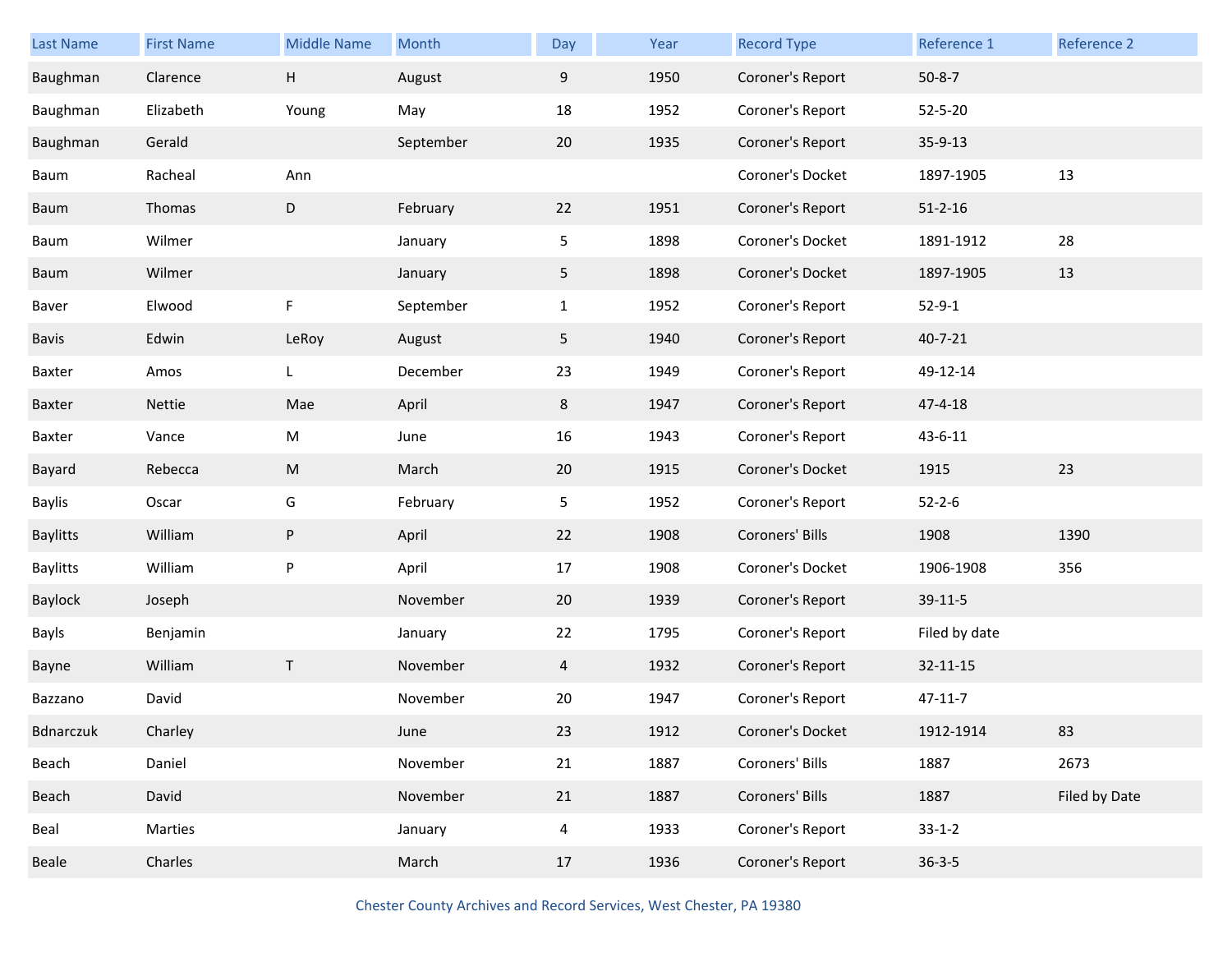| Last Name | First Name | Middle Name | Month | Day | Year | Record Type | Reference 1 | Reference 2 |
|---|---|---|---|---|---|---|---|---|
| Baughman | Clarence | H | August | 9 | 1950 | Coroner's Report | 50-8-7 | |
| Baughman | Elizabeth | Young | May | 18 | 1952 | Coroner's Report | 52-5-20 | |
| Baughman | Gerald | | September | 20 | 1935 | Coroner's Report | 35-9-13 | |
| Baum | Racheal | Ann | | | | Coroner's Docket | 1897-1905 | 13 |
| Baum | Thomas | D | February | 22 | 1951 | Coroner's Report | 51-2-16 | |
| Baum | Wilmer | | January | 5 | 1898 | Coroner's Docket | 1891-1912 | 28 |
| Baum | Wilmer | | January | 5 | 1898 | Coroner's Docket | 1897-1905 | 13 |
| Baver | Elwood | F | September | 1 | 1952 | Coroner's Report | 52-9-1 | |
| Bavis | Edwin | LeRoy | August | 5 | 1940 | Coroner's Report | 40-7-21 | |
| Baxter | Amos | L | December | 23 | 1949 | Coroner's Report | 49-12-14 | |
| Baxter | Nettie | Mae | April | 8 | 1947 | Coroner's Report | 47-4-18 | |
| Baxter | Vance | M | June | 16 | 1943 | Coroner's Report | 43-6-11 | |
| Bayard | Rebecca | M | March | 20 | 1915 | Coroner's Docket | 1915 | 23 |
| Baylis | Oscar | G | February | 5 | 1952 | Coroner's Report | 52-2-6 | |
| Baylitts | William | P | April | 22 | 1908 | Coroners' Bills | 1908 | 1390 |
| Baylitts | William | P | April | 17 | 1908 | Coroner's Docket | 1906-1908 | 356 |
| Baylock | Joseph | | November | 20 | 1939 | Coroner's Report | 39-11-5 | |
| Bayls | Benjamin | | January | 22 | 1795 | Coroner's Report | Filed by date | |
| Bayne | William | T | November | 4 | 1932 | Coroner's Report | 32-11-15 | |
| Bazzano | David | | November | 20 | 1947 | Coroner's Report | 47-11-7 | |
| Bdnarczuk | Charley | | June | 23 | 1912 | Coroner's Docket | 1912-1914 | 83 |
| Beach | Daniel | | November | 21 | 1887 | Coroners' Bills | 1887 | 2673 |
| Beach | David | | November | 21 | 1887 | Coroners' Bills | 1887 | Filed by Date |
| Beal | Marties | | January | 4 | 1933 | Coroner's Report | 33-1-2 | |
| Beale | Charles | | March | 17 | 1936 | Coroner's Report | 36-3-5 | |

Chester County Archives and Record Services, West Chester, PA 19380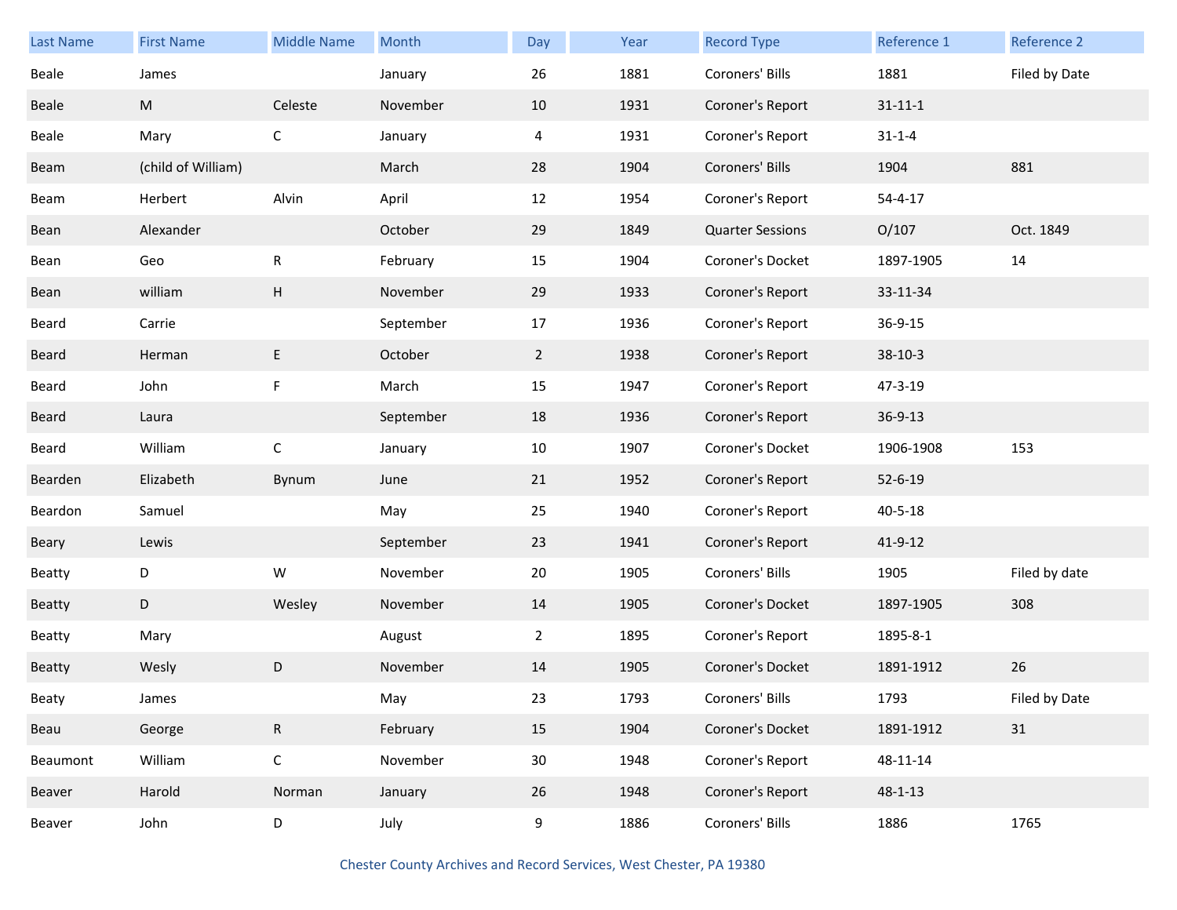| Last Name | First Name | Middle Name | Month | Day | Year | Record Type | Reference 1 | Reference 2 |
|---|---|---|---|---|---|---|---|---|
| Beale | James | | January | 26 | 1881 | Coroners' Bills | 1881 | Filed by Date |
| Beale | M | Celeste | November | 10 | 1931 | Coroner's Report | 31-11-1 | |
| Beale | Mary | C | January | 4 | 1931 | Coroner's Report | 31-1-4 | |
| Beam | (child of William) | | March | 28 | 1904 | Coroners' Bills | 1904 | 881 |
| Beam | Herbert | Alvin | April | 12 | 1954 | Coroner's Report | 54-4-17 | |
| Bean | Alexander | | October | 29 | 1849 | Quarter Sessions | O/107 | Oct. 1849 |
| Bean | Geo | R | February | 15 | 1904 | Coroner's Docket | 1897-1905 | 14 |
| Bean | william | H | November | 29 | 1933 | Coroner's Report | 33-11-34 | |
| Beard | Carrie | | September | 17 | 1936 | Coroner's Report | 36-9-15 | |
| Beard | Herman | E | October | 2 | 1938 | Coroner's Report | 38-10-3 | |
| Beard | John | F | March | 15 | 1947 | Coroner's Report | 47-3-19 | |
| Beard | Laura | | September | 18 | 1936 | Coroner's Report | 36-9-13 | |
| Beard | William | C | January | 10 | 1907 | Coroner's Docket | 1906-1908 | 153 |
| Bearden | Elizabeth | Bynum | June | 21 | 1952 | Coroner's Report | 52-6-19 | |
| Beardon | Samuel | | May | 25 | 1940 | Coroner's Report | 40-5-18 | |
| Beary | Lewis | | September | 23 | 1941 | Coroner's Report | 41-9-12 | |
| Beatty | D | W | November | 20 | 1905 | Coroners' Bills | 1905 | Filed by date |
| Beatty | D | Wesley | November | 14 | 1905 | Coroner's Docket | 1897-1905 | 308 |
| Beatty | Mary | | August | 2 | 1895 | Coroner's Report | 1895-8-1 | |
| Beatty | Wesly | D | November | 14 | 1905 | Coroner's Docket | 1891-1912 | 26 |
| Beaty | James | | May | 23 | 1793 | Coroners' Bills | 1793 | Filed by Date |
| Beau | George | R | February | 15 | 1904 | Coroner's Docket | 1891-1912 | 31 |
| Beaumont | William | C | November | 30 | 1948 | Coroner's Report | 48-11-14 | |
| Beaver | Harold | Norman | January | 26 | 1948 | Coroner's Report | 48-1-13 | |
| Beaver | John | D | July | 9 | 1886 | Coroners' Bills | 1886 | 1765 |

Chester County Archives and Record Services, West Chester, PA 19380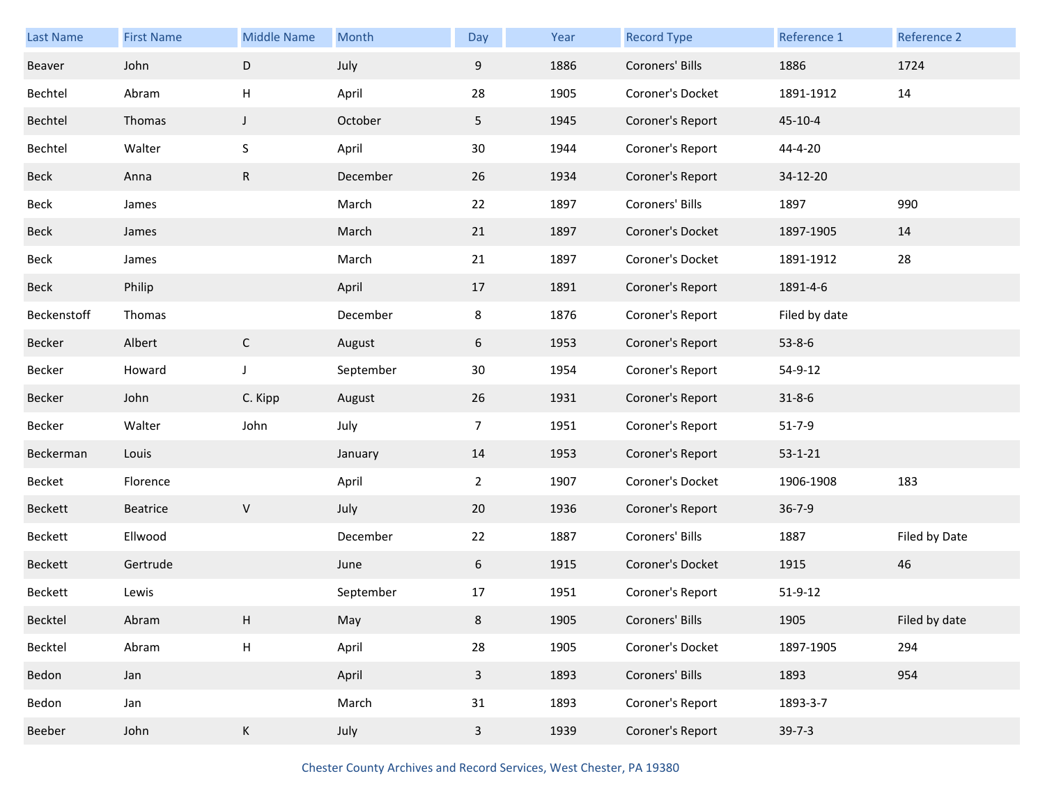| Last Name | First Name | Middle Name | Month | Day | Year | Record Type | Reference 1 | Reference 2 |
|---|---|---|---|---|---|---|---|---|
| Beaver | John | D | July | 9 | 1886 | Coroners' Bills | 1886 | 1724 |
| Bechtel | Abram | H | April | 28 | 1905 | Coroner's Docket | 1891-1912 | 14 |
| Bechtel | Thomas | J | October | 5 | 1945 | Coroner's Report | 45-10-4 | |
| Bechtel | Walter | S | April | 30 | 1944 | Coroner's Report | 44-4-20 | |
| Beck | Anna | R | December | 26 | 1934 | Coroner's Report | 34-12-20 | |
| Beck | James | | March | 22 | 1897 | Coroners' Bills | 1897 | 990 |
| Beck | James | | March | 21 | 1897 | Coroner's Docket | 1897-1905 | 14 |
| Beck | James | | March | 21 | 1897 | Coroner's Docket | 1891-1912 | 28 |
| Beck | Philip | | April | 17 | 1891 | Coroner's Report | 1891-4-6 | |
| Beckenstoff | Thomas | | December | 8 | 1876 | Coroner's Report | Filed by date | |
| Becker | Albert | C | August | 6 | 1953 | Coroner's Report | 53-8-6 | |
| Becker | Howard | J | September | 30 | 1954 | Coroner's Report | 54-9-12 | |
| Becker | John | C. Kipp | August | 26 | 1931 | Coroner's Report | 31-8-6 | |
| Becker | Walter | John | July | 7 | 1951 | Coroner's Report | 51-7-9 | |
| Beckerman | Louis | | January | 14 | 1953 | Coroner's Report | 53-1-21 | |
| Becket | Florence | | April | 2 | 1907 | Coroner's Docket | 1906-1908 | 183 |
| Beckett | Beatrice | V | July | 20 | 1936 | Coroner's Report | 36-7-9 | |
| Beckett | Ellwood | | December | 22 | 1887 | Coroners' Bills | 1887 | Filed by Date |
| Beckett | Gertrude | | June | 6 | 1915 | Coroner's Docket | 1915 | 46 |
| Beckett | Lewis | | September | 17 | 1951 | Coroner's Report | 51-9-12 | |
| Becktel | Abram | H | May | 8 | 1905 | Coroners' Bills | 1905 | Filed by date |
| Becktel | Abram | H | April | 28 | 1905 | Coroner's Docket | 1897-1905 | 294 |
| Bedon | Jan | | April | 3 | 1893 | Coroners' Bills | 1893 | 954 |
| Bedon | Jan | | March | 31 | 1893 | Coroner's Report | 1893-3-7 | |
| Beeber | John | K | July | 3 | 1939 | Coroner's Report | 39-7-3 | |

Chester County Archives and Record Services, West Chester, PA 19380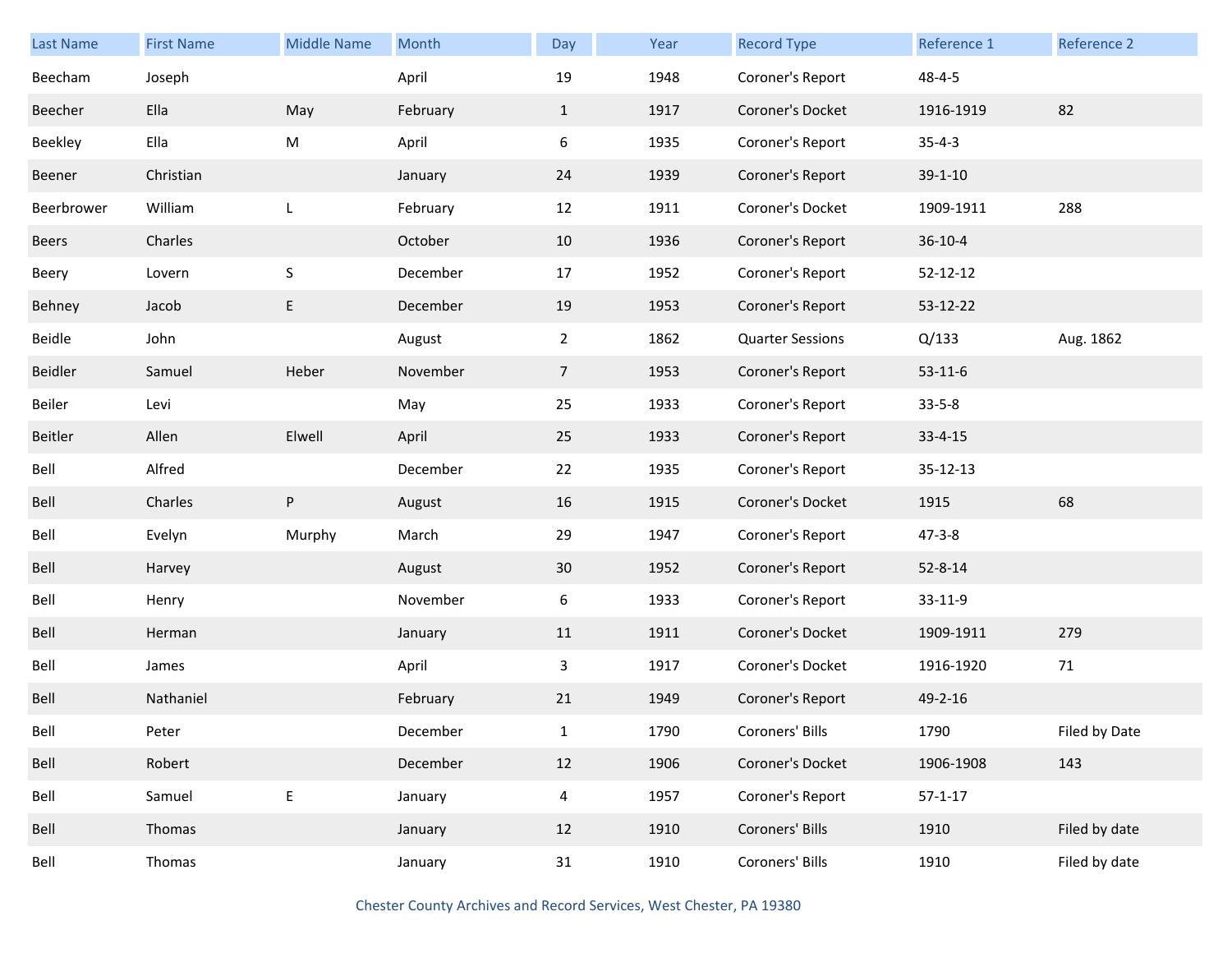| Last Name | First Name | Middle Name | Month | Day | Year | Record Type | Reference 1 | Reference 2 |
|---|---|---|---|---|---|---|---|---|
| Beecham | Joseph | | April | 19 | 1948 | Coroner's Report | 48-4-5 | |
| Beecher | Ella | May | February | 1 | 1917 | Coroner's Docket | 1916-1919 | 82 |
| Beekley | Ella | M | April | 6 | 1935 | Coroner's Report | 35-4-3 | |
| Beener | Christian | | January | 24 | 1939 | Coroner's Report | 39-1-10 | |
| Beerbrower | William | L | February | 12 | 1911 | Coroner's Docket | 1909-1911 | 288 |
| Beers | Charles | | October | 10 | 1936 | Coroner's Report | 36-10-4 | |
| Beery | Lovern | S | December | 17 | 1952 | Coroner's Report | 52-12-12 | |
| Behney | Jacob | E | December | 19 | 1953 | Coroner's Report | 53-12-22 | |
| Beidle | John | | August | 2 | 1862 | Quarter Sessions | Q/133 | Aug. 1862 |
| Beidler | Samuel | Heber | November | 7 | 1953 | Coroner's Report | 53-11-6 | |
| Beiler | Levi | | May | 25 | 1933 | Coroner's Report | 33-5-8 | |
| Beitler | Allen | Elwell | April | 25 | 1933 | Coroner's Report | 33-4-15 | |
| Bell | Alfred | | December | 22 | 1935 | Coroner's Report | 35-12-13 | |
| Bell | Charles | P | August | 16 | 1915 | Coroner's Docket | 1915 | 68 |
| Bell | Evelyn | Murphy | March | 29 | 1947 | Coroner's Report | 47-3-8 | |
| Bell | Harvey | | August | 30 | 1952 | Coroner's Report | 52-8-14 | |
| Bell | Henry | | November | 6 | 1933 | Coroner's Report | 33-11-9 | |
| Bell | Herman | | January | 11 | 1911 | Coroner's Docket | 1909-1911 | 279 |
| Bell | James | | April | 3 | 1917 | Coroner's Docket | 1916-1920 | 71 |
| Bell | Nathaniel | | February | 21 | 1949 | Coroner's Report | 49-2-16 | |
| Bell | Peter | | December | 1 | 1790 | Coroners' Bills | 1790 | Filed by Date |
| Bell | Robert | | December | 12 | 1906 | Coroner's Docket | 1906-1908 | 143 |
| Bell | Samuel | E | January | 4 | 1957 | Coroner's Report | 57-1-17 | |
| Bell | Thomas | | January | 12 | 1910 | Coroners' Bills | 1910 | Filed by date |
| Bell | Thomas | | January | 31 | 1910 | Coroners' Bills | 1910 | Filed by date |

Chester County Archives and Record Services, West Chester, PA 19380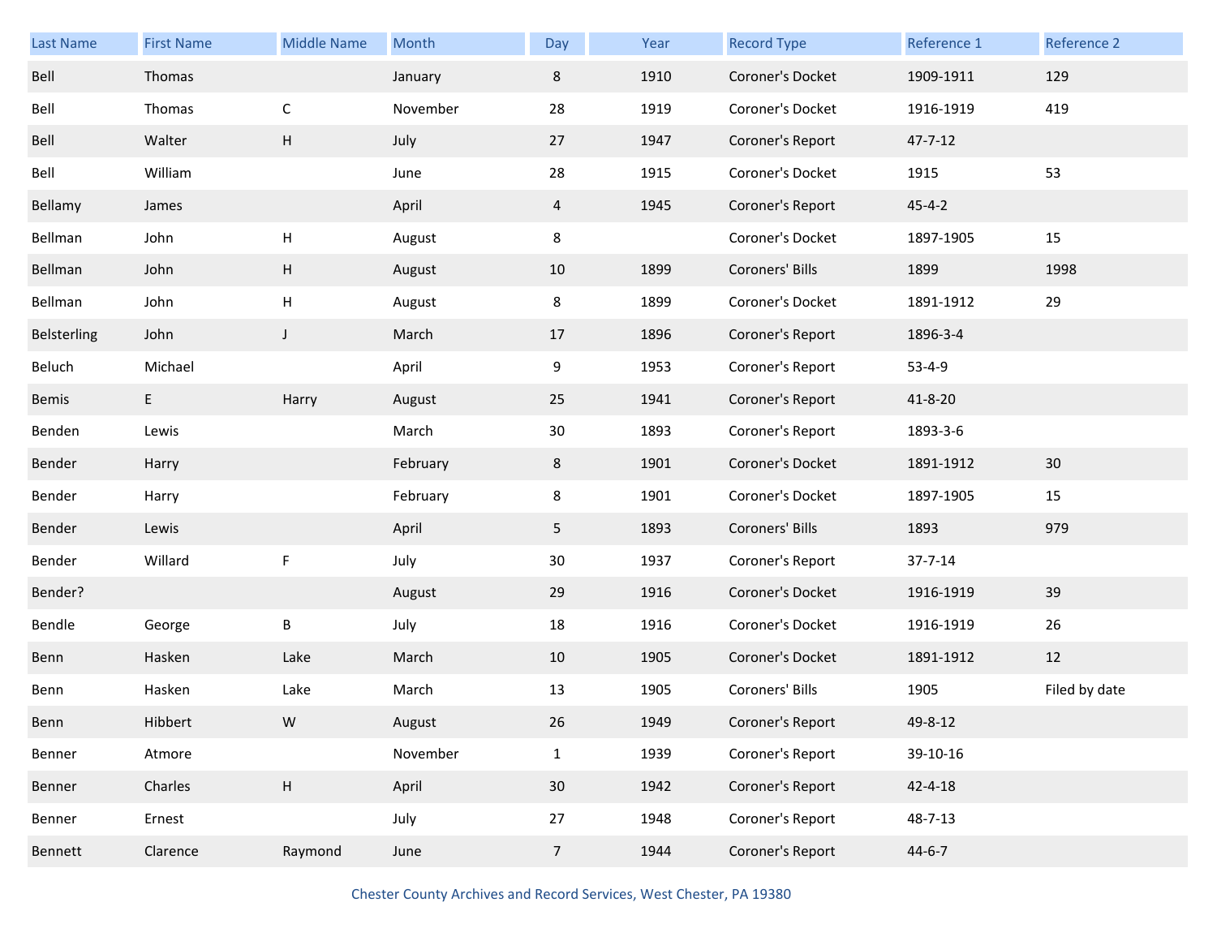| Last Name | First Name | Middle Name | Month | Day | Year | Record Type | Reference 1 | Reference 2 |
| --- | --- | --- | --- | --- | --- | --- | --- | --- |
| Bell | Thomas | | January | 8 | 1910 | Coroner's Docket | 1909-1911 | 129 |
| Bell | Thomas | C | November | 28 | 1919 | Coroner's Docket | 1916-1919 | 419 |
| Bell | Walter | H | July | 27 | 1947 | Coroner's Report | 47-7-12 | |
| Bell | William | | June | 28 | 1915 | Coroner's Docket | 1915 | 53 |
| Bellamy | James | | April | 4 | 1945 | Coroner's Report | 45-4-2 | |
| Bellman | John | H | August | 8 | | Coroner's Docket | 1897-1905 | 15 |
| Bellman | John | H | August | 10 | 1899 | Coroners' Bills | 1899 | 1998 |
| Bellman | John | H | August | 8 | 1899 | Coroner's Docket | 1891-1912 | 29 |
| Belsterling | John | J | March | 17 | 1896 | Coroner's Report | 1896-3-4 | |
| Beluch | Michael | | April | 9 | 1953 | Coroner's Report | 53-4-9 | |
| Bemis | E | Harry | August | 25 | 1941 | Coroner's Report | 41-8-20 | |
| Benden | Lewis | | March | 30 | 1893 | Coroner's Report | 1893-3-6 | |
| Bender | Harry | | February | 8 | 1901 | Coroner's Docket | 1891-1912 | 30 |
| Bender | Harry | | February | 8 | 1901 | Coroner's Docket | 1897-1905 | 15 |
| Bender | Lewis | | April | 5 | 1893 | Coroners' Bills | 1893 | 979 |
| Bender | Willard | F | July | 30 | 1937 | Coroner's Report | 37-7-14 | |
| Bender? | | | August | 29 | 1916 | Coroner's Docket | 1916-1919 | 39 |
| Bendle | George | B | July | 18 | 1916 | Coroner's Docket | 1916-1919 | 26 |
| Benn | Hasken | Lake | March | 10 | 1905 | Coroner's Docket | 1891-1912 | 12 |
| Benn | Hasken | Lake | March | 13 | 1905 | Coroners' Bills | 1905 | Filed by date |
| Benn | Hibbert | W | August | 26 | 1949 | Coroner's Report | 49-8-12 | |
| Benner | Atmore | | November | 1 | 1939 | Coroner's Report | 39-10-16 | |
| Benner | Charles | H | April | 30 | 1942 | Coroner's Report | 42-4-18 | |
| Benner | Ernest | | July | 27 | 1948 | Coroner's Report | 48-7-13 | |
| Bennett | Clarence | Raymond | June | 7 | 1944 | Coroner's Report | 44-6-7 | |

Chester County Archives and Record Services, West Chester, PA 19380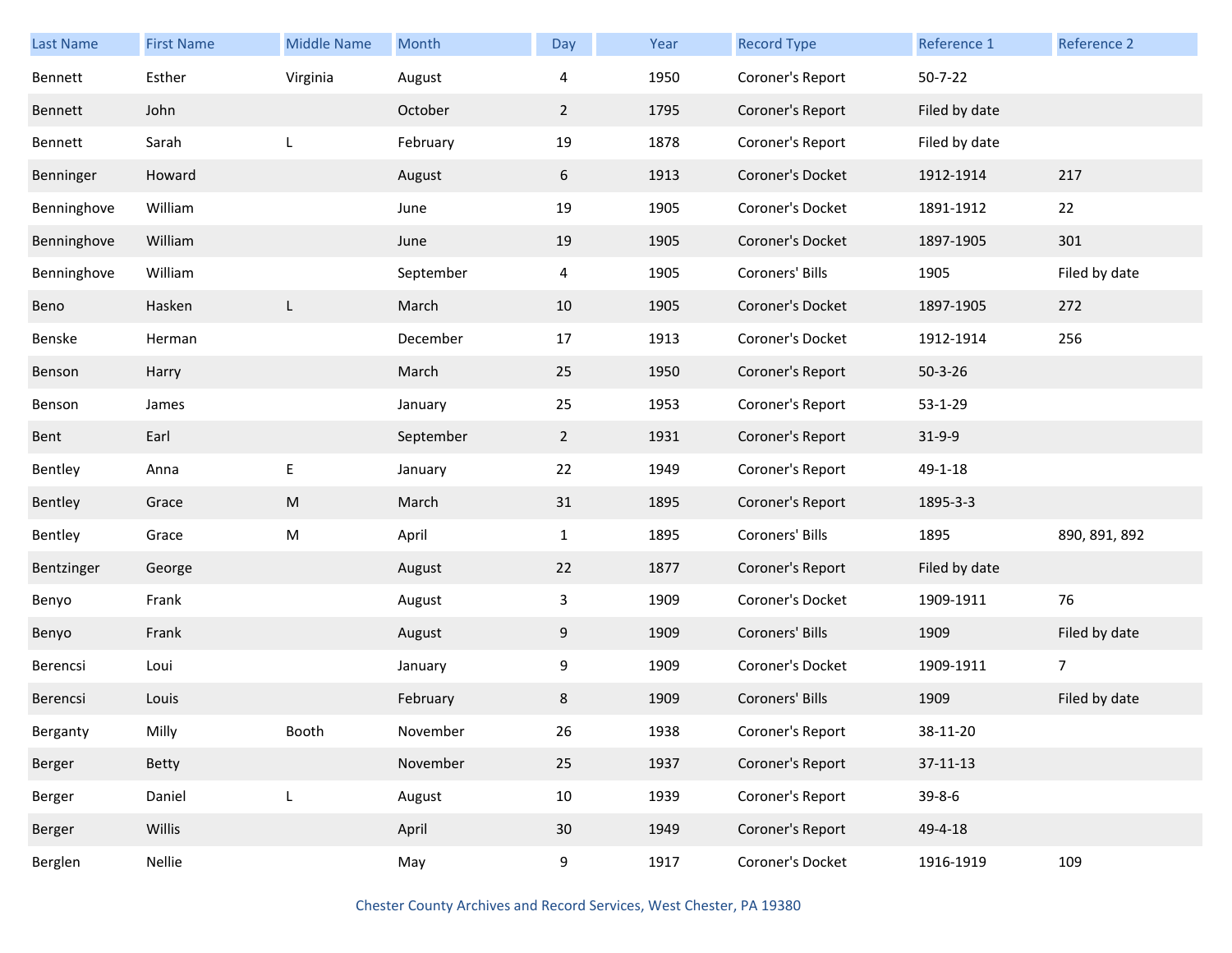| Last Name | First Name | Middle Name | Month | Day | Year | Record Type | Reference 1 | Reference 2 |
|---|---|---|---|---|---|---|---|---|
| Bennett | Esther | Virginia | August | 4 | 1950 | Coroner's Report | 50-7-22 | |
| Bennett | John | | October | 2 | 1795 | Coroner's Report | Filed by date | |
| Bennett | Sarah | L | February | 19 | 1878 | Coroner's Report | Filed by date | |
| Benninger | Howard | | August | 6 | 1913 | Coroner's Docket | 1912-1914 | 217 |
| Benninghove | William | | June | 19 | 1905 | Coroner's Docket | 1891-1912 | 22 |
| Benninghove | William | | June | 19 | 1905 | Coroner's Docket | 1897-1905 | 301 |
| Benninghove | William | | September | 4 | 1905 | Coroners' Bills | 1905 | Filed by date |
| Beno | Hasken | L | March | 10 | 1905 | Coroner's Docket | 1897-1905 | 272 |
| Benske | Herman | | December | 17 | 1913 | Coroner's Docket | 1912-1914 | 256 |
| Benson | Harry | | March | 25 | 1950 | Coroner's Report | 50-3-26 | |
| Benson | James | | January | 25 | 1953 | Coroner's Report | 53-1-29 | |
| Bent | Earl | | September | 2 | 1931 | Coroner's Report | 31-9-9 | |
| Bentley | Anna | E | January | 22 | 1949 | Coroner's Report | 49-1-18 | |
| Bentley | Grace | M | March | 31 | 1895 | Coroner's Report | 1895-3-3 | |
| Bentley | Grace | M | April | 1 | 1895 | Coroners' Bills | 1895 | 890, 891, 892 |
| Bentzinger | George | | August | 22 | 1877 | Coroner's Report | Filed by date | |
| Benyo | Frank | | August | 3 | 1909 | Coroner's Docket | 1909-1911 | 76 |
| Benyo | Frank | | August | 9 | 1909 | Coroners' Bills | 1909 | Filed by date |
| Berencsi | Loui | | January | 9 | 1909 | Coroner's Docket | 1909-1911 | 7 |
| Berencsi | Louis | | February | 8 | 1909 | Coroners' Bills | 1909 | Filed by date |
| Berganty | Milly | Booth | November | 26 | 1938 | Coroner's Report | 38-11-20 | |
| Berger | Betty | | November | 25 | 1937 | Coroner's Report | 37-11-13 | |
| Berger | Daniel | L | August | 10 | 1939 | Coroner's Report | 39-8-6 | |
| Berger | Willis | | April | 30 | 1949 | Coroner's Report | 49-4-18 | |
| Berglen | Nellie | | May | 9 | 1917 | Coroner's Docket | 1916-1919 | 109 |

Chester County Archives and Record Services, West Chester, PA 19380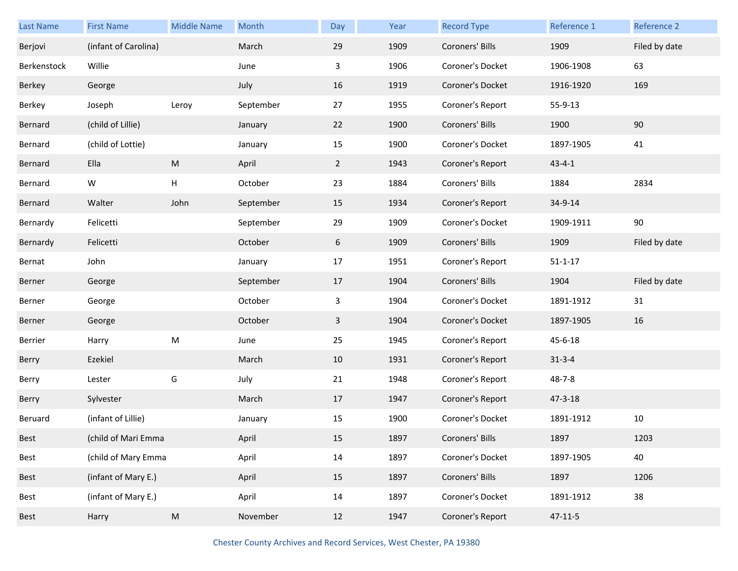| Last Name | First Name | Middle Name | Month | Day | Year | Record Type | Reference 1 | Reference 2 |
|---|---|---|---|---|---|---|---|---|
| Berjovi | (infant of Carolina) | | March | 29 | 1909 | Coroners' Bills | 1909 | Filed by date |
| Berkenstock | Willie | | June | 3 | 1906 | Coroner's Docket | 1906-1908 | 63 |
| Berkey | George | | July | 16 | 1919 | Coroner's Docket | 1916-1920 | 169 |
| Berkey | Joseph | Leroy | September | 27 | 1955 | Coroner's Report | 55-9-13 | |
| Bernard | (child of Lillie) | | January | 22 | 1900 | Coroners' Bills | 1900 | 90 |
| Bernard | (child of Lottie) | | January | 15 | 1900 | Coroner's Docket | 1897-1905 | 41 |
| Bernard | Ella | M | April | 2 | 1943 | Coroner's Report | 43-4-1 | |
| Bernard | W | H | October | 23 | 1884 | Coroners' Bills | 1884 | 2834 |
| Bernard | Walter | John | September | 15 | 1934 | Coroner's Report | 34-9-14 | |
| Bernardy | Felicetti | | September | 29 | 1909 | Coroner's Docket | 1909-1911 | 90 |
| Bernardy | Felicetti | | October | 6 | 1909 | Coroners' Bills | 1909 | Filed by date |
| Bernat | John | | January | 17 | 1951 | Coroner's Report | 51-1-17 | |
| Berner | George | | September | 17 | 1904 | Coroners' Bills | 1904 | Filed by date |
| Berner | George | | October | 3 | 1904 | Coroner's Docket | 1891-1912 | 31 |
| Berner | George | | October | 3 | 1904 | Coroner's Docket | 1897-1905 | 16 |
| Berrier | Harry | M | June | 25 | 1945 | Coroner's Report | 45-6-18 | |
| Berry | Ezekiel | | March | 10 | 1931 | Coroner's Report | 31-3-4 | |
| Berry | Lester | G | July | 21 | 1948 | Coroner's Report | 48-7-8 | |
| Berry | Sylvester | | March | 17 | 1947 | Coroner's Report | 47-3-18 | |
| Beruard | (infant of Lillie) | | January | 15 | 1900 | Coroner's Docket | 1891-1912 | 10 |
| Best | (child of Mari Emma | | April | 15 | 1897 | Coroners' Bills | 1897 | 1203 |
| Best | (child of Mary Emma | | April | 14 | 1897 | Coroner's Docket | 1897-1905 | 40 |
| Best | (infant of Mary E.) | | April | 15 | 1897 | Coroners' Bills | 1897 | 1206 |
| Best | (infant of Mary E.) | | April | 14 | 1897 | Coroner's Docket | 1891-1912 | 38 |
| Best | Harry | M | November | 12 | 1947 | Coroner's Report | 47-11-5 | |

Chester County Archives and Record Services, West Chester, PA 19380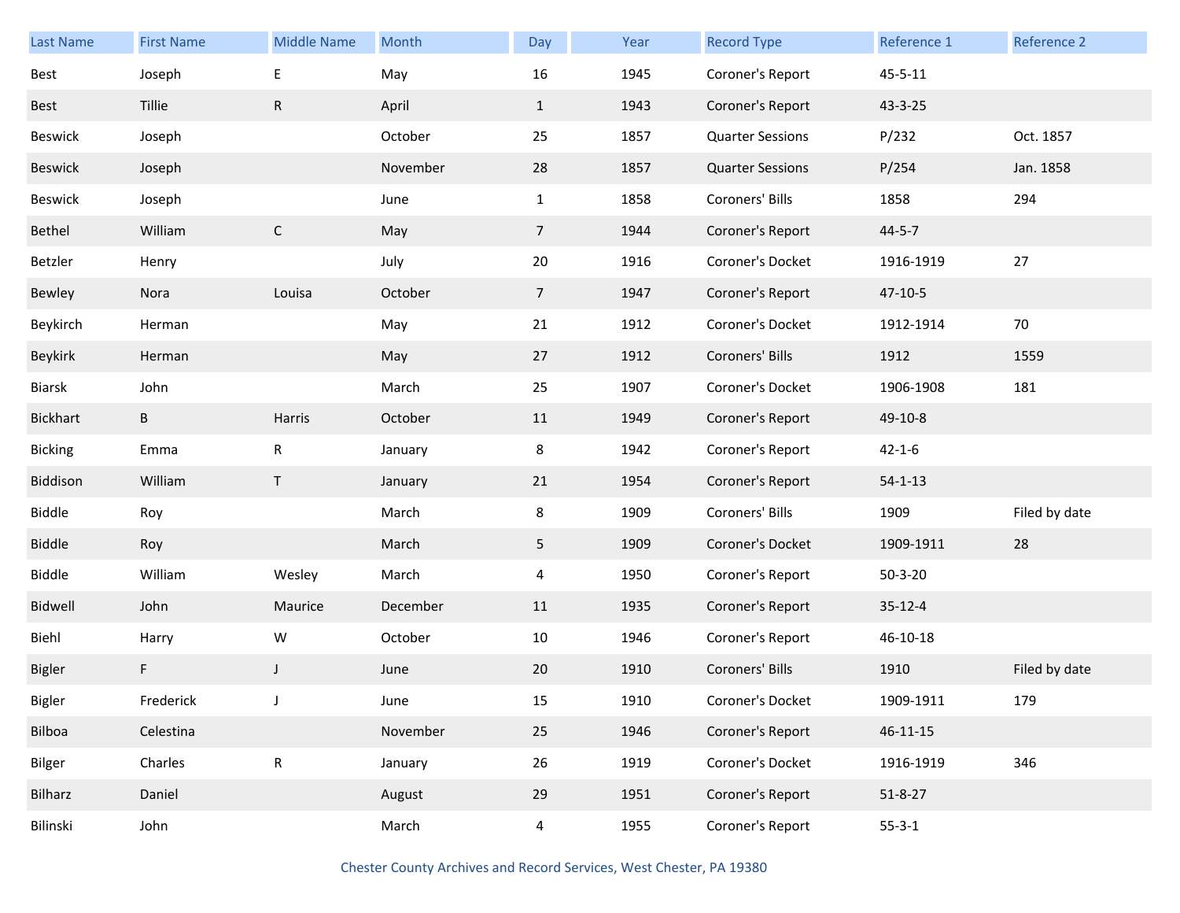| Last Name | First Name | Middle Name | Month | Day | Year | Record Type | Reference 1 | Reference 2 |
|---|---|---|---|---|---|---|---|---|
| Best | Joseph | E | May | 16 | 1945 | Coroner's Report | 45-5-11 | |
| Best | Tillie | R | April | 1 | 1943 | Coroner's Report | 43-3-25 | |
| Beswick | Joseph | | October | 25 | 1857 | Quarter Sessions | P/232 | Oct. 1857 |
| Beswick | Joseph | | November | 28 | 1857 | Quarter Sessions | P/254 | Jan. 1858 |
| Beswick | Joseph | | June | 1 | 1858 | Coroners' Bills | 1858 | 294 |
| Bethel | William | C | May | 7 | 1944 | Coroner's Report | 44-5-7 | |
| Betzler | Henry | | July | 20 | 1916 | Coroner's Docket | 1916-1919 | 27 |
| Bewley | Nora | Louisa | October | 7 | 1947 | Coroner's Report | 47-10-5 | |
| Beykirch | Herman | | May | 21 | 1912 | Coroner's Docket | 1912-1914 | 70 |
| Beykirk | Herman | | May | 27 | 1912 | Coroners' Bills | 1912 | 1559 |
| Biarsk | John | | March | 25 | 1907 | Coroner's Docket | 1906-1908 | 181 |
| Bickhart | B | Harris | October | 11 | 1949 | Coroner's Report | 49-10-8 | |
| Bicking | Emma | R | January | 8 | 1942 | Coroner's Report | 42-1-6 | |
| Biddison | William | T | January | 21 | 1954 | Coroner's Report | 54-1-13 | |
| Biddle | Roy | | March | 8 | 1909 | Coroners' Bills | 1909 | Filed by date |
| Biddle | Roy | | March | 5 | 1909 | Coroner's Docket | 1909-1911 | 28 |
| Biddle | William | Wesley | March | 4 | 1950 | Coroner's Report | 50-3-20 | |
| Bidwell | John | Maurice | December | 11 | 1935 | Coroner's Report | 35-12-4 | |
| Biehl | Harry | W | October | 10 | 1946 | Coroner's Report | 46-10-18 | |
| Bigler | F | J | June | 20 | 1910 | Coroners' Bills | 1910 | Filed by date |
| Bigler | Frederick | J | June | 15 | 1910 | Coroner's Docket | 1909-1911 | 179 |
| Bilboa | Celestina | | November | 25 | 1946 | Coroner's Report | 46-11-15 | |
| Bilger | Charles | R | January | 26 | 1919 | Coroner's Docket | 1916-1919 | 346 |
| Bilharz | Daniel | | August | 29 | 1951 | Coroner's Report | 51-8-27 | |
| Bilinski | John | | March | 4 | 1955 | Coroner's Report | 55-3-1 | |

Chester County Archives and Record Services, West Chester, PA 19380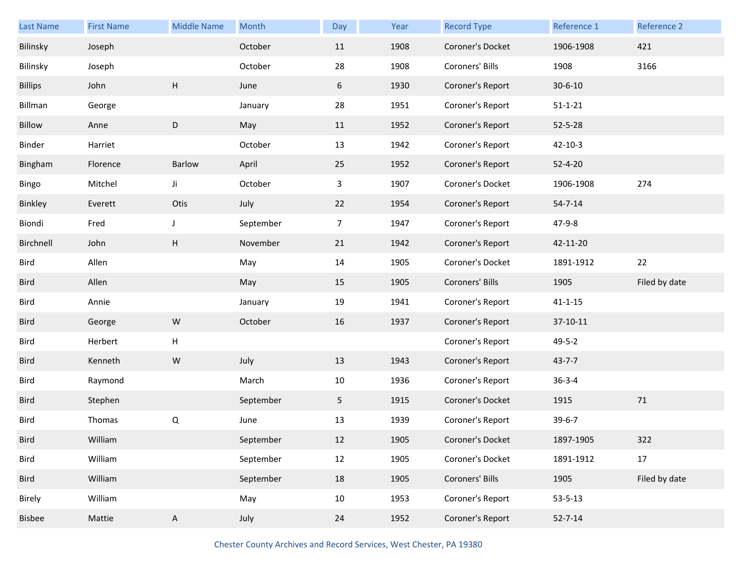| Last Name | First Name | Middle Name | Month | Day | Year | Record Type | Reference 1 | Reference 2 |
|---|---|---|---|---|---|---|---|---|
| Bilinsky | Joseph | | October | 11 | 1908 | Coroner's Docket | 1906-1908 | 421 |
| Bilinsky | Joseph | | October | 28 | 1908 | Coroners' Bills | 1908 | 3166 |
| Billips | John | H | June | 6 | 1930 | Coroner's Report | 30-6-10 | |
| Billman | George | | January | 28 | 1951 | Coroner's Report | 51-1-21 | |
| Billow | Anne | D | May | 11 | 1952 | Coroner's Report | 52-5-28 | |
| Binder | Harriet | | October | 13 | 1942 | Coroner's Report | 42-10-3 | |
| Bingham | Florence | Barlow | April | 25 | 1952 | Coroner's Report | 52-4-20 | |
| Bingo | Mitchel | Ji | October | 3 | 1907 | Coroner's Docket | 1906-1908 | 274 |
| Binkley | Everett | Otis | July | 22 | 1954 | Coroner's Report | 54-7-14 | |
| Biondi | Fred | J | September | 7 | 1947 | Coroner's Report | 47-9-8 | |
| Birchnell | John | H | November | 21 | 1942 | Coroner's Report | 42-11-20 | |
| Bird | Allen | | May | 14 | 1905 | Coroner's Docket | 1891-1912 | 22 |
| Bird | Allen | | May | 15 | 1905 | Coroners' Bills | 1905 | Filed by date |
| Bird | Annie | | January | 19 | 1941 | Coroner's Report | 41-1-15 | |
| Bird | George | W | October | 16 | 1937 | Coroner's Report | 37-10-11 | |
| Bird | Herbert | H | | | | Coroner's Report | 49-5-2 | |
| Bird | Kenneth | W | July | 13 | 1943 | Coroner's Report | 43-7-7 | |
| Bird | Raymond | | March | 10 | 1936 | Coroner's Report | 36-3-4 | |
| Bird | Stephen | | September | 5 | 1915 | Coroner's Docket | 1915 | 71 |
| Bird | Thomas | Q | June | 13 | 1939 | Coroner's Report | 39-6-7 | |
| Bird | William | | September | 12 | 1905 | Coroner's Docket | 1897-1905 | 322 |
| Bird | William | | September | 12 | 1905 | Coroner's Docket | 1891-1912 | 17 |
| Bird | William | | September | 18 | 1905 | Coroners' Bills | 1905 | Filed by date |
| Birely | William | | May | 10 | 1953 | Coroner's Report | 53-5-13 | |
| Bisbee | Mattie | A | July | 24 | 1952 | Coroner's Report | 52-7-14 | |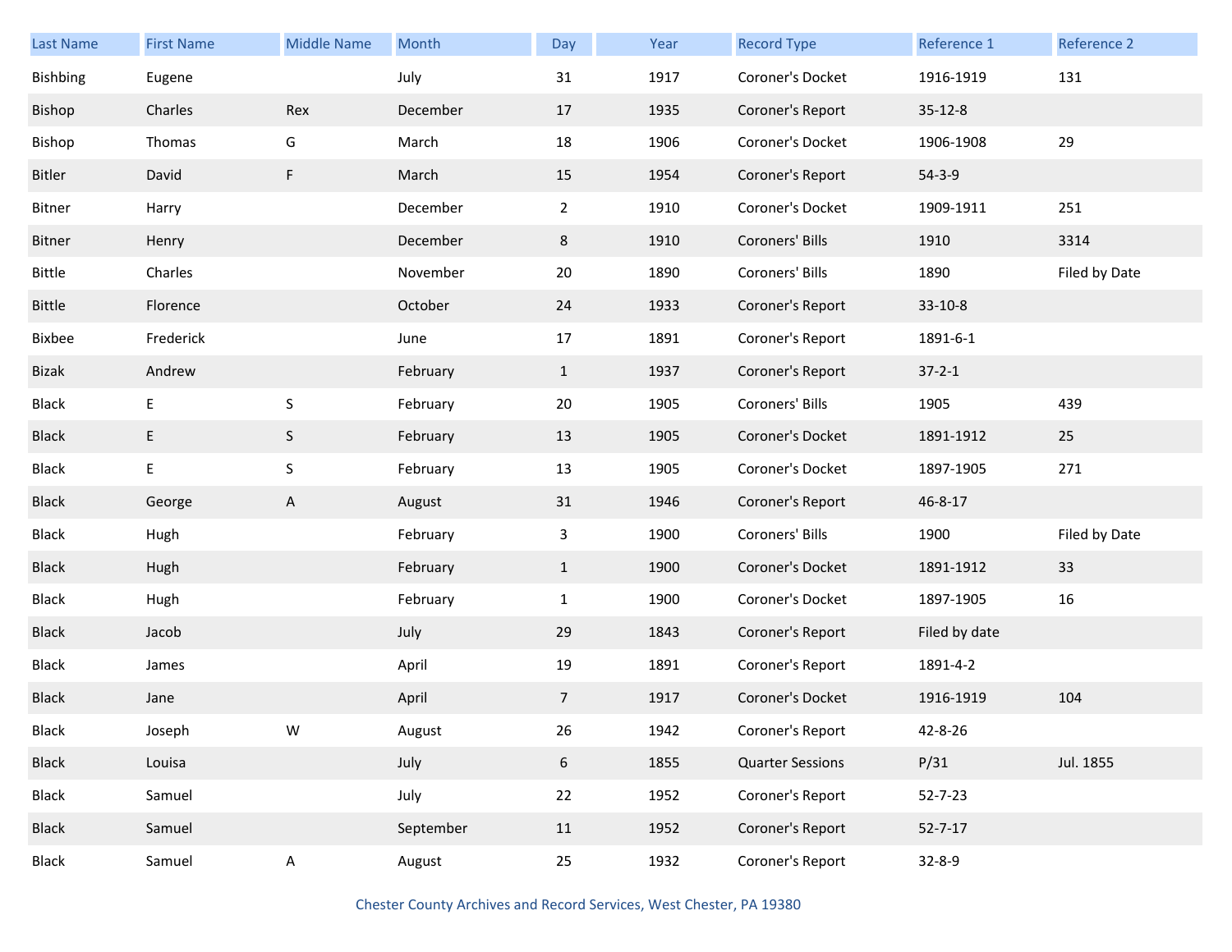| Last Name | First Name | Middle Name | Month | Day | Year | Record Type | Reference 1 | Reference 2 |
|---|---|---|---|---|---|---|---|---|
| Bishbing | Eugene | | July | 31 | 1917 | Coroner's Docket | 1916-1919 | 131 |
| Bishop | Charles | Rex | December | 17 | 1935 | Coroner's Report | 35-12-8 | |
| Bishop | Thomas | G | March | 18 | 1906 | Coroner's Docket | 1906-1908 | 29 |
| Bitler | David | F | March | 15 | 1954 | Coroner's Report | 54-3-9 | |
| Bitner | Harry | | December | 2 | 1910 | Coroner's Docket | 1909-1911 | 251 |
| Bitner | Henry | | December | 8 | 1910 | Coroners' Bills | 1910 | 3314 |
| Bittle | Charles | | November | 20 | 1890 | Coroners' Bills | 1890 | Filed by Date |
| Bittle | Florence | | October | 24 | 1933 | Coroner's Report | 33-10-8 | |
| Bixbee | Frederick | | June | 17 | 1891 | Coroner's Report | 1891-6-1 | |
| Bizak | Andrew | | February | 1 | 1937 | Coroner's Report | 37-2-1 | |
| Black | E | S | February | 20 | 1905 | Coroners' Bills | 1905 | 439 |
| Black | E | S | February | 13 | 1905 | Coroner's Docket | 1891-1912 | 25 |
| Black | E | S | February | 13 | 1905 | Coroner's Docket | 1897-1905 | 271 |
| Black | George | A | August | 31 | 1946 | Coroner's Report | 46-8-17 | |
| Black | Hugh | | February | 3 | 1900 | Coroners' Bills | 1900 | Filed by Date |
| Black | Hugh | | February | 1 | 1900 | Coroner's Docket | 1891-1912 | 33 |
| Black | Hugh | | February | 1 | 1900 | Coroner's Docket | 1897-1905 | 16 |
| Black | Jacob | | July | 29 | 1843 | Coroner's Report | Filed by date | |
| Black | James | | April | 19 | 1891 | Coroner's Report | 1891-4-2 | |
| Black | Jane | | April | 7 | 1917 | Coroner's Docket | 1916-1919 | 104 |
| Black | Joseph | W | August | 26 | 1942 | Coroner's Report | 42-8-26 | |
| Black | Louisa | | July | 6 | 1855 | Quarter Sessions | P/31 | Jul. 1855 |
| Black | Samuel | | July | 22 | 1952 | Coroner's Report | 52-7-23 | |
| Black | Samuel | | September | 11 | 1952 | Coroner's Report | 52-7-17 | |
| Black | Samuel | A | August | 25 | 1932 | Coroner's Report | 32-8-9 | |

Chester County Archives and Record Services, West Chester, PA 19380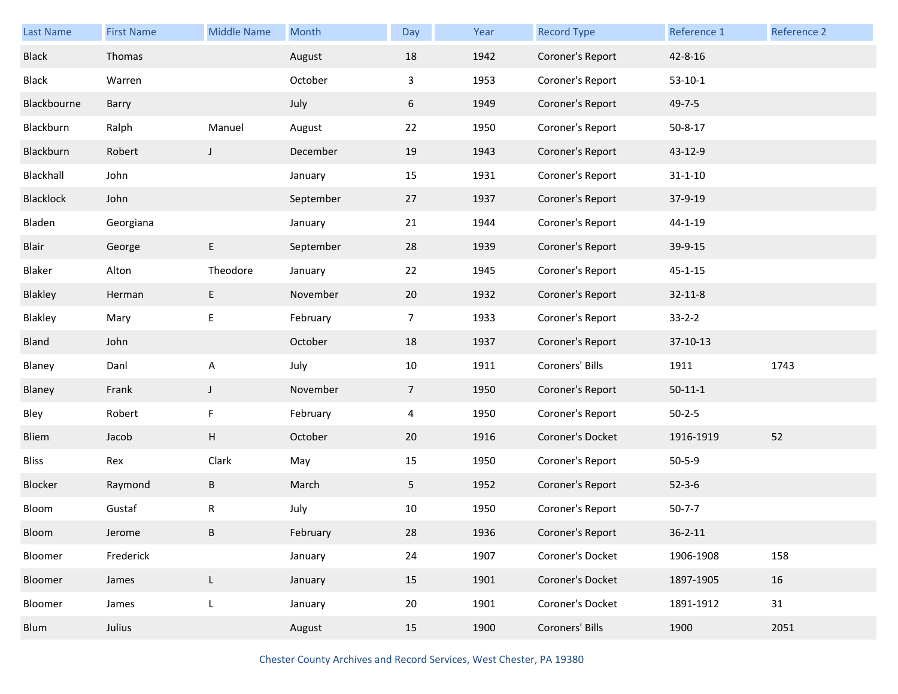| Last Name | First Name | Middle Name | Month | Day | Year | Record Type | Reference 1 | Reference 2 |
|---|---|---|---|---|---|---|---|---|
| Black | Thomas | | August | 18 | 1942 | Coroner's Report | 42-8-16 | |
| Black | Warren | | October | 3 | 1953 | Coroner's Report | 53-10-1 | |
| Blackbourne | Barry | | July | 6 | 1949 | Coroner's Report | 49-7-5 | |
| Blackburn | Ralph | Manuel | August | 22 | 1950 | Coroner's Report | 50-8-17 | |
| Blackburn | Robert | J | December | 19 | 1943 | Coroner's Report | 43-12-9 | |
| Blackhall | John | | January | 15 | 1931 | Coroner's Report | 31-1-10 | |
| Blacklock | John | | September | 27 | 1937 | Coroner's Report | 37-9-19 | |
| Bladen | Georgiana | | January | 21 | 1944 | Coroner's Report | 44-1-19 | |
| Blair | George | E | September | 28 | 1939 | Coroner's Report | 39-9-15 | |
| Blaker | Alton | Theodore | January | 22 | 1945 | Coroner's Report | 45-1-15 | |
| Blakley | Herman | E | November | 20 | 1932 | Coroner's Report | 32-11-8 | |
| Blakley | Mary | E | February | 7 | 1933 | Coroner's Report | 33-2-2 | |
| Bland | John | | October | 18 | 1937 | Coroner's Report | 37-10-13 | |
| Blaney | Danl | A | July | 10 | 1911 | Coroners' Bills | 1911 | 1743 |
| Blaney | Frank | J | November | 7 | 1950 | Coroner's Report | 50-11-1 | |
| Bley | Robert | F | February | 4 | 1950 | Coroner's Report | 50-2-5 | |
| Bliem | Jacob | H | October | 20 | 1916 | Coroner's Docket | 1916-1919 | 52 |
| Bliss | Rex | Clark | May | 15 | 1950 | Coroner's Report | 50-5-9 | |
| Blocker | Raymond | B | March | 5 | 1952 | Coroner's Report | 52-3-6 | |
| Bloom | Gustaf | R | July | 10 | 1950 | Coroner's Report | 50-7-7 | |
| Bloom | Jerome | B | February | 28 | 1936 | Coroner's Report | 36-2-11 | |
| Bloomer | Frederick | | January | 24 | 1907 | Coroner's Docket | 1906-1908 | 158 |
| Bloomer | James | L | January | 15 | 1901 | Coroner's Docket | 1897-1905 | 16 |
| Bloomer | James | L | January | 20 | 1901 | Coroner's Docket | 1891-1912 | 31 |
| Blum | Julius | | August | 15 | 1900 | Coroners' Bills | 1900 | 2051 |

Chester County Archives and Record Services, West Chester, PA 19380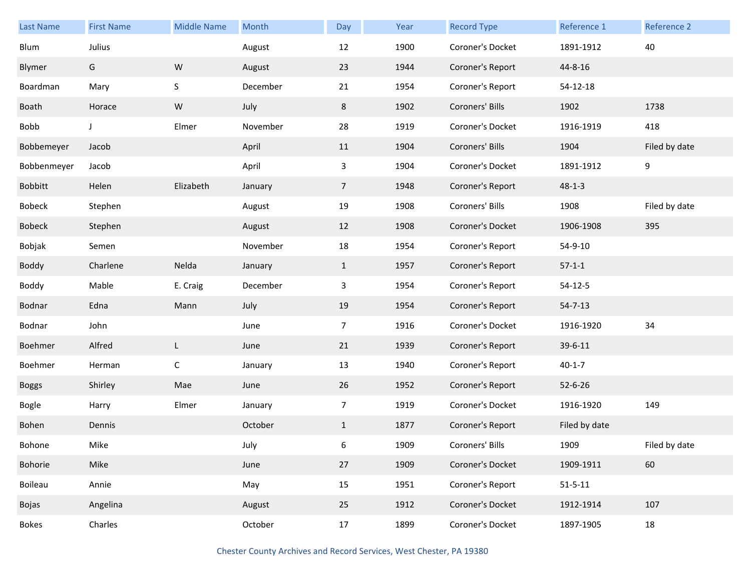| Last Name | First Name | Middle Name | Month | Day | Year | Record Type | Reference 1 | Reference 2 |
|---|---|---|---|---|---|---|---|---|
| Blum | Julius | | August | 12 | 1900 | Coroner's Docket | 1891-1912 | 40 |
| Blymer | G | W | August | 23 | 1944 | Coroner's Report | 44-8-16 | |
| Boardman | Mary | S | December | 21 | 1954 | Coroner's Report | 54-12-18 | |
| Boath | Horace | W | July | 8 | 1902 | Coroners' Bills | 1902 | 1738 |
| Bobb | J | Elmer | November | 28 | 1919 | Coroner's Docket | 1916-1919 | 418 |
| Bobbemeyer | Jacob | | April | 11 | 1904 | Coroners' Bills | 1904 | Filed by date |
| Bobbenmeyer | Jacob | | April | 3 | 1904 | Coroner's Docket | 1891-1912 | 9 |
| Bobbitt | Helen | Elizabeth | January | 7 | 1948 | Coroner's Report | 48-1-3 | |
| Bobeck | Stephen | | August | 19 | 1908 | Coroners' Bills | 1908 | Filed by date |
| Bobeck | Stephen | | August | 12 | 1908 | Coroner's Docket | 1906-1908 | 395 |
| Bobjak | Semen | | November | 18 | 1954 | Coroner's Report | 54-9-10 | |
| Boddy | Charlene | Nelda | January | 1 | 1957 | Coroner's Report | 57-1-1 | |
| Boddy | Mable | E. Craig | December | 3 | 1954 | Coroner's Report | 54-12-5 | |
| Bodnar | Edna | Mann | July | 19 | 1954 | Coroner's Report | 54-7-13 | |
| Bodnar | John | | June | 7 | 1916 | Coroner's Docket | 1916-1920 | 34 |
| Boehmer | Alfred | L | June | 21 | 1939 | Coroner's Report | 39-6-11 | |
| Boehmer | Herman | C | January | 13 | 1940 | Coroner's Report | 40-1-7 | |
| Boggs | Shirley | Mae | June | 26 | 1952 | Coroner's Report | 52-6-26 | |
| Bogle | Harry | Elmer | January | 7 | 1919 | Coroner's Docket | 1916-1920 | 149 |
| Bohen | Dennis | | October | 1 | 1877 | Coroner's Report | Filed by date | |
| Bohone | Mike | | July | 6 | 1909 | Coroners' Bills | 1909 | Filed by date |
| Bohorie | Mike | | June | 27 | 1909 | Coroner's Docket | 1909-1911 | 60 |
| Boileau | Annie | | May | 15 | 1951 | Coroner's Report | 51-5-11 | |
| Bojas | Angelina | | August | 25 | 1912 | Coroner's Docket | 1912-1914 | 107 |
| Bokes | Charles | | October | 17 | 1899 | Coroner's Docket | 1897-1905 | 18 |

Chester County Archives and Record Services, West Chester, PA 19380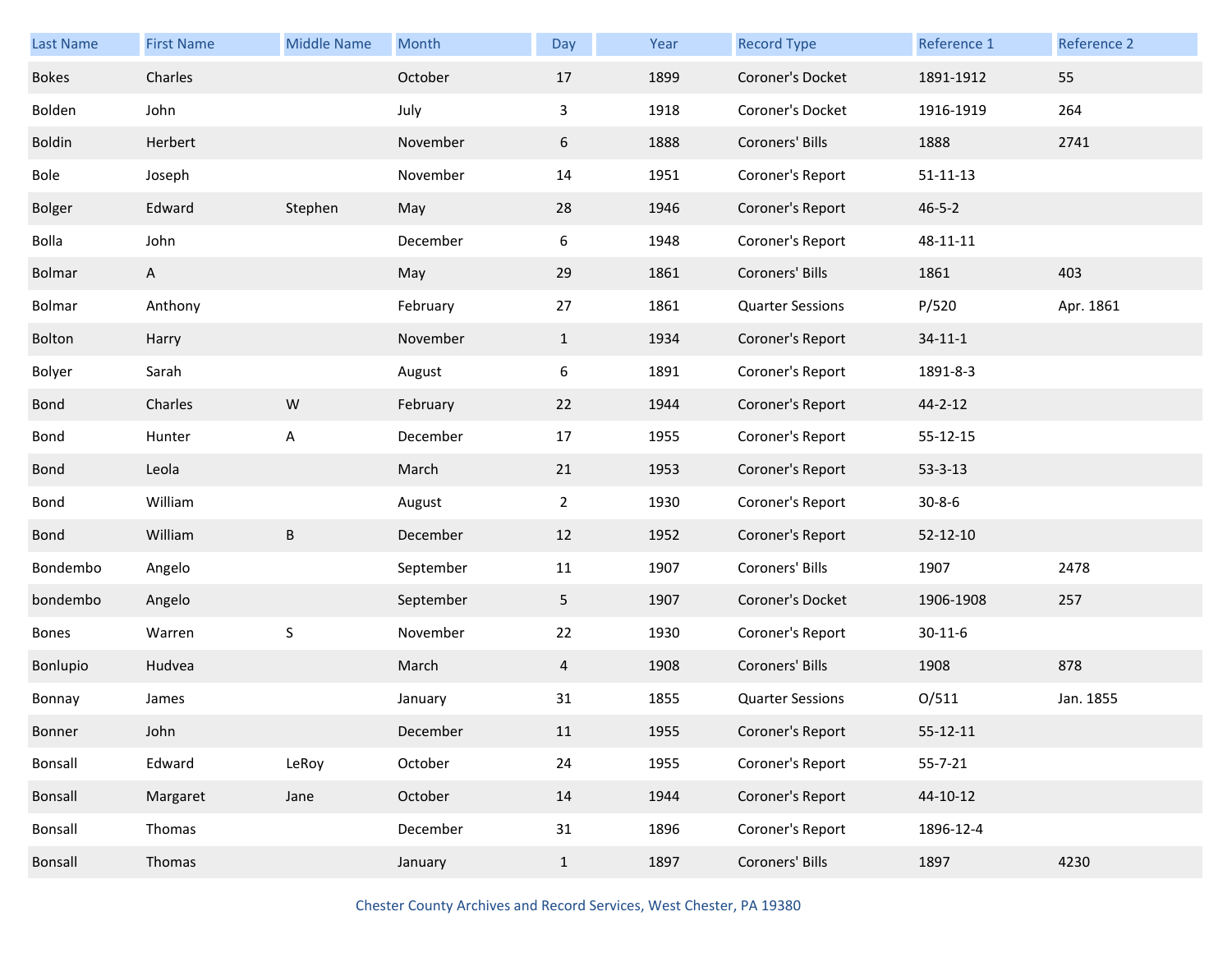| Last Name | First Name | Middle Name | Month | Day | Year | Record Type | Reference 1 | Reference 2 |
|---|---|---|---|---|---|---|---|---|
| Bokes | Charles | | October | 17 | 1899 | Coroner's Docket | 1891-1912 | 55 |
| Bolden | John | | July | 3 | 1918 | Coroner's Docket | 1916-1919 | 264 |
| Boldin | Herbert | | November | 6 | 1888 | Coroners' Bills | 1888 | 2741 |
| Bole | Joseph | | November | 14 | 1951 | Coroner's Report | 51-11-13 | |
| Bolger | Edward | Stephen | May | 28 | 1946 | Coroner's Report | 46-5-2 | |
| Bolla | John | | December | 6 | 1948 | Coroner's Report | 48-11-11 | |
| Bolmar | A | | May | 29 | 1861 | Coroners' Bills | 1861 | 403 |
| Bolmar | Anthony | | February | 27 | 1861 | Quarter Sessions | P/520 | Apr. 1861 |
| Bolton | Harry | | November | 1 | 1934 | Coroner's Report | 34-11-1 | |
| Bolyer | Sarah | | August | 6 | 1891 | Coroner's Report | 1891-8-3 | |
| Bond | Charles | W | February | 22 | 1944 | Coroner's Report | 44-2-12 | |
| Bond | Hunter | A | December | 17 | 1955 | Coroner's Report | 55-12-15 | |
| Bond | Leola | | March | 21 | 1953 | Coroner's Report | 53-3-13 | |
| Bond | William | | August | 2 | 1930 | Coroner's Report | 30-8-6 | |
| Bond | William | B | December | 12 | 1952 | Coroner's Report | 52-12-10 | |
| Bondembo | Angelo | | September | 11 | 1907 | Coroners' Bills | 1907 | 2478 |
| bondembo | Angelo | | September | 5 | 1907 | Coroner's Docket | 1906-1908 | 257 |
| Bones | Warren | S | November | 22 | 1930 | Coroner's Report | 30-11-6 | |
| Bonlupio | Hudvea | | March | 4 | 1908 | Coroners' Bills | 1908 | 878 |
| Bonnay | James | | January | 31 | 1855 | Quarter Sessions | O/511 | Jan. 1855 |
| Bonner | John | | December | 11 | 1955 | Coroner's Report | 55-12-11 | |
| Bonsall | Edward | LeRoy | October | 24 | 1955 | Coroner's Report | 55-7-21 | |
| Bonsall | Margaret | Jane | October | 14 | 1944 | Coroner's Report | 44-10-12 | |
| Bonsall | Thomas | | December | 31 | 1896 | Coroner's Report | 1896-12-4 | |
| Bonsall | Thomas | | January | 1 | 1897 | Coroners' Bills | 1897 | 4230 |

Chester County Archives and Record Services, West Chester, PA 19380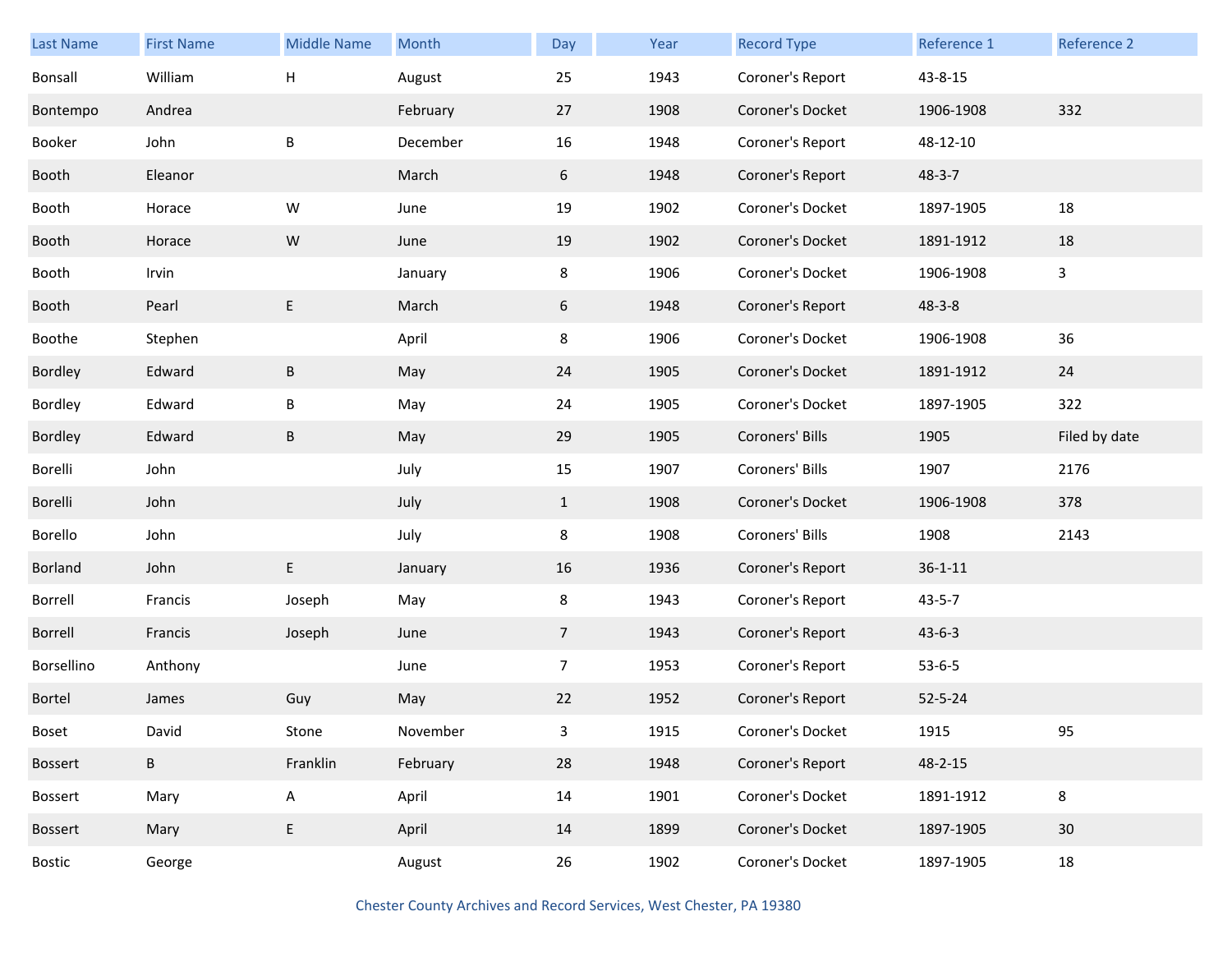| Last Name | First Name | Middle Name | Month | Day | Year | Record Type | Reference 1 | Reference 2 |
|---|---|---|---|---|---|---|---|---|
| Bonsall | William | H | August | 25 | 1943 | Coroner's Report | 43-8-15 | |
| Bontempo | Andrea | | February | 27 | 1908 | Coroner's Docket | 1906-1908 | 332 |
| Booker | John | B | December | 16 | 1948 | Coroner's Report | 48-12-10 | |
| Booth | Eleanor | | March | 6 | 1948 | Coroner's Report | 48-3-7 | |
| Booth | Horace | W | June | 19 | 1902 | Coroner's Docket | 1897-1905 | 18 |
| Booth | Horace | W | June | 19 | 1902 | Coroner's Docket | 1891-1912 | 18 |
| Booth | Irvin | | January | 8 | 1906 | Coroner's Docket | 1906-1908 | 3 |
| Booth | Pearl | E | March | 6 | 1948 | Coroner's Report | 48-3-8 | |
| Boothe | Stephen | | April | 8 | 1906 | Coroner's Docket | 1906-1908 | 36 |
| Bordley | Edward | B | May | 24 | 1905 | Coroner's Docket | 1891-1912 | 24 |
| Bordley | Edward | B | May | 24 | 1905 | Coroner's Docket | 1897-1905 | 322 |
| Bordley | Edward | B | May | 29 | 1905 | Coroners' Bills | 1905 | Filed by date |
| Borelli | John | | July | 15 | 1907 | Coroners' Bills | 1907 | 2176 |
| Borelli | John | | July | 1 | 1908 | Coroner's Docket | 1906-1908 | 378 |
| Borello | John | | July | 8 | 1908 | Coroners' Bills | 1908 | 2143 |
| Borland | John | E | January | 16 | 1936 | Coroner's Report | 36-1-11 | |
| Borrell | Francis | Joseph | May | 8 | 1943 | Coroner's Report | 43-5-7 | |
| Borrell | Francis | Joseph | June | 7 | 1943 | Coroner's Report | 43-6-3 | |
| Borsellino | Anthony | | June | 7 | 1953 | Coroner's Report | 53-6-5 | |
| Bortel | James | Guy | May | 22 | 1952 | Coroner's Report | 52-5-24 | |
| Boset | David | Stone | November | 3 | 1915 | Coroner's Docket | 1915 | 95 |
| Bossert | B | Franklin | February | 28 | 1948 | Coroner's Report | 48-2-15 | |
| Bossert | Mary | A | April | 14 | 1901 | Coroner's Docket | 1891-1912 | 8 |
| Bossert | Mary | E | April | 14 | 1899 | Coroner's Docket | 1897-1905 | 30 |
| Bostic | George | | August | 26 | 1902 | Coroner's Docket | 1897-1905 | 18 |

Chester County Archives and Record Services, West Chester, PA 19380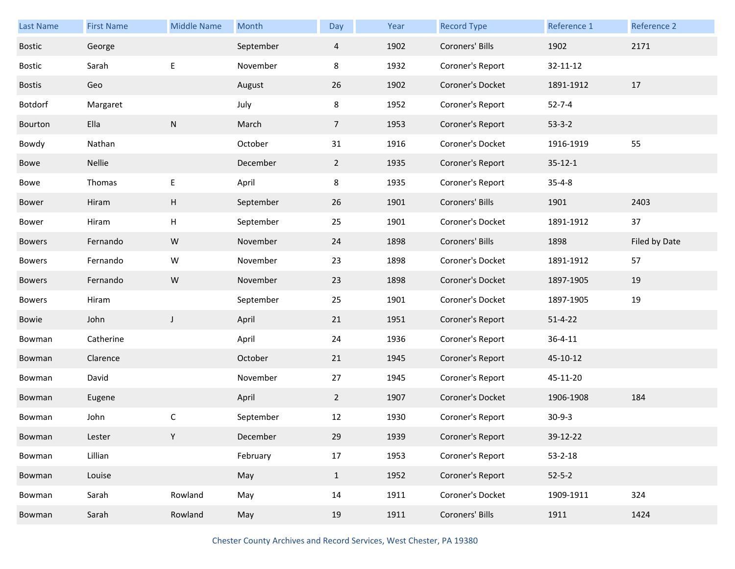| Last Name | First Name | Middle Name | Month | Day | Year | Record Type | Reference 1 | Reference 2 |
|---|---|---|---|---|---|---|---|---|
| Bostic | George | | September | 4 | 1902 | Coroners' Bills | 1902 | 2171 |
| Bostic | Sarah | E | November | 8 | 1932 | Coroner's Report | 32-11-12 | |
| Bostis | Geo | | August | 26 | 1902 | Coroner's Docket | 1891-1912 | 17 |
| Botdorf | Margaret | | July | 8 | 1952 | Coroner's Report | 52-7-4 | |
| Bourton | Ella | N | March | 7 | 1953 | Coroner's Report | 53-3-2 | |
| Bowdy | Nathan | | October | 31 | 1916 | Coroner's Docket | 1916-1919 | 55 |
| Bowe | Nellie | | December | 2 | 1935 | Coroner's Report | 35-12-1 | |
| Bowe | Thomas | E | April | 8 | 1935 | Coroner's Report | 35-4-8 | |
| Bower | Hiram | H | September | 26 | 1901 | Coroners' Bills | 1901 | 2403 |
| Bower | Hiram | H | September | 25 | 1901 | Coroner's Docket | 1891-1912 | 37 |
| Bowers | Fernando | W | November | 24 | 1898 | Coroners' Bills | 1898 | Filed by Date |
| Bowers | Fernando | W | November | 23 | 1898 | Coroner's Docket | 1891-1912 | 57 |
| Bowers | Fernando | W | November | 23 | 1898 | Coroner's Docket | 1897-1905 | 19 |
| Bowers | Hiram | | September | 25 | 1901 | Coroner's Docket | 1897-1905 | 19 |
| Bowie | John | J | April | 21 | 1951 | Coroner's Report | 51-4-22 | |
| Bowman | Catherine | | April | 24 | 1936 | Coroner's Report | 36-4-11 | |
| Bowman | Clarence | | October | 21 | 1945 | Coroner's Report | 45-10-12 | |
| Bowman | David | | November | 27 | 1945 | Coroner's Report | 45-11-20 | |
| Bowman | Eugene | | April | 2 | 1907 | Coroner's Docket | 1906-1908 | 184 |
| Bowman | John | C | September | 12 | 1930 | Coroner's Report | 30-9-3 | |
| Bowman | Lester | Y | December | 29 | 1939 | Coroner's Report | 39-12-22 | |
| Bowman | Lillian | | February | 17 | 1953 | Coroner's Report | 53-2-18 | |
| Bowman | Louise | | May | 1 | 1952 | Coroner's Report | 52-5-2 | |
| Bowman | Sarah | Rowland | May | 14 | 1911 | Coroner's Docket | 1909-1911 | 324 |
| Bowman | Sarah | Rowland | May | 19 | 1911 | Coroners' Bills | 1911 | 1424 |

Chester County Archives and Record Services, West Chester, PA 19380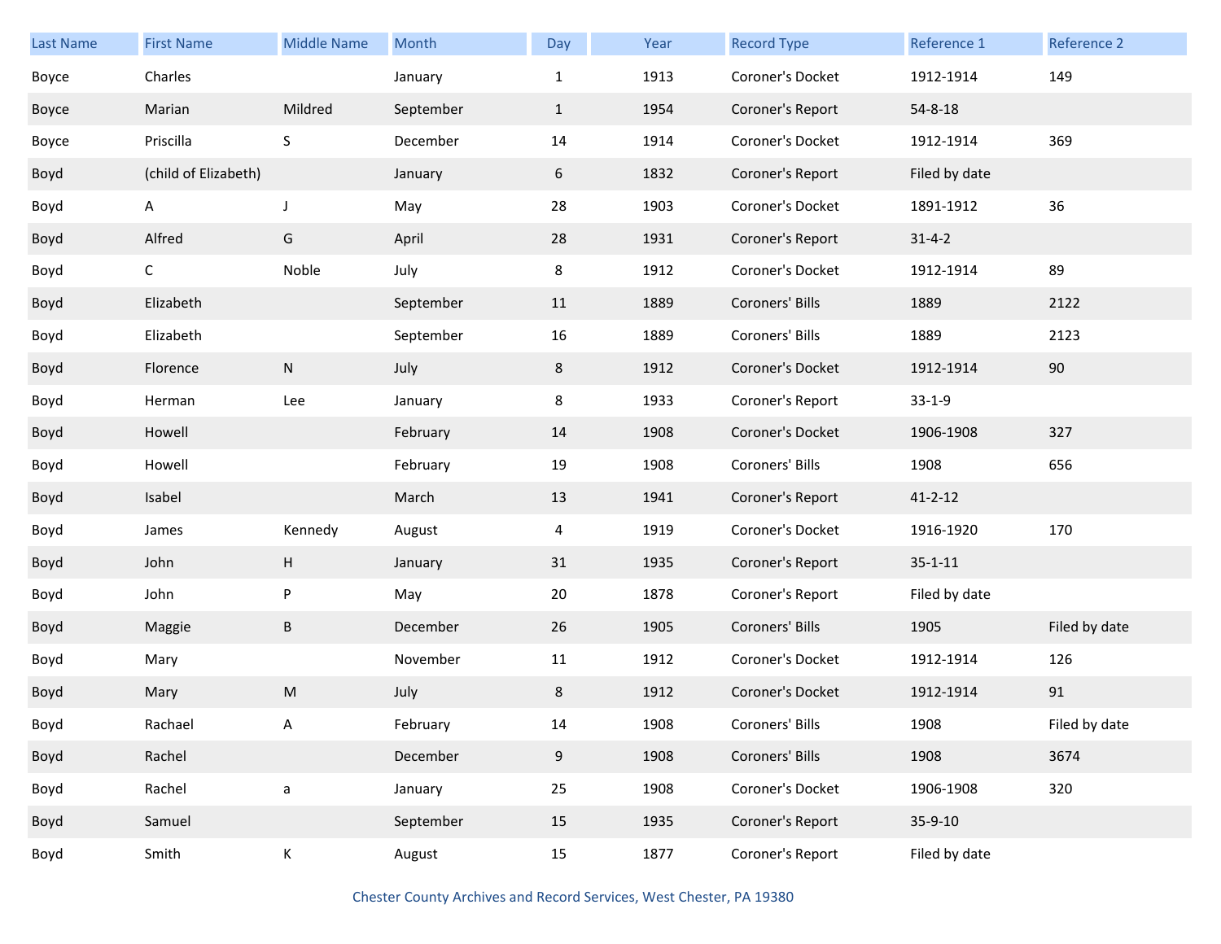| Last Name | First Name | Middle Name | Month | Day | Year | Record Type | Reference 1 | Reference 2 |
|---|---|---|---|---|---|---|---|---|
| Boyce | Charles | | January | 1 | 1913 | Coroner's Docket | 1912-1914 | 149 |
| Boyce | Marian | Mildred | September | 1 | 1954 | Coroner's Report | 54-8-18 | |
| Boyce | Priscilla | S | December | 14 | 1914 | Coroner's Docket | 1912-1914 | 369 |
| Boyd | (child of Elizabeth) | | January | 6 | 1832 | Coroner's Report | Filed by date | |
| Boyd | A | J | May | 28 | 1903 | Coroner's Docket | 1891-1912 | 36 |
| Boyd | Alfred | G | April | 28 | 1931 | Coroner's Report | 31-4-2 | |
| Boyd | C | Noble | July | 8 | 1912 | Coroner's Docket | 1912-1914 | 89 |
| Boyd | Elizabeth | | September | 11 | 1889 | Coroners' Bills | 1889 | 2122 |
| Boyd | Elizabeth | | September | 16 | 1889 | Coroners' Bills | 1889 | 2123 |
| Boyd | Florence | N | July | 8 | 1912 | Coroner's Docket | 1912-1914 | 90 |
| Boyd | Herman | Lee | January | 8 | 1933 | Coroner's Report | 33-1-9 | |
| Boyd | Howell | | February | 14 | 1908 | Coroner's Docket | 1906-1908 | 327 |
| Boyd | Howell | | February | 19 | 1908 | Coroners' Bills | 1908 | 656 |
| Boyd | Isabel | | March | 13 | 1941 | Coroner's Report | 41-2-12 | |
| Boyd | James | Kennedy | August | 4 | 1919 | Coroner's Docket | 1916-1920 | 170 |
| Boyd | John | H | January | 31 | 1935 | Coroner's Report | 35-1-11 | |
| Boyd | John | P | May | 20 | 1878 | Coroner's Report | Filed by date | |
| Boyd | Maggie | B | December | 26 | 1905 | Coroners' Bills | 1905 | Filed by date |
| Boyd | Mary | | November | 11 | 1912 | Coroner's Docket | 1912-1914 | 126 |
| Boyd | Mary | M | July | 8 | 1912 | Coroner's Docket | 1912-1914 | 91 |
| Boyd | Rachael | A | February | 14 | 1908 | Coroners' Bills | 1908 | Filed by date |
| Boyd | Rachel | | December | 9 | 1908 | Coroners' Bills | 1908 | 3674 |
| Boyd | Rachel | a | January | 25 | 1908 | Coroner's Docket | 1906-1908 | 320 |
| Boyd | Samuel | | September | 15 | 1935 | Coroner's Report | 35-9-10 | |
| Boyd | Smith | K | August | 15 | 1877 | Coroner's Report | Filed by date | |

Chester County Archives and Record Services, West Chester, PA 19380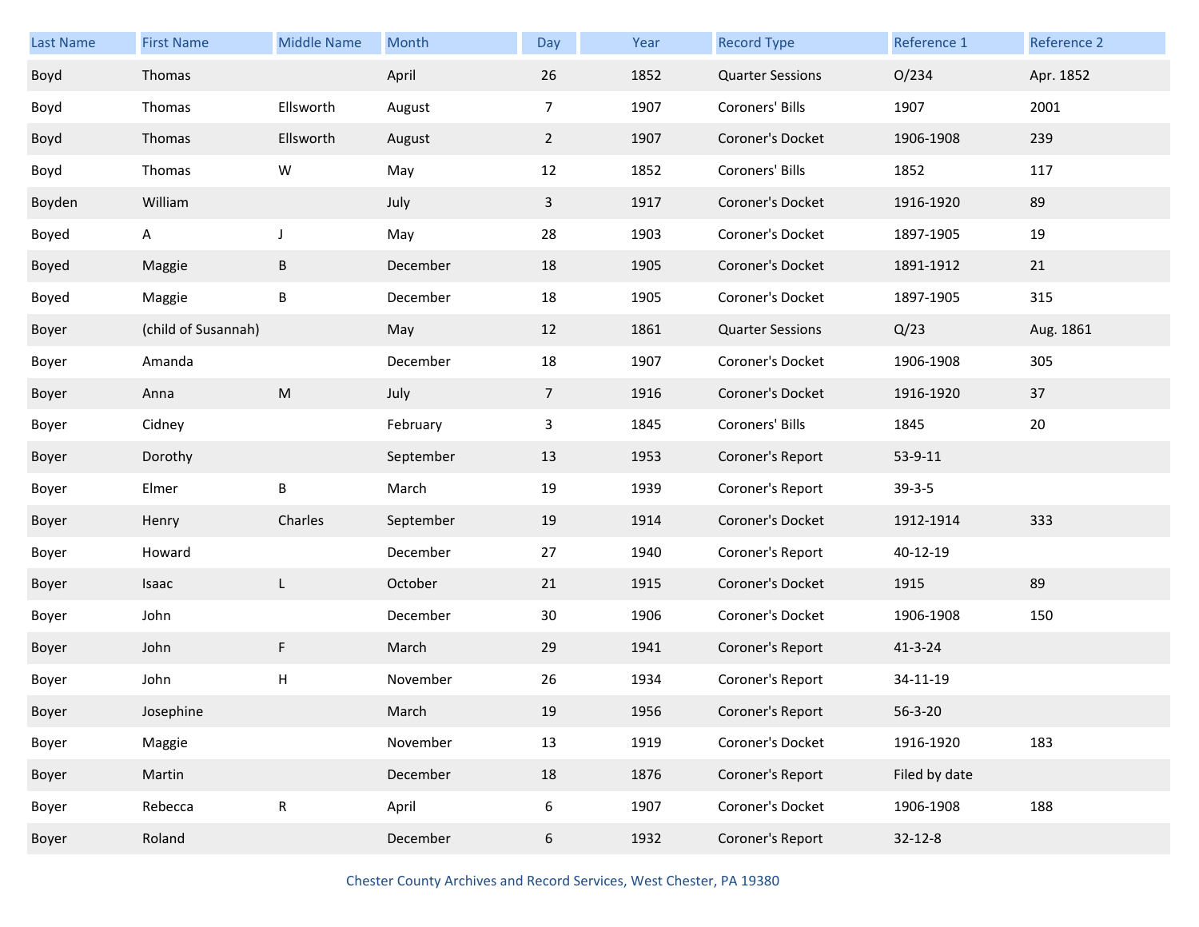| Last Name | First Name | Middle Name | Month | Day | Year | Record Type | Reference 1 | Reference 2 |
|---|---|---|---|---|---|---|---|---|
| Boyd | Thomas | | April | 26 | 1852 | Quarter Sessions | O/234 | Apr. 1852 |
| Boyd | Thomas | Ellsworth | August | 7 | 1907 | Coroners' Bills | 1907 | 2001 |
| Boyd | Thomas | Ellsworth | August | 2 | 1907 | Coroner's Docket | 1906-1908 | 239 |
| Boyd | Thomas | W | May | 12 | 1852 | Coroners' Bills | 1852 | 117 |
| Boyden | William | | July | 3 | 1917 | Coroner's Docket | 1916-1920 | 89 |
| Boyed | A | J | May | 28 | 1903 | Coroner's Docket | 1897-1905 | 19 |
| Boyed | Maggie | B | December | 18 | 1905 | Coroner's Docket | 1891-1912 | 21 |
| Boyed | Maggie | B | December | 18 | 1905 | Coroner's Docket | 1897-1905 | 315 |
| Boyer | (child of Susannah) | | May | 12 | 1861 | Quarter Sessions | Q/23 | Aug. 1861 |
| Boyer | Amanda | | December | 18 | 1907 | Coroner's Docket | 1906-1908 | 305 |
| Boyer | Anna | M | July | 7 | 1916 | Coroner's Docket | 1916-1920 | 37 |
| Boyer | Cidney | | February | 3 | 1845 | Coroners' Bills | 1845 | 20 |
| Boyer | Dorothy | | September | 13 | 1953 | Coroner's Report | 53-9-11 | |
| Boyer | Elmer | B | March | 19 | 1939 | Coroner's Report | 39-3-5 | |
| Boyer | Henry | Charles | September | 19 | 1914 | Coroner's Docket | 1912-1914 | 333 |
| Boyer | Howard | | December | 27 | 1940 | Coroner's Report | 40-12-19 | |
| Boyer | Isaac | L | October | 21 | 1915 | Coroner's Docket | 1915 | 89 |
| Boyer | John | | December | 30 | 1906 | Coroner's Docket | 1906-1908 | 150 |
| Boyer | John | F | March | 29 | 1941 | Coroner's Report | 41-3-24 | |
| Boyer | John | H | November | 26 | 1934 | Coroner's Report | 34-11-19 | |
| Boyer | Josephine | | March | 19 | 1956 | Coroner's Report | 56-3-20 | |
| Boyer | Maggie | | November | 13 | 1919 | Coroner's Docket | 1916-1920 | 183 |
| Boyer | Martin | | December | 18 | 1876 | Coroner's Report | Filed by date | |
| Boyer | Rebecca | R | April | 6 | 1907 | Coroner's Docket | 1906-1908 | 188 |
| Boyer | Roland | | December | 6 | 1932 | Coroner's Report | 32-12-8 | |

Chester County Archives and Record Services, West Chester, PA 19380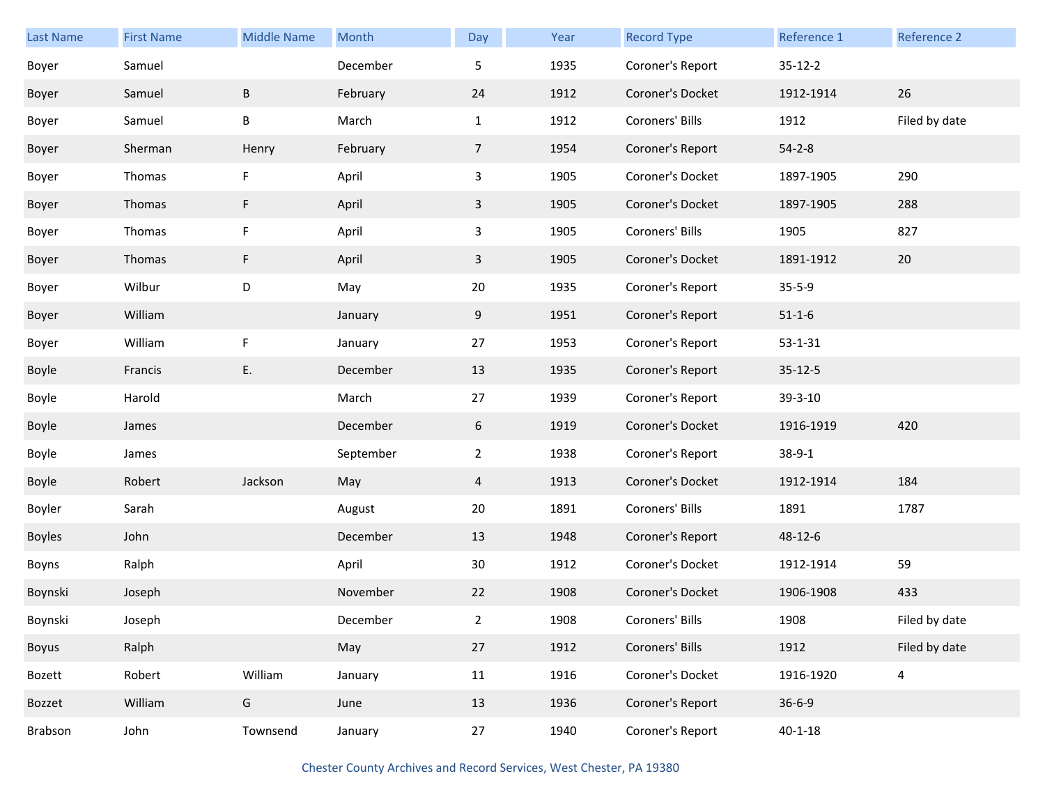| Last Name | First Name | Middle Name | Month | Day | Year | Record Type | Reference 1 | Reference 2 |
|---|---|---|---|---|---|---|---|---|
| Boyer | Samuel | | December | 5 | 1935 | Coroner's Report | 35-12-2 | |
| Boyer | Samuel | B | February | 24 | 1912 | Coroner's Docket | 1912-1914 | 26 |
| Boyer | Samuel | B | March | 1 | 1912 | Coroners' Bills | 1912 | Filed by date |
| Boyer | Sherman | Henry | February | 7 | 1954 | Coroner's Report | 54-2-8 | |
| Boyer | Thomas | F | April | 3 | 1905 | Coroner's Docket | 1897-1905 | 290 |
| Boyer | Thomas | F | April | 3 | 1905 | Coroner's Docket | 1897-1905 | 288 |
| Boyer | Thomas | F | April | 3 | 1905 | Coroners' Bills | 1905 | 827 |
| Boyer | Thomas | F | April | 3 | 1905 | Coroner's Docket | 1891-1912 | 20 |
| Boyer | Wilbur | D | May | 20 | 1935 | Coroner's Report | 35-5-9 | |
| Boyer | William | | January | 9 | 1951 | Coroner's Report | 51-1-6 | |
| Boyer | William | F | January | 27 | 1953 | Coroner's Report | 53-1-31 | |
| Boyle | Francis | E. | December | 13 | 1935 | Coroner's Report | 35-12-5 | |
| Boyle | Harold | | March | 27 | 1939 | Coroner's Report | 39-3-10 | |
| Boyle | James | | December | 6 | 1919 | Coroner's Docket | 1916-1919 | 420 |
| Boyle | James | | September | 2 | 1938 | Coroner's Report | 38-9-1 | |
| Boyle | Robert | Jackson | May | 4 | 1913 | Coroner's Docket | 1912-1914 | 184 |
| Boyler | Sarah | | August | 20 | 1891 | Coroners' Bills | 1891 | 1787 |
| Boyles | John | | December | 13 | 1948 | Coroner's Report | 48-12-6 | |
| Boyns | Ralph | | April | 30 | 1912 | Coroner's Docket | 1912-1914 | 59 |
| Boynski | Joseph | | November | 22 | 1908 | Coroner's Docket | 1906-1908 | 433 |
| Boynski | Joseph | | December | 2 | 1908 | Coroners' Bills | 1908 | Filed by date |
| Boyus | Ralph | | May | 27 | 1912 | Coroners' Bills | 1912 | Filed by date |
| Bozett | Robert | William | January | 11 | 1916 | Coroner's Docket | 1916-1920 | 4 |
| Bozzet | William | G | June | 13 | 1936 | Coroner's Report | 36-6-9 | |
| Brabson | John | Townsend | January | 27 | 1940 | Coroner's Report | 40-1-18 | |

Chester County Archives and Record Services, West Chester, PA 19380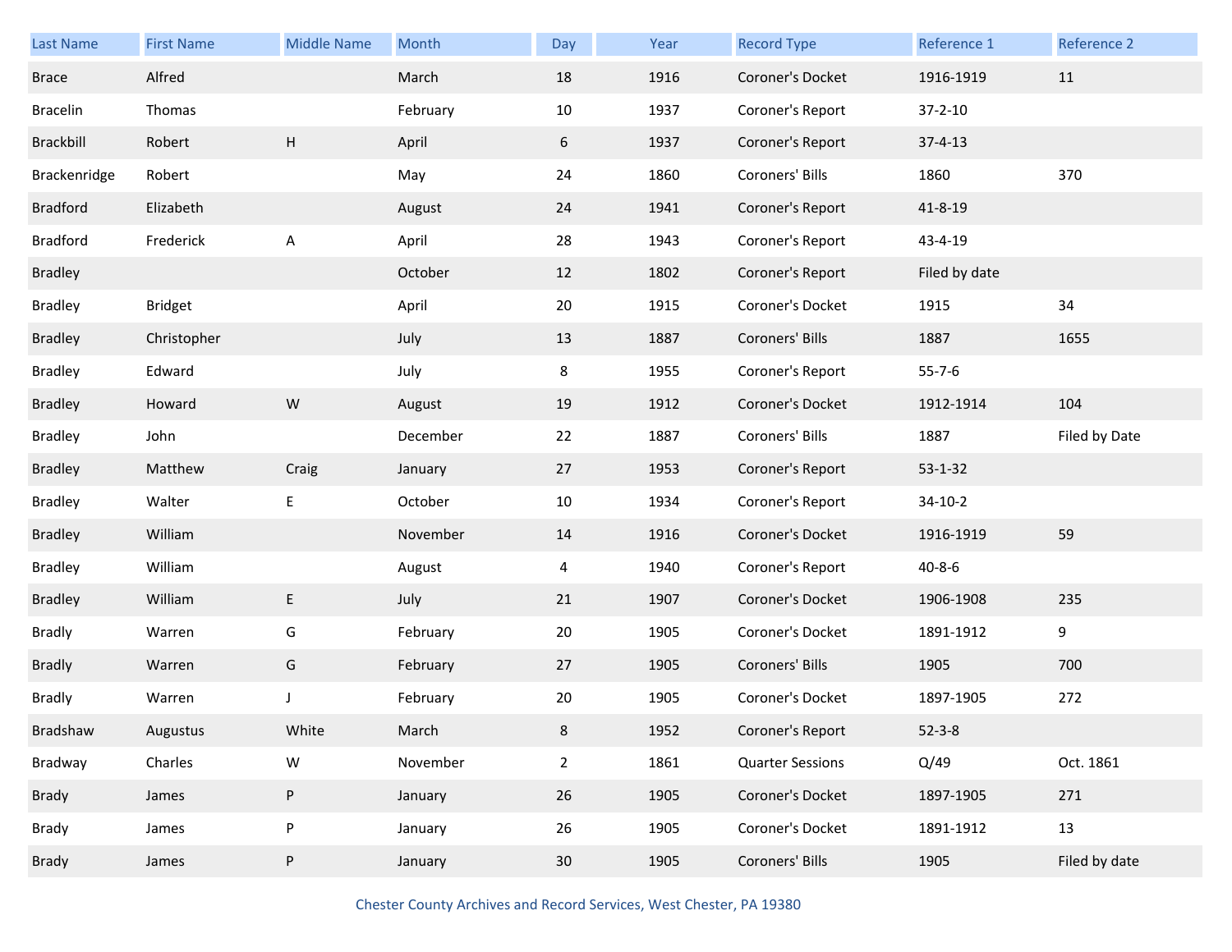| Last Name | First Name | Middle Name | Month | Day | Year | Record Type | Reference 1 | Reference 2 |
|---|---|---|---|---|---|---|---|---|
| Brace | Alfred | | March | 18 | 1916 | Coroner's Docket | 1916-1919 | 11 |
| Bracelin | Thomas | | February | 10 | 1937 | Coroner's Report | 37-2-10 | |
| Brackbill | Robert | H | April | 6 | 1937 | Coroner's Report | 37-4-13 | |
| Brackenridge | Robert | | May | 24 | 1860 | Coroners' Bills | 1860 | 370 |
| Bradford | Elizabeth | | August | 24 | 1941 | Coroner's Report | 41-8-19 | |
| Bradford | Frederick | A | April | 28 | 1943 | Coroner's Report | 43-4-19 | |
| Bradley | | | October | 12 | 1802 | Coroner's Report | Filed by date | |
| Bradley | Bridget | | April | 20 | 1915 | Coroner's Docket | 1915 | 34 |
| Bradley | Christopher | | July | 13 | 1887 | Coroners' Bills | 1887 | 1655 |
| Bradley | Edward | | July | 8 | 1955 | Coroner's Report | 55-7-6 | |
| Bradley | Howard | W | August | 19 | 1912 | Coroner's Docket | 1912-1914 | 104 |
| Bradley | John | | December | 22 | 1887 | Coroners' Bills | 1887 | Filed by Date |
| Bradley | Matthew | Craig | January | 27 | 1953 | Coroner's Report | 53-1-32 | |
| Bradley | Walter | E | October | 10 | 1934 | Coroner's Report | 34-10-2 | |
| Bradley | William | | November | 14 | 1916 | Coroner's Docket | 1916-1919 | 59 |
| Bradley | William | | August | 4 | 1940 | Coroner's Report | 40-8-6 | |
| Bradley | William | E | July | 21 | 1907 | Coroner's Docket | 1906-1908 | 235 |
| Bradly | Warren | G | February | 20 | 1905 | Coroner's Docket | 1891-1912 | 9 |
| Bradly | Warren | G | February | 27 | 1905 | Coroners' Bills | 1905 | 700 |
| Bradly | Warren | J | February | 20 | 1905 | Coroner's Docket | 1897-1905 | 272 |
| Bradshaw | Augustus | White | March | 8 | 1952 | Coroner's Report | 52-3-8 | |
| Bradway | Charles | W | November | 2 | 1861 | Quarter Sessions | Q/49 | Oct. 1861 |
| Brady | James | P | January | 26 | 1905 | Coroner's Docket | 1897-1905 | 271 |
| Brady | James | P | January | 26 | 1905 | Coroner's Docket | 1891-1912 | 13 |
| Brady | James | P | January | 30 | 1905 | Coroners' Bills | 1905 | Filed by date |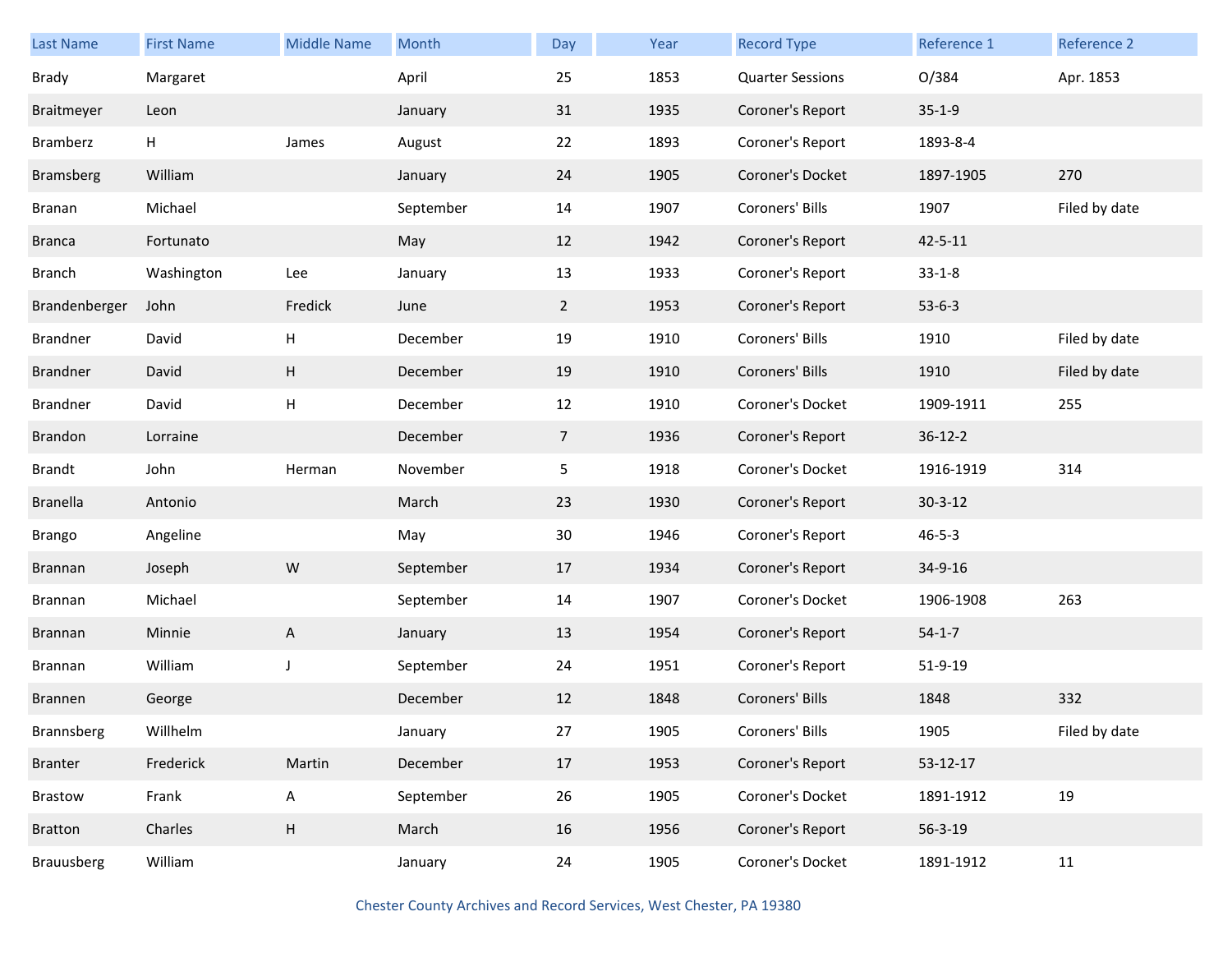| Last Name | First Name | Middle Name | Month | Day | Year | Record Type | Reference 1 | Reference 2 |
|---|---|---|---|---|---|---|---|---|
| Brady | Margaret | | April | 25 | 1853 | Quarter Sessions | O/384 | Apr. 1853 |
| Braitmeyer | Leon | | January | 31 | 1935 | Coroner's Report | 35-1-9 | |
| Bramberz | H | James | August | 22 | 1893 | Coroner's Report | 1893-8-4 | |
| Bramsberg | William | | January | 24 | 1905 | Coroner's Docket | 1897-1905 | 270 |
| Branan | Michael | | September | 14 | 1907 | Coroners' Bills | 1907 | Filed by date |
| Branca | Fortunato | | May | 12 | 1942 | Coroner's Report | 42-5-11 | |
| Branch | Washington | Lee | January | 13 | 1933 | Coroner's Report | 33-1-8 | |
| Brandenberger | John | Fredick | June | 2 | 1953 | Coroner's Report | 53-6-3 | |
| Brandner | David | H | December | 19 | 1910 | Coroners' Bills | 1910 | Filed by date |
| Brandner | David | H | December | 19 | 1910 | Coroners' Bills | 1910 | Filed by date |
| Brandner | David | H | December | 12 | 1910 | Coroner's Docket | 1909-1911 | 255 |
| Brandon | Lorraine | | December | 7 | 1936 | Coroner's Report | 36-12-2 | |
| Brandt | John | Herman | November | 5 | 1918 | Coroner's Docket | 1916-1919 | 314 |
| Branella | Antonio | | March | 23 | 1930 | Coroner's Report | 30-3-12 | |
| Brango | Angeline | | May | 30 | 1946 | Coroner's Report | 46-5-3 | |
| Brannan | Joseph | W | September | 17 | 1934 | Coroner's Report | 34-9-16 | |
| Brannan | Michael | | September | 14 | 1907 | Coroner's Docket | 1906-1908 | 263 |
| Brannan | Minnie | A | January | 13 | 1954 | Coroner's Report | 54-1-7 | |
| Brannan | William | J | September | 24 | 1951 | Coroner's Report | 51-9-19 | |
| Brannen | George | | December | 12 | 1848 | Coroners' Bills | 1848 | 332 |
| Brannsberg | Willhelm | | January | 27 | 1905 | Coroners' Bills | 1905 | Filed by date |
| Branter | Frederick | Martin | December | 17 | 1953 | Coroner's Report | 53-12-17 | |
| Brastow | Frank | A | September | 26 | 1905 | Coroner's Docket | 1891-1912 | 19 |
| Bratton | Charles | H | March | 16 | 1956 | Coroner's Report | 56-3-19 | |
| Brauusberg | William | | January | 24 | 1905 | Coroner's Docket | 1891-1912 | 11 |

Chester County Archives and Record Services, West Chester, PA 19380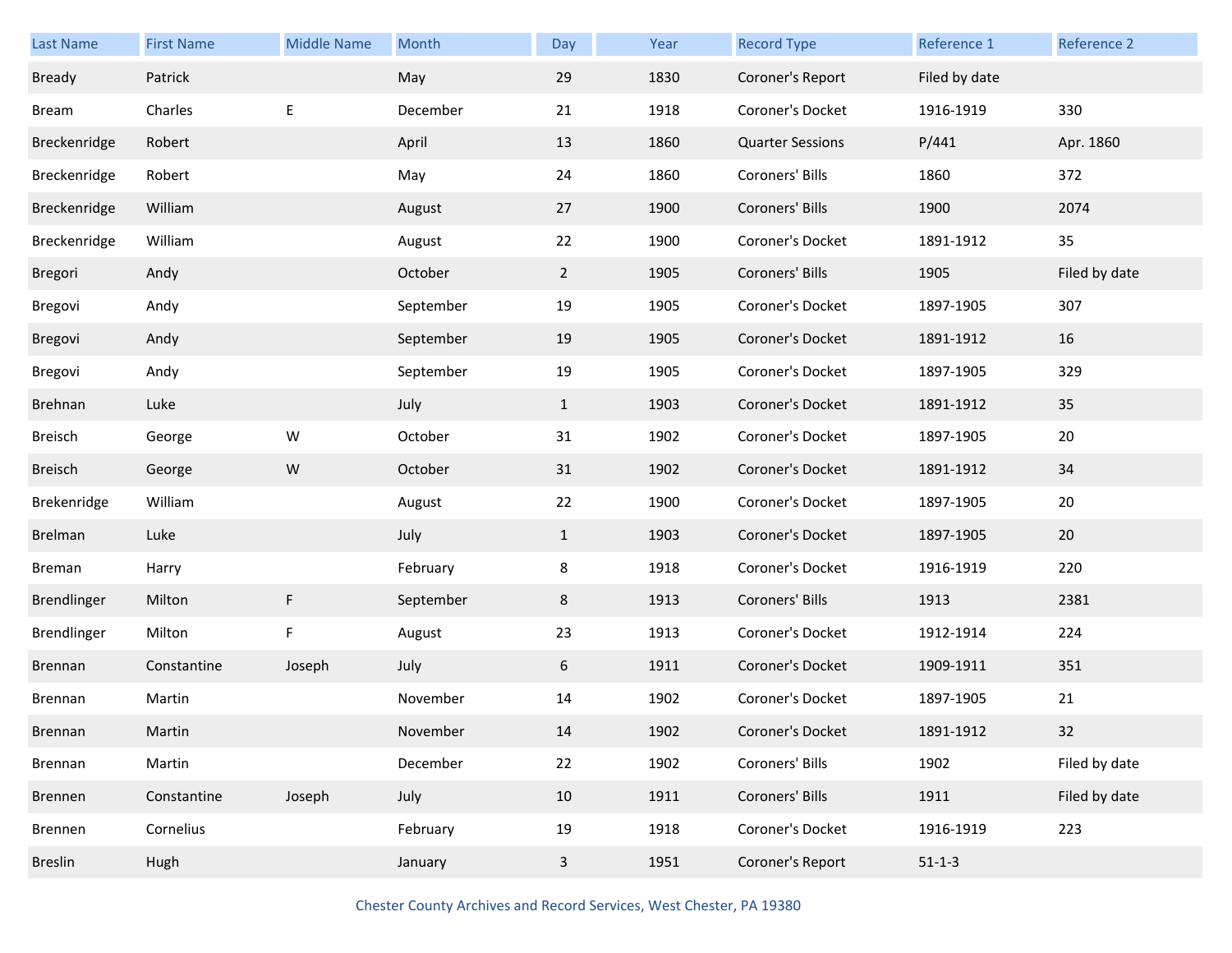| Last Name | First Name | Middle Name | Month | Day | Year | Record Type | Reference 1 | Reference 2 |
|---|---|---|---|---|---|---|---|---|
| Bready | Patrick | | May | 29 | 1830 | Coroner's Report | Filed by date | |
| Bream | Charles | E | December | 21 | 1918 | Coroner's Docket | 1916-1919 | 330 |
| Breckenridge | Robert | | April | 13 | 1860 | Quarter Sessions | P/441 | Apr. 1860 |
| Breckenridge | Robert | | May | 24 | 1860 | Coroners' Bills | 1860 | 372 |
| Breckenridge | William | | August | 27 | 1900 | Coroners' Bills | 1900 | 2074 |
| Breckenridge | William | | August | 22 | 1900 | Coroner's Docket | 1891-1912 | 35 |
| Bregori | Andy | | October | 2 | 1905 | Coroners' Bills | 1905 | Filed by date |
| Bregovi | Andy | | September | 19 | 1905 | Coroner's Docket | 1897-1905 | 307 |
| Bregovi | Andy | | September | 19 | 1905 | Coroner's Docket | 1891-1912 | 16 |
| Bregovi | Andy | | September | 19 | 1905 | Coroner's Docket | 1897-1905 | 329 |
| Brehnan | Luke | | July | 1 | 1903 | Coroner's Docket | 1891-1912 | 35 |
| Breisch | George | W | October | 31 | 1902 | Coroner's Docket | 1897-1905 | 20 |
| Breisch | George | W | October | 31 | 1902 | Coroner's Docket | 1891-1912 | 34 |
| Brekenridge | William | | August | 22 | 1900 | Coroner's Docket | 1897-1905 | 20 |
| Brelman | Luke | | July | 1 | 1903 | Coroner's Docket | 1897-1905 | 20 |
| Breman | Harry | | February | 8 | 1918 | Coroner's Docket | 1916-1919 | 220 |
| Brendlinger | Milton | F | September | 8 | 1913 | Coroners' Bills | 1913 | 2381 |
| Brendlinger | Milton | F | August | 23 | 1913 | Coroner's Docket | 1912-1914 | 224 |
| Brennan | Constantine | Joseph | July | 6 | 1911 | Coroner's Docket | 1909-1911 | 351 |
| Brennan | Martin | | November | 14 | 1902 | Coroner's Docket | 1897-1905 | 21 |
| Brennan | Martin | | November | 14 | 1902 | Coroner's Docket | 1891-1912 | 32 |
| Brennan | Martin | | December | 22 | 1902 | Coroners' Bills | 1902 | Filed by date |
| Brennen | Constantine | Joseph | July | 10 | 1911 | Coroners' Bills | 1911 | Filed by date |
| Brennen | Cornelius | | February | 19 | 1918 | Coroner's Docket | 1916-1919 | 223 |
| Breslin | Hugh | | January | 3 | 1951 | Coroner's Report | 51-1-3 | |

Chester County Archives and Record Services, West Chester, PA 19380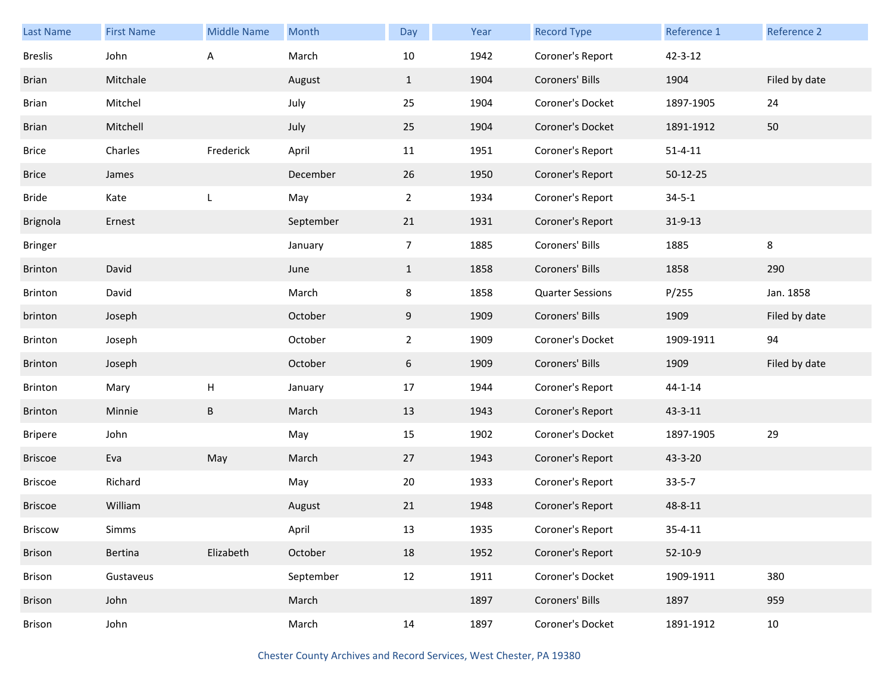| Last Name | First Name | Middle Name | Month | Day | Year | Record Type | Reference 1 | Reference 2 |
|---|---|---|---|---|---|---|---|---|
| Breslis | John | A | March | 10 | 1942 | Coroner's Report | 42-3-12 | |
| Brian | Mitchale | | August | 1 | 1904 | Coroners' Bills | 1904 | Filed by date |
| Brian | Mitchel | | July | 25 | 1904 | Coroner's Docket | 1897-1905 | 24 |
| Brian | Mitchell | | July | 25 | 1904 | Coroner's Docket | 1891-1912 | 50 |
| Brice | Charles | Frederick | April | 11 | 1951 | Coroner's Report | 51-4-11 | |
| Brice | James | | December | 26 | 1950 | Coroner's Report | 50-12-25 | |
| Bride | Kate | L | May | 2 | 1934 | Coroner's Report | 34-5-1 | |
| Brignola | Ernest | | September | 21 | 1931 | Coroner's Report | 31-9-13 | |
| Bringer | | | January | 7 | 1885 | Coroners' Bills | 1885 | 8 |
| Brinton | David | | June | 1 | 1858 | Coroners' Bills | 1858 | 290 |
| Brinton | David | | March | 8 | 1858 | Quarter Sessions | P/255 | Jan. 1858 |
| brinton | Joseph | | October | 9 | 1909 | Coroners' Bills | 1909 | Filed by date |
| Brinton | Joseph | | October | 2 | 1909 | Coroner's Docket | 1909-1911 | 94 |
| Brinton | Joseph | | October | 6 | 1909 | Coroners' Bills | 1909 | Filed by date |
| Brinton | Mary | H | January | 17 | 1944 | Coroner's Report | 44-1-14 | |
| Brinton | Minnie | B | March | 13 | 1943 | Coroner's Report | 43-3-11 | |
| Bripere | John | | May | 15 | 1902 | Coroner's Docket | 1897-1905 | 29 |
| Briscoe | Eva | May | March | 27 | 1943 | Coroner's Report | 43-3-20 | |
| Briscoe | Richard | | May | 20 | 1933 | Coroner's Report | 33-5-7 | |
| Briscoe | William | | August | 21 | 1948 | Coroner's Report | 48-8-11 | |
| Briscow | Simms | | April | 13 | 1935 | Coroner's Report | 35-4-11 | |
| Brison | Bertina | Elizabeth | October | 18 | 1952 | Coroner's Report | 52-10-9 | |
| Brison | Gustaveus | | September | 12 | 1911 | Coroner's Docket | 1909-1911 | 380 |
| Brison | John | | March | | 1897 | Coroners' Bills | 1897 | 959 |
| Brison | John | | March | 14 | 1897 | Coroner's Docket | 1891-1912 | 10 |

Chester County Archives and Record Services, West Chester, PA 19380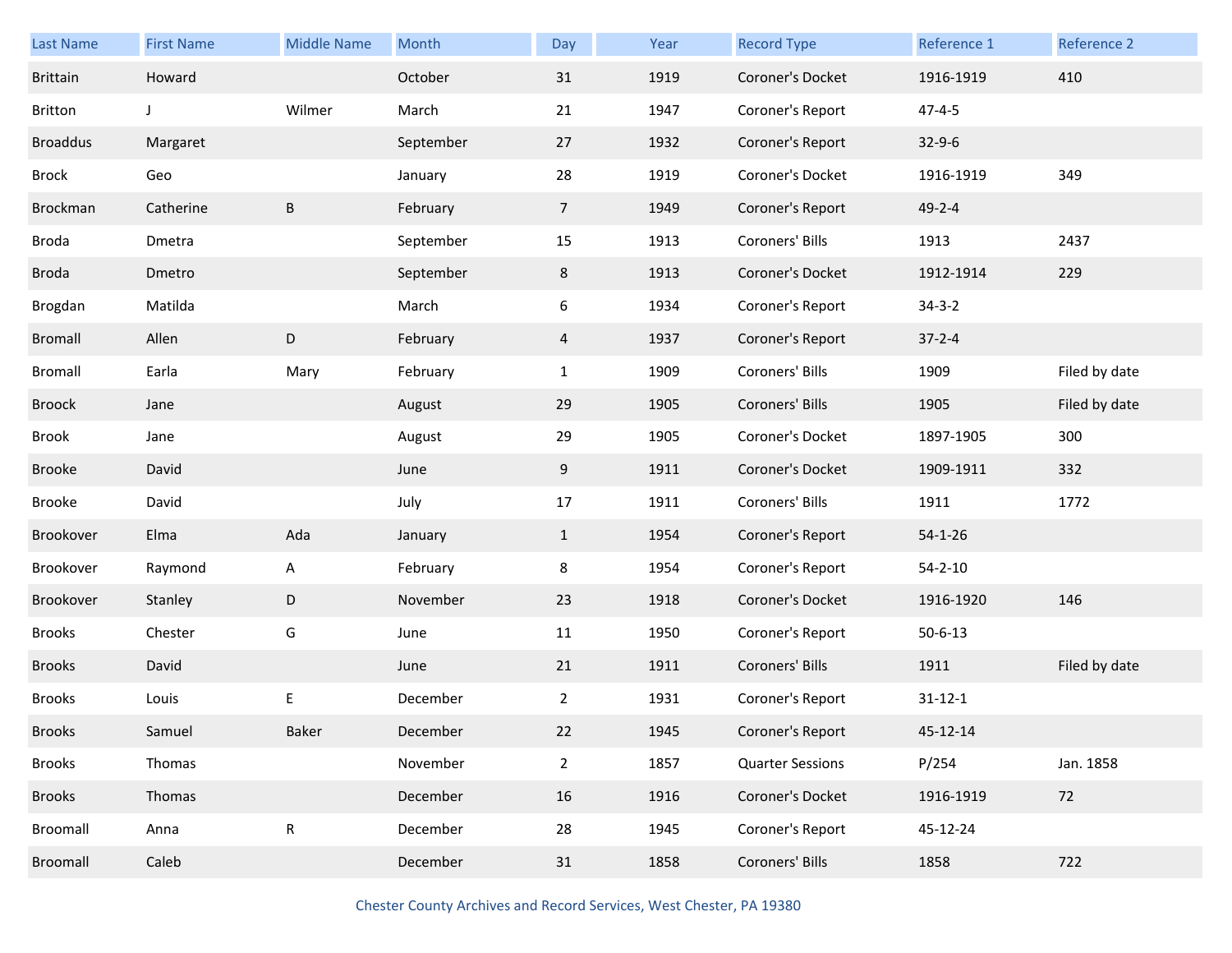| Last Name | First Name | Middle Name | Month | Day | Year | Record Type | Reference 1 | Reference 2 |
|---|---|---|---|---|---|---|---|---|
| Brittain | Howard | | October | 31 | 1919 | Coroner's Docket | 1916-1919 | 410 |
| Britton | J | Wilmer | March | 21 | 1947 | Coroner's Report | 47-4-5 | |
| Broaddus | Margaret | | September | 27 | 1932 | Coroner's Report | 32-9-6 | |
| Brock | Geo | | January | 28 | 1919 | Coroner's Docket | 1916-1919 | 349 |
| Brockman | Catherine | B | February | 7 | 1949 | Coroner's Report | 49-2-4 | |
| Broda | Dmetra | | September | 15 | 1913 | Coroners' Bills | 1913 | 2437 |
| Broda | Dmetro | | September | 8 | 1913 | Coroner's Docket | 1912-1914 | 229 |
| Brogdan | Matilda | | March | 6 | 1934 | Coroner's Report | 34-3-2 | |
| Bromall | Allen | D | February | 4 | 1937 | Coroner's Report | 37-2-4 | |
| Bromall | Earla | Mary | February | 1 | 1909 | Coroners' Bills | 1909 | Filed by date |
| Broock | Jane | | August | 29 | 1905 | Coroners' Bills | 1905 | Filed by date |
| Brook | Jane | | August | 29 | 1905 | Coroner's Docket | 1897-1905 | 300 |
| Brooke | David | | June | 9 | 1911 | Coroner's Docket | 1909-1911 | 332 |
| Brooke | David | | July | 17 | 1911 | Coroners' Bills | 1911 | 1772 |
| Brookover | Elma | Ada | January | 1 | 1954 | Coroner's Report | 54-1-26 | |
| Brookover | Raymond | A | February | 8 | 1954 | Coroner's Report | 54-2-10 | |
| Brookover | Stanley | D | November | 23 | 1918 | Coroner's Docket | 1916-1920 | 146 |
| Brooks | Chester | G | June | 11 | 1950 | Coroner's Report | 50-6-13 | |
| Brooks | David | | June | 21 | 1911 | Coroners' Bills | 1911 | Filed by date |
| Brooks | Louis | E | December | 2 | 1931 | Coroner's Report | 31-12-1 | |
| Brooks | Samuel | Baker | December | 22 | 1945 | Coroner's Report | 45-12-14 | |
| Brooks | Thomas | | November | 2 | 1857 | Quarter Sessions | P/254 | Jan. 1858 |
| Brooks | Thomas | | December | 16 | 1916 | Coroner's Docket | 1916-1919 | 72 |
| Broomall | Anna | R | December | 28 | 1945 | Coroner's Report | 45-12-24 | |
| Broomall | Caleb | | December | 31 | 1858 | Coroners' Bills | 1858 | 722 |

Chester County Archives and Record Services, West Chester, PA 19380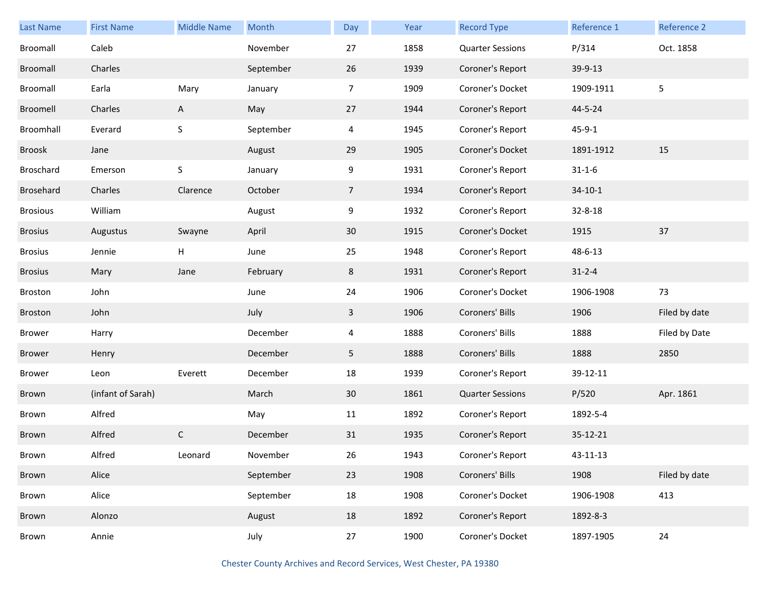| Last Name | First Name | Middle Name | Month | Day | Year | Record Type | Reference 1 | Reference 2 |
|---|---|---|---|---|---|---|---|---|
| Broomall | Caleb | | November | 27 | 1858 | Quarter Sessions | P/314 | Oct. 1858 |
| Broomall | Charles | | September | 26 | 1939 | Coroner's Report | 39-9-13 | |
| Broomall | Earla | Mary | January | 7 | 1909 | Coroner's Docket | 1909-1911 | 5 |
| Broomell | Charles | A | May | 27 | 1944 | Coroner's Report | 44-5-24 | |
| Broomhall | Everard | S | September | 4 | 1945 | Coroner's Report | 45-9-1 | |
| Broosk | Jane | | August | 29 | 1905 | Coroner's Docket | 1891-1912 | 15 |
| Broschard | Emerson | S | January | 9 | 1931 | Coroner's Report | 31-1-6 | |
| Brosehard | Charles | Clarence | October | 7 | 1934 | Coroner's Report | 34-10-1 | |
| Brosious | William | | August | 9 | 1932 | Coroner's Report | 32-8-18 | |
| Brosius | Augustus | Swayne | April | 30 | 1915 | Coroner's Docket | 1915 | 37 |
| Brosius | Jennie | H | June | 25 | 1948 | Coroner's Report | 48-6-13 | |
| Brosius | Mary | Jane | February | 8 | 1931 | Coroner's Report | 31-2-4 | |
| Broston | John | | June | 24 | 1906 | Coroner's Docket | 1906-1908 | 73 |
| Broston | John | | July | 3 | 1906 | Coroners' Bills | 1906 | Filed by date |
| Brower | Harry | | December | 4 | 1888 | Coroners' Bills | 1888 | Filed by Date |
| Brower | Henry | | December | 5 | 1888 | Coroners' Bills | 1888 | 2850 |
| Brower | Leon | Everett | December | 18 | 1939 | Coroner's Report | 39-12-11 | |
| Brown | (infant of Sarah) | | March | 30 | 1861 | Quarter Sessions | P/520 | Apr. 1861 |
| Brown | Alfred | | May | 11 | 1892 | Coroner's Report | 1892-5-4 | |
| Brown | Alfred | C | December | 31 | 1935 | Coroner's Report | 35-12-21 | |
| Brown | Alfred | Leonard | November | 26 | 1943 | Coroner's Report | 43-11-13 | |
| Brown | Alice | | September | 23 | 1908 | Coroners' Bills | 1908 | Filed by date |
| Brown | Alice | | September | 18 | 1908 | Coroner's Docket | 1906-1908 | 413 |
| Brown | Alonzo | | August | 18 | 1892 | Coroner's Report | 1892-8-3 | |
| Brown | Annie | | July | 27 | 1900 | Coroner's Docket | 1897-1905 | 24 |

Chester County Archives and Record Services, West Chester, PA 19380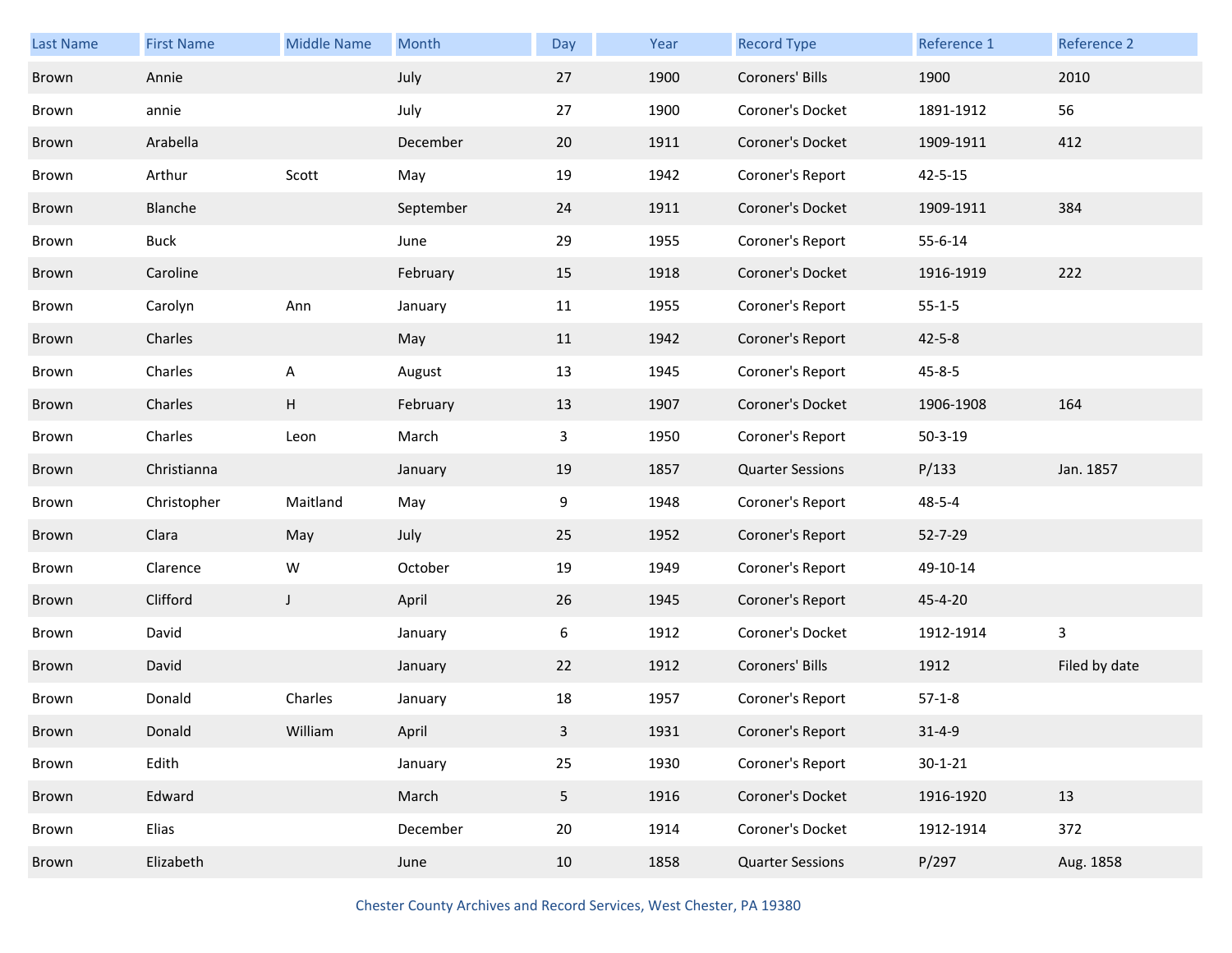| Last Name | First Name | Middle Name | Month | Day | Year | Record Type | Reference 1 | Reference 2 |
|---|---|---|---|---|---|---|---|---|
| Brown | Annie | | July | 27 | 1900 | Coroners' Bills | 1900 | 2010 |
| Brown | annie | | July | 27 | 1900 | Coroner's Docket | 1891-1912 | 56 |
| Brown | Arabella | | December | 20 | 1911 | Coroner's Docket | 1909-1911 | 412 |
| Brown | Arthur | Scott | May | 19 | 1942 | Coroner's Report | 42-5-15 | |
| Brown | Blanche | | September | 24 | 1911 | Coroner's Docket | 1909-1911 | 384 |
| Brown | Buck | | June | 29 | 1955 | Coroner's Report | 55-6-14 | |
| Brown | Caroline | | February | 15 | 1918 | Coroner's Docket | 1916-1919 | 222 |
| Brown | Carolyn | Ann | January | 11 | 1955 | Coroner's Report | 55-1-5 | |
| Brown | Charles | | May | 11 | 1942 | Coroner's Report | 42-5-8 | |
| Brown | Charles | A | August | 13 | 1945 | Coroner's Report | 45-8-5 | |
| Brown | Charles | H | February | 13 | 1907 | Coroner's Docket | 1906-1908 | 164 |
| Brown | Charles | Leon | March | 3 | 1950 | Coroner's Report | 50-3-19 | |
| Brown | Christianna | | January | 19 | 1857 | Quarter Sessions | P/133 | Jan. 1857 |
| Brown | Christopher | Maitland | May | 9 | 1948 | Coroner's Report | 48-5-4 | |
| Brown | Clara | May | July | 25 | 1952 | Coroner's Report | 52-7-29 | |
| Brown | Clarence | W | October | 19 | 1949 | Coroner's Report | 49-10-14 | |
| Brown | Clifford | J | April | 26 | 1945 | Coroner's Report | 45-4-20 | |
| Brown | David | | January | 6 | 1912 | Coroner's Docket | 1912-1914 | 3 |
| Brown | David | | January | 22 | 1912 | Coroners' Bills | 1912 | Filed by date |
| Brown | Donald | Charles | January | 18 | 1957 | Coroner's Report | 57-1-8 | |
| Brown | Donald | William | April | 3 | 1931 | Coroner's Report | 31-4-9 | |
| Brown | Edith | | January | 25 | 1930 | Coroner's Report | 30-1-21 | |
| Brown | Edward | | March | 5 | 1916 | Coroner's Docket | 1916-1920 | 13 |
| Brown | Elias | | December | 20 | 1914 | Coroner's Docket | 1912-1914 | 372 |
| Brown | Elizabeth | | June | 10 | 1858 | Quarter Sessions | P/297 | Aug. 1858 |

Chester County Archives and Record Services, West Chester, PA 19380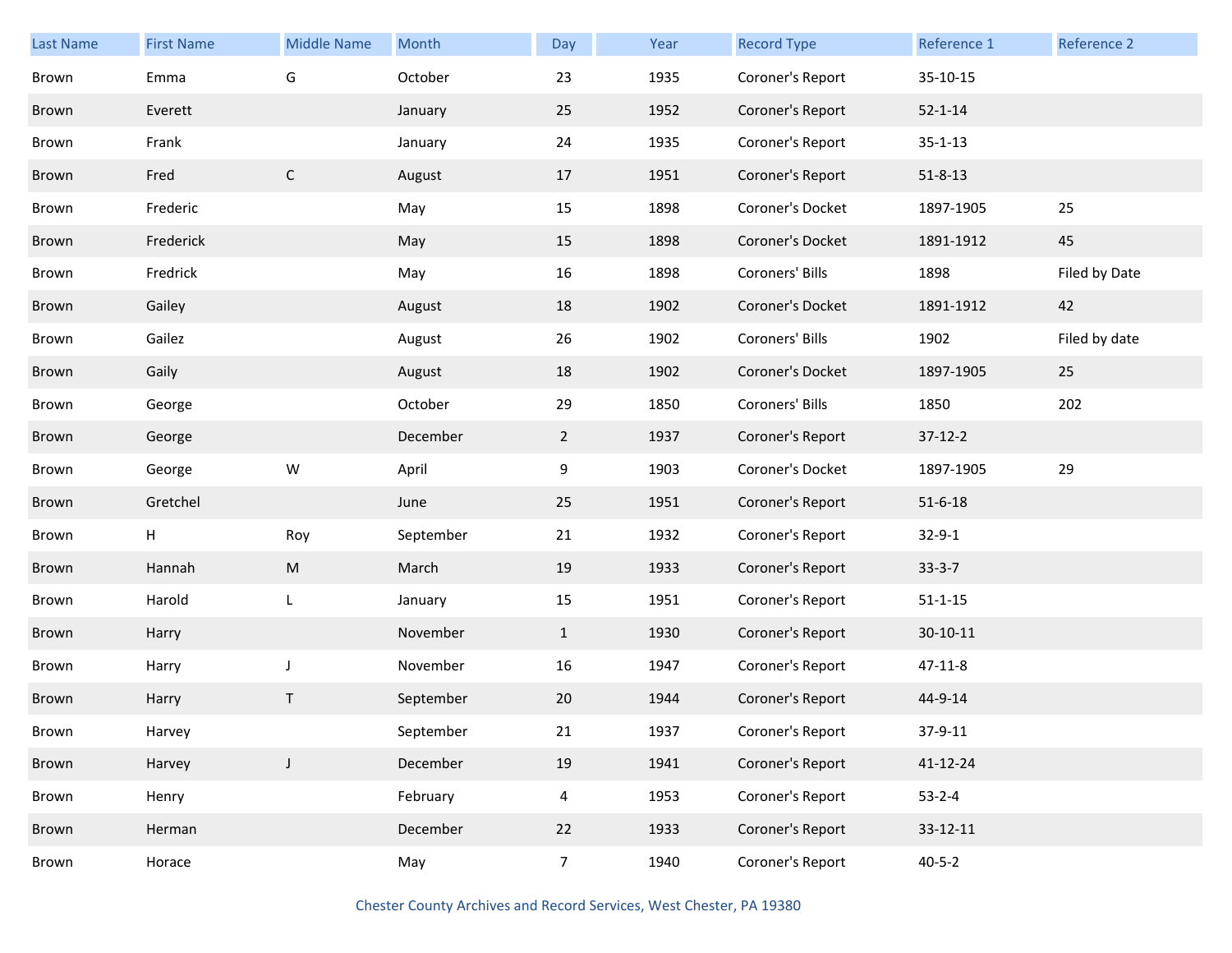| Last Name | First Name | Middle Name | Month | Day | Year | Record Type | Reference 1 | Reference 2 |
|---|---|---|---|---|---|---|---|---|
| Brown | Emma | G | October | 23 | 1935 | Coroner's Report | 35-10-15 | |
| Brown | Everett | | January | 25 | 1952 | Coroner's Report | 52-1-14 | |
| Brown | Frank | | January | 24 | 1935 | Coroner's Report | 35-1-13 | |
| Brown | Fred | C | August | 17 | 1951 | Coroner's Report | 51-8-13 | |
| Brown | Frederic | | May | 15 | 1898 | Coroner's Docket | 1897-1905 | 25 |
| Brown | Frederick | | May | 15 | 1898 | Coroner's Docket | 1891-1912 | 45 |
| Brown | Fredrick | | May | 16 | 1898 | Coroners' Bills | 1898 | Filed by Date |
| Brown | Gailey | | August | 18 | 1902 | Coroner's Docket | 1891-1912 | 42 |
| Brown | Gailez | | August | 26 | 1902 | Coroners' Bills | 1902 | Filed by date |
| Brown | Gaily | | August | 18 | 1902 | Coroner's Docket | 1897-1905 | 25 |
| Brown | George | | October | 29 | 1850 | Coroners' Bills | 1850 | 202 |
| Brown | George | | December | 2 | 1937 | Coroner's Report | 37-12-2 | |
| Brown | George | W | April | 9 | 1903 | Coroner's Docket | 1897-1905 | 29 |
| Brown | Gretchel | | June | 25 | 1951 | Coroner's Report | 51-6-18 | |
| Brown | H | Roy | September | 21 | 1932 | Coroner's Report | 32-9-1 | |
| Brown | Hannah | M | March | 19 | 1933 | Coroner's Report | 33-3-7 | |
| Brown | Harold | L | January | 15 | 1951 | Coroner's Report | 51-1-15 | |
| Brown | Harry | | November | 1 | 1930 | Coroner's Report | 30-10-11 | |
| Brown | Harry | J | November | 16 | 1947 | Coroner's Report | 47-11-8 | |
| Brown | Harry | T | September | 20 | 1944 | Coroner's Report | 44-9-14 | |
| Brown | Harvey | | September | 21 | 1937 | Coroner's Report | 37-9-11 | |
| Brown | Harvey | J | December | 19 | 1941 | Coroner's Report | 41-12-24 | |
| Brown | Henry | | February | 4 | 1953 | Coroner's Report | 53-2-4 | |
| Brown | Herman | | December | 22 | 1933 | Coroner's Report | 33-12-11 | |
| Brown | Horace | | May | 7 | 1940 | Coroner's Report | 40-5-2 | |

Chester County Archives and Record Services, West Chester, PA 19380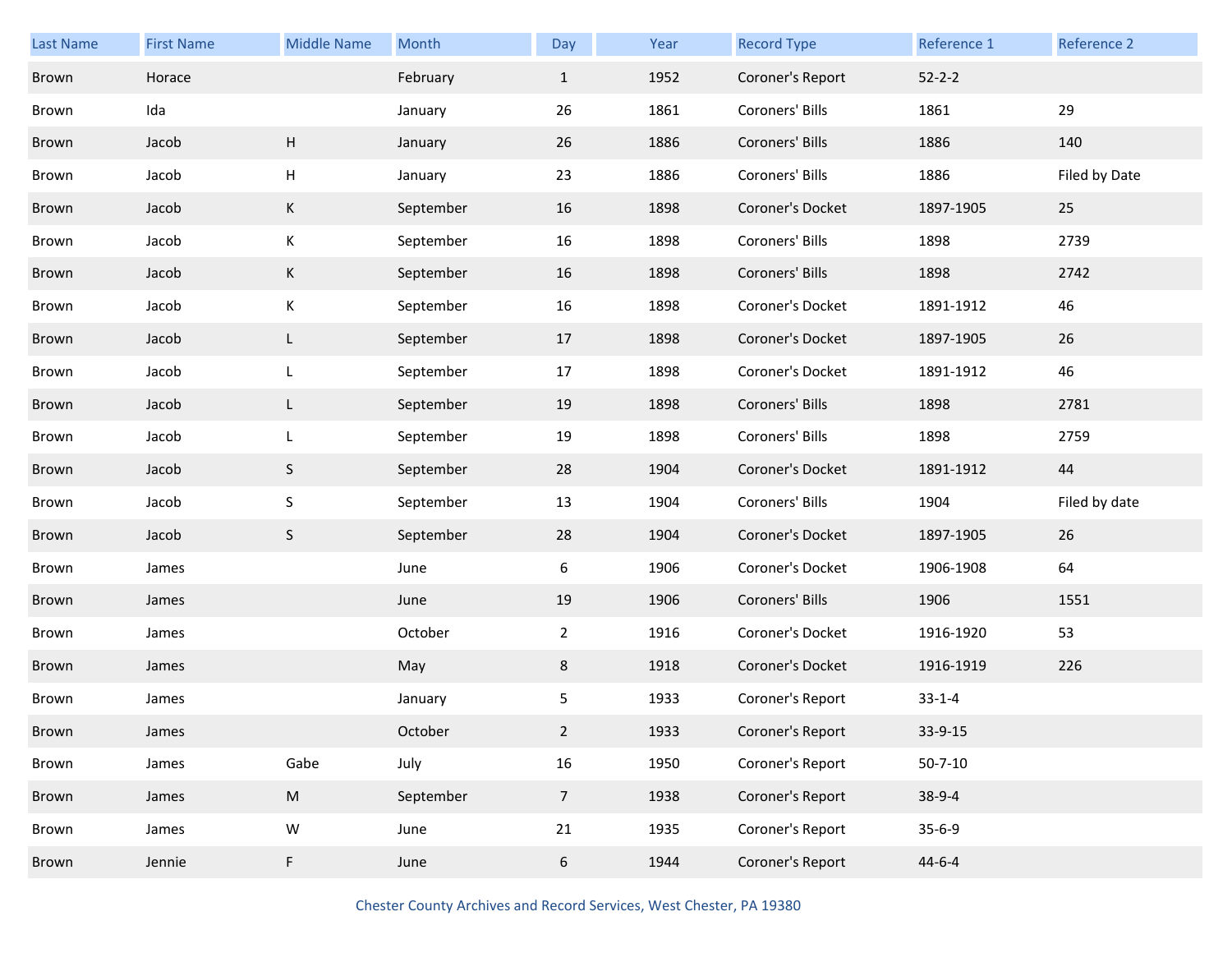| Last Name | First Name | Middle Name | Month | Day | Year | Record Type | Reference 1 | Reference 2 |
|---|---|---|---|---|---|---|---|---|
| Brown | Horace | | February | 1 | 1952 | Coroner's Report | 52-2-2 | |
| Brown | Ida | | January | 26 | 1861 | Coroners' Bills | 1861 | 29 |
| Brown | Jacob | H | January | 26 | 1886 | Coroners' Bills | 1886 | 140 |
| Brown | Jacob | H | January | 23 | 1886 | Coroners' Bills | 1886 | Filed by Date |
| Brown | Jacob | K | September | 16 | 1898 | Coroner's Docket | 1897-1905 | 25 |
| Brown | Jacob | K | September | 16 | 1898 | Coroners' Bills | 1898 | 2739 |
| Brown | Jacob | K | September | 16 | 1898 | Coroners' Bills | 1898 | 2742 |
| Brown | Jacob | K | September | 16 | 1898 | Coroner's Docket | 1891-1912 | 46 |
| Brown | Jacob | L | September | 17 | 1898 | Coroner's Docket | 1897-1905 | 26 |
| Brown | Jacob | L | September | 17 | 1898 | Coroner's Docket | 1891-1912 | 46 |
| Brown | Jacob | L | September | 19 | 1898 | Coroners' Bills | 1898 | 2781 |
| Brown | Jacob | L | September | 19 | 1898 | Coroners' Bills | 1898 | 2759 |
| Brown | Jacob | S | September | 28 | 1904 | Coroner's Docket | 1891-1912 | 44 |
| Brown | Jacob | S | September | 13 | 1904 | Coroners' Bills | 1904 | Filed by date |
| Brown | Jacob | S | September | 28 | 1904 | Coroner's Docket | 1897-1905 | 26 |
| Brown | James | | June | 6 | 1906 | Coroner's Docket | 1906-1908 | 64 |
| Brown | James | | June | 19 | 1906 | Coroners' Bills | 1906 | 1551 |
| Brown | James | | October | 2 | 1916 | Coroner's Docket | 1916-1920 | 53 |
| Brown | James | | May | 8 | 1918 | Coroner's Docket | 1916-1919 | 226 |
| Brown | James | | January | 5 | 1933 | Coroner's Report | 33-1-4 | |
| Brown | James | | October | 2 | 1933 | Coroner's Report | 33-9-15 | |
| Brown | James | Gabe | July | 16 | 1950 | Coroner's Report | 50-7-10 | |
| Brown | James | M | September | 7 | 1938 | Coroner's Report | 38-9-4 | |
| Brown | James | W | June | 21 | 1935 | Coroner's Report | 35-6-9 | |
| Brown | Jennie | F | June | 6 | 1944 | Coroner's Report | 44-6-4 | |

Chester County Archives and Record Services, West Chester, PA 19380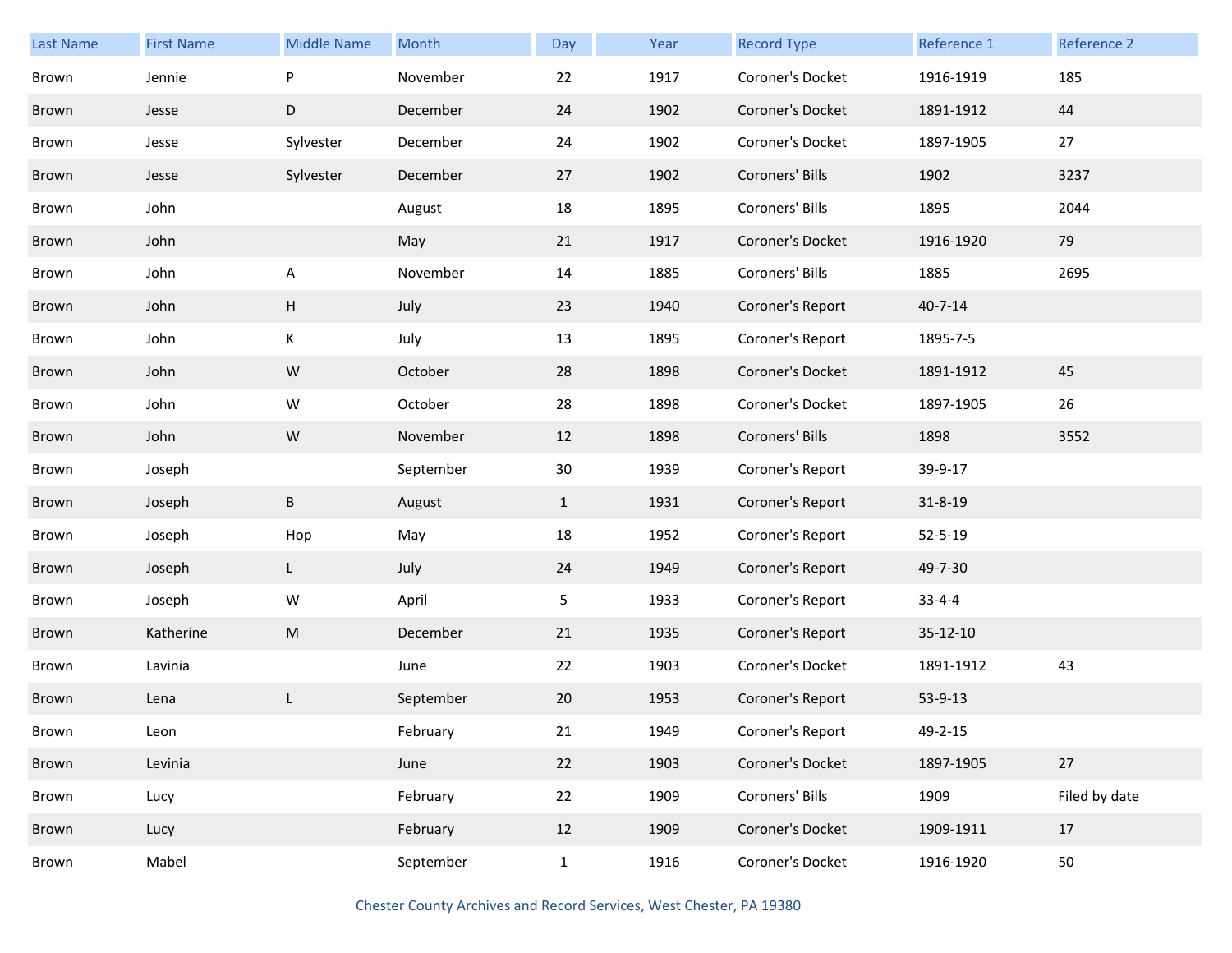| Last Name | First Name | Middle Name | Month | Day | Year | Record Type | Reference 1 | Reference 2 |
|---|---|---|---|---|---|---|---|---|
| Brown | Jennie | P | November | 22 | 1917 | Coroner's Docket | 1916-1919 | 185 |
| Brown | Jesse | D | December | 24 | 1902 | Coroner's Docket | 1891-1912 | 44 |
| Brown | Jesse | Sylvester | December | 24 | 1902 | Coroner's Docket | 1897-1905 | 27 |
| Brown | Jesse | Sylvester | December | 27 | 1902 | Coroners' Bills | 1902 | 3237 |
| Brown | John | | August | 18 | 1895 | Coroners' Bills | 1895 | 2044 |
| Brown | John | | May | 21 | 1917 | Coroner's Docket | 1916-1920 | 79 |
| Brown | John | A | November | 14 | 1885 | Coroners' Bills | 1885 | 2695 |
| Brown | John | H | July | 23 | 1940 | Coroner's Report | 40-7-14 | |
| Brown | John | K | July | 13 | 1895 | Coroner's Report | 1895-7-5 | |
| Brown | John | W | October | 28 | 1898 | Coroner's Docket | 1891-1912 | 45 |
| Brown | John | W | October | 28 | 1898 | Coroner's Docket | 1897-1905 | 26 |
| Brown | John | W | November | 12 | 1898 | Coroners' Bills | 1898 | 3552 |
| Brown | Joseph | | September | 30 | 1939 | Coroner's Report | 39-9-17 | |
| Brown | Joseph | B | August | 1 | 1931 | Coroner's Report | 31-8-19 | |
| Brown | Joseph | Hop | May | 18 | 1952 | Coroner's Report | 52-5-19 | |
| Brown | Joseph | L | July | 24 | 1949 | Coroner's Report | 49-7-30 | |
| Brown | Joseph | W | April | 5 | 1933 | Coroner's Report | 33-4-4 | |
| Brown | Katherine | M | December | 21 | 1935 | Coroner's Report | 35-12-10 | |
| Brown | Lavinia | | June | 22 | 1903 | Coroner's Docket | 1891-1912 | 43 |
| Brown | Lena | L | September | 20 | 1953 | Coroner's Report | 53-9-13 | |
| Brown | Leon | | February | 21 | 1949 | Coroner's Report | 49-2-15 | |
| Brown | Levinia | | June | 22 | 1903 | Coroner's Docket | 1897-1905 | 27 |
| Brown | Lucy | | February | 22 | 1909 | Coroners' Bills | 1909 | Filed by date |
| Brown | Lucy | | February | 12 | 1909 | Coroner's Docket | 1909-1911 | 17 |
| Brown | Mabel | | September | 1 | 1916 | Coroner's Docket | 1916-1920 | 50 |

Chester County Archives and Record Services, West Chester, PA 19380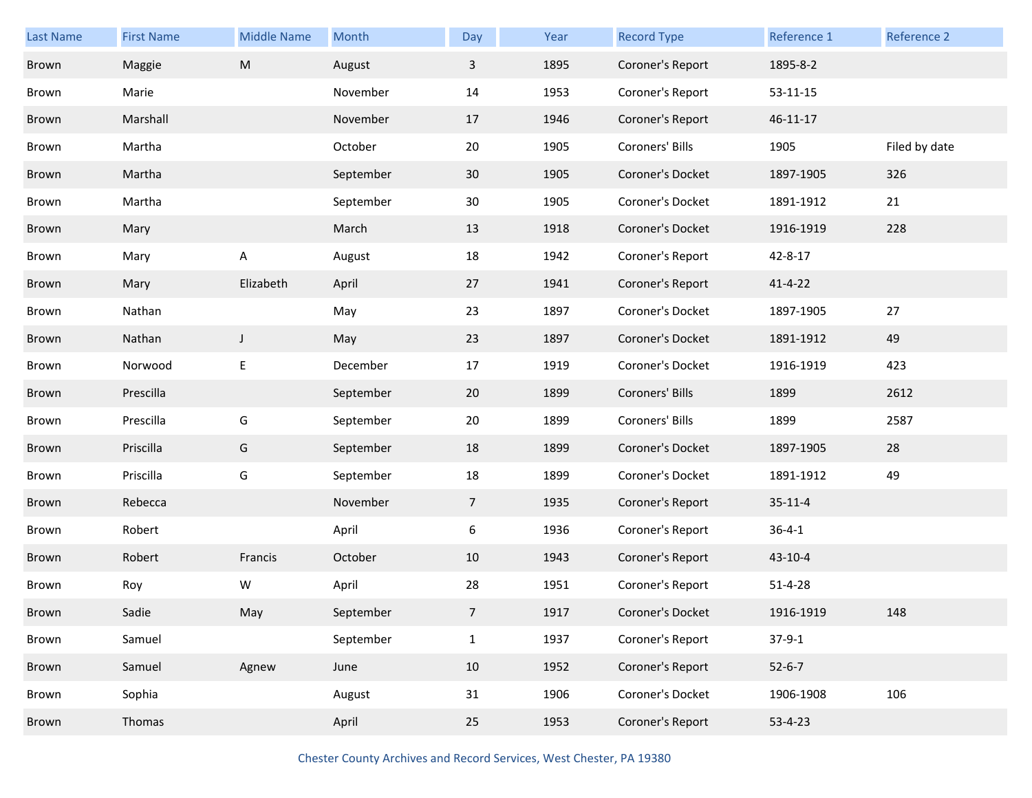| Last Name | First Name | Middle Name | Month | Day | Year | Record Type | Reference 1 | Reference 2 |
|---|---|---|---|---|---|---|---|---|
| Brown | Maggie | M | August | 3 | 1895 | Coroner's Report | 1895-8-2 | |
| Brown | Marie | | November | 14 | 1953 | Coroner's Report | 53-11-15 | |
| Brown | Marshall | | November | 17 | 1946 | Coroner's Report | 46-11-17 | |
| Brown | Martha | | October | 20 | 1905 | Coroners' Bills | 1905 | Filed by date |
| Brown | Martha | | September | 30 | 1905 | Coroner's Docket | 1897-1905 | 326 |
| Brown | Martha | | September | 30 | 1905 | Coroner's Docket | 1891-1912 | 21 |
| Brown | Mary | | March | 13 | 1918 | Coroner's Docket | 1916-1919 | 228 |
| Brown | Mary | A | August | 18 | 1942 | Coroner's Report | 42-8-17 | |
| Brown | Mary | Elizabeth | April | 27 | 1941 | Coroner's Report | 41-4-22 | |
| Brown | Nathan | | May | 23 | 1897 | Coroner's Docket | 1897-1905 | 27 |
| Brown | Nathan | J | May | 23 | 1897 | Coroner's Docket | 1891-1912 | 49 |
| Brown | Norwood | E | December | 17 | 1919 | Coroner's Docket | 1916-1919 | 423 |
| Brown | Prescilla | | September | 20 | 1899 | Coroners' Bills | 1899 | 2612 |
| Brown | Prescilla | G | September | 20 | 1899 | Coroners' Bills | 1899 | 2587 |
| Brown | Priscilla | G | September | 18 | 1899 | Coroner's Docket | 1897-1905 | 28 |
| Brown | Priscilla | G | September | 18 | 1899 | Coroner's Docket | 1891-1912 | 49 |
| Brown | Rebecca | | November | 7 | 1935 | Coroner's Report | 35-11-4 | |
| Brown | Robert | | April | 6 | 1936 | Coroner's Report | 36-4-1 | |
| Brown | Robert | Francis | October | 10 | 1943 | Coroner's Report | 43-10-4 | |
| Brown | Roy | W | April | 28 | 1951 | Coroner's Report | 51-4-28 | |
| Brown | Sadie | May | September | 7 | 1917 | Coroner's Docket | 1916-1919 | 148 |
| Brown | Samuel | | September | 1 | 1937 | Coroner's Report | 37-9-1 | |
| Brown | Samuel | Agnew | June | 10 | 1952 | Coroner's Report | 52-6-7 | |
| Brown | Sophia | | August | 31 | 1906 | Coroner's Docket | 1906-1908 | 106 |
| Brown | Thomas | | April | 25 | 1953 | Coroner's Report | 53-4-23 | |

Chester County Archives and Record Services, West Chester, PA 19380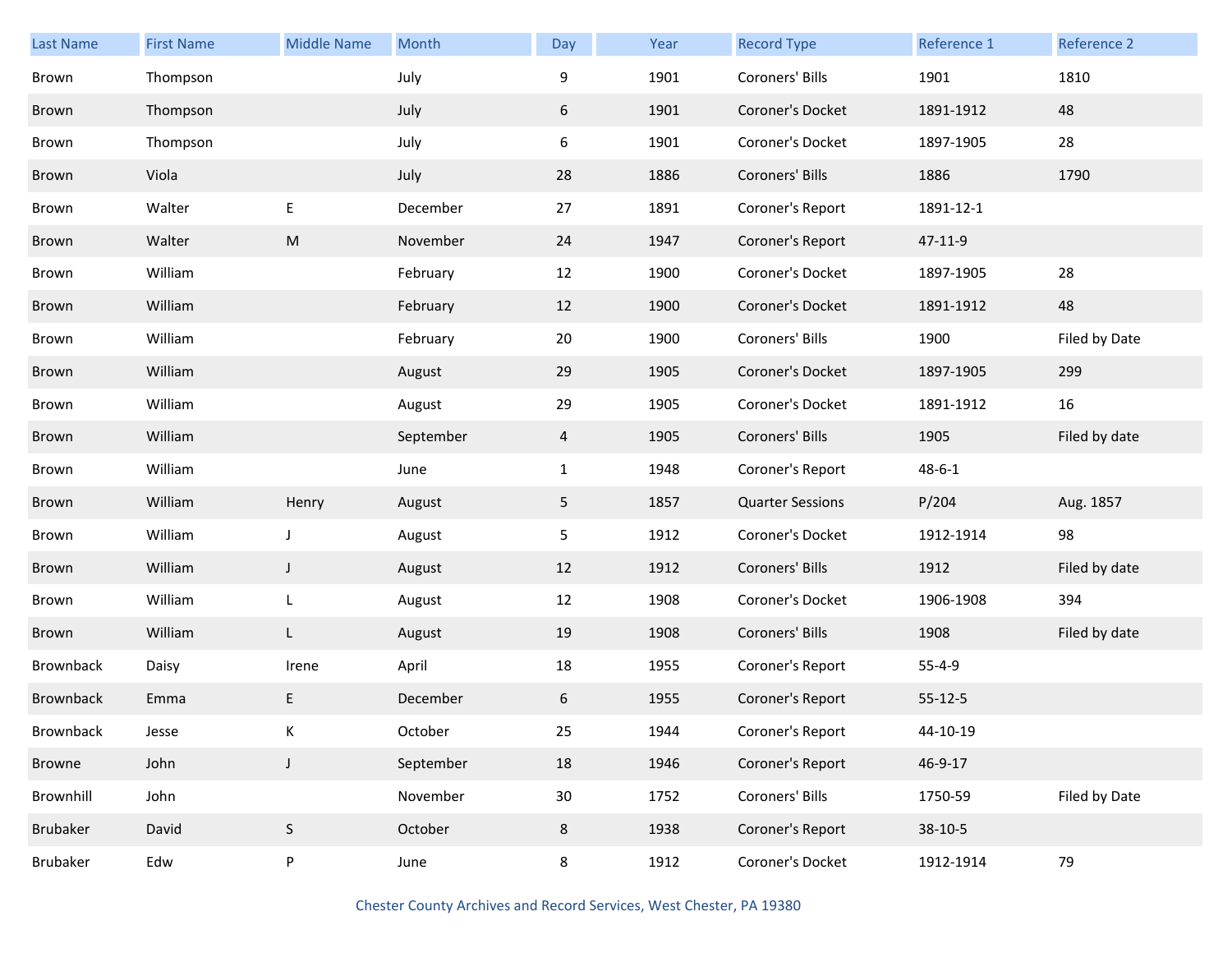| Last Name | First Name | Middle Name | Month | Day | Year | Record Type | Reference 1 | Reference 2 |
|---|---|---|---|---|---|---|---|---|
| Brown | Thompson | | July | 9 | 1901 | Coroners' Bills | 1901 | 1810 |
| Brown | Thompson | | July | 6 | 1901 | Coroner's Docket | 1891-1912 | 48 |
| Brown | Thompson | | July | 6 | 1901 | Coroner's Docket | 1897-1905 | 28 |
| Brown | Viola | | July | 28 | 1886 | Coroners' Bills | 1886 | 1790 |
| Brown | Walter | E | December | 27 | 1891 | Coroner's Report | 1891-12-1 | |
| Brown | Walter | M | November | 24 | 1947 | Coroner's Report | 47-11-9 | |
| Brown | William | | February | 12 | 1900 | Coroner's Docket | 1897-1905 | 28 |
| Brown | William | | February | 12 | 1900 | Coroner's Docket | 1891-1912 | 48 |
| Brown | William | | February | 20 | 1900 | Coroners' Bills | 1900 | Filed by Date |
| Brown | William | | August | 29 | 1905 | Coroner's Docket | 1897-1905 | 299 |
| Brown | William | | August | 29 | 1905 | Coroner's Docket | 1891-1912 | 16 |
| Brown | William | | September | 4 | 1905 | Coroners' Bills | 1905 | Filed by date |
| Brown | William | | June | 1 | 1948 | Coroner's Report | 48-6-1 | |
| Brown | William | Henry | August | 5 | 1857 | Quarter Sessions | P/204 | Aug. 1857 |
| Brown | William | J | August | 5 | 1912 | Coroner's Docket | 1912-1914 | 98 |
| Brown | William | J | August | 12 | 1912 | Coroners' Bills | 1912 | Filed by date |
| Brown | William | L | August | 12 | 1908 | Coroner's Docket | 1906-1908 | 394 |
| Brown | William | L | August | 19 | 1908 | Coroners' Bills | 1908 | Filed by date |
| Brownback | Daisy | Irene | April | 18 | 1955 | Coroner's Report | 55-4-9 | |
| Brownback | Emma | E | December | 6 | 1955 | Coroner's Report | 55-12-5 | |
| Brownback | Jesse | K | October | 25 | 1944 | Coroner's Report | 44-10-19 | |
| Browne | John | J | September | 18 | 1946 | Coroner's Report | 46-9-17 | |
| Brownhill | John | | November | 30 | 1752 | Coroners' Bills | 1750-59 | Filed by Date |
| Brubaker | David | S | October | 8 | 1938 | Coroner's Report | 38-10-5 | |
| Brubaker | Edw | P | June | 8 | 1912 | Coroner's Docket | 1912-1914 | 79 |

Chester County Archives and Record Services, West Chester, PA 19380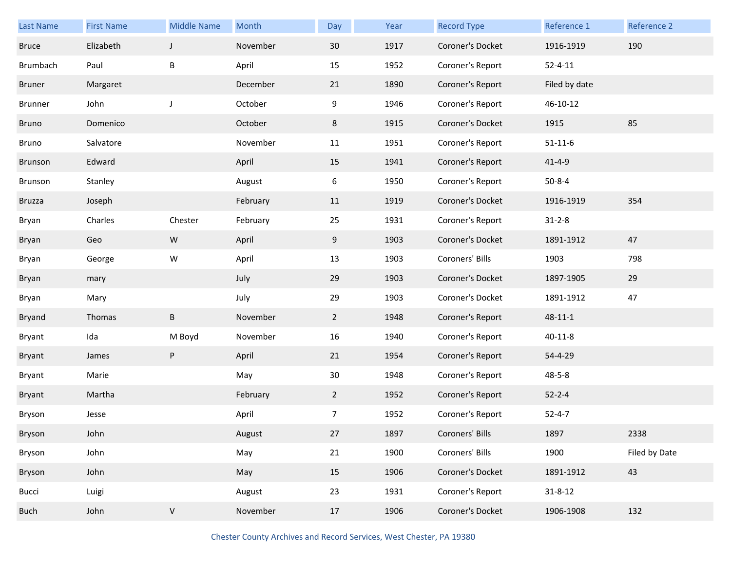| Last Name | First Name | Middle Name | Month | Day | Year | Record Type | Reference 1 | Reference 2 |
|---|---|---|---|---|---|---|---|---|
| Bruce | Elizabeth | J | November | 30 | 1917 | Coroner's Docket | 1916-1919 | 190 |
| Brumbach | Paul | B | April | 15 | 1952 | Coroner's Report | 52-4-11 | |
| Bruner | Margaret | | December | 21 | 1890 | Coroner's Report | Filed by date | |
| Brunner | John | J | October | 9 | 1946 | Coroner's Report | 46-10-12 | |
| Bruno | Domenico | | October | 8 | 1915 | Coroner's Docket | 1915 | 85 |
| Bruno | Salvatore | | November | 11 | 1951 | Coroner's Report | 51-11-6 | |
| Brunson | Edward | | April | 15 | 1941 | Coroner's Report | 41-4-9 | |
| Brunson | Stanley | | August | 6 | 1950 | Coroner's Report | 50-8-4 | |
| Bruzza | Joseph | | February | 11 | 1919 | Coroner's Docket | 1916-1919 | 354 |
| Bryan | Charles | Chester | February | 25 | 1931 | Coroner's Report | 31-2-8 | |
| Bryan | Geo | W | April | 9 | 1903 | Coroner's Docket | 1891-1912 | 47 |
| Bryan | George | W | April | 13 | 1903 | Coroners' Bills | 1903 | 798 |
| Bryan | mary | | July | 29 | 1903 | Coroner's Docket | 1897-1905 | 29 |
| Bryan | Mary | | July | 29 | 1903 | Coroner's Docket | 1891-1912 | 47 |
| Bryand | Thomas | B | November | 2 | 1948 | Coroner's Report | 48-11-1 | |
| Bryant | Ida | M Boyd | November | 16 | 1940 | Coroner's Report | 40-11-8 | |
| Bryant | James | P | April | 21 | 1954 | Coroner's Report | 54-4-29 | |
| Bryant | Marie | | May | 30 | 1948 | Coroner's Report | 48-5-8 | |
| Bryant | Martha | | February | 2 | 1952 | Coroner's Report | 52-2-4 | |
| Bryson | Jesse | | April | 7 | 1952 | Coroner's Report | 52-4-7 | |
| Bryson | John | | August | 27 | 1897 | Coroners' Bills | 1897 | 2338 |
| Bryson | John | | May | 21 | 1900 | Coroners' Bills | 1900 | Filed by Date |
| Bryson | John | | May | 15 | 1906 | Coroner's Docket | 1891-1912 | 43 |
| Bucci | Luigi | | August | 23 | 1931 | Coroner's Report | 31-8-12 | |
| Buch | John | V | November | 17 | 1906 | Coroner's Docket | 1906-1908 | 132 |

Chester County Archives and Record Services, West Chester, PA 19380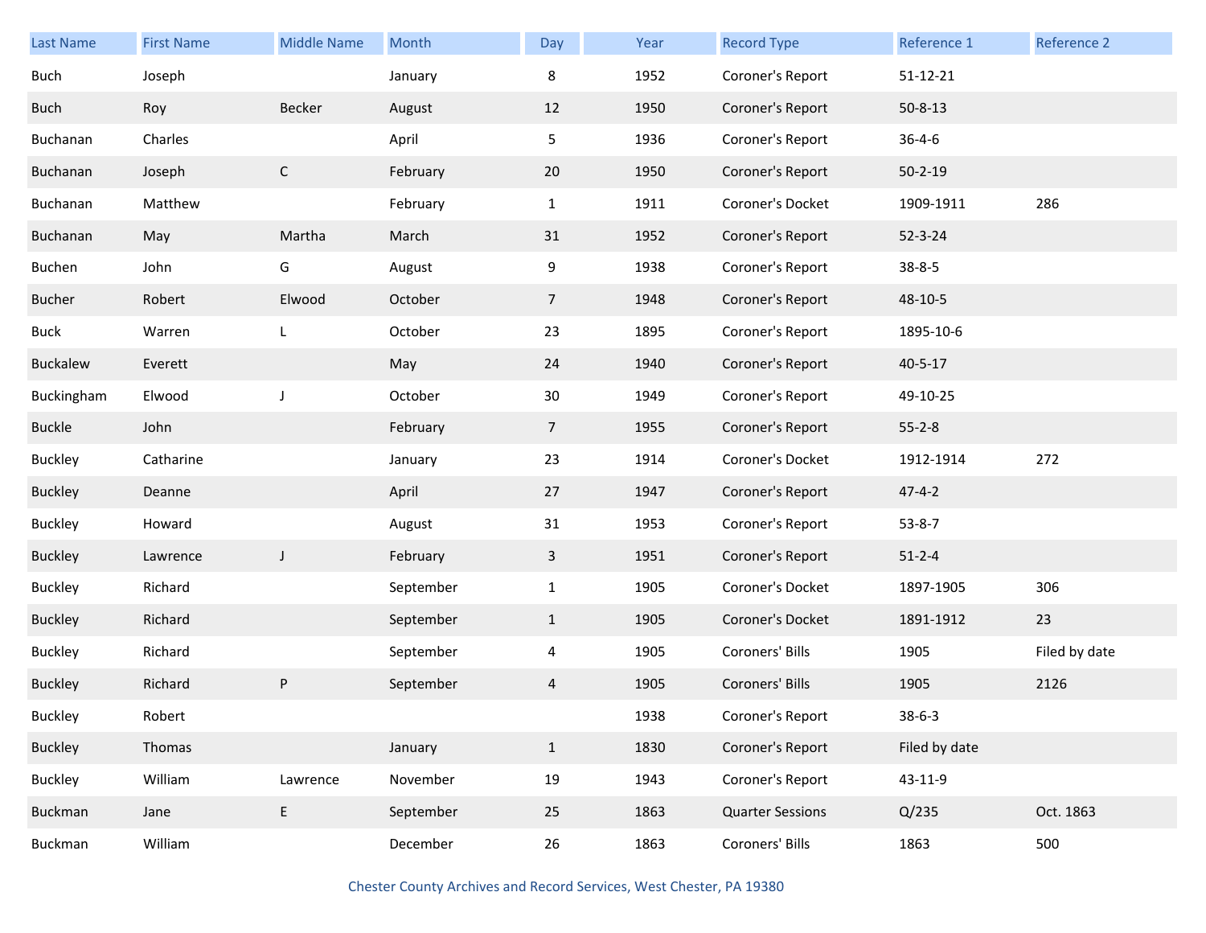| Last Name | First Name | Middle Name | Month | Day | Year | Record Type | Reference 1 | Reference 2 |
|---|---|---|---|---|---|---|---|---|
| Buch | Joseph | | January | 8 | 1952 | Coroner's Report | 51-12-21 | |
| Buch | Roy | Becker | August | 12 | 1950 | Coroner's Report | 50-8-13 | |
| Buchanan | Charles | | April | 5 | 1936 | Coroner's Report | 36-4-6 | |
| Buchanan | Joseph | C | February | 20 | 1950 | Coroner's Report | 50-2-19 | |
| Buchanan | Matthew | | February | 1 | 1911 | Coroner's Docket | 1909-1911 | 286 |
| Buchanan | May | Martha | March | 31 | 1952 | Coroner's Report | 52-3-24 | |
| Buchen | John | G | August | 9 | 1938 | Coroner's Report | 38-8-5 | |
| Bucher | Robert | Elwood | October | 7 | 1948 | Coroner's Report | 48-10-5 | |
| Buck | Warren | L | October | 23 | 1895 | Coroner's Report | 1895-10-6 | |
| Buckalew | Everett | | May | 24 | 1940 | Coroner's Report | 40-5-17 | |
| Buckingham | Elwood | J | October | 30 | 1949 | Coroner's Report | 49-10-25 | |
| Buckle | John | | February | 7 | 1955 | Coroner's Report | 55-2-8 | |
| Buckley | Catharine | | January | 23 | 1914 | Coroner's Docket | 1912-1914 | 272 |
| Buckley | Deanne | | April | 27 | 1947 | Coroner's Report | 47-4-2 | |
| Buckley | Howard | | August | 31 | 1953 | Coroner's Report | 53-8-7 | |
| Buckley | Lawrence | J | February | 3 | 1951 | Coroner's Report | 51-2-4 | |
| Buckley | Richard | | September | 1 | 1905 | Coroner's Docket | 1897-1905 | 306 |
| Buckley | Richard | | September | 1 | 1905 | Coroner's Docket | 1891-1912 | 23 |
| Buckley | Richard | | September | 4 | 1905 | Coroners' Bills | 1905 | Filed by date |
| Buckley | Richard | P | September | 4 | 1905 | Coroners' Bills | 1905 | 2126 |
| Buckley | Robert | | | | 1938 | Coroner's Report | 38-6-3 | |
| Buckley | Thomas | | January | 1 | 1830 | Coroner's Report | Filed by date | |
| Buckley | William | Lawrence | November | 19 | 1943 | Coroner's Report | 43-11-9 | |
| Buckman | Jane | E | September | 25 | 1863 | Quarter Sessions | Q/235 | Oct. 1863 |
| Buckman | William | | December | 26 | 1863 | Coroners' Bills | 1863 | 500 |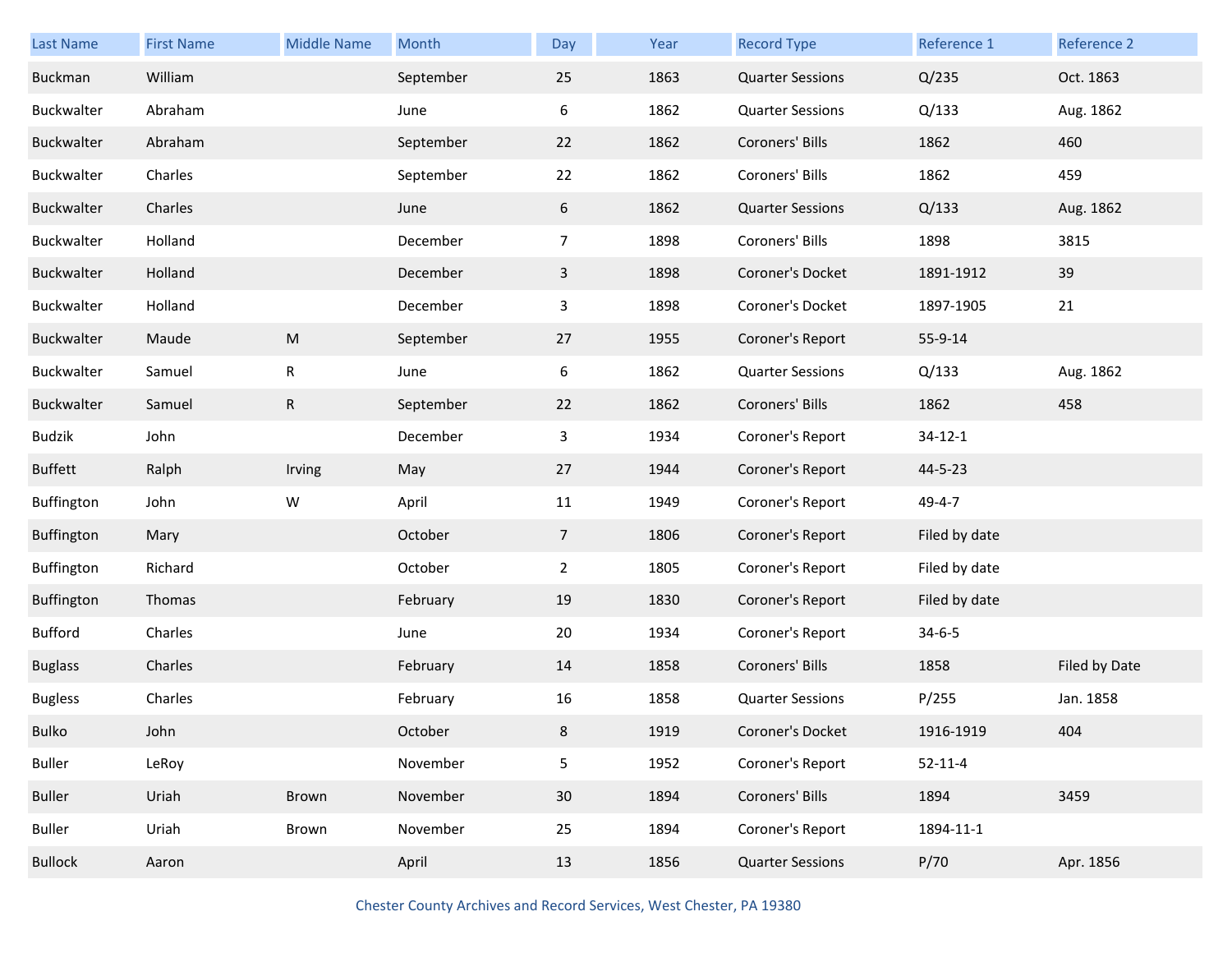| Last Name | First Name | Middle Name | Month | Day | Year | Record Type | Reference 1 | Reference 2 |
|---|---|---|---|---|---|---|---|---|
| Buckman | William | | September | 25 | 1863 | Quarter Sessions | Q/235 | Oct. 1863 |
| Buckwalter | Abraham | | June | 6 | 1862 | Quarter Sessions | Q/133 | Aug. 1862 |
| Buckwalter | Abraham | | September | 22 | 1862 | Coroners' Bills | 1862 | 460 |
| Buckwalter | Charles | | September | 22 | 1862 | Coroners' Bills | 1862 | 459 |
| Buckwalter | Charles | | June | 6 | 1862 | Quarter Sessions | Q/133 | Aug. 1862 |
| Buckwalter | Holland | | December | 7 | 1898 | Coroners' Bills | 1898 | 3815 |
| Buckwalter | Holland | | December | 3 | 1898 | Coroner's Docket | 1891-1912 | 39 |
| Buckwalter | Holland | | December | 3 | 1898 | Coroner's Docket | 1897-1905 | 21 |
| Buckwalter | Maude | M | September | 27 | 1955 | Coroner's Report | 55-9-14 | |
| Buckwalter | Samuel | R | June | 6 | 1862 | Quarter Sessions | Q/133 | Aug. 1862 |
| Buckwalter | Samuel | R | September | 22 | 1862 | Coroners' Bills | 1862 | 458 |
| Budzik | John | | December | 3 | 1934 | Coroner's Report | 34-12-1 | |
| Buffett | Ralph | Irving | May | 27 | 1944 | Coroner's Report | 44-5-23 | |
| Buffington | John | W | April | 11 | 1949 | Coroner's Report | 49-4-7 | |
| Buffington | Mary | | October | 7 | 1806 | Coroner's Report | Filed by date | |
| Buffington | Richard | | October | 2 | 1805 | Coroner's Report | Filed by date | |
| Buffington | Thomas | | February | 19 | 1830 | Coroner's Report | Filed by date | |
| Bufford | Charles | | June | 20 | 1934 | Coroner's Report | 34-6-5 | |
| Buglass | Charles | | February | 14 | 1858 | Coroners' Bills | 1858 | Filed by Date |
| Bugless | Charles | | February | 16 | 1858 | Quarter Sessions | P/255 | Jan. 1858 |
| Bulko | John | | October | 8 | 1919 | Coroner's Docket | 1916-1919 | 404 |
| Buller | LeRoy | | November | 5 | 1952 | Coroner's Report | 52-11-4 | |
| Buller | Uriah | Brown | November | 30 | 1894 | Coroners' Bills | 1894 | 3459 |
| Buller | Uriah | Brown | November | 25 | 1894 | Coroner's Report | 1894-11-1 | |
| Bullock | Aaron | | April | 13 | 1856 | Quarter Sessions | P/70 | Apr. 1856 |

Chester County Archives and Record Services, West Chester, PA 19380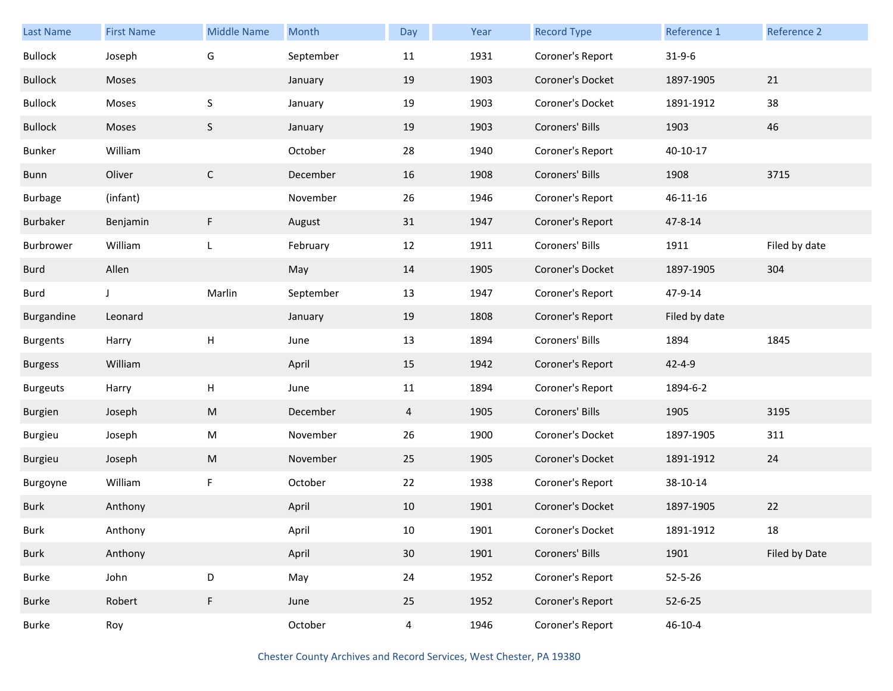| Last Name | First Name | Middle Name | Month | Day | Year | Record Type | Reference 1 | Reference 2 |
|---|---|---|---|---|---|---|---|---|
| Bullock | Joseph | G | September | 11 | 1931 | Coroner's Report | 31-9-6 | |
| Bullock | Moses | | January | 19 | 1903 | Coroner's Docket | 1897-1905 | 21 |
| Bullock | Moses | S | January | 19 | 1903 | Coroner's Docket | 1891-1912 | 38 |
| Bullock | Moses | S | January | 19 | 1903 | Coroners' Bills | 1903 | 46 |
| Bunker | William | | October | 28 | 1940 | Coroner's Report | 40-10-17 | |
| Bunn | Oliver | C | December | 16 | 1908 | Coroners' Bills | 1908 | 3715 |
| Burbage | (infant) | | November | 26 | 1946 | Coroner's Report | 46-11-16 | |
| Burbaker | Benjamin | F | August | 31 | 1947 | Coroner's Report | 47-8-14 | |
| Burbrower | William | L | February | 12 | 1911 | Coroners' Bills | 1911 | Filed by date |
| Burd | Allen | | May | 14 | 1905 | Coroner's Docket | 1897-1905 | 304 |
| Burd | J | Marlin | September | 13 | 1947 | Coroner's Report | 47-9-14 | |
| Burgandine | Leonard | | January | 19 | 1808 | Coroner's Report | Filed by date | |
| Burgents | Harry | H | June | 13 | 1894 | Coroners' Bills | 1894 | 1845 |
| Burgess | William | | April | 15 | 1942 | Coroner's Report | 42-4-9 | |
| Burgeuts | Harry | H | June | 11 | 1894 | Coroner's Report | 1894-6-2 | |
| Burgien | Joseph | M | December | 4 | 1905 | Coroners' Bills | 1905 | 3195 |
| Burgieu | Joseph | M | November | 26 | 1900 | Coroner's Docket | 1897-1905 | 311 |
| Burgieu | Joseph | M | November | 25 | 1905 | Coroner's Docket | 1891-1912 | 24 |
| Burgoyne | William | F | October | 22 | 1938 | Coroner's Report | 38-10-14 | |
| Burk | Anthony | | April | 10 | 1901 | Coroner's Docket | 1897-1905 | 22 |
| Burk | Anthony | | April | 10 | 1901 | Coroner's Docket | 1891-1912 | 18 |
| Burk | Anthony | | April | 30 | 1901 | Coroners' Bills | 1901 | Filed by Date |
| Burke | John | D | May | 24 | 1952 | Coroner's Report | 52-5-26 | |
| Burke | Robert | F | June | 25 | 1952 | Coroner's Report | 52-6-25 | |
| Burke | Roy | | October | 4 | 1946 | Coroner's Report | 46-10-4 | |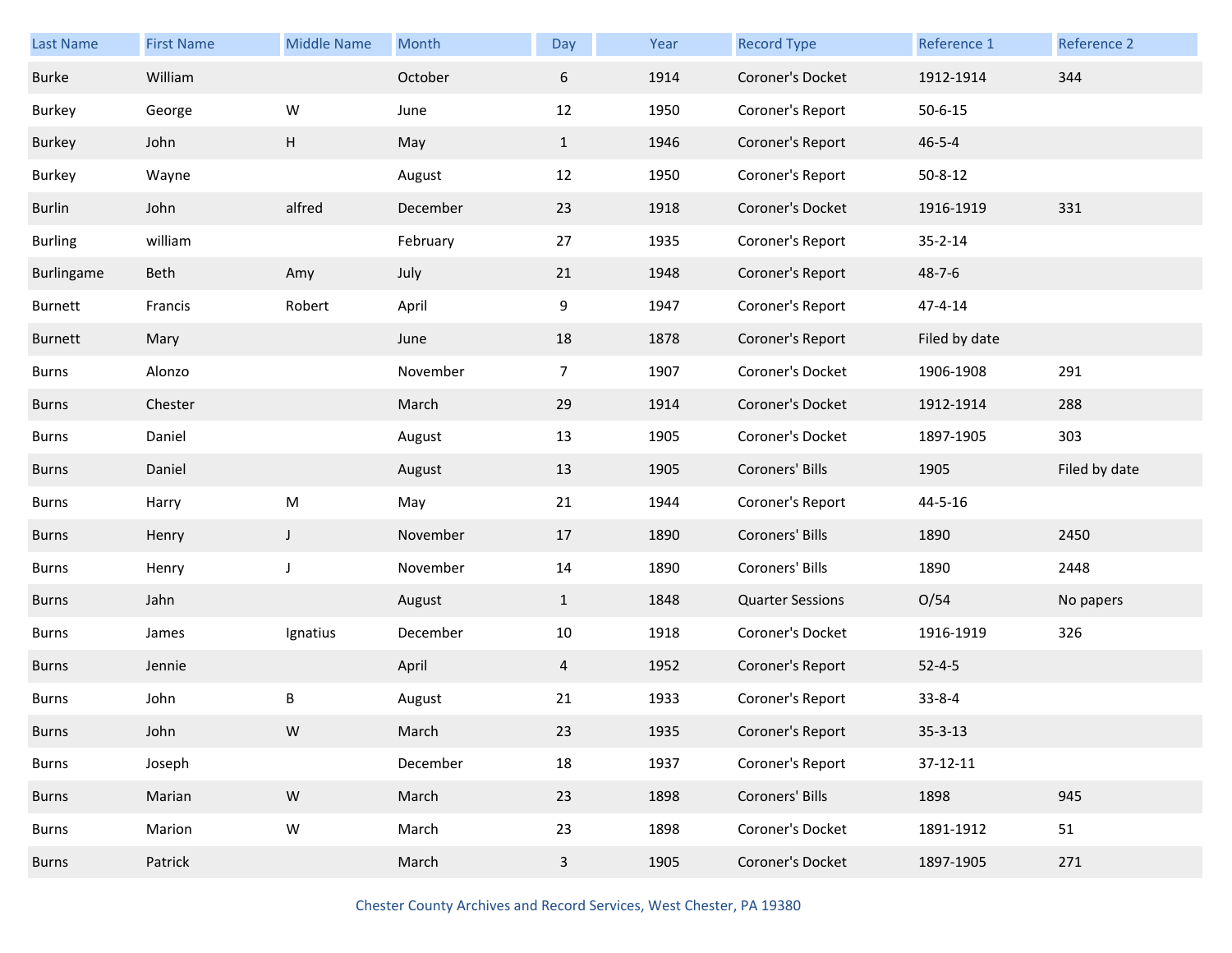| Last Name | First Name | Middle Name | Month | Day | Year | Record Type | Reference 1 | Reference 2 |
|---|---|---|---|---|---|---|---|---|
| Burke | William | | October | 6 | 1914 | Coroner's Docket | 1912-1914 | 344 |
| Burkey | George | W | June | 12 | 1950 | Coroner's Report | 50-6-15 | |
| Burkey | John | H | May | 1 | 1946 | Coroner's Report | 46-5-4 | |
| Burkey | Wayne | | August | 12 | 1950 | Coroner's Report | 50-8-12 | |
| Burlin | John | alfred | December | 23 | 1918 | Coroner's Docket | 1916-1919 | 331 |
| Burling | william | | February | 27 | 1935 | Coroner's Report | 35-2-14 | |
| Burlingame | Beth | Amy | July | 21 | 1948 | Coroner's Report | 48-7-6 | |
| Burnett | Francis | Robert | April | 9 | 1947 | Coroner's Report | 47-4-14 | |
| Burnett | Mary | | June | 18 | 1878 | Coroner's Report | Filed by date | |
| Burns | Alonzo | | November | 7 | 1907 | Coroner's Docket | 1906-1908 | 291 |
| Burns | Chester | | March | 29 | 1914 | Coroner's Docket | 1912-1914 | 288 |
| Burns | Daniel | | August | 13 | 1905 | Coroner's Docket | 1897-1905 | 303 |
| Burns | Daniel | | August | 13 | 1905 | Coroners' Bills | 1905 | Filed by date |
| Burns | Harry | M | May | 21 | 1944 | Coroner's Report | 44-5-16 | |
| Burns | Henry | J | November | 17 | 1890 | Coroners' Bills | 1890 | 2450 |
| Burns | Henry | J | November | 14 | 1890 | Coroners' Bills | 1890 | 2448 |
| Burns | Jahn | | August | 1 | 1848 | Quarter Sessions | O/54 | No papers |
| Burns | James | Ignatius | December | 10 | 1918 | Coroner's Docket | 1916-1919 | 326 |
| Burns | Jennie | | April | 4 | 1952 | Coroner's Report | 52-4-5 | |
| Burns | John | B | August | 21 | 1933 | Coroner's Report | 33-8-4 | |
| Burns | John | W | March | 23 | 1935 | Coroner's Report | 35-3-13 | |
| Burns | Joseph | | December | 18 | 1937 | Coroner's Report | 37-12-11 | |
| Burns | Marian | W | March | 23 | 1898 | Coroners' Bills | 1898 | 945 |
| Burns | Marion | W | March | 23 | 1898 | Coroner's Docket | 1891-1912 | 51 |
| Burns | Patrick | | March | 3 | 1905 | Coroner's Docket | 1897-1905 | 271 |

Chester County Archives and Record Services, West Chester, PA 19380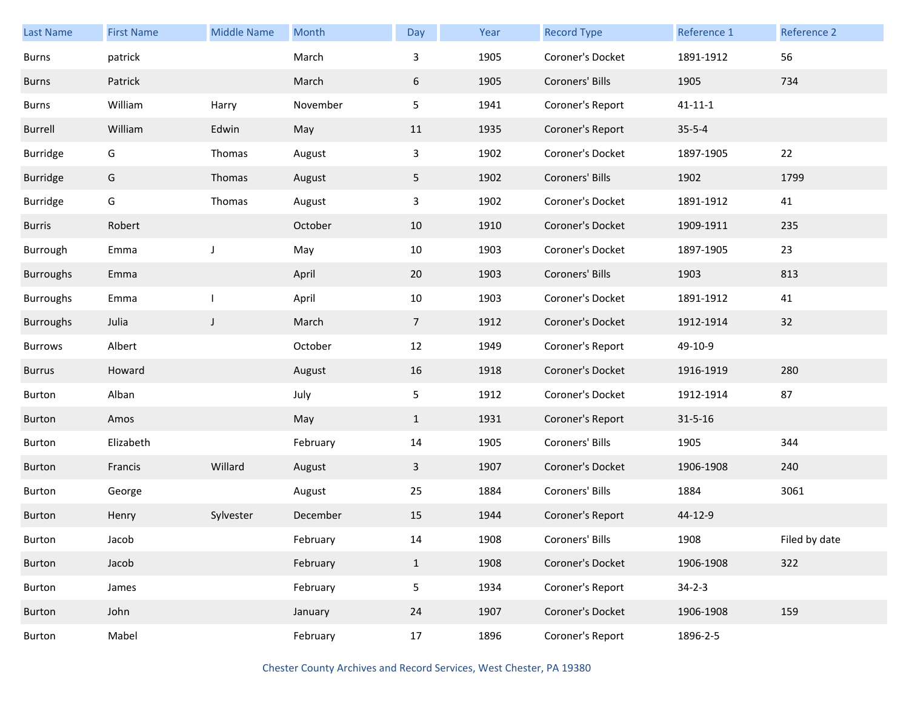| Last Name | First Name | Middle Name | Month | Day | Year | Record Type | Reference 1 | Reference 2 |
|---|---|---|---|---|---|---|---|---|
| Burns | patrick | | March | 3 | 1905 | Coroner's Docket | 1891-1912 | 56 |
| Burns | Patrick | | March | 6 | 1905 | Coroners' Bills | 1905 | 734 |
| Burns | William | Harry | November | 5 | 1941 | Coroner's Report | 41-11-1 | |
| Burrell | William | Edwin | May | 11 | 1935 | Coroner's Report | 35-5-4 | |
| Burridge | G | Thomas | August | 3 | 1902 | Coroner's Docket | 1897-1905 | 22 |
| Burridge | G | Thomas | August | 5 | 1902 | Coroners' Bills | 1902 | 1799 |
| Burridge | G | Thomas | August | 3 | 1902 | Coroner's Docket | 1891-1912 | 41 |
| Burris | Robert | | October | 10 | 1910 | Coroner's Docket | 1909-1911 | 235 |
| Burrough | Emma | J | May | 10 | 1903 | Coroner's Docket | 1897-1905 | 23 |
| Burroughs | Emma | | April | 20 | 1903 | Coroners' Bills | 1903 | 813 |
| Burroughs | Emma | I | April | 10 | 1903 | Coroner's Docket | 1891-1912 | 41 |
| Burroughs | Julia | J | March | 7 | 1912 | Coroner's Docket | 1912-1914 | 32 |
| Burrows | Albert | | October | 12 | 1949 | Coroner's Report | 49-10-9 | |
| Burrus | Howard | | August | 16 | 1918 | Coroner's Docket | 1916-1919 | 280 |
| Burton | Alban | | July | 5 | 1912 | Coroner's Docket | 1912-1914 | 87 |
| Burton | Amos | | May | 1 | 1931 | Coroner's Report | 31-5-16 | |
| Burton | Elizabeth | | February | 14 | 1905 | Coroners' Bills | 1905 | 344 |
| Burton | Francis | Willard | August | 3 | 1907 | Coroner's Docket | 1906-1908 | 240 |
| Burton | George | | August | 25 | 1884 | Coroners' Bills | 1884 | 3061 |
| Burton | Henry | Sylvester | December | 15 | 1944 | Coroner's Report | 44-12-9 | |
| Burton | Jacob | | February | 14 | 1908 | Coroners' Bills | 1908 | Filed by date |
| Burton | Jacob | | February | 1 | 1908 | Coroner's Docket | 1906-1908 | 322 |
| Burton | James | | February | 5 | 1934 | Coroner's Report | 34-2-3 | |
| Burton | John | | January | 24 | 1907 | Coroner's Docket | 1906-1908 | 159 |
| Burton | Mabel | | February | 17 | 1896 | Coroner's Report | 1896-2-5 | |

Chester County Archives and Record Services, West Chester, PA 19380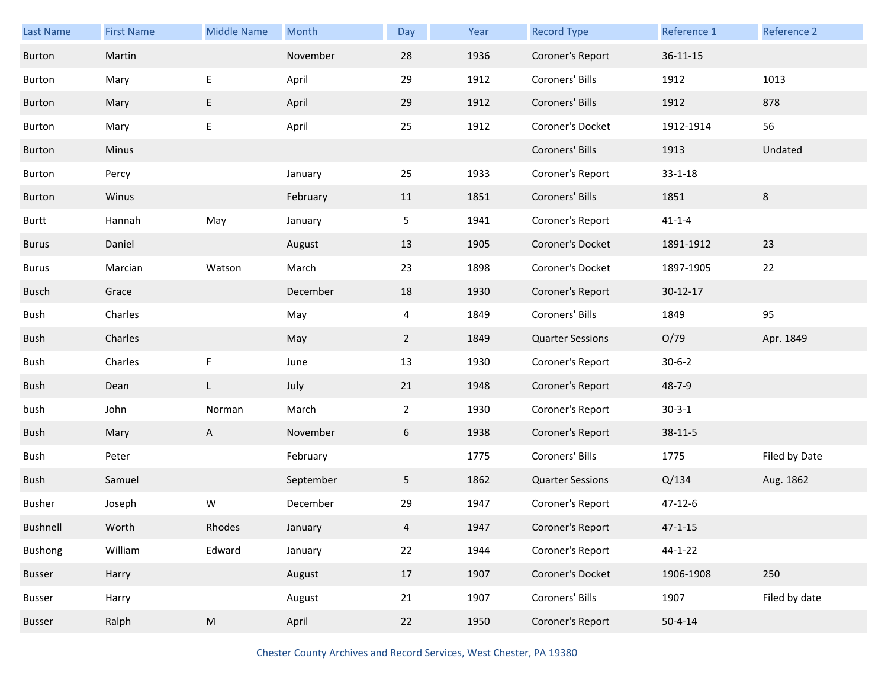| Last Name | First Name | Middle Name | Month | Day | Year | Record Type | Reference 1 | Reference 2 |
|---|---|---|---|---|---|---|---|---|
| Burton | Martin | | November | 28 | 1936 | Coroner's Report | 36-11-15 | |
| Burton | Mary | E | April | 29 | 1912 | Coroners' Bills | 1912 | 1013 |
| Burton | Mary | E | April | 29 | 1912 | Coroners' Bills | 1912 | 878 |
| Burton | Mary | E | April | 25 | 1912 | Coroner's Docket | 1912-1914 | 56 |
| Burton | Minus | | | | | Coroners' Bills | 1913 | Undated |
| Burton | Percy | | January | 25 | 1933 | Coroner's Report | 33-1-18 | |
| Burton | Winus | | February | 11 | 1851 | Coroners' Bills | 1851 | 8 |
| Burtt | Hannah | May | January | 5 | 1941 | Coroner's Report | 41-1-4 | |
| Burus | Daniel | | August | 13 | 1905 | Coroner's Docket | 1891-1912 | 23 |
| Burus | Marcian | Watson | March | 23 | 1898 | Coroner's Docket | 1897-1905 | 22 |
| Busch | Grace | | December | 18 | 1930 | Coroner's Report | 30-12-17 | |
| Bush | Charles | | May | 4 | 1849 | Coroners' Bills | 1849 | 95 |
| Bush | Charles | | May | 2 | 1849 | Quarter Sessions | O/79 | Apr. 1849 |
| Bush | Charles | F | June | 13 | 1930 | Coroner's Report | 30-6-2 | |
| Bush | Dean | L | July | 21 | 1948 | Coroner's Report | 48-7-9 | |
| bush | John | Norman | March | 2 | 1930 | Coroner's Report | 30-3-1 | |
| Bush | Mary | A | November | 6 | 1938 | Coroner's Report | 38-11-5 | |
| Bush | Peter | | February | | 1775 | Coroners' Bills | 1775 | Filed by Date |
| Bush | Samuel | | September | 5 | 1862 | Quarter Sessions | Q/134 | Aug. 1862 |
| Busher | Joseph | W | December | 29 | 1947 | Coroner's Report | 47-12-6 | |
| Bushnell | Worth | Rhodes | January | 4 | 1947 | Coroner's Report | 47-1-15 | |
| Bushong | William | Edward | January | 22 | 1944 | Coroner's Report | 44-1-22 | |
| Busser | Harry | | August | 17 | 1907 | Coroner's Docket | 1906-1908 | 250 |
| Busser | Harry | | August | 21 | 1907 | Coroners' Bills | 1907 | Filed by date |
| Busser | Ralph | M | April | 22 | 1950 | Coroner's Report | 50-4-14 | |

Chester County Archives and Record Services, West Chester, PA 19380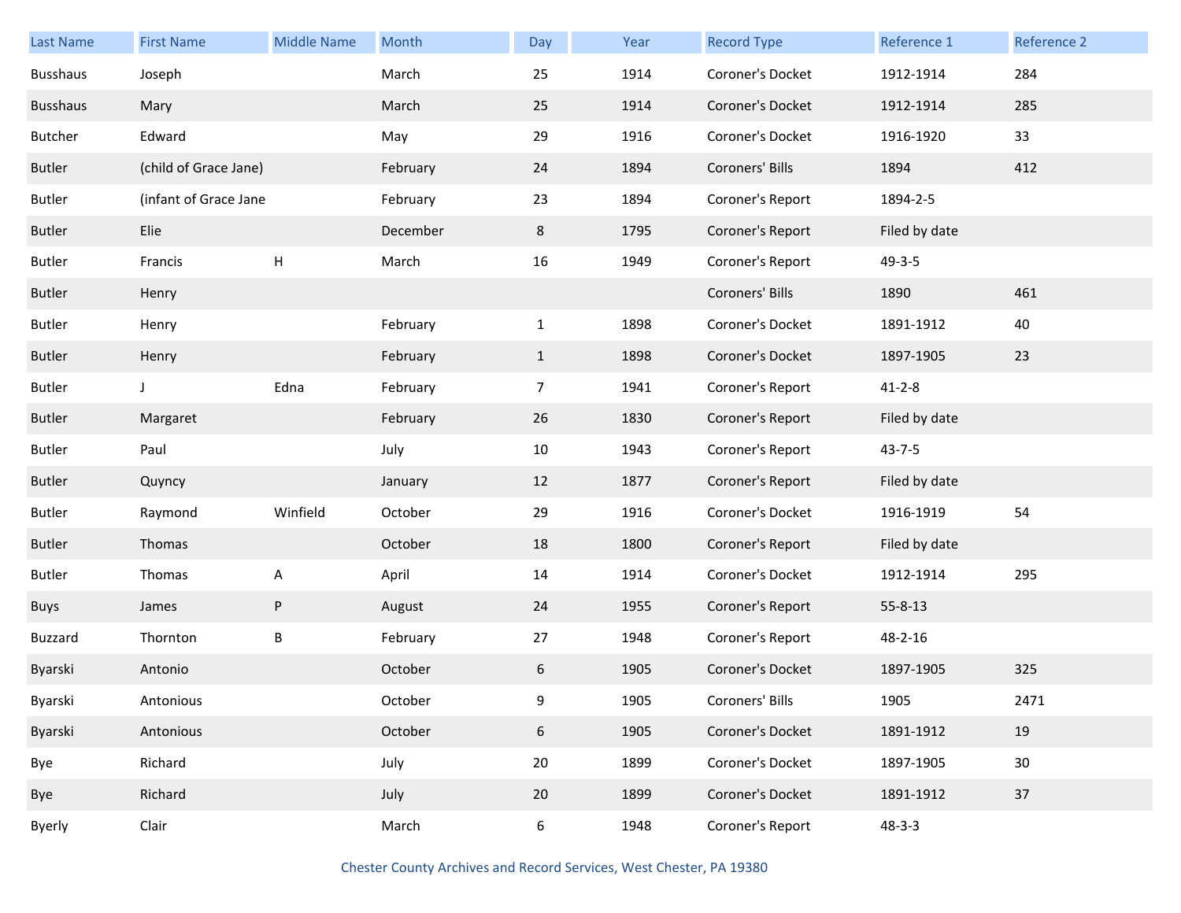| Last Name | First Name | Middle Name | Month | Day | Year | Record Type | Reference 1 | Reference 2 |
|---|---|---|---|---|---|---|---|---|
| Busshaus | Joseph | | March | 25 | 1914 | Coroner's Docket | 1912-1914 | 284 |
| Busshaus | Mary | | March | 25 | 1914 | Coroner's Docket | 1912-1914 | 285 |
| Butcher | Edward | | May | 29 | 1916 | Coroner's Docket | 1916-1920 | 33 |
| Butler | (child of Grace Jane) | | February | 24 | 1894 | Coroners' Bills | 1894 | 412 |
| Butler | (infant of Grace Jane | | February | 23 | 1894 | Coroner's Report | 1894-2-5 | |
| Butler | Elie | | December | 8 | 1795 | Coroner's Report | Filed by date | |
| Butler | Francis | H | March | 16 | 1949 | Coroner's Report | 49-3-5 | |
| Butler | Henry | | | | | Coroners' Bills | 1890 | 461 |
| Butler | Henry | | February | 1 | 1898 | Coroner's Docket | 1891-1912 | 40 |
| Butler | Henry | | February | 1 | 1898 | Coroner's Docket | 1897-1905 | 23 |
| Butler | J | Edna | February | 7 | 1941 | Coroner's Report | 41-2-8 | |
| Butler | Margaret | | February | 26 | 1830 | Coroner's Report | Filed by date | |
| Butler | Paul | | July | 10 | 1943 | Coroner's Report | 43-7-5 | |
| Butler | Quyncy | | January | 12 | 1877 | Coroner's Report | Filed by date | |
| Butler | Raymond | Winfield | October | 29 | 1916 | Coroner's Docket | 1916-1919 | 54 |
| Butler | Thomas | | October | 18 | 1800 | Coroner's Report | Filed by date | |
| Butler | Thomas | A | April | 14 | 1914 | Coroner's Docket | 1912-1914 | 295 |
| Buys | James | P | August | 24 | 1955 | Coroner's Report | 55-8-13 | |
| Buzzard | Thornton | B | February | 27 | 1948 | Coroner's Report | 48-2-16 | |
| Byarski | Antonio | | October | 6 | 1905 | Coroner's Docket | 1897-1905 | 325 |
| Byarski | Antonious | | October | 9 | 1905 | Coroners' Bills | 1905 | 2471 |
| Byarski | Antonious | | October | 6 | 1905 | Coroner's Docket | 1891-1912 | 19 |
| Bye | Richard | | July | 20 | 1899 | Coroner's Docket | 1897-1905 | 30 |
| Bye | Richard | | July | 20 | 1899 | Coroner's Docket | 1891-1912 | 37 |
| Byerly | Clair | | March | 6 | 1948 | Coroner's Report | 48-3-3 | |

Chester County Archives and Record Services, West Chester, PA 19380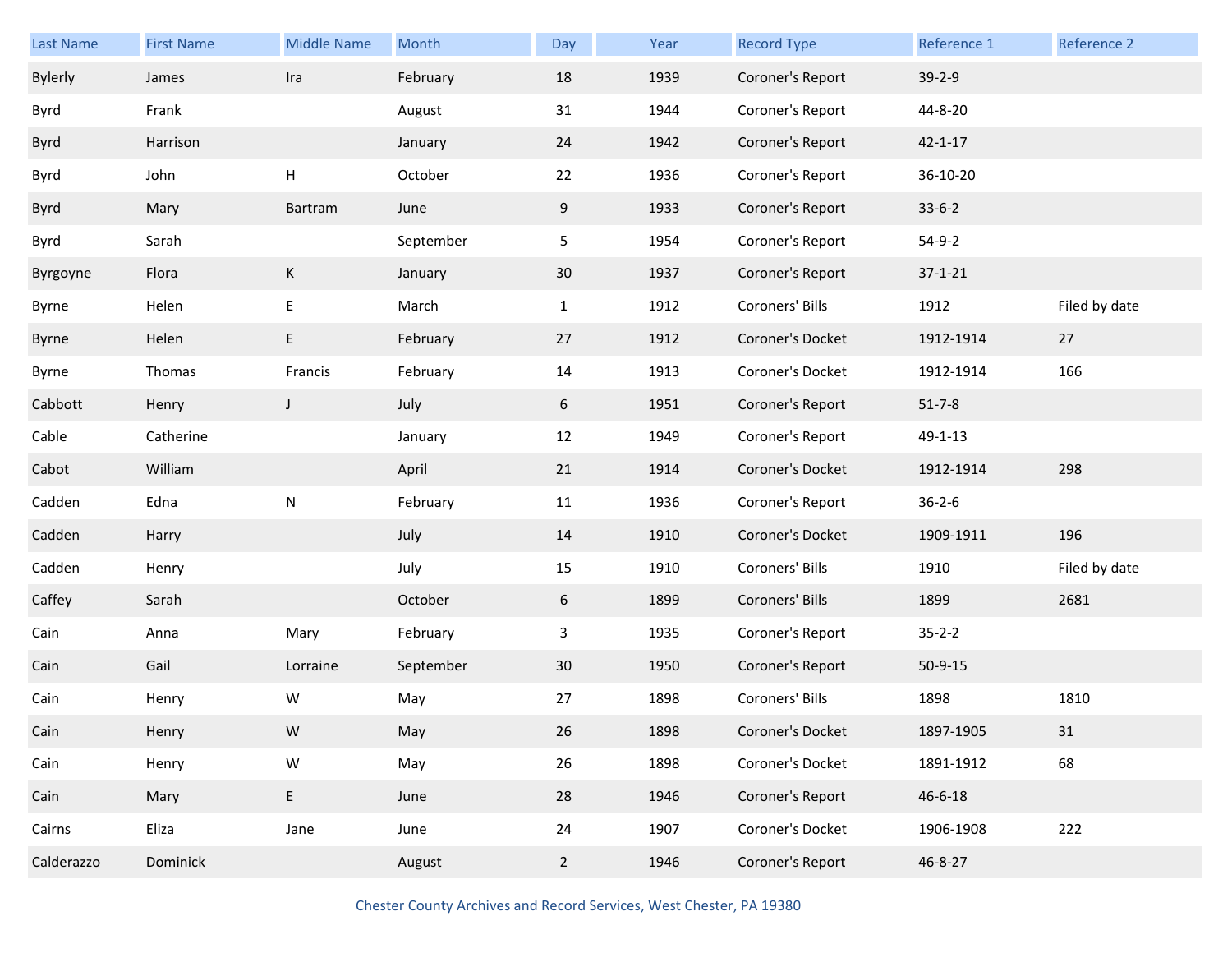| Last Name | First Name | Middle Name | Month | Day | Year | Record Type | Reference 1 | Reference 2 |
|---|---|---|---|---|---|---|---|---|
| Bylerly | James | Ira | February | 18 | 1939 | Coroner's Report | 39-2-9 | |
| Byrd | Frank | | August | 31 | 1944 | Coroner's Report | 44-8-20 | |
| Byrd | Harrison | | January | 24 | 1942 | Coroner's Report | 42-1-17 | |
| Byrd | John | H | October | 22 | 1936 | Coroner's Report | 36-10-20 | |
| Byrd | Mary | Bartram | June | 9 | 1933 | Coroner's Report | 33-6-2 | |
| Byrd | Sarah | | September | 5 | 1954 | Coroner's Report | 54-9-2 | |
| Byrgoyne | Flora | K | January | 30 | 1937 | Coroner's Report | 37-1-21 | |
| Byrne | Helen | E | March | 1 | 1912 | Coroners' Bills | 1912 | Filed by date |
| Byrne | Helen | E | February | 27 | 1912 | Coroner's Docket | 1912-1914 | 27 |
| Byrne | Thomas | Francis | February | 14 | 1913 | Coroner's Docket | 1912-1914 | 166 |
| Cabbott | Henry | J | July | 6 | 1951 | Coroner's Report | 51-7-8 | |
| Cable | Catherine | | January | 12 | 1949 | Coroner's Report | 49-1-13 | |
| Cabot | William | | April | 21 | 1914 | Coroner's Docket | 1912-1914 | 298 |
| Cadden | Edna | N | February | 11 | 1936 | Coroner's Report | 36-2-6 | |
| Cadden | Harry | | July | 14 | 1910 | Coroner's Docket | 1909-1911 | 196 |
| Cadden | Henry | | July | 15 | 1910 | Coroners' Bills | 1910 | Filed by date |
| Caffey | Sarah | | October | 6 | 1899 | Coroners' Bills | 1899 | 2681 |
| Cain | Anna | Mary | February | 3 | 1935 | Coroner's Report | 35-2-2 | |
| Cain | Gail | Lorraine | September | 30 | 1950 | Coroner's Report | 50-9-15 | |
| Cain | Henry | W | May | 27 | 1898 | Coroners' Bills | 1898 | 1810 |
| Cain | Henry | W | May | 26 | 1898 | Coroner's Docket | 1897-1905 | 31 |
| Cain | Henry | W | May | 26 | 1898 | Coroner's Docket | 1891-1912 | 68 |
| Cain | Mary | E | June | 28 | 1946 | Coroner's Report | 46-6-18 | |
| Cairns | Eliza | Jane | June | 24 | 1907 | Coroner's Docket | 1906-1908 | 222 |
| Calderazzo | Dominick | | August | 2 | 1946 | Coroner's Report | 46-8-27 | |

Chester County Archives and Record Services, West Chester, PA 19380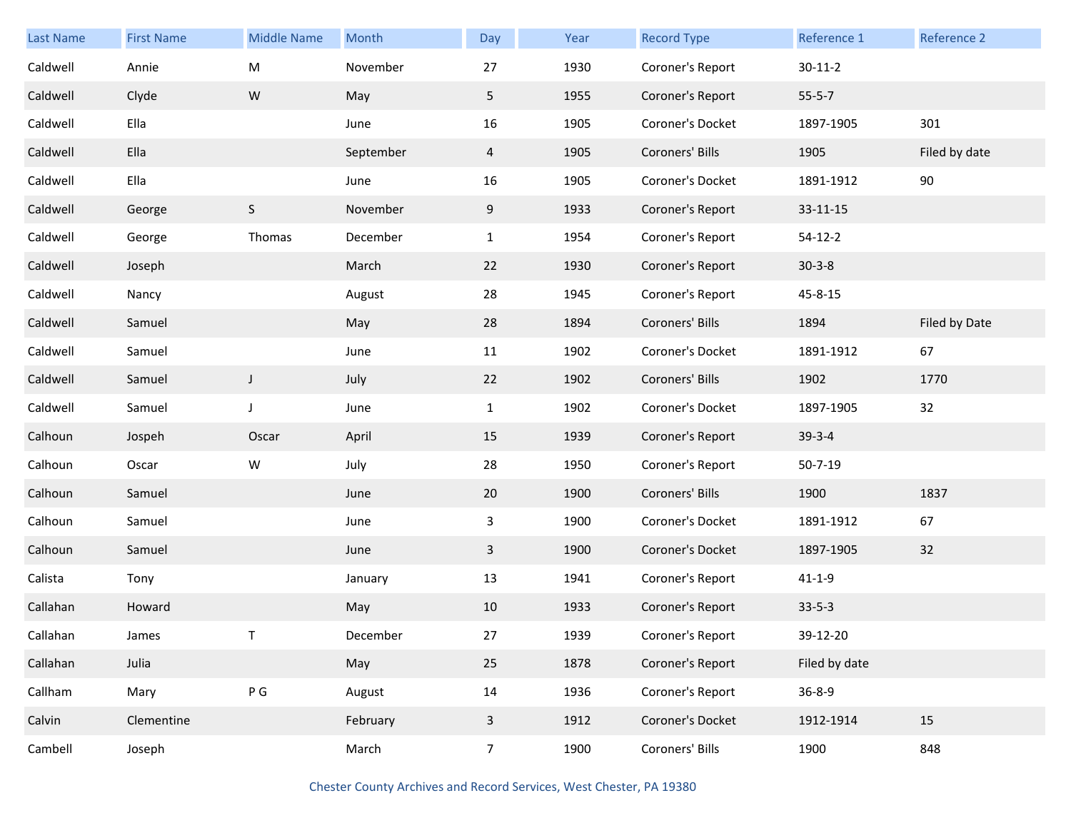| Last Name | First Name | Middle Name | Month | Day | Year | Record Type | Reference 1 | Reference 2 |
|---|---|---|---|---|---|---|---|---|
| Caldwell | Annie | M | November | 27 | 1930 | Coroner's Report | 30-11-2 | |
| Caldwell | Clyde | W | May | 5 | 1955 | Coroner's Report | 55-5-7 | |
| Caldwell | Ella | | June | 16 | 1905 | Coroner's Docket | 1897-1905 | 301 |
| Caldwell | Ella | | September | 4 | 1905 | Coroners' Bills | 1905 | Filed by date |
| Caldwell | Ella | | June | 16 | 1905 | Coroner's Docket | 1891-1912 | 90 |
| Caldwell | George | S | November | 9 | 1933 | Coroner's Report | 33-11-15 | |
| Caldwell | George | Thomas | December | 1 | 1954 | Coroner's Report | 54-12-2 | |
| Caldwell | Joseph | | March | 22 | 1930 | Coroner's Report | 30-3-8 | |
| Caldwell | Nancy | | August | 28 | 1945 | Coroner's Report | 45-8-15 | |
| Caldwell | Samuel | | May | 28 | 1894 | Coroners' Bills | 1894 | Filed by Date |
| Caldwell | Samuel | | June | 11 | 1902 | Coroner's Docket | 1891-1912 | 67 |
| Caldwell | Samuel | J | July | 22 | 1902 | Coroners' Bills | 1902 | 1770 |
| Caldwell | Samuel | J | June | 1 | 1902 | Coroner's Docket | 1897-1905 | 32 |
| Calhoun | Jospeh | Oscar | April | 15 | 1939 | Coroner's Report | 39-3-4 | |
| Calhoun | Oscar | W | July | 28 | 1950 | Coroner's Report | 50-7-19 | |
| Calhoun | Samuel | | June | 20 | 1900 | Coroners' Bills | 1900 | 1837 |
| Calhoun | Samuel | | June | 3 | 1900 | Coroner's Docket | 1891-1912 | 67 |
| Calhoun | Samuel | | June | 3 | 1900 | Coroner's Docket | 1897-1905 | 32 |
| Calista | Tony | | January | 13 | 1941 | Coroner's Report | 41-1-9 | |
| Callahan | Howard | | May | 10 | 1933 | Coroner's Report | 33-5-3 | |
| Callahan | James | T | December | 27 | 1939 | Coroner's Report | 39-12-20 | |
| Callahan | Julia | | May | 25 | 1878 | Coroner's Report | Filed by date | |
| Callham | Mary | P G | August | 14 | 1936 | Coroner's Report | 36-8-9 | |
| Calvin | Clementine | | February | 3 | 1912 | Coroner's Docket | 1912-1914 | 15 |
| Cambell | Joseph | | March | 7 | 1900 | Coroners' Bills | 1900 | 848 |

Chester County Archives and Record Services, West Chester, PA 19380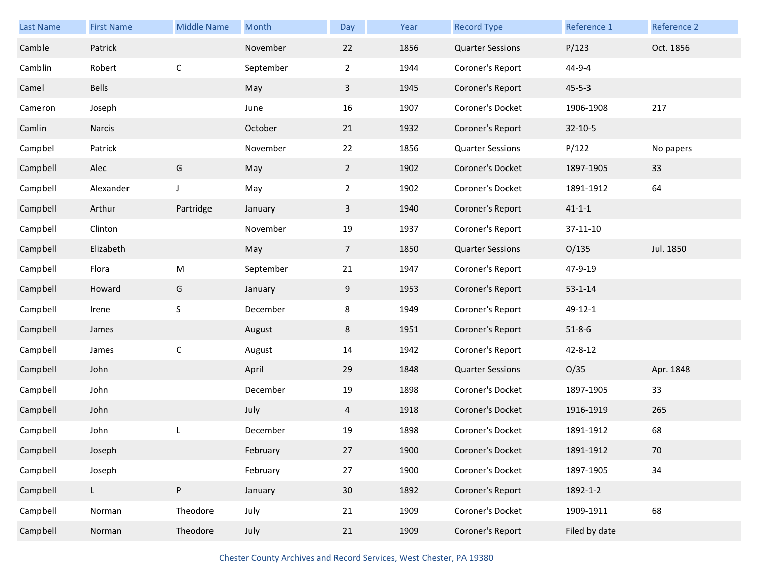| Last Name | First Name | Middle Name | Month | Day | Year | Record Type | Reference 1 | Reference 2 |
|---|---|---|---|---|---|---|---|---|
| Camble | Patrick | | November | 22 | 1856 | Quarter Sessions | P/123 | Oct. 1856 |
| Camblin | Robert | C | September | 2 | 1944 | Coroner's Report | 44-9-4 | |
| Camel | Bells | | May | 3 | 1945 | Coroner's Report | 45-5-3 | |
| Cameron | Joseph | | June | 16 | 1907 | Coroner's Docket | 1906-1908 | 217 |
| Camlin | Narcis | | October | 21 | 1932 | Coroner's Report | 32-10-5 | |
| Campbel | Patrick | | November | 22 | 1856 | Quarter Sessions | P/122 | No papers |
| Campbell | Alec | G | May | 2 | 1902 | Coroner's Docket | 1897-1905 | 33 |
| Campbell | Alexander | J | May | 2 | 1902 | Coroner's Docket | 1891-1912 | 64 |
| Campbell | Arthur | Partridge | January | 3 | 1940 | Coroner's Report | 41-1-1 | |
| Campbell | Clinton | | November | 19 | 1937 | Coroner's Report | 37-11-10 | |
| Campbell | Elizabeth | | May | 7 | 1850 | Quarter Sessions | O/135 | Jul. 1850 |
| Campbell | Flora | M | September | 21 | 1947 | Coroner's Report | 47-9-19 | |
| Campbell | Howard | G | January | 9 | 1953 | Coroner's Report | 53-1-14 | |
| Campbell | Irene | S | December | 8 | 1949 | Coroner's Report | 49-12-1 | |
| Campbell | James | | August | 8 | 1951 | Coroner's Report | 51-8-6 | |
| Campbell | James | C | August | 14 | 1942 | Coroner's Report | 42-8-12 | |
| Campbell | John | | April | 29 | 1848 | Quarter Sessions | O/35 | Apr. 1848 |
| Campbell | John | | December | 19 | 1898 | Coroner's Docket | 1897-1905 | 33 |
| Campbell | John | | July | 4 | 1918 | Coroner's Docket | 1916-1919 | 265 |
| Campbell | John | L | December | 19 | 1898 | Coroner's Docket | 1891-1912 | 68 |
| Campbell | Joseph | | February | 27 | 1900 | Coroner's Docket | 1891-1912 | 70 |
| Campbell | Joseph | | February | 27 | 1900 | Coroner's Docket | 1897-1905 | 34 |
| Campbell | L | P | January | 30 | 1892 | Coroner's Report | 1892-1-2 | |
| Campbell | Norman | Theodore | July | 21 | 1909 | Coroner's Docket | 1909-1911 | 68 |
| Campbell | Norman | Theodore | July | 21 | 1909 | Coroner's Report | Filed by date | |

Chester County Archives and Record Services, West Chester, PA 19380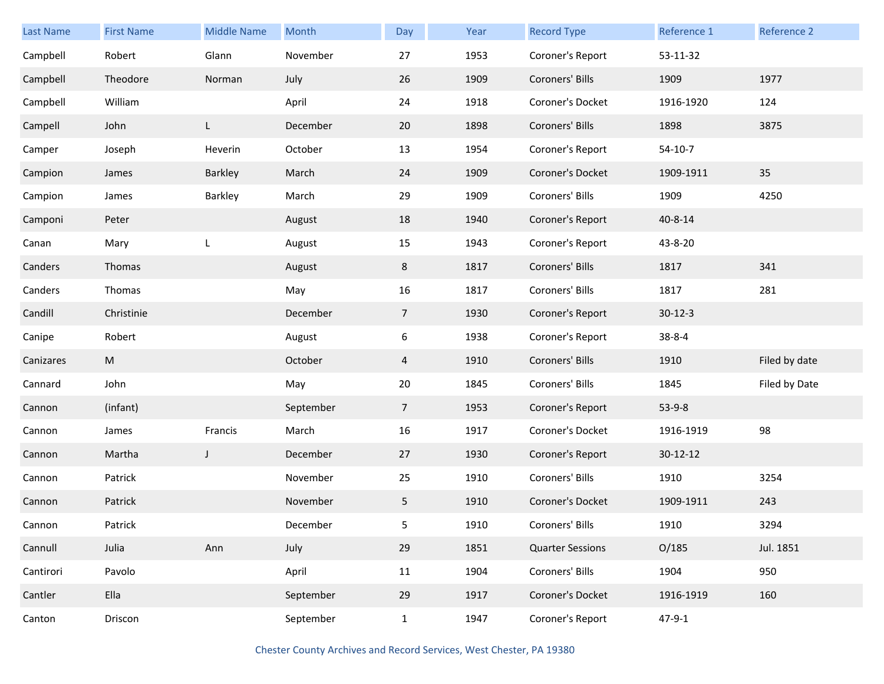| Last Name | First Name | Middle Name | Month | Day | Year | Record Type | Reference 1 | Reference 2 |
|---|---|---|---|---|---|---|---|---|
| Campbell | Robert | Glann | November | 27 | 1953 | Coroner's Report | 53-11-32 | |
| Campbell | Theodore | Norman | July | 26 | 1909 | Coroners' Bills | 1909 | 1977 |
| Campbell | William | | April | 24 | 1918 | Coroner's Docket | 1916-1920 | 124 |
| Campell | John | L | December | 20 | 1898 | Coroners' Bills | 1898 | 3875 |
| Camper | Joseph | Heverin | October | 13 | 1954 | Coroner's Report | 54-10-7 | |
| Campion | James | Barkley | March | 24 | 1909 | Coroner's Docket | 1909-1911 | 35 |
| Campion | James | Barkley | March | 29 | 1909 | Coroners' Bills | 1909 | 4250 |
| Camponi | Peter | | August | 18 | 1940 | Coroner's Report | 40-8-14 | |
| Canan | Mary | L | August | 15 | 1943 | Coroner's Report | 43-8-20 | |
| Canders | Thomas | | August | 8 | 1817 | Coroners' Bills | 1817 | 341 |
| Canders | Thomas | | May | 16 | 1817 | Coroners' Bills | 1817 | 281 |
| Candill | Christinie | | December | 7 | 1930 | Coroner's Report | 30-12-3 | |
| Canipe | Robert | | August | 6 | 1938 | Coroner's Report | 38-8-4 | |
| Canizares | M | | October | 4 | 1910 | Coroners' Bills | 1910 | Filed by date |
| Cannard | John | | May | 20 | 1845 | Coroners' Bills | 1845 | Filed by Date |
| Cannon | (infant) | | September | 7 | 1953 | Coroner's Report | 53-9-8 | |
| Cannon | James | Francis | March | 16 | 1917 | Coroner's Docket | 1916-1919 | 98 |
| Cannon | Martha | J | December | 27 | 1930 | Coroner's Report | 30-12-12 | |
| Cannon | Patrick | | November | 25 | 1910 | Coroners' Bills | 1910 | 3254 |
| Cannon | Patrick | | November | 5 | 1910 | Coroner's Docket | 1909-1911 | 243 |
| Cannon | Patrick | | December | 5 | 1910 | Coroners' Bills | 1910 | 3294 |
| Cannull | Julia | Ann | July | 29 | 1851 | Quarter Sessions | O/185 | Jul. 1851 |
| Cantirori | Pavolo | | April | 11 | 1904 | Coroners' Bills | 1904 | 950 |
| Cantler | Ella | | September | 29 | 1917 | Coroner's Docket | 1916-1919 | 160 |
| Canton | Driscon | | September | 1 | 1947 | Coroner's Report | 47-9-1 | |

Chester County Archives and Record Services, West Chester, PA 19380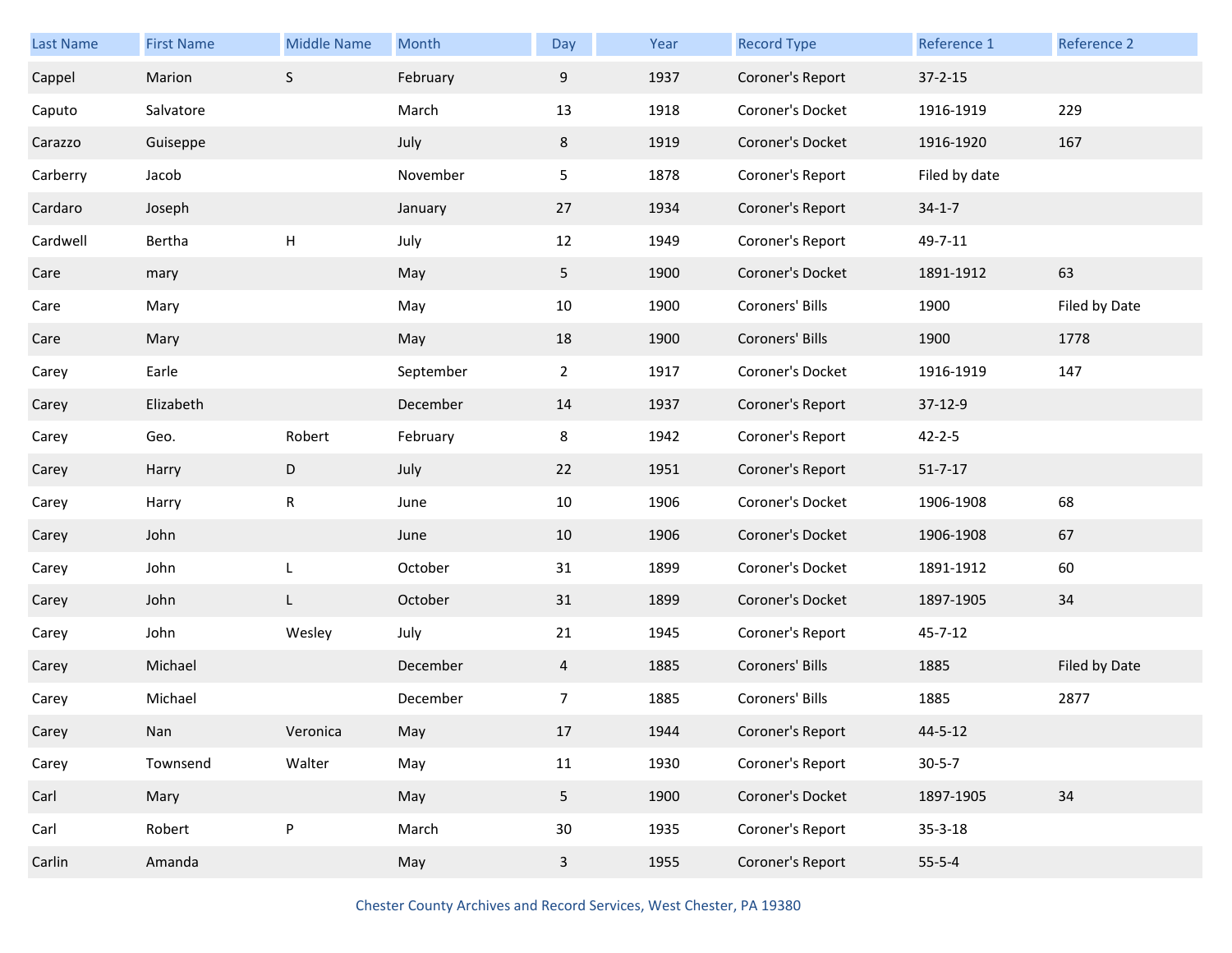| Last Name | First Name | Middle Name | Month | Day | Year | Record Type | Reference 1 | Reference 2 |
|---|---|---|---|---|---|---|---|---|
| Cappel | Marion | S | February | 9 | 1937 | Coroner's Report | 37-2-15 | |
| Caputo | Salvatore | | March | 13 | 1918 | Coroner's Docket | 1916-1919 | 229 |
| Carazzo | Guiseppe | | July | 8 | 1919 | Coroner's Docket | 1916-1920 | 167 |
| Carberry | Jacob | | November | 5 | 1878 | Coroner's Report | Filed by date | |
| Cardaro | Joseph | | January | 27 | 1934 | Coroner's Report | 34-1-7 | |
| Cardwell | Bertha | H | July | 12 | 1949 | Coroner's Report | 49-7-11 | |
| Care | mary | | May | 5 | 1900 | Coroner's Docket | 1891-1912 | 63 |
| Care | Mary | | May | 10 | 1900 | Coroners' Bills | 1900 | Filed by Date |
| Care | Mary | | May | 18 | 1900 | Coroners' Bills | 1900 | 1778 |
| Carey | Earle | | September | 2 | 1917 | Coroner's Docket | 1916-1919 | 147 |
| Carey | Elizabeth | | December | 14 | 1937 | Coroner's Report | 37-12-9 | |
| Carey | Geo. | Robert | February | 8 | 1942 | Coroner's Report | 42-2-5 | |
| Carey | Harry | D | July | 22 | 1951 | Coroner's Report | 51-7-17 | |
| Carey | Harry | R | June | 10 | 1906 | Coroner's Docket | 1906-1908 | 68 |
| Carey | John | | June | 10 | 1906 | Coroner's Docket | 1906-1908 | 67 |
| Carey | John | L | October | 31 | 1899 | Coroner's Docket | 1891-1912 | 60 |
| Carey | John | L | October | 31 | 1899 | Coroner's Docket | 1897-1905 | 34 |
| Carey | John | Wesley | July | 21 | 1945 | Coroner's Report | 45-7-12 | |
| Carey | Michael | | December | 4 | 1885 | Coroners' Bills | 1885 | Filed by Date |
| Carey | Michael | | December | 7 | 1885 | Coroners' Bills | 1885 | 2877 |
| Carey | Nan | Veronica | May | 17 | 1944 | Coroner's Report | 44-5-12 | |
| Carey | Townsend | Walter | May | 11 | 1930 | Coroner's Report | 30-5-7 | |
| Carl | Mary | | May | 5 | 1900 | Coroner's Docket | 1897-1905 | 34 |
| Carl | Robert | P | March | 30 | 1935 | Coroner's Report | 35-3-18 | |
| Carlin | Amanda | | May | 3 | 1955 | Coroner's Report | 55-5-4 | |

Chester County Archives and Record Services, West Chester, PA 19380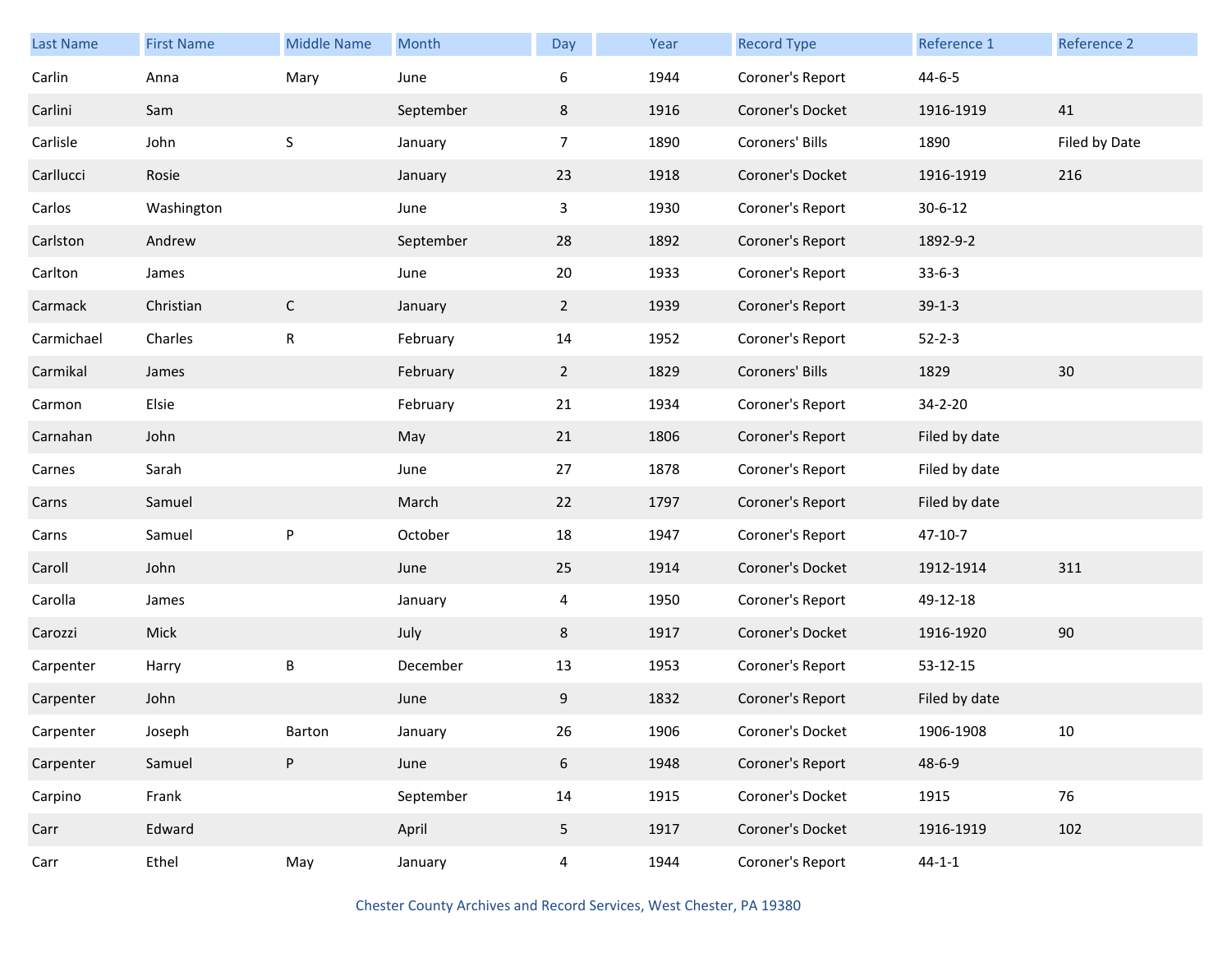| Last Name | First Name | Middle Name | Month | Day | Year | Record Type | Reference 1 | Reference 2 |
|---|---|---|---|---|---|---|---|---|
| Carlin | Anna | Mary | June | 6 | 1944 | Coroner's Report | 44-6-5 | |
| Carlini | Sam | | September | 8 | 1916 | Coroner's Docket | 1916-1919 | 41 |
| Carlisle | John | S | January | 7 | 1890 | Coroners' Bills | 1890 | Filed by Date |
| Carllucci | Rosie | | January | 23 | 1918 | Coroner's Docket | 1916-1919 | 216 |
| Carlos | Washington | | June | 3 | 1930 | Coroner's Report | 30-6-12 | |
| Carlston | Andrew | | September | 28 | 1892 | Coroner's Report | 1892-9-2 | |
| Carlton | James | | June | 20 | 1933 | Coroner's Report | 33-6-3 | |
| Carmack | Christian | C | January | 2 | 1939 | Coroner's Report | 39-1-3 | |
| Carmichael | Charles | R | February | 14 | 1952 | Coroner's Report | 52-2-3 | |
| Carmikal | James | | February | 2 | 1829 | Coroners' Bills | 1829 | 30 |
| Carmon | Elsie | | February | 21 | 1934 | Coroner's Report | 34-2-20 | |
| Carnahan | John | | May | 21 | 1806 | Coroner's Report | Filed by date | |
| Carnes | Sarah | | June | 27 | 1878 | Coroner's Report | Filed by date | |
| Carns | Samuel | | March | 22 | 1797 | Coroner's Report | Filed by date | |
| Carns | Samuel | P | October | 18 | 1947 | Coroner's Report | 47-10-7 | |
| Caroll | John | | June | 25 | 1914 | Coroner's Docket | 1912-1914 | 311 |
| Carolla | James | | January | 4 | 1950 | Coroner's Report | 49-12-18 | |
| Carozzi | Mick | | July | 8 | 1917 | Coroner's Docket | 1916-1920 | 90 |
| Carpenter | Harry | B | December | 13 | 1953 | Coroner's Report | 53-12-15 | |
| Carpenter | John | | June | 9 | 1832 | Coroner's Report | Filed by date | |
| Carpenter | Joseph | Barton | January | 26 | 1906 | Coroner's Docket | 1906-1908 | 10 |
| Carpenter | Samuel | P | June | 6 | 1948 | Coroner's Report | 48-6-9 | |
| Carpino | Frank | | September | 14 | 1915 | Coroner's Docket | 1915 | 76 |
| Carr | Edward | | April | 5 | 1917 | Coroner's Docket | 1916-1919 | 102 |
| Carr | Ethel | May | January | 4 | 1944 | Coroner's Report | 44-1-1 | |

Chester County Archives and Record Services, West Chester, PA 19380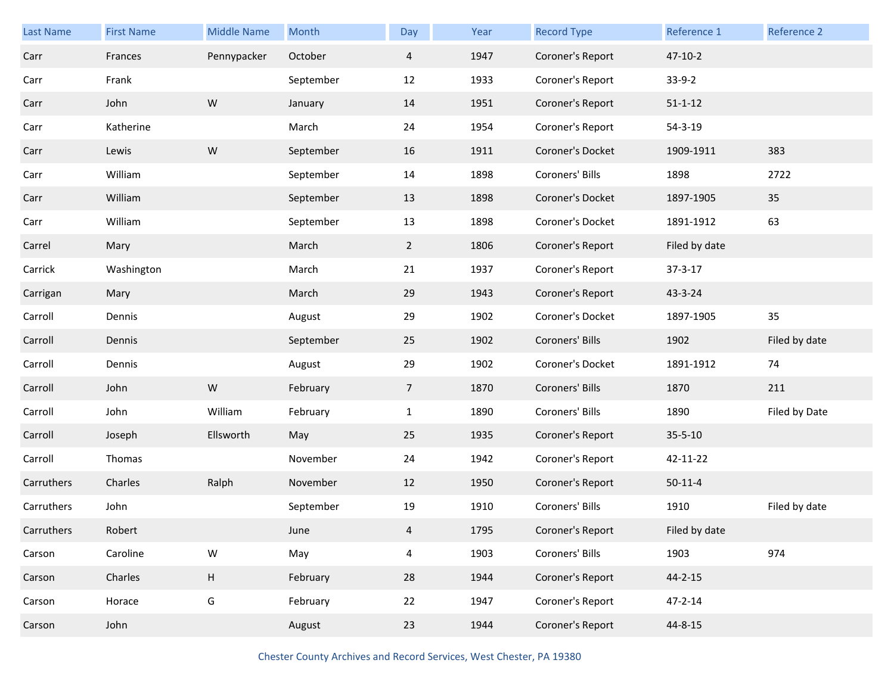| Last Name | First Name | Middle Name | Month | Day | Year | Record Type | Reference 1 | Reference 2 |
|---|---|---|---|---|---|---|---|---|
| Carr | Frances | Pennypacker | October | 4 | 1947 | Coroner's Report | 47-10-2 | |
| Carr | Frank | | September | 12 | 1933 | Coroner's Report | 33-9-2 | |
| Carr | John | W | January | 14 | 1951 | Coroner's Report | 51-1-12 | |
| Carr | Katherine | | March | 24 | 1954 | Coroner's Report | 54-3-19 | |
| Carr | Lewis | W | September | 16 | 1911 | Coroner's Docket | 1909-1911 | 383 |
| Carr | William | | September | 14 | 1898 | Coroners' Bills | 1898 | 2722 |
| Carr | William | | September | 13 | 1898 | Coroner's Docket | 1897-1905 | 35 |
| Carr | William | | September | 13 | 1898 | Coroner's Docket | 1891-1912 | 63 |
| Carrel | Mary | | March | 2 | 1806 | Coroner's Report | Filed by date | |
| Carrick | Washington | | March | 21 | 1937 | Coroner's Report | 37-3-17 | |
| Carrigan | Mary | | March | 29 | 1943 | Coroner's Report | 43-3-24 | |
| Carroll | Dennis | | August | 29 | 1902 | Coroner's Docket | 1897-1905 | 35 |
| Carroll | Dennis | | September | 25 | 1902 | Coroners' Bills | 1902 | Filed by date |
| Carroll | Dennis | | August | 29 | 1902 | Coroner's Docket | 1891-1912 | 74 |
| Carroll | John | W | February | 7 | 1870 | Coroners' Bills | 1870 | 211 |
| Carroll | John | William | February | 1 | 1890 | Coroners' Bills | 1890 | Filed by Date |
| Carroll | Joseph | Ellsworth | May | 25 | 1935 | Coroner's Report | 35-5-10 | |
| Carroll | Thomas | | November | 24 | 1942 | Coroner's Report | 42-11-22 | |
| Carruthers | Charles | Ralph | November | 12 | 1950 | Coroner's Report | 50-11-4 | |
| Carruthers | John | | September | 19 | 1910 | Coroners' Bills | 1910 | Filed by date |
| Carruthers | Robert | | June | 4 | 1795 | Coroner's Report | Filed by date | |
| Carson | Caroline | W | May | 4 | 1903 | Coroners' Bills | 1903 | 974 |
| Carson | Charles | H | February | 28 | 1944 | Coroner's Report | 44-2-15 | |
| Carson | Horace | G | February | 22 | 1947 | Coroner's Report | 47-2-14 | |
| Carson | John | | August | 23 | 1944 | Coroner's Report | 44-8-15 | |

Chester County Archives and Record Services, West Chester, PA 19380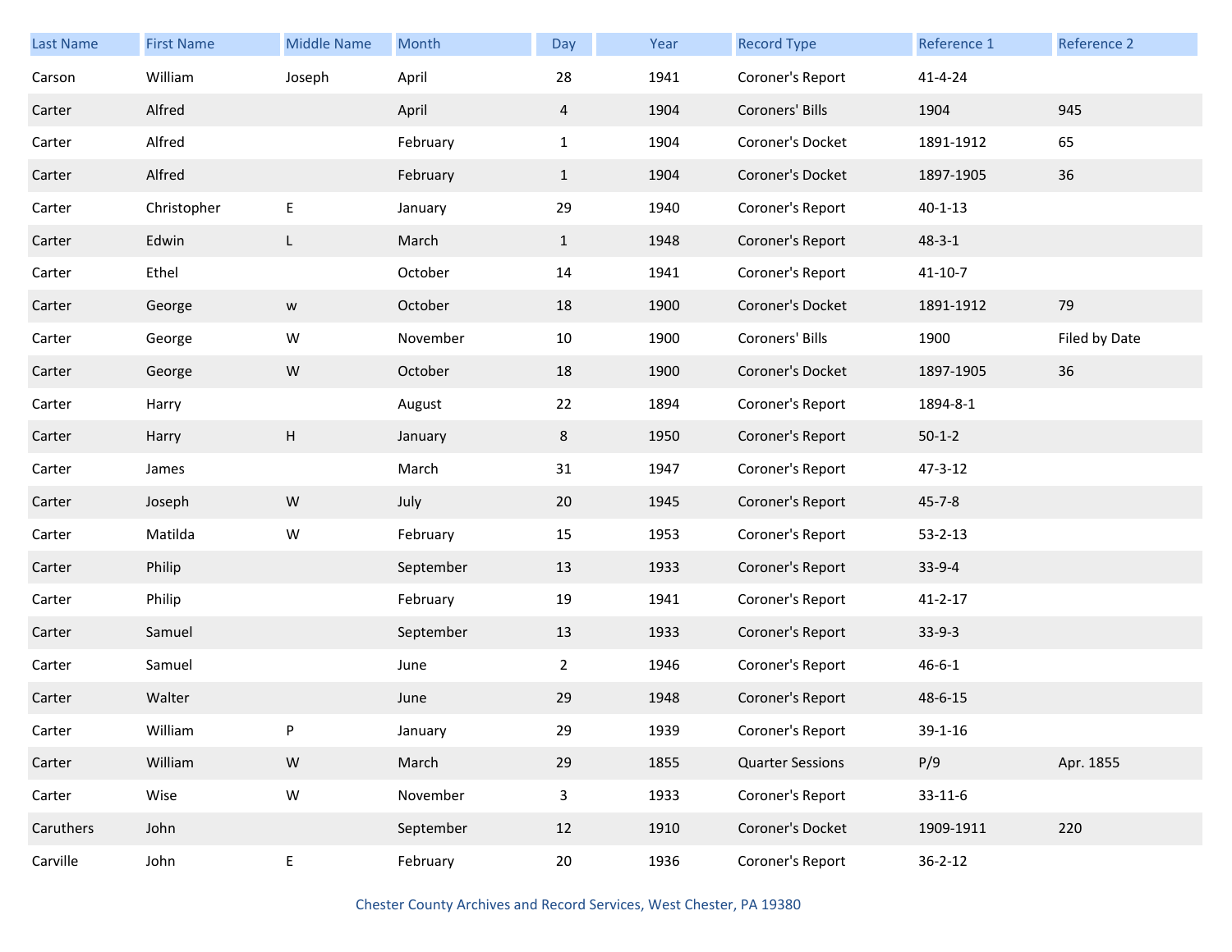| Last Name | First Name | Middle Name | Month | Day | Year | Record Type | Reference 1 | Reference 2 |
|---|---|---|---|---|---|---|---|---|
| Carson | William | Joseph | April | 28 | 1941 | Coroner's Report | 41-4-24 | |
| Carter | Alfred | | April | 4 | 1904 | Coroners' Bills | 1904 | 945 |
| Carter | Alfred | | February | 1 | 1904 | Coroner's Docket | 1891-1912 | 65 |
| Carter | Alfred | | February | 1 | 1904 | Coroner's Docket | 1897-1905 | 36 |
| Carter | Christopher | E | January | 29 | 1940 | Coroner's Report | 40-1-13 | |
| Carter | Edwin | L | March | 1 | 1948 | Coroner's Report | 48-3-1 | |
| Carter | Ethel | | October | 14 | 1941 | Coroner's Report | 41-10-7 | |
| Carter | George | w | October | 18 | 1900 | Coroner's Docket | 1891-1912 | 79 |
| Carter | George | W | November | 10 | 1900 | Coroners' Bills | 1900 | Filed by Date |
| Carter | George | W | October | 18 | 1900 | Coroner's Docket | 1897-1905 | 36 |
| Carter | Harry | | August | 22 | 1894 | Coroner's Report | 1894-8-1 | |
| Carter | Harry | H | January | 8 | 1950 | Coroner's Report | 50-1-2 | |
| Carter | James | | March | 31 | 1947 | Coroner's Report | 47-3-12 | |
| Carter | Joseph | W | July | 20 | 1945 | Coroner's Report | 45-7-8 | |
| Carter | Matilda | W | February | 15 | 1953 | Coroner's Report | 53-2-13 | |
| Carter | Philip | | September | 13 | 1933 | Coroner's Report | 33-9-4 | |
| Carter | Philip | | February | 19 | 1941 | Coroner's Report | 41-2-17 | |
| Carter | Samuel | | September | 13 | 1933 | Coroner's Report | 33-9-3 | |
| Carter | Samuel | | June | 2 | 1946 | Coroner's Report | 46-6-1 | |
| Carter | Walter | | June | 29 | 1948 | Coroner's Report | 48-6-15 | |
| Carter | William | P | January | 29 | 1939 | Coroner's Report | 39-1-16 | |
| Carter | William | W | March | 29 | 1855 | Quarter Sessions | P/9 | Apr. 1855 |
| Carter | Wise | W | November | 3 | 1933 | Coroner's Report | 33-11-6 | |
| Caruthers | John | | September | 12 | 1910 | Coroner's Docket | 1909-1911 | 220 |
| Carville | John | E | February | 20 | 1936 | Coroner's Report | 36-2-12 | |

Chester County Archives and Record Services, West Chester, PA 19380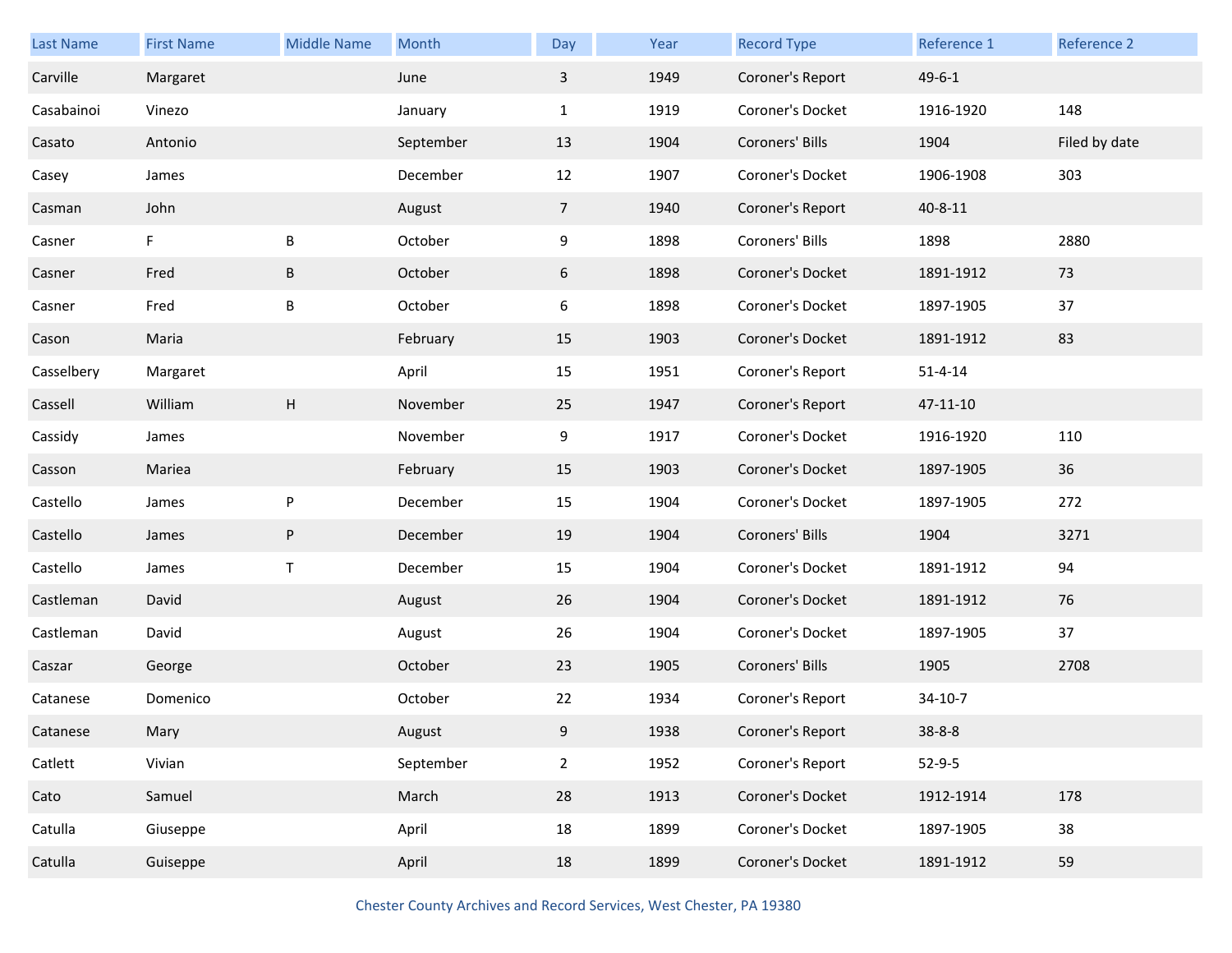| Last Name | First Name | Middle Name | Month | Day | Year | Record Type | Reference 1 | Reference 2 |
|---|---|---|---|---|---|---|---|---|
| Carville | Margaret | | June | 3 | 1949 | Coroner's Report | 49-6-1 | |
| Casabainoi | Vinezo | | January | 1 | 1919 | Coroner's Docket | 1916-1920 | 148 |
| Casato | Antonio | | September | 13 | 1904 | Coroners' Bills | 1904 | Filed by date |
| Casey | James | | December | 12 | 1907 | Coroner's Docket | 1906-1908 | 303 |
| Casman | John | | August | 7 | 1940 | Coroner's Report | 40-8-11 | |
| Casner | F | B | October | 9 | 1898 | Coroners' Bills | 1898 | 2880 |
| Casner | Fred | B | October | 6 | 1898 | Coroner's Docket | 1891-1912 | 73 |
| Casner | Fred | B | October | 6 | 1898 | Coroner's Docket | 1897-1905 | 37 |
| Cason | Maria | | February | 15 | 1903 | Coroner's Docket | 1891-1912 | 83 |
| Casselbery | Margaret | | April | 15 | 1951 | Coroner's Report | 51-4-14 | |
| Cassell | William | H | November | 25 | 1947 | Coroner's Report | 47-11-10 | |
| Cassidy | James | | November | 9 | 1917 | Coroner's Docket | 1916-1920 | 110 |
| Casson | Mariea | | February | 15 | 1903 | Coroner's Docket | 1897-1905 | 36 |
| Castello | James | P | December | 15 | 1904 | Coroner's Docket | 1897-1905 | 272 |
| Castello | James | P | December | 19 | 1904 | Coroners' Bills | 1904 | 3271 |
| Castello | James | T | December | 15 | 1904 | Coroner's Docket | 1891-1912 | 94 |
| Castleman | David | | August | 26 | 1904 | Coroner's Docket | 1891-1912 | 76 |
| Castleman | David | | August | 26 | 1904 | Coroner's Docket | 1897-1905 | 37 |
| Caszar | George | | October | 23 | 1905 | Coroners' Bills | 1905 | 2708 |
| Catanese | Domenico | | October | 22 | 1934 | Coroner's Report | 34-10-7 | |
| Catanese | Mary | | August | 9 | 1938 | Coroner's Report | 38-8-8 | |
| Catlett | Vivian | | September | 2 | 1952 | Coroner's Report | 52-9-5 | |
| Cato | Samuel | | March | 28 | 1913 | Coroner's Docket | 1912-1914 | 178 |
| Catulla | Giuseppe | | April | 18 | 1899 | Coroner's Docket | 1897-1905 | 38 |
| Catulla | Guiseppe | | April | 18 | 1899 | Coroner's Docket | 1891-1912 | 59 |

Chester County Archives and Record Services, West Chester, PA 19380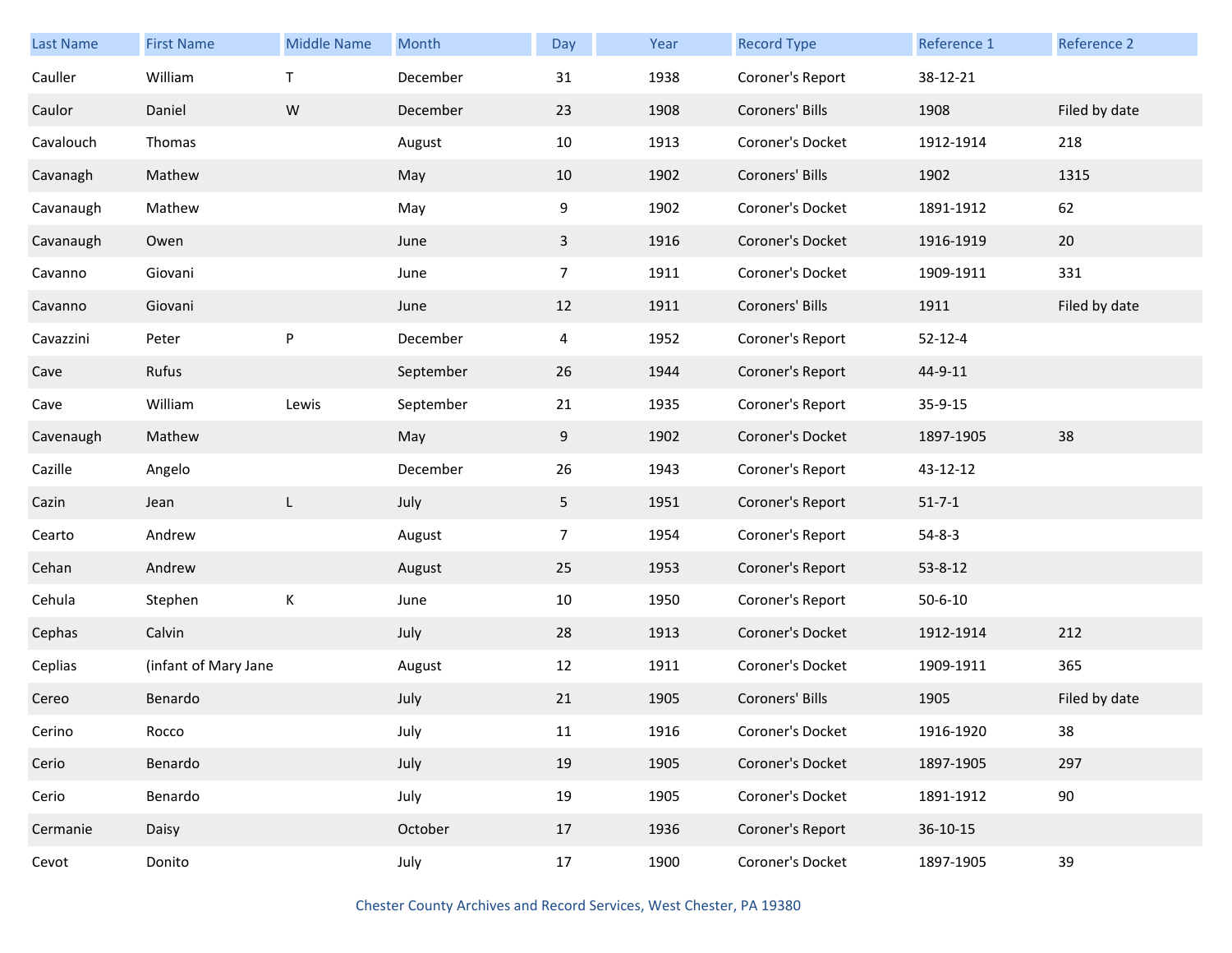| Last Name | First Name | Middle Name | Month | Day | Year | Record Type | Reference 1 | Reference 2 |
|---|---|---|---|---|---|---|---|---|
| Cauller | William | T | December | 31 | 1938 | Coroner's Report | 38-12-21 | |
| Caulor | Daniel | W | December | 23 | 1908 | Coroners' Bills | 1908 | Filed by date |
| Cavalouch | Thomas | | August | 10 | 1913 | Coroner's Docket | 1912-1914 | 218 |
| Cavanagh | Mathew | | May | 10 | 1902 | Coroners' Bills | 1902 | 1315 |
| Cavanaugh | Mathew | | May | 9 | 1902 | Coroner's Docket | 1891-1912 | 62 |
| Cavanaugh | Owen | | June | 3 | 1916 | Coroner's Docket | 1916-1919 | 20 |
| Cavanno | Giovani | | June | 7 | 1911 | Coroner's Docket | 1909-1911 | 331 |
| Cavanno | Giovani | | June | 12 | 1911 | Coroners' Bills | 1911 | Filed by date |
| Cavazzini | Peter | P | December | 4 | 1952 | Coroner's Report | 52-12-4 | |
| Cave | Rufus | | September | 26 | 1944 | Coroner's Report | 44-9-11 | |
| Cave | William | Lewis | September | 21 | 1935 | Coroner's Report | 35-9-15 | |
| Cavenaugh | Mathew | | May | 9 | 1902 | Coroner's Docket | 1897-1905 | 38 |
| Cazille | Angelo | | December | 26 | 1943 | Coroner's Report | 43-12-12 | |
| Cazin | Jean | L | July | 5 | 1951 | Coroner's Report | 51-7-1 | |
| Cearto | Andrew | | August | 7 | 1954 | Coroner's Report | 54-8-3 | |
| Cehan | Andrew | | August | 25 | 1953 | Coroner's Report | 53-8-12 | |
| Cehula | Stephen | K | June | 10 | 1950 | Coroner's Report | 50-6-10 | |
| Cephas | Calvin | | July | 28 | 1913 | Coroner's Docket | 1912-1914 | 212 |
| Ceplias | (infant of Mary Jane | | August | 12 | 1911 | Coroner's Docket | 1909-1911 | 365 |
| Cereo | Benardo | | July | 21 | 1905 | Coroners' Bills | 1905 | Filed by date |
| Cerino | Rocco | | July | 11 | 1916 | Coroner's Docket | 1916-1920 | 38 |
| Cerio | Benardo | | July | 19 | 1905 | Coroner's Docket | 1897-1905 | 297 |
| Cerio | Benardo | | July | 19 | 1905 | Coroner's Docket | 1891-1912 | 90 |
| Cermanie | Daisy | | October | 17 | 1936 | Coroner's Report | 36-10-15 | |
| Cevot | Donito | | July | 17 | 1900 | Coroner's Docket | 1897-1905 | 39 |

Chester County Archives and Record Services, West Chester, PA 19380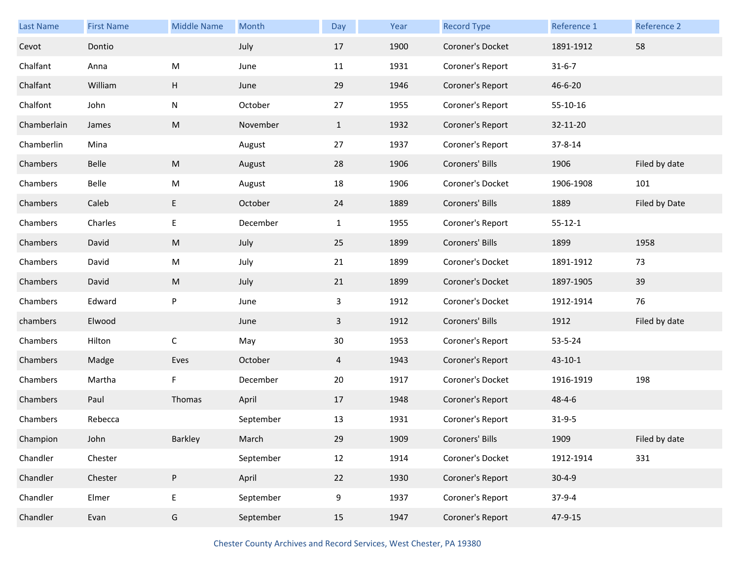| Last Name | First Name | Middle Name | Month | Day | Year | Record Type | Reference 1 | Reference 2 |
|---|---|---|---|---|---|---|---|---|
| Cevot | Dontio | | July | 17 | 1900 | Coroner's Docket | 1891-1912 | 58 |
| Chalfant | Anna | M | June | 11 | 1931 | Coroner's Report | 31-6-7 | |
| Chalfant | William | H | June | 29 | 1946 | Coroner's Report | 46-6-20 | |
| Chalfont | John | N | October | 27 | 1955 | Coroner's Report | 55-10-16 | |
| Chamberlain | James | M | November | 1 | 1932 | Coroner's Report | 32-11-20 | |
| Chamberlin | Mina | | August | 27 | 1937 | Coroner's Report | 37-8-14 | |
| Chambers | Belle | M | August | 28 | 1906 | Coroners' Bills | 1906 | Filed by date |
| Chambers | Belle | M | August | 18 | 1906 | Coroner's Docket | 1906-1908 | 101 |
| Chambers | Caleb | E | October | 24 | 1889 | Coroners' Bills | 1889 | Filed by Date |
| Chambers | Charles | E | December | 1 | 1955 | Coroner's Report | 55-12-1 | |
| Chambers | David | M | July | 25 | 1899 | Coroners' Bills | 1899 | 1958 |
| Chambers | David | M | July | 21 | 1899 | Coroner's Docket | 1891-1912 | 73 |
| Chambers | David | M | July | 21 | 1899 | Coroner's Docket | 1897-1905 | 39 |
| Chambers | Edward | P | June | 3 | 1912 | Coroner's Docket | 1912-1914 | 76 |
| chambers | Elwood | | June | 3 | 1912 | Coroners' Bills | 1912 | Filed by date |
| Chambers | Hilton | C | May | 30 | 1953 | Coroner's Report | 53-5-24 | |
| Chambers | Madge | Eves | October | 4 | 1943 | Coroner's Report | 43-10-1 | |
| Chambers | Martha | F | December | 20 | 1917 | Coroner's Docket | 1916-1919 | 198 |
| Chambers | Paul | Thomas | April | 17 | 1948 | Coroner's Report | 48-4-6 | |
| Chambers | Rebecca | | September | 13 | 1931 | Coroner's Report | 31-9-5 | |
| Champion | John | Barkley | March | 29 | 1909 | Coroners' Bills | 1909 | Filed by date |
| Chandler | Chester | | September | 12 | 1914 | Coroner's Docket | 1912-1914 | 331 |
| Chandler | Chester | P | April | 22 | 1930 | Coroner's Report | 30-4-9 | |
| Chandler | Elmer | E | September | 9 | 1937 | Coroner's Report | 37-9-4 | |
| Chandler | Evan | G | September | 15 | 1947 | Coroner's Report | 47-9-15 | |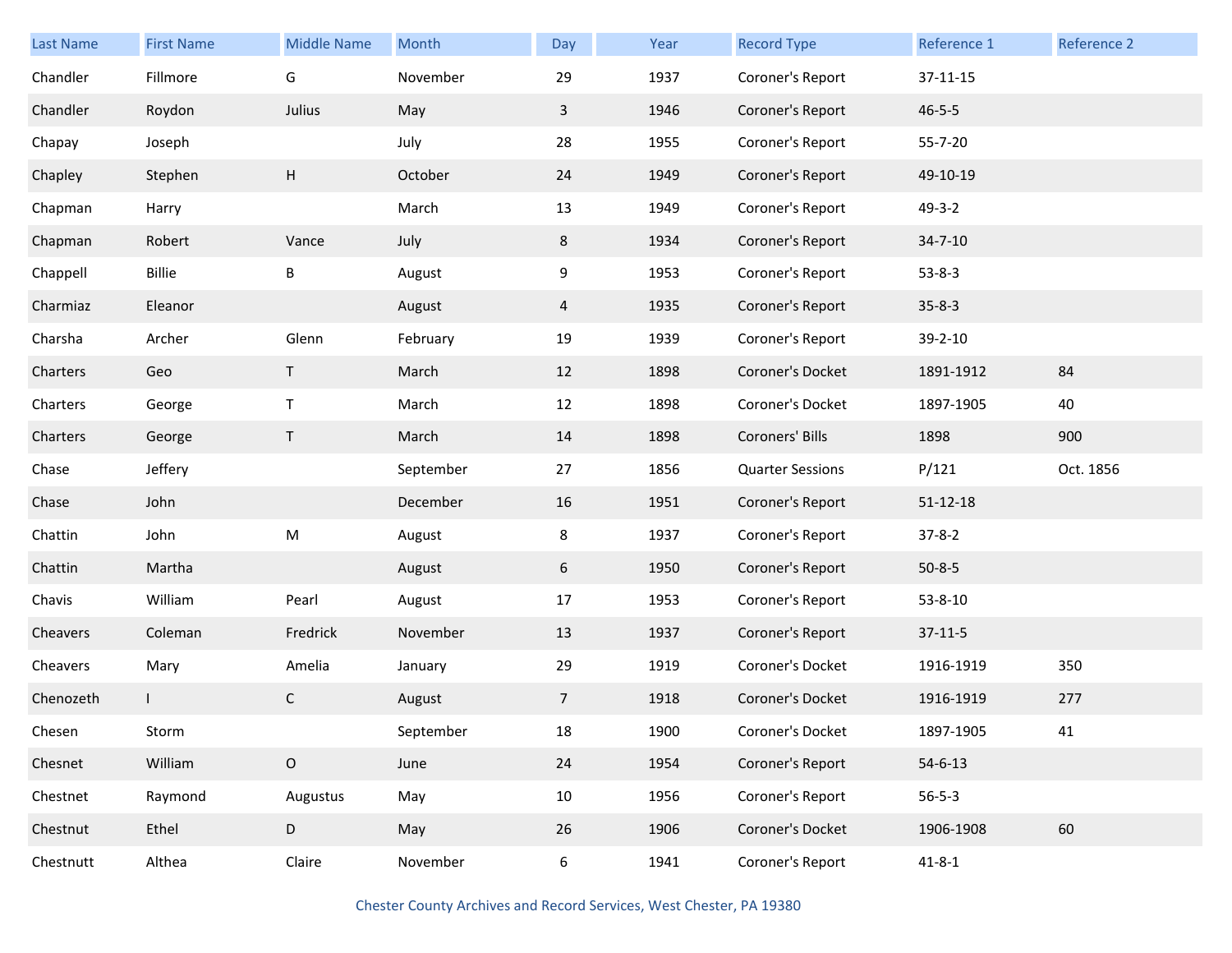| Last Name | First Name | Middle Name | Month | Day | Year | Record Type | Reference 1 | Reference 2 |
|---|---|---|---|---|---|---|---|---|
| Chandler | Fillmore | G | November | 29 | 1937 | Coroner's Report | 37-11-15 | |
| Chandler | Roydon | Julius | May | 3 | 1946 | Coroner's Report | 46-5-5 | |
| Chapay | Joseph | | July | 28 | 1955 | Coroner's Report | 55-7-20 | |
| Chapley | Stephen | H | October | 24 | 1949 | Coroner's Report | 49-10-19 | |
| Chapman | Harry | | March | 13 | 1949 | Coroner's Report | 49-3-2 | |
| Chapman | Robert | Vance | July | 8 | 1934 | Coroner's Report | 34-7-10 | |
| Chappell | Billie | B | August | 9 | 1953 | Coroner's Report | 53-8-3 | |
| Charmiaz | Eleanor | | August | 4 | 1935 | Coroner's Report | 35-8-3 | |
| Charsha | Archer | Glenn | February | 19 | 1939 | Coroner's Report | 39-2-10 | |
| Charters | Geo | T | March | 12 | 1898 | Coroner's Docket | 1891-1912 | 84 |
| Charters | George | T | March | 12 | 1898 | Coroner's Docket | 1897-1905 | 40 |
| Charters | George | T | March | 14 | 1898 | Coroners' Bills | 1898 | 900 |
| Chase | Jeffery | | September | 27 | 1856 | Quarter Sessions | P/121 | Oct. 1856 |
| Chase | John | | December | 16 | 1951 | Coroner's Report | 51-12-18 | |
| Chattin | John | M | August | 8 | 1937 | Coroner's Report | 37-8-2 | |
| Chattin | Martha | | August | 6 | 1950 | Coroner's Report | 50-8-5 | |
| Chavis | William | Pearl | August | 17 | 1953 | Coroner's Report | 53-8-10 | |
| Cheavers | Coleman | Fredrick | November | 13 | 1937 | Coroner's Report | 37-11-5 | |
| Cheavers | Mary | Amelia | January | 29 | 1919 | Coroner's Docket | 1916-1919 | 350 |
| Chenozeth | I | C | August | 7 | 1918 | Coroner's Docket | 1916-1919 | 277 |
| Chesen | Storm | | September | 18 | 1900 | Coroner's Docket | 1897-1905 | 41 |
| Chesnet | William | O | June | 24 | 1954 | Coroner's Report | 54-6-13 | |
| Chestnet | Raymond | Augustus | May | 10 | 1956 | Coroner's Report | 56-5-3 | |
| Chestnut | Ethel | D | May | 26 | 1906 | Coroner's Docket | 1906-1908 | 60 |
| Chestnutt | Althea | Claire | November | 6 | 1941 | Coroner's Report | 41-8-1 | |

Chester County Archives and Record Services, West Chester, PA 19380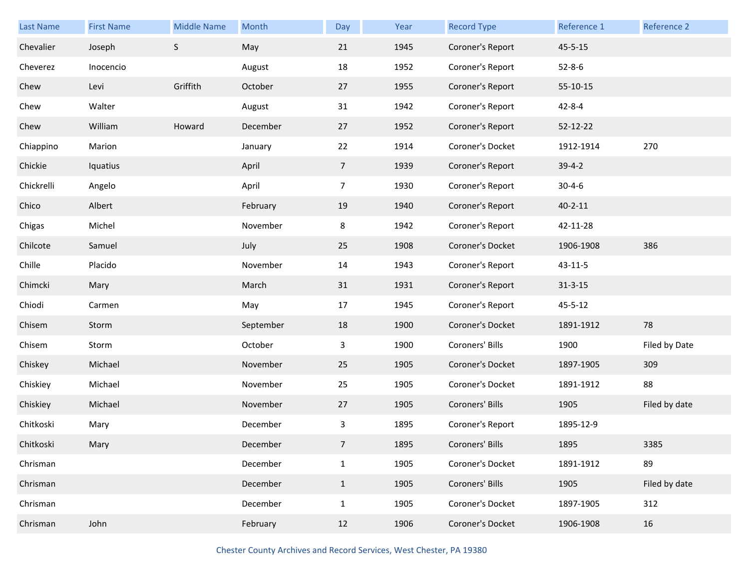| Last Name | First Name | Middle Name | Month | Day | Year | Record Type | Reference 1 | Reference 2 |
|---|---|---|---|---|---|---|---|---|
| Chevalier | Joseph | S | May | 21 | 1945 | Coroner's Report | 45-5-15 | |
| Cheverez | Inocencio | | August | 18 | 1952 | Coroner's Report | 52-8-6 | |
| Chew | Levi | Griffith | October | 27 | 1955 | Coroner's Report | 55-10-15 | |
| Chew | Walter | | August | 31 | 1942 | Coroner's Report | 42-8-4 | |
| Chew | William | Howard | December | 27 | 1952 | Coroner's Report | 52-12-22 | |
| Chiappino | Marion | | January | 22 | 1914 | Coroner's Docket | 1912-1914 | 270 |
| Chickie | Iquatius | | April | 7 | 1939 | Coroner's Report | 39-4-2 | |
| Chickrelli | Angelo | | April | 7 | 1930 | Coroner's Report | 30-4-6 | |
| Chico | Albert | | February | 19 | 1940 | Coroner's Report | 40-2-11 | |
| Chigas | Michel | | November | 8 | 1942 | Coroner's Report | 42-11-28 | |
| Chilcote | Samuel | | July | 25 | 1908 | Coroner's Docket | 1906-1908 | 386 |
| Chille | Placido | | November | 14 | 1943 | Coroner's Report | 43-11-5 | |
| Chimcki | Mary | | March | 31 | 1931 | Coroner's Report | 31-3-15 | |
| Chiodi | Carmen | | May | 17 | 1945 | Coroner's Report | 45-5-12 | |
| Chisem | Storm | | September | 18 | 1900 | Coroner's Docket | 1891-1912 | 78 |
| Chisem | Storm | | October | 3 | 1900 | Coroners' Bills | 1900 | Filed by Date |
| Chiskey | Michael | | November | 25 | 1905 | Coroner's Docket | 1897-1905 | 309 |
| Chiskiey | Michael | | November | 25 | 1905 | Coroner's Docket | 1891-1912 | 88 |
| Chiskiey | Michael | | November | 27 | 1905 | Coroners' Bills | 1905 | Filed by date |
| Chitkoski | Mary | | December | 3 | 1895 | Coroner's Report | 1895-12-9 | |
| Chitkoski | Mary | | December | 7 | 1895 | Coroners' Bills | 1895 | 3385 |
| Chrisman | | | December | 1 | 1905 | Coroner's Docket | 1891-1912 | 89 |
| Chrisman | | | December | 1 | 1905 | Coroners' Bills | 1905 | Filed by date |
| Chrisman | | | December | 1 | 1905 | Coroner's Docket | 1897-1905 | 312 |
| Chrisman | John | | February | 12 | 1906 | Coroner's Docket | 1906-1908 | 16 |

Chester County Archives and Record Services, West Chester, PA 19380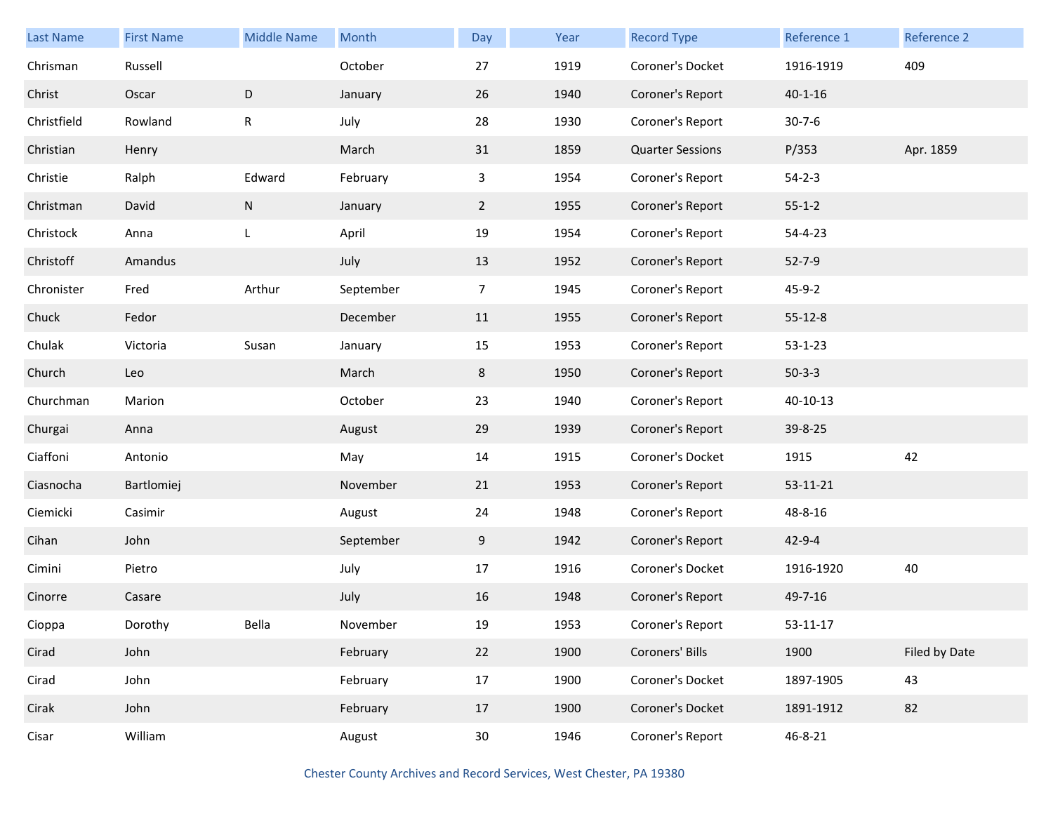| Last Name | First Name | Middle Name | Month | Day | Year | Record Type | Reference 1 | Reference 2 |
|---|---|---|---|---|---|---|---|---|
| Chrisman | Russell | | October | 27 | 1919 | Coroner's Docket | 1916-1919 | 409 |
| Christ | Oscar | D | January | 26 | 1940 | Coroner's Report | 40-1-16 | |
| Christfield | Rowland | R | July | 28 | 1930 | Coroner's Report | 30-7-6 | |
| Christian | Henry | | March | 31 | 1859 | Quarter Sessions | P/353 | Apr. 1859 |
| Christie | Ralph | Edward | February | 3 | 1954 | Coroner's Report | 54-2-3 | |
| Christman | David | N | January | 2 | 1955 | Coroner's Report | 55-1-2 | |
| Christock | Anna | L | April | 19 | 1954 | Coroner's Report | 54-4-23 | |
| Christoff | Amandus | | July | 13 | 1952 | Coroner's Report | 52-7-9 | |
| Chronister | Fred | Arthur | September | 7 | 1945 | Coroner's Report | 45-9-2 | |
| Chuck | Fedor | | December | 11 | 1955 | Coroner's Report | 55-12-8 | |
| Chulak | Victoria | Susan | January | 15 | 1953 | Coroner's Report | 53-1-23 | |
| Church | Leo | | March | 8 | 1950 | Coroner's Report | 50-3-3 | |
| Churchman | Marion | | October | 23 | 1940 | Coroner's Report | 40-10-13 | |
| Churgai | Anna | | August | 29 | 1939 | Coroner's Report | 39-8-25 | |
| Ciaffoni | Antonio | | May | 14 | 1915 | Coroner's Docket | 1915 | 42 |
| Ciasnocha | Bartlomiej | | November | 21 | 1953 | Coroner's Report | 53-11-21 | |
| Ciemicki | Casimir | | August | 24 | 1948 | Coroner's Report | 48-8-16 | |
| Cihan | John | | September | 9 | 1942 | Coroner's Report | 42-9-4 | |
| Cimini | Pietro | | July | 17 | 1916 | Coroner's Docket | 1916-1920 | 40 |
| Cinorre | Casare | | July | 16 | 1948 | Coroner's Report | 49-7-16 | |
| Cioppa | Dorothy | Bella | November | 19 | 1953 | Coroner's Report | 53-11-17 | |
| Cirad | John | | February | 22 | 1900 | Coroners' Bills | 1900 | Filed by Date |
| Cirad | John | | February | 17 | 1900 | Coroner's Docket | 1897-1905 | 43 |
| Cirak | John | | February | 17 | 1900 | Coroner's Docket | 1891-1912 | 82 |
| Cisar | William | | August | 30 | 1946 | Coroner's Report | 46-8-21 | |

Chester County Archives and Record Services, West Chester, PA 19380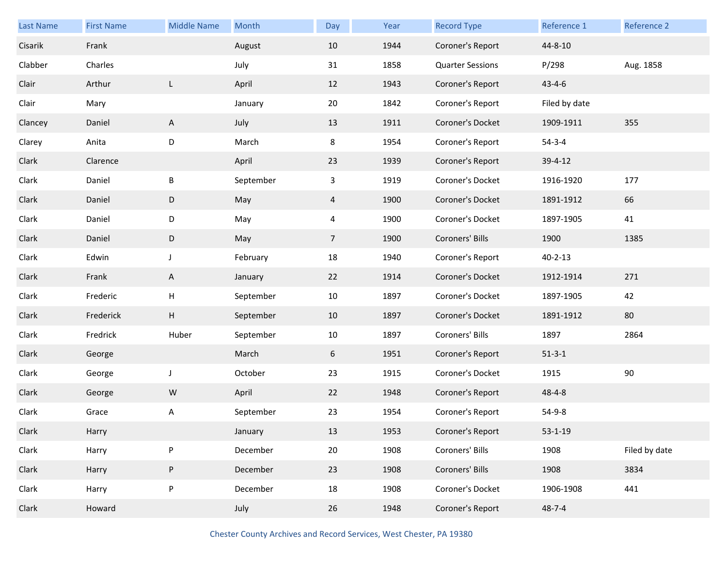| Last Name | First Name | Middle Name | Month | Day | Year | Record Type | Reference 1 | Reference 2 |
|---|---|---|---|---|---|---|---|---|
| Cisarik | Frank | | August | 10 | 1944 | Coroner's Report | 44-8-10 | |
| Clabber | Charles | | July | 31 | 1858 | Quarter Sessions | P/298 | Aug. 1858 |
| Clair | Arthur | L | April | 12 | 1943 | Coroner's Report | 43-4-6 | |
| Clair | Mary | | January | 20 | 1842 | Coroner's Report | Filed by date | |
| Clancey | Daniel | A | July | 13 | 1911 | Coroner's Docket | 1909-1911 | 355 |
| Clarey | Anita | D | March | 8 | 1954 | Coroner's Report | 54-3-4 | |
| Clark | Clarence | | April | 23 | 1939 | Coroner's Report | 39-4-12 | |
| Clark | Daniel | B | September | 3 | 1919 | Coroner's Docket | 1916-1920 | 177 |
| Clark | Daniel | D | May | 4 | 1900 | Coroner's Docket | 1891-1912 | 66 |
| Clark | Daniel | D | May | 4 | 1900 | Coroner's Docket | 1897-1905 | 41 |
| Clark | Daniel | D | May | 7 | 1900 | Coroners' Bills | 1900 | 1385 |
| Clark | Edwin | J | February | 18 | 1940 | Coroner's Report | 40-2-13 | |
| Clark | Frank | A | January | 22 | 1914 | Coroner's Docket | 1912-1914 | 271 |
| Clark | Frederic | H | September | 10 | 1897 | Coroner's Docket | 1897-1905 | 42 |
| Clark | Frederick | H | September | 10 | 1897 | Coroner's Docket | 1891-1912 | 80 |
| Clark | Fredrick | Huber | September | 10 | 1897 | Coroners' Bills | 1897 | 2864 |
| Clark | George | | March | 6 | 1951 | Coroner's Report | 51-3-1 | |
| Clark | George | J | October | 23 | 1915 | Coroner's Docket | 1915 | 90 |
| Clark | George | W | April | 22 | 1948 | Coroner's Report | 48-4-8 | |
| Clark | Grace | A | September | 23 | 1954 | Coroner's Report | 54-9-8 | |
| Clark | Harry | | January | 13 | 1953 | Coroner's Report | 53-1-19 | |
| Clark | Harry | P | December | 20 | 1908 | Coroners' Bills | 1908 | Filed by date |
| Clark | Harry | P | December | 23 | 1908 | Coroners' Bills | 1908 | 3834 |
| Clark | Harry | P | December | 18 | 1908 | Coroner's Docket | 1906-1908 | 441 |
| Clark | Howard | | July | 26 | 1948 | Coroner's Report | 48-7-4 | |

Chester County Archives and Record Services, West Chester, PA 19380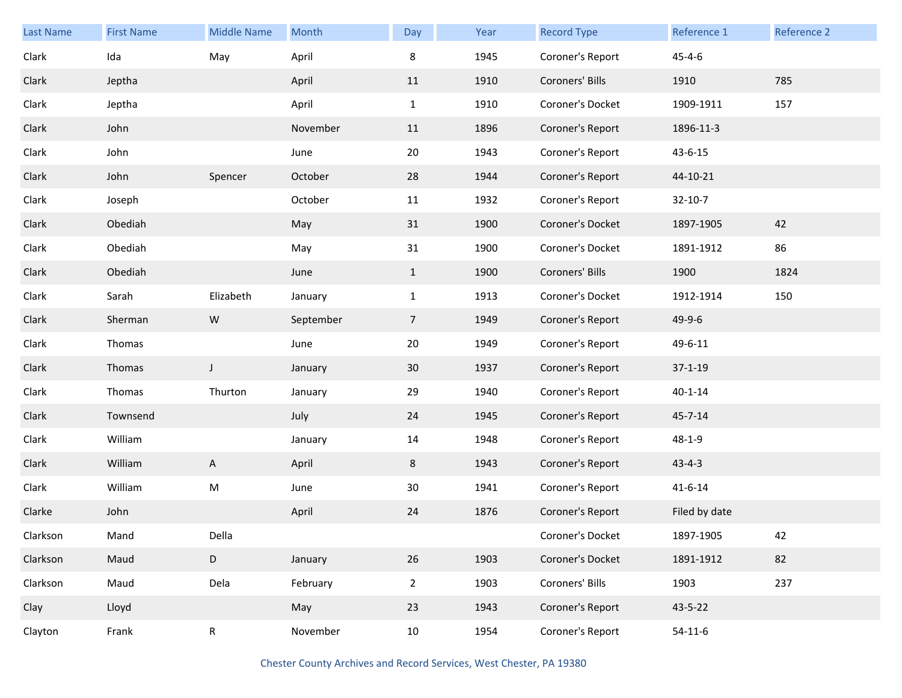| Last Name | First Name | Middle Name | Month | Day | Year | Record Type | Reference 1 | Reference 2 |
|---|---|---|---|---|---|---|---|---|
| Clark | Ida | May | April | 8 | 1945 | Coroner's Report | 45-4-6 | |
| Clark | Jeptha | | April | 11 | 1910 | Coroners' Bills | 1910 | 785 |
| Clark | Jeptha | | April | 1 | 1910 | Coroner's Docket | 1909-1911 | 157 |
| Clark | John | | November | 11 | 1896 | Coroner's Report | 1896-11-3 | |
| Clark | John | | June | 20 | 1943 | Coroner's Report | 43-6-15 | |
| Clark | John | Spencer | October | 28 | 1944 | Coroner's Report | 44-10-21 | |
| Clark | Joseph | | October | 11 | 1932 | Coroner's Report | 32-10-7 | |
| Clark | Obediah | | May | 31 | 1900 | Coroner's Docket | 1897-1905 | 42 |
| Clark | Obediah | | May | 31 | 1900 | Coroner's Docket | 1891-1912 | 86 |
| Clark | Obediah | | June | 1 | 1900 | Coroners' Bills | 1900 | 1824 |
| Clark | Sarah | Elizabeth | January | 1 | 1913 | Coroner's Docket | 1912-1914 | 150 |
| Clark | Sherman | W | September | 7 | 1949 | Coroner's Report | 49-9-6 | |
| Clark | Thomas | | June | 20 | 1949 | Coroner's Report | 49-6-11 | |
| Clark | Thomas | J | January | 30 | 1937 | Coroner's Report | 37-1-19 | |
| Clark | Thomas | Thurton | January | 29 | 1940 | Coroner's Report | 40-1-14 | |
| Clark | Townsend | | July | 24 | 1945 | Coroner's Report | 45-7-14 | |
| Clark | William | | January | 14 | 1948 | Coroner's Report | 48-1-9 | |
| Clark | William | A | April | 8 | 1943 | Coroner's Report | 43-4-3 | |
| Clark | William | M | June | 30 | 1941 | Coroner's Report | 41-6-14 | |
| Clarke | John | | April | 24 | 1876 | Coroner's Report | Filed by date | |
| Clarkson | Mand | Della | | | | Coroner's Docket | 1897-1905 | 42 |
| Clarkson | Maud | D | January | 26 | 1903 | Coroner's Docket | 1891-1912 | 82 |
| Clarkson | Maud | Dela | February | 2 | 1903 | Coroners' Bills | 1903 | 237 |
| Clay | Lloyd | | May | 23 | 1943 | Coroner's Report | 43-5-22 | |
| Clayton | Frank | R | November | 10 | 1954 | Coroner's Report | 54-11-6 | |

Chester County Archives and Record Services, West Chester, PA 19380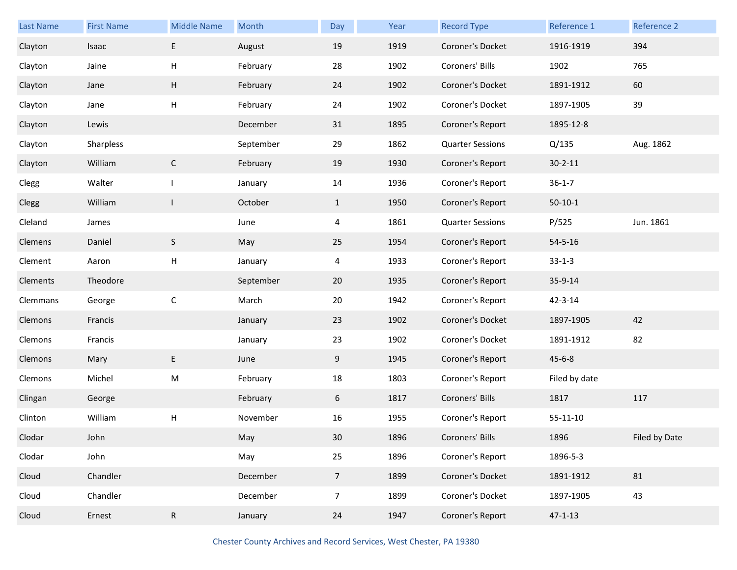| Last Name | First Name | Middle Name | Month | Day | Year | Record Type | Reference 1 | Reference 2 |
|---|---|---|---|---|---|---|---|---|
| Clayton | Isaac | E | August | 19 | 1919 | Coroner's Docket | 1916-1919 | 394 |
| Clayton | Jaine | H | February | 28 | 1902 | Coroners' Bills | 1902 | 765 |
| Clayton | Jane | H | February | 24 | 1902 | Coroner's Docket | 1891-1912 | 60 |
| Clayton | Jane | H | February | 24 | 1902 | Coroner's Docket | 1897-1905 | 39 |
| Clayton | Lewis | | December | 31 | 1895 | Coroner's Report | 1895-12-8 | |
| Clayton | Sharpless | | September | 29 | 1862 | Quarter Sessions | Q/135 | Aug. 1862 |
| Clayton | William | C | February | 19 | 1930 | Coroner's Report | 30-2-11 | |
| Clegg | Walter | I | January | 14 | 1936 | Coroner's Report | 36-1-7 | |
| Clegg | William | I | October | 1 | 1950 | Coroner's Report | 50-10-1 | |
| Cleland | James | | June | 4 | 1861 | Quarter Sessions | P/525 | Jun. 1861 |
| Clemens | Daniel | S | May | 25 | 1954 | Coroner's Report | 54-5-16 | |
| Clement | Aaron | H | January | 4 | 1933 | Coroner's Report | 33-1-3 | |
| Clements | Theodore | | September | 20 | 1935 | Coroner's Report | 35-9-14 | |
| Clemmans | George | C | March | 20 | 1942 | Coroner's Report | 42-3-14 | |
| Clemons | Francis | | January | 23 | 1902 | Coroner's Docket | 1897-1905 | 42 |
| Clemons | Francis | | January | 23 | 1902 | Coroner's Docket | 1891-1912 | 82 |
| Clemons | Mary | E | June | 9 | 1945 | Coroner's Report | 45-6-8 | |
| Clemons | Michel | M | February | 18 | 1803 | Coroner's Report | Filed by date | |
| Clingan | George | | February | 6 | 1817 | Coroners' Bills | 1817 | 117 |
| Clinton | William | H | November | 16 | 1955 | Coroner's Report | 55-11-10 | |
| Clodar | John | | May | 30 | 1896 | Coroners' Bills | 1896 | Filed by Date |
| Clodar | John | | May | 25 | 1896 | Coroner's Report | 1896-5-3 | |
| Cloud | Chandler | | December | 7 | 1899 | Coroner's Docket | 1891-1912 | 81 |
| Cloud | Chandler | | December | 7 | 1899 | Coroner's Docket | 1897-1905 | 43 |
| Cloud | Ernest | R | January | 24 | 1947 | Coroner's Report | 47-1-13 | |

Chester County Archives and Record Services, West Chester, PA 19380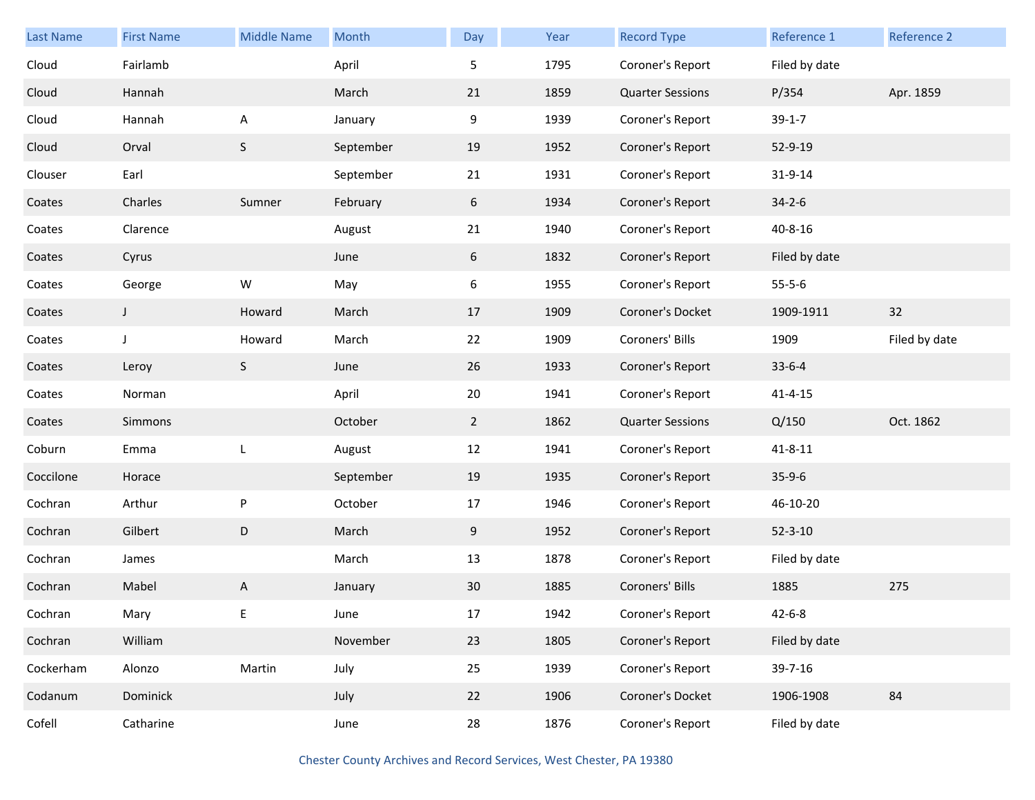| Last Name | First Name | Middle Name | Month | Day | Year | Record Type | Reference 1 | Reference 2 |
|---|---|---|---|---|---|---|---|---|
| Cloud | Fairlamb | | April | 5 | 1795 | Coroner's Report | Filed by date | |
| Cloud | Hannah | | March | 21 | 1859 | Quarter Sessions | P/354 | Apr. 1859 |
| Cloud | Hannah | A | January | 9 | 1939 | Coroner's Report | 39-1-7 | |
| Cloud | Orval | S | September | 19 | 1952 | Coroner's Report | 52-9-19 | |
| Clouser | Earl | | September | 21 | 1931 | Coroner's Report | 31-9-14 | |
| Coates | Charles | Sumner | February | 6 | 1934 | Coroner's Report | 34-2-6 | |
| Coates | Clarence | | August | 21 | 1940 | Coroner's Report | 40-8-16 | |
| Coates | Cyrus | | June | 6 | 1832 | Coroner's Report | Filed by date | |
| Coates | George | W | May | 6 | 1955 | Coroner's Report | 55-5-6 | |
| Coates | J | Howard | March | 17 | 1909 | Coroner's Docket | 1909-1911 | 32 |
| Coates | J | Howard | March | 22 | 1909 | Coroners' Bills | 1909 | Filed by date |
| Coates | Leroy | S | June | 26 | 1933 | Coroner's Report | 33-6-4 | |
| Coates | Norman | | April | 20 | 1941 | Coroner's Report | 41-4-15 | |
| Coates | Simmons | | October | 2 | 1862 | Quarter Sessions | Q/150 | Oct. 1862 |
| Coburn | Emma | L | August | 12 | 1941 | Coroner's Report | 41-8-11 | |
| Coccilone | Horace | | September | 19 | 1935 | Coroner's Report | 35-9-6 | |
| Cochran | Arthur | P | October | 17 | 1946 | Coroner's Report | 46-10-20 | |
| Cochran | Gilbert | D | March | 9 | 1952 | Coroner's Report | 52-3-10 | |
| Cochran | James | | March | 13 | 1878 | Coroner's Report | Filed by date | |
| Cochran | Mabel | A | January | 30 | 1885 | Coroners' Bills | 1885 | 275 |
| Cochran | Mary | E | June | 17 | 1942 | Coroner's Report | 42-6-8 | |
| Cochran | William | | November | 23 | 1805 | Coroner's Report | Filed by date | |
| Cockerham | Alonzo | Martin | July | 25 | 1939 | Coroner's Report | 39-7-16 | |
| Codanum | Dominick | | July | 22 | 1906 | Coroner's Docket | 1906-1908 | 84 |
| Cofell | Catharine | | June | 28 | 1876 | Coroner's Report | Filed by date | |

Chester County Archives and Record Services, West Chester, PA 19380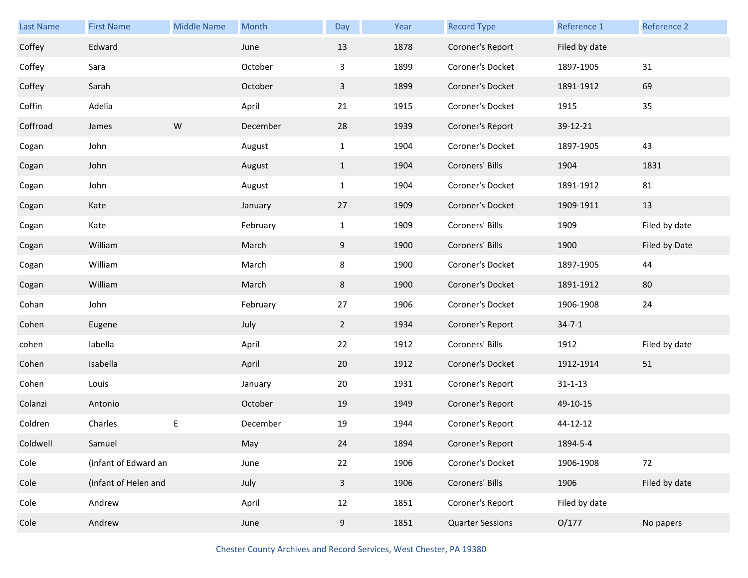| Last Name | First Name | Middle Name | Month | Day | Year | Record Type | Reference 1 | Reference 2 |
|---|---|---|---|---|---|---|---|---|
| Coffey | Edward | | June | 13 | 1878 | Coroner's Report | Filed by date | |
| Coffey | Sara | | October | 3 | 1899 | Coroner's Docket | 1897-1905 | 31 |
| Coffey | Sarah | | October | 3 | 1899 | Coroner's Docket | 1891-1912 | 69 |
| Coffin | Adelia | | April | 21 | 1915 | Coroner's Docket | 1915 | 35 |
| Coffroad | James | W | December | 28 | 1939 | Coroner's Report | 39-12-21 | |
| Cogan | John | | August | 1 | 1904 | Coroner's Docket | 1897-1905 | 43 |
| Cogan | John | | August | 1 | 1904 | Coroners' Bills | 1904 | 1831 |
| Cogan | John | | August | 1 | 1904 | Coroner's Docket | 1891-1912 | 81 |
| Cogan | Kate | | January | 27 | 1909 | Coroner's Docket | 1909-1911 | 13 |
| Cogan | Kate | | February | 1 | 1909 | Coroners' Bills | 1909 | Filed by date |
| Cogan | William | | March | 9 | 1900 | Coroners' Bills | 1900 | Filed by Date |
| Cogan | William | | March | 8 | 1900 | Coroner's Docket | 1897-1905 | 44 |
| Cogan | William | | March | 8 | 1900 | Coroner's Docket | 1891-1912 | 80 |
| Cohan | John | | February | 27 | 1906 | Coroner's Docket | 1906-1908 | 24 |
| Cohen | Eugene | | July | 2 | 1934 | Coroner's Report | 34-7-1 | |
| cohen | Iabella | | April | 22 | 1912 | Coroners' Bills | 1912 | Filed by date |
| Cohen | Isabella | | April | 20 | 1912 | Coroner's Docket | 1912-1914 | 51 |
| Cohen | Louis | | January | 20 | 1931 | Coroner's Report | 31-1-13 | |
| Colanzi | Antonio | | October | 19 | 1949 | Coroner's Report | 49-10-15 | |
| Coldren | Charles | E | December | 19 | 1944 | Coroner's Report | 44-12-12 | |
| Coldwell | Samuel | | May | 24 | 1894 | Coroner's Report | 1894-5-4 | |
| Cole | (infant of Edward an | | June | 22 | 1906 | Coroner's Docket | 1906-1908 | 72 |
| Cole | (infant of Helen and | | July | 3 | 1906 | Coroners' Bills | 1906 | Filed by date |
| Cole | Andrew | | April | 12 | 1851 | Coroner's Report | Filed by date | |
| Cole | Andrew | | June | 9 | 1851 | Quarter Sessions | O/177 | No papers |

Chester County Archives and Record Services, West Chester, PA 19380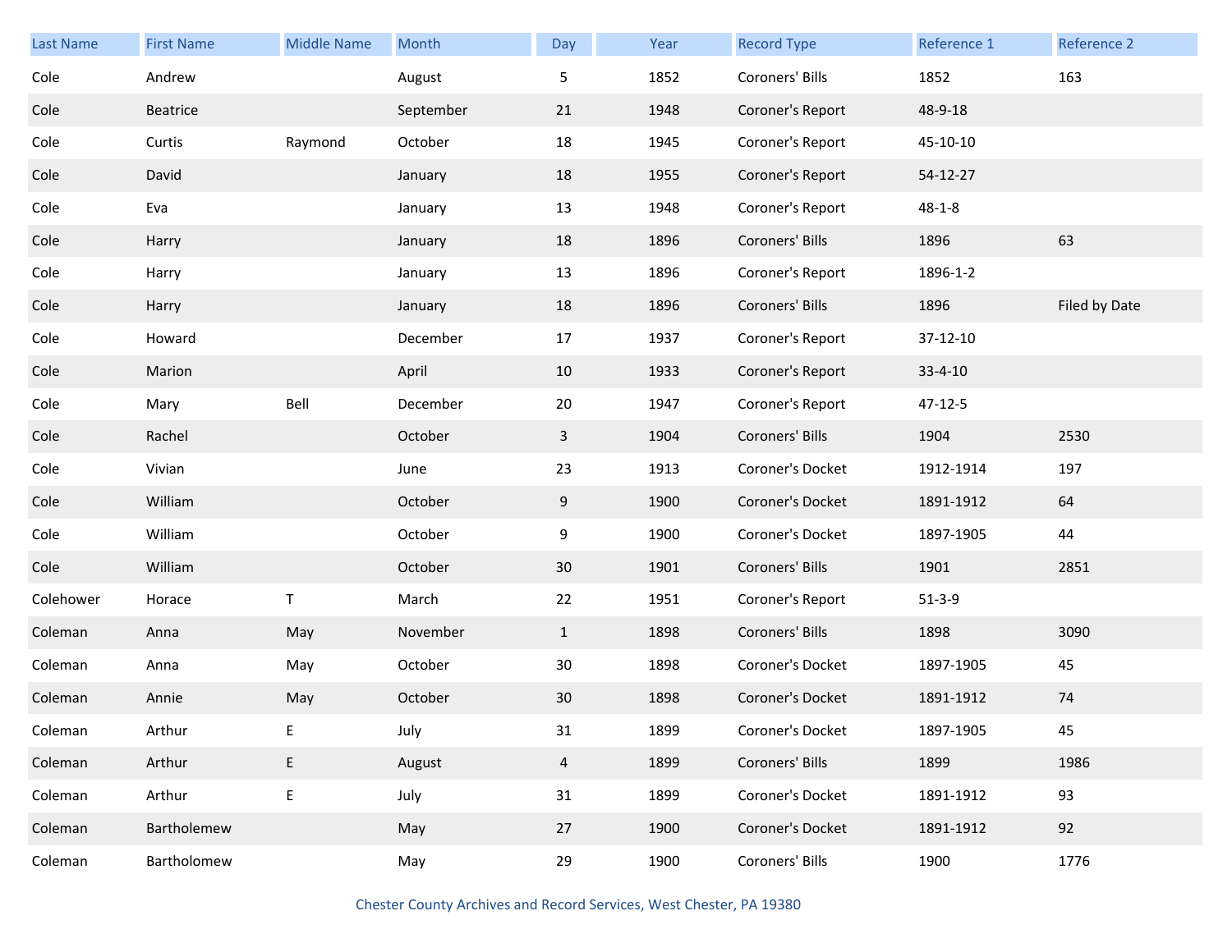| Last Name | First Name | Middle Name | Month | Day | Year | Record Type | Reference 1 | Reference 2 |
|---|---|---|---|---|---|---|---|---|
| Cole | Andrew | | August | 5 | 1852 | Coroners' Bills | 1852 | 163 |
| Cole | Beatrice | | September | 21 | 1948 | Coroner's Report | 48-9-18 | |
| Cole | Curtis | Raymond | October | 18 | 1945 | Coroner's Report | 45-10-10 | |
| Cole | David | | January | 18 | 1955 | Coroner's Report | 54-12-27 | |
| Cole | Eva | | January | 13 | 1948 | Coroner's Report | 48-1-8 | |
| Cole | Harry | | January | 18 | 1896 | Coroners' Bills | 1896 | 63 |
| Cole | Harry | | January | 13 | 1896 | Coroner's Report | 1896-1-2 | |
| Cole | Harry | | January | 18 | 1896 | Coroners' Bills | 1896 | Filed by Date |
| Cole | Howard | | December | 17 | 1937 | Coroner's Report | 37-12-10 | |
| Cole | Marion | | April | 10 | 1933 | Coroner's Report | 33-4-10 | |
| Cole | Mary | Bell | December | 20 | 1947 | Coroner's Report | 47-12-5 | |
| Cole | Rachel | | October | 3 | 1904 | Coroners' Bills | 1904 | 2530 |
| Cole | Vivian | | June | 23 | 1913 | Coroner's Docket | 1912-1914 | 197 |
| Cole | William | | October | 9 | 1900 | Coroner's Docket | 1891-1912 | 64 |
| Cole | William | | October | 9 | 1900 | Coroner's Docket | 1897-1905 | 44 |
| Cole | William | | October | 30 | 1901 | Coroners' Bills | 1901 | 2851 |
| Colehower | Horace | T | March | 22 | 1951 | Coroner's Report | 51-3-9 | |
| Coleman | Anna | May | November | 1 | 1898 | Coroners' Bills | 1898 | 3090 |
| Coleman | Anna | May | October | 30 | 1898 | Coroner's Docket | 1897-1905 | 45 |
| Coleman | Annie | May | October | 30 | 1898 | Coroner's Docket | 1891-1912 | 74 |
| Coleman | Arthur | E | July | 31 | 1899 | Coroner's Docket | 1897-1905 | 45 |
| Coleman | Arthur | E | August | 4 | 1899 | Coroners' Bills | 1899 | 1986 |
| Coleman | Arthur | E | July | 31 | 1899 | Coroner's Docket | 1891-1912 | 93 |
| Coleman | Bartholemew | | May | 27 | 1900 | Coroner's Docket | 1891-1912 | 92 |
| Coleman | Bartholomew | | May | 29 | 1900 | Coroners' Bills | 1900 | 1776 |

Chester County Archives and Record Services, West Chester, PA 19380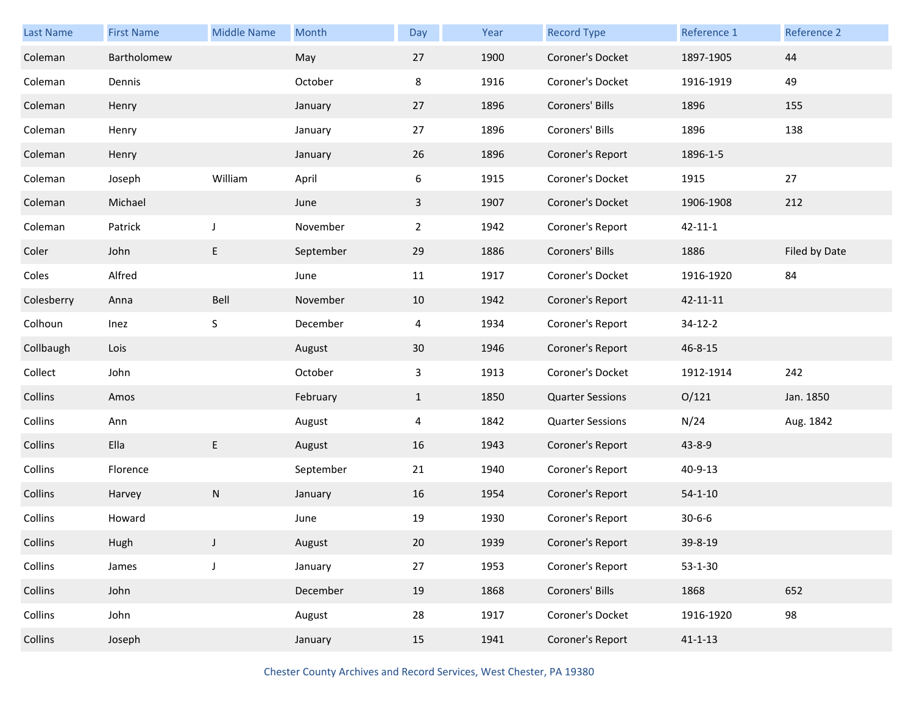| Last Name | First Name | Middle Name | Month | Day | Year | Record Type | Reference 1 | Reference 2 |
|---|---|---|---|---|---|---|---|---|
| Coleman | Bartholomew | | May | 27 | 1900 | Coroner's Docket | 1897-1905 | 44 |
| Coleman | Dennis | | October | 8 | 1916 | Coroner's Docket | 1916-1919 | 49 |
| Coleman | Henry | | January | 27 | 1896 | Coroners' Bills | 1896 | 155 |
| Coleman | Henry | | January | 27 | 1896 | Coroners' Bills | 1896 | 138 |
| Coleman | Henry | | January | 26 | 1896 | Coroner's Report | 1896-1-5 | |
| Coleman | Joseph | William | April | 6 | 1915 | Coroner's Docket | 1915 | 27 |
| Coleman | Michael | | June | 3 | 1907 | Coroner's Docket | 1906-1908 | 212 |
| Coleman | Patrick | J | November | 2 | 1942 | Coroner's Report | 42-11-1 | |
| Coler | John | E | September | 29 | 1886 | Coroners' Bills | 1886 | Filed by Date |
| Coles | Alfred | | June | 11 | 1917 | Coroner's Docket | 1916-1920 | 84 |
| Colesberry | Anna | Bell | November | 10 | 1942 | Coroner's Report | 42-11-11 | |
| Colhoun | Inez | S | December | 4 | 1934 | Coroner's Report | 34-12-2 | |
| Collbaugh | Lois | | August | 30 | 1946 | Coroner's Report | 46-8-15 | |
| Collect | John | | October | 3 | 1913 | Coroner's Docket | 1912-1914 | 242 |
| Collins | Amos | | February | 1 | 1850 | Quarter Sessions | O/121 | Jan. 1850 |
| Collins | Ann | | August | 4 | 1842 | Quarter Sessions | N/24 | Aug. 1842 |
| Collins | Ella | E | August | 16 | 1943 | Coroner's Report | 43-8-9 | |
| Collins | Florence | | September | 21 | 1940 | Coroner's Report | 40-9-13 | |
| Collins | Harvey | N | January | 16 | 1954 | Coroner's Report | 54-1-10 | |
| Collins | Howard | | June | 19 | 1930 | Coroner's Report | 30-6-6 | |
| Collins | Hugh | J | August | 20 | 1939 | Coroner's Report | 39-8-19 | |
| Collins | James | J | January | 27 | 1953 | Coroner's Report | 53-1-30 | |
| Collins | John | | December | 19 | 1868 | Coroners' Bills | 1868 | 652 |
| Collins | John | | August | 28 | 1917 | Coroner's Docket | 1916-1920 | 98 |
| Collins | Joseph | | January | 15 | 1941 | Coroner's Report | 41-1-13 | |

Chester County Archives and Record Services, West Chester, PA 19380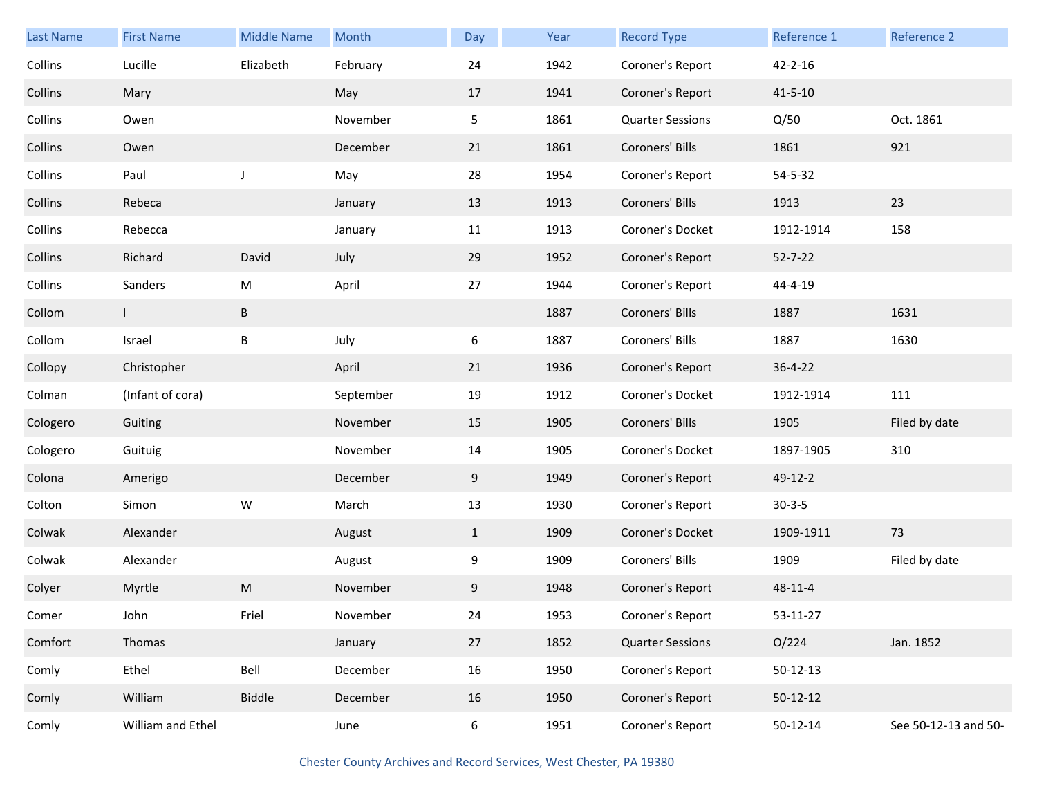| Last Name | First Name | Middle Name | Month | Day | Year | Record Type | Reference 1 | Reference 2 |
|---|---|---|---|---|---|---|---|---|
| Collins | Lucille | Elizabeth | February | 24 | 1942 | Coroner's Report | 42-2-16 | |
| Collins | Mary | | May | 17 | 1941 | Coroner's Report | 41-5-10 | |
| Collins | Owen | | November | 5 | 1861 | Quarter Sessions | Q/50 | Oct. 1861 |
| Collins | Owen | | December | 21 | 1861 | Coroners' Bills | 1861 | 921 |
| Collins | Paul | J | May | 28 | 1954 | Coroner's Report | 54-5-32 | |
| Collins | Rebeca | | January | 13 | 1913 | Coroners' Bills | 1913 | 23 |
| Collins | Rebecca | | January | 11 | 1913 | Coroner's Docket | 1912-1914 | 158 |
| Collins | Richard | David | July | 29 | 1952 | Coroner's Report | 52-7-22 | |
| Collins | Sanders | M | April | 27 | 1944 | Coroner's Report | 44-4-19 | |
| Collom | I | B | | | 1887 | Coroners' Bills | 1887 | 1631 |
| Collom | Israel | B | July | 6 | 1887 | Coroners' Bills | 1887 | 1630 |
| Collopy | Christopher | | April | 21 | 1936 | Coroner's Report | 36-4-22 | |
| Colman | (Infant of cora) | | September | 19 | 1912 | Coroner's Docket | 1912-1914 | 111 |
| Cologero | Guiting | | November | 15 | 1905 | Coroners' Bills | 1905 | Filed by date |
| Cologero | Guituig | | November | 14 | 1905 | Coroner's Docket | 1897-1905 | 310 |
| Colona | Amerigo | | December | 9 | 1949 | Coroner's Report | 49-12-2 | |
| Colton | Simon | W | March | 13 | 1930 | Coroner's Report | 30-3-5 | |
| Colwak | Alexander | | August | 1 | 1909 | Coroner's Docket | 1909-1911 | 73 |
| Colwak | Alexander | | August | 9 | 1909 | Coroners' Bills | 1909 | Filed by date |
| Colyer | Myrtle | M | November | 9 | 1948 | Coroner's Report | 48-11-4 | |
| Comer | John | Friel | November | 24 | 1953 | Coroner's Report | 53-11-27 | |
| Comfort | Thomas | | January | 27 | 1852 | Quarter Sessions | O/224 | Jan. 1852 |
| Comly | Ethel | Bell | December | 16 | 1950 | Coroner's Report | 50-12-13 | |
| Comly | William | Biddle | December | 16 | 1950 | Coroner's Report | 50-12-12 | |
| Comly | William and Ethel | | June | 6 | 1951 | Coroner's Report | 50-12-14 | See 50-12-13 and 50- |

Chester County Archives and Record Services, West Chester, PA 19380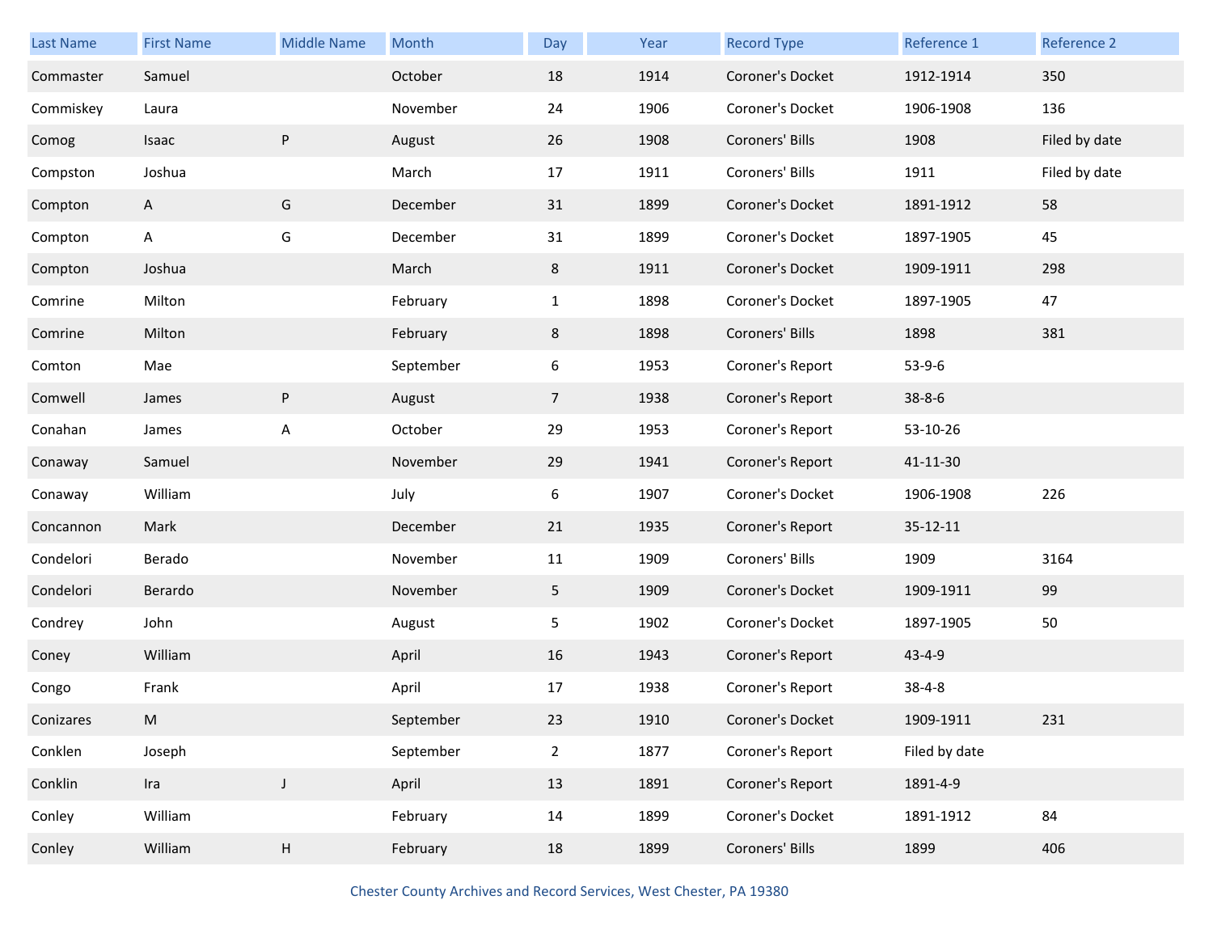| Last Name | First Name | Middle Name | Month | Day | Year | Record Type | Reference 1 | Reference 2 |
|---|---|---|---|---|---|---|---|---|
| Commaster | Samuel | | October | 18 | 1914 | Coroner's Docket | 1912-1914 | 350 |
| Commiskey | Laura | | November | 24 | 1906 | Coroner's Docket | 1906-1908 | 136 |
| Comog | Isaac | P | August | 26 | 1908 | Coroners' Bills | 1908 | Filed by date |
| Compston | Joshua | | March | 17 | 1911 | Coroners' Bills | 1911 | Filed by date |
| Compton | A | G | December | 31 | 1899 | Coroner's Docket | 1891-1912 | 58 |
| Compton | A | G | December | 31 | 1899 | Coroner's Docket | 1897-1905 | 45 |
| Compton | Joshua | | March | 8 | 1911 | Coroner's Docket | 1909-1911 | 298 |
| Comrine | Milton | | February | 1 | 1898 | Coroner's Docket | 1897-1905 | 47 |
| Comrine | Milton | | February | 8 | 1898 | Coroners' Bills | 1898 | 381 |
| Comton | Mae | | September | 6 | 1953 | Coroner's Report | 53-9-6 | |
| Comwell | James | P | August | 7 | 1938 | Coroner's Report | 38-8-6 | |
| Conahan | James | A | October | 29 | 1953 | Coroner's Report | 53-10-26 | |
| Conaway | Samuel | | November | 29 | 1941 | Coroner's Report | 41-11-30 | |
| Conaway | William | | July | 6 | 1907 | Coroner's Docket | 1906-1908 | 226 |
| Concannon | Mark | | December | 21 | 1935 | Coroner's Report | 35-12-11 | |
| Condelori | Berado | | November | 11 | 1909 | Coroners' Bills | 1909 | 3164 |
| Condelori | Berardo | | November | 5 | 1909 | Coroner's Docket | 1909-1911 | 99 |
| Condrey | John | | August | 5 | 1902 | Coroner's Docket | 1897-1905 | 50 |
| Coney | William | | April | 16 | 1943 | Coroner's Report | 43-4-9 | |
| Congo | Frank | | April | 17 | 1938 | Coroner's Report | 38-4-8 | |
| Conizares | M | | September | 23 | 1910 | Coroner's Docket | 1909-1911 | 231 |
| Conklen | Joseph | | September | 2 | 1877 | Coroner's Report | Filed by date | |
| Conklin | Ira | J | April | 13 | 1891 | Coroner's Report | 1891-4-9 | |
| Conley | William | | February | 14 | 1899 | Coroner's Docket | 1891-1912 | 84 |
| Conley | William | H | February | 18 | 1899 | Coroners' Bills | 1899 | 406 |

Chester County Archives and Record Services, West Chester, PA 19380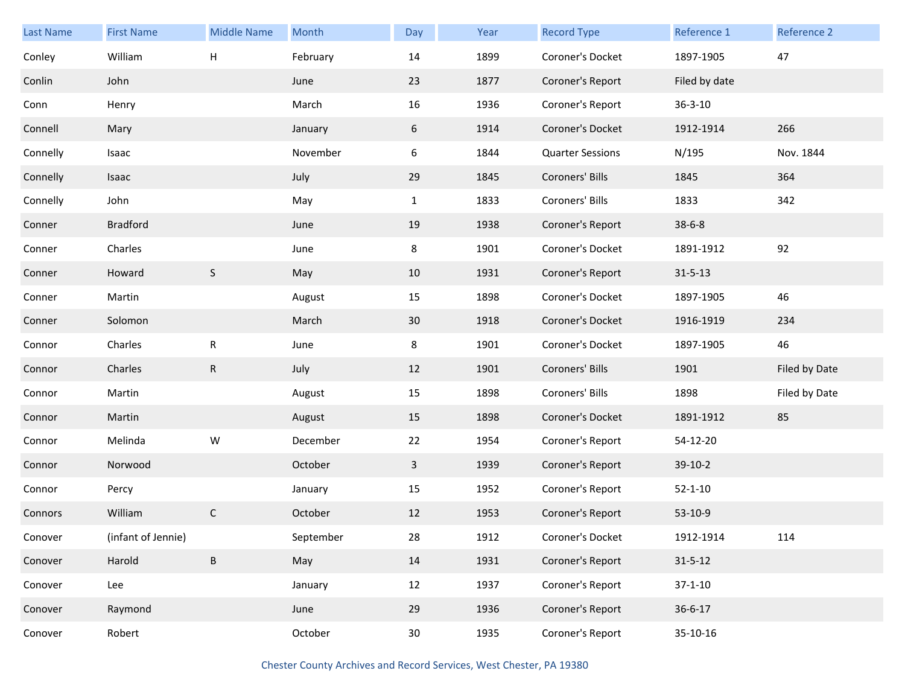| Last Name | First Name | Middle Name | Month | Day | Year | Record Type | Reference 1 | Reference 2 |
|---|---|---|---|---|---|---|---|---|
| Conley | William | H | February | 14 | 1899 | Coroner's Docket | 1897-1905 | 47 |
| Conlin | John | | June | 23 | 1877 | Coroner's Report | Filed by date | |
| Conn | Henry | | March | 16 | 1936 | Coroner's Report | 36-3-10 | |
| Connell | Mary | | January | 6 | 1914 | Coroner's Docket | 1912-1914 | 266 |
| Connelly | Isaac | | November | 6 | 1844 | Quarter Sessions | N/195 | Nov. 1844 |
| Connelly | Isaac | | July | 29 | 1845 | Coroners' Bills | 1845 | 364 |
| Connelly | John | | May | 1 | 1833 | Coroners' Bills | 1833 | 342 |
| Conner | Bradford | | June | 19 | 1938 | Coroner's Report | 38-6-8 | |
| Conner | Charles | | June | 8 | 1901 | Coroner's Docket | 1891-1912 | 92 |
| Conner | Howard | S | May | 10 | 1931 | Coroner's Report | 31-5-13 | |
| Conner | Martin | | August | 15 | 1898 | Coroner's Docket | 1897-1905 | 46 |
| Conner | Solomon | | March | 30 | 1918 | Coroner's Docket | 1916-1919 | 234 |
| Connor | Charles | R | June | 8 | 1901 | Coroner's Docket | 1897-1905 | 46 |
| Connor | Charles | R | July | 12 | 1901 | Coroners' Bills | 1901 | Filed by Date |
| Connor | Martin | | August | 15 | 1898 | Coroners' Bills | 1898 | Filed by Date |
| Connor | Martin | | August | 15 | 1898 | Coroner's Docket | 1891-1912 | 85 |
| Connor | Melinda | W | December | 22 | 1954 | Coroner's Report | 54-12-20 | |
| Connor | Norwood | | October | 3 | 1939 | Coroner's Report | 39-10-2 | |
| Connor | Percy | | January | 15 | 1952 | Coroner's Report | 52-1-10 | |
| Connors | William | C | October | 12 | 1953 | Coroner's Report | 53-10-9 | |
| Conover | (infant of Jennie) | | September | 28 | 1912 | Coroner's Docket | 1912-1914 | 114 |
| Conover | Harold | B | May | 14 | 1931 | Coroner's Report | 31-5-12 | |
| Conover | Lee | | January | 12 | 1937 | Coroner's Report | 37-1-10 | |
| Conover | Raymond | | June | 29 | 1936 | Coroner's Report | 36-6-17 | |
| Conover | Robert | | October | 30 | 1935 | Coroner's Report | 35-10-16 | |

Chester County Archives and Record Services, West Chester, PA 19380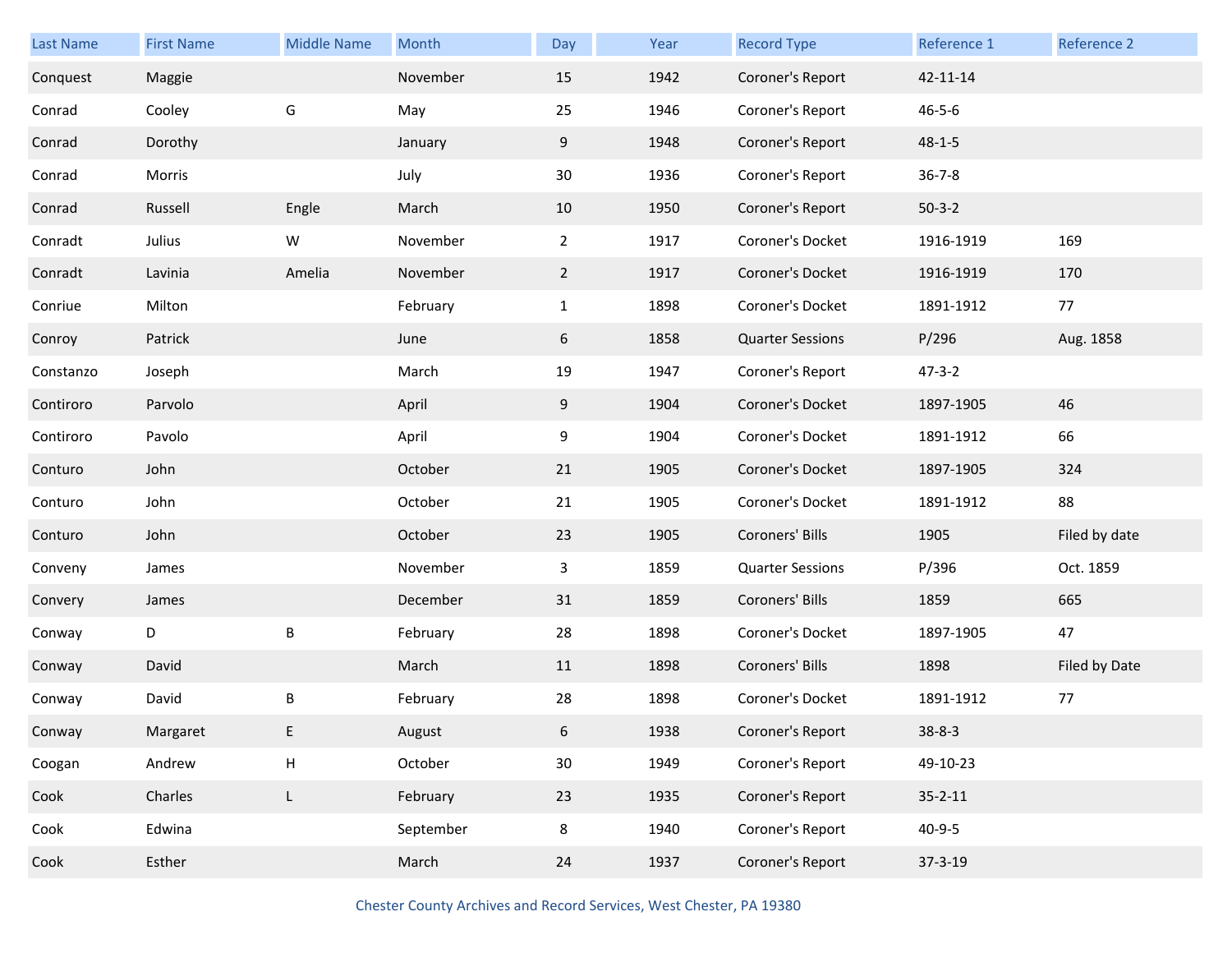| Last Name | First Name | Middle Name | Month | Day | Year | Record Type | Reference 1 | Reference 2 |
|---|---|---|---|---|---|---|---|---|
| Conquest | Maggie | | November | 15 | 1942 | Coroner's Report | 42-11-14 | |
| Conrad | Cooley | G | May | 25 | 1946 | Coroner's Report | 46-5-6 | |
| Conrad | Dorothy | | January | 9 | 1948 | Coroner's Report | 48-1-5 | |
| Conrad | Morris | | July | 30 | 1936 | Coroner's Report | 36-7-8 | |
| Conrad | Russell | Engle | March | 10 | 1950 | Coroner's Report | 50-3-2 | |
| Conradt | Julius | W | November | 2 | 1917 | Coroner's Docket | 1916-1919 | 169 |
| Conradt | Lavinia | Amelia | November | 2 | 1917 | Coroner's Docket | 1916-1919 | 170 |
| Conriue | Milton | | February | 1 | 1898 | Coroner's Docket | 1891-1912 | 77 |
| Conroy | Patrick | | June | 6 | 1858 | Quarter Sessions | P/296 | Aug. 1858 |
| Constanzo | Joseph | | March | 19 | 1947 | Coroner's Report | 47-3-2 | |
| Contiroro | Parvolo | | April | 9 | 1904 | Coroner's Docket | 1897-1905 | 46 |
| Contiroro | Pavolo | | April | 9 | 1904 | Coroner's Docket | 1891-1912 | 66 |
| Conturo | John | | October | 21 | 1905 | Coroner's Docket | 1897-1905 | 324 |
| Conturo | John | | October | 21 | 1905 | Coroner's Docket | 1891-1912 | 88 |
| Conturo | John | | October | 23 | 1905 | Coroners' Bills | 1905 | Filed by date |
| Conveny | James | | November | 3 | 1859 | Quarter Sessions | P/396 | Oct. 1859 |
| Convery | James | | December | 31 | 1859 | Coroners' Bills | 1859 | 665 |
| Conway | D | B | February | 28 | 1898 | Coroner's Docket | 1897-1905 | 47 |
| Conway | David | | March | 11 | 1898 | Coroners' Bills | 1898 | Filed by Date |
| Conway | David | B | February | 28 | 1898 | Coroner's Docket | 1891-1912 | 77 |
| Conway | Margaret | E | August | 6 | 1938 | Coroner's Report | 38-8-3 | |
| Coogan | Andrew | H | October | 30 | 1949 | Coroner's Report | 49-10-23 | |
| Cook | Charles | L | February | 23 | 1935 | Coroner's Report | 35-2-11 | |
| Cook | Edwina | | September | 8 | 1940 | Coroner's Report | 40-9-5 | |
| Cook | Esther | | March | 24 | 1937 | Coroner's Report | 37-3-19 | |

Chester County Archives and Record Services, West Chester, PA 19380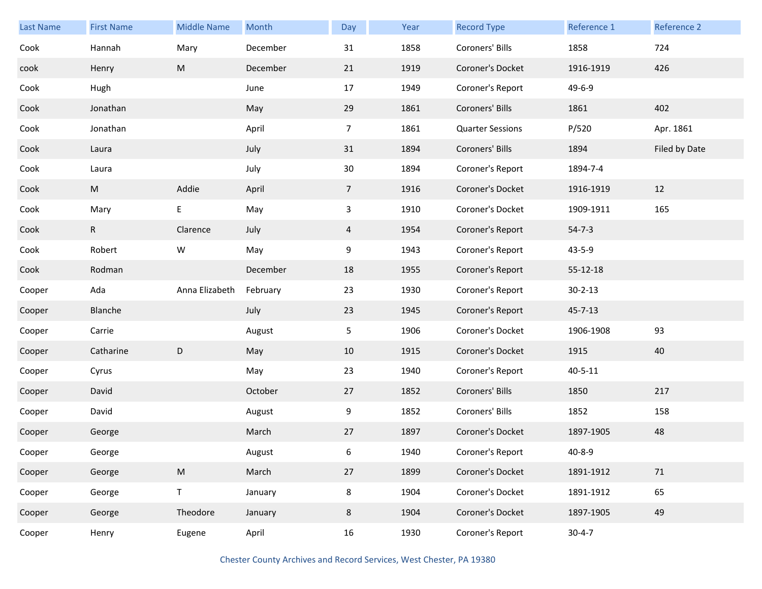| Last Name | First Name | Middle Name | Month | Day | Year | Record Type | Reference 1 | Reference 2 |
|---|---|---|---|---|---|---|---|---|
| Cook | Hannah | Mary | December | 31 | 1858 | Coroners' Bills | 1858 | 724 |
| cook | Henry | M | December | 21 | 1919 | Coroner's Docket | 1916-1919 | 426 |
| Cook | Hugh | | June | 17 | 1949 | Coroner's Report | 49-6-9 | |
| Cook | Jonathan | | May | 29 | 1861 | Coroners' Bills | 1861 | 402 |
| Cook | Jonathan | | April | 7 | 1861 | Quarter Sessions | P/520 | Apr. 1861 |
| Cook | Laura | | July | 31 | 1894 | Coroners' Bills | 1894 | Filed by Date |
| Cook | Laura | | July | 30 | 1894 | Coroner's Report | 1894-7-4 | |
| Cook | M | Addie | April | 7 | 1916 | Coroner's Docket | 1916-1919 | 12 |
| Cook | Mary | E | May | 3 | 1910 | Coroner's Docket | 1909-1911 | 165 |
| Cook | R | Clarence | July | 4 | 1954 | Coroner's Report | 54-7-3 | |
| Cook | Robert | W | May | 9 | 1943 | Coroner's Report | 43-5-9 | |
| Cook | Rodman | | December | 18 | 1955 | Coroner's Report | 55-12-18 | |
| Cooper | Ada | Anna Elizabeth | February | 23 | 1930 | Coroner's Report | 30-2-13 | |
| Cooper | Blanche | | July | 23 | 1945 | Coroner's Report | 45-7-13 | |
| Cooper | Carrie | | August | 5 | 1906 | Coroner's Docket | 1906-1908 | 93 |
| Cooper | Catharine | D | May | 10 | 1915 | Coroner's Docket | 1915 | 40 |
| Cooper | Cyrus | | May | 23 | 1940 | Coroner's Report | 40-5-11 | |
| Cooper | David | | October | 27 | 1852 | Coroners' Bills | 1850 | 217 |
| Cooper | David | | August | 9 | 1852 | Coroners' Bills | 1852 | 158 |
| Cooper | George | | March | 27 | 1897 | Coroner's Docket | 1897-1905 | 48 |
| Cooper | George | | August | 6 | 1940 | Coroner's Report | 40-8-9 | |
| Cooper | George | M | March | 27 | 1899 | Coroner's Docket | 1891-1912 | 71 |
| Cooper | George | T | January | 8 | 1904 | Coroner's Docket | 1891-1912 | 65 |
| Cooper | George | Theodore | January | 8 | 1904 | Coroner's Docket | 1897-1905 | 49 |
| Cooper | Henry | Eugene | April | 16 | 1930 | Coroner's Report | 30-4-7 | |

Chester County Archives and Record Services, West Chester, PA 19380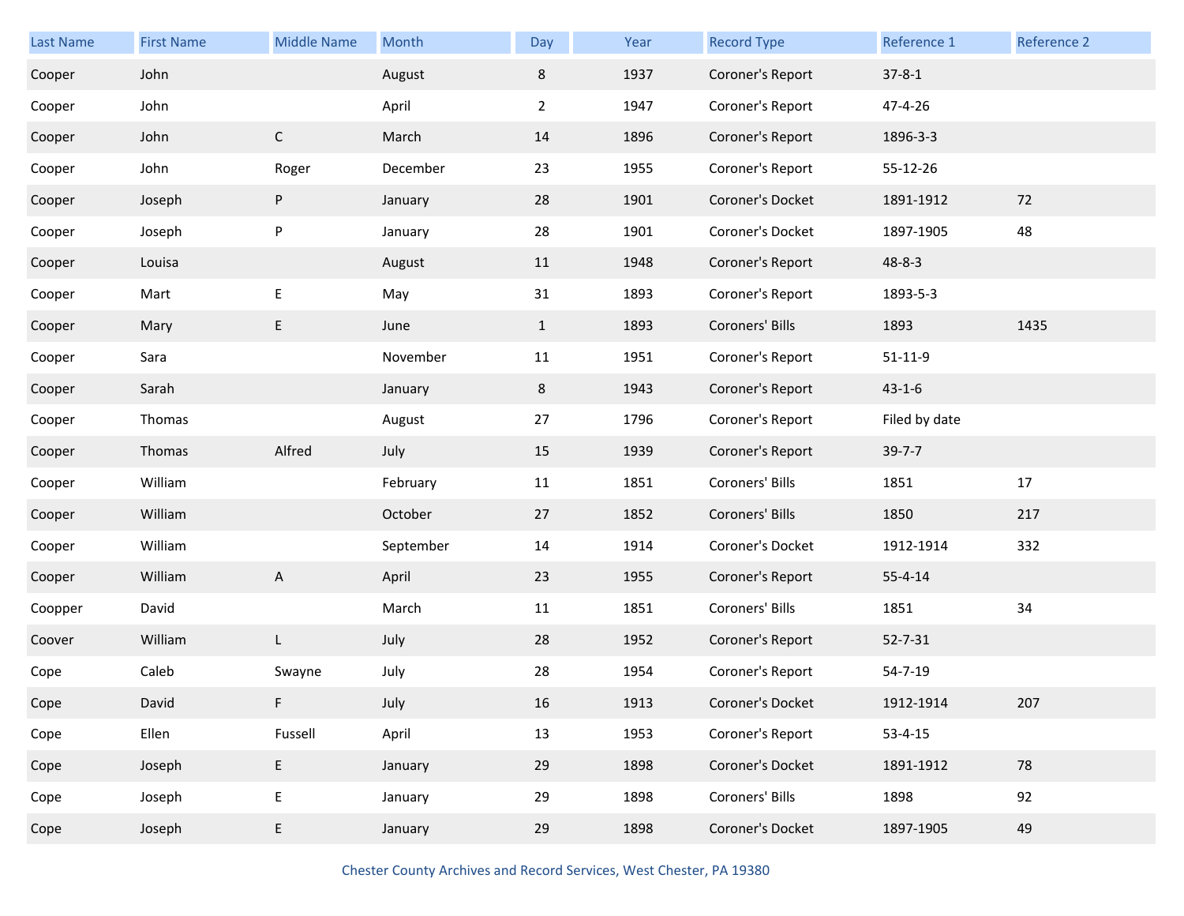| Last Name | First Name | Middle Name | Month | Day | Year | Record Type | Reference 1 | Reference 2 |
|---|---|---|---|---|---|---|---|---|
| Cooper | John | | August | 8 | 1937 | Coroner's Report | 37-8-1 | |
| Cooper | John | | April | 2 | 1947 | Coroner's Report | 47-4-26 | |
| Cooper | John | C | March | 14 | 1896 | Coroner's Report | 1896-3-3 | |
| Cooper | John | Roger | December | 23 | 1955 | Coroner's Report | 55-12-26 | |
| Cooper | Joseph | P | January | 28 | 1901 | Coroner's Docket | 1891-1912 | 72 |
| Cooper | Joseph | P | January | 28 | 1901 | Coroner's Docket | 1897-1905 | 48 |
| Cooper | Louisa | | August | 11 | 1948 | Coroner's Report | 48-8-3 | |
| Cooper | Mart | E | May | 31 | 1893 | Coroner's Report | 1893-5-3 | |
| Cooper | Mary | E | June | 1 | 1893 | Coroners' Bills | 1893 | 1435 |
| Cooper | Sara | | November | 11 | 1951 | Coroner's Report | 51-11-9 | |
| Cooper | Sarah | | January | 8 | 1943 | Coroner's Report | 43-1-6 | |
| Cooper | Thomas | | August | 27 | 1796 | Coroner's Report | Filed by date | |
| Cooper | Thomas | Alfred | July | 15 | 1939 | Coroner's Report | 39-7-7 | |
| Cooper | William | | February | 11 | 1851 | Coroners' Bills | 1851 | 17 |
| Cooper | William | | October | 27 | 1852 | Coroners' Bills | 1850 | 217 |
| Cooper | William | | September | 14 | 1914 | Coroner's Docket | 1912-1914 | 332 |
| Cooper | William | A | April | 23 | 1955 | Coroner's Report | 55-4-14 | |
| Coopper | David | | March | 11 | 1851 | Coroners' Bills | 1851 | 34 |
| Coover | William | L | July | 28 | 1952 | Coroner's Report | 52-7-31 | |
| Cope | Caleb | Swayne | July | 28 | 1954 | Coroner's Report | 54-7-19 | |
| Cope | David | F | July | 16 | 1913 | Coroner's Docket | 1912-1914 | 207 |
| Cope | Ellen | Fussell | April | 13 | 1953 | Coroner's Report | 53-4-15 | |
| Cope | Joseph | E | January | 29 | 1898 | Coroner's Docket | 1891-1912 | 78 |
| Cope | Joseph | E | January | 29 | 1898 | Coroners' Bills | 1898 | 92 |
| Cope | Joseph | E | January | 29 | 1898 | Coroner's Docket | 1897-1905 | 49 |

Chester County Archives and Record Services, West Chester, PA 19380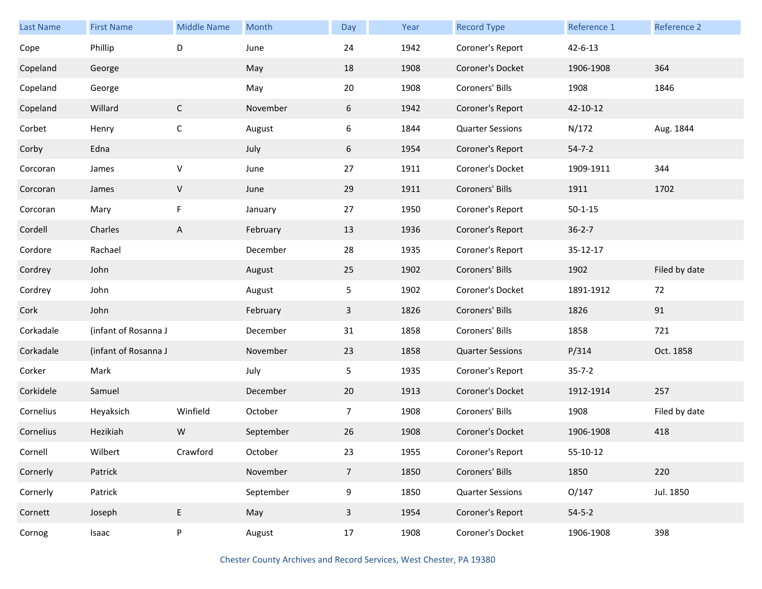| Last Name | First Name | Middle Name | Month | Day | Year | Record Type | Reference 1 | Reference 2 |
|---|---|---|---|---|---|---|---|---|
| Cope | Phillip | D | June | 24 | 1942 | Coroner's Report | 42-6-13 | |
| Copeland | George | | May | 18 | 1908 | Coroner's Docket | 1906-1908 | 364 |
| Copeland | George | | May | 20 | 1908 | Coroners' Bills | 1908 | 1846 |
| Copeland | Willard | C | November | 6 | 1942 | Coroner's Report | 42-10-12 | |
| Corbet | Henry | C | August | 6 | 1844 | Quarter Sessions | N/172 | Aug. 1844 |
| Corby | Edna | | July | 6 | 1954 | Coroner's Report | 54-7-2 | |
| Corcoran | James | V | June | 27 | 1911 | Coroner's Docket | 1909-1911 | 344 |
| Corcoran | James | V | June | 29 | 1911 | Coroners' Bills | 1911 | 1702 |
| Corcoran | Mary | F | January | 27 | 1950 | Coroner's Report | 50-1-15 | |
| Cordell | Charles | A | February | 13 | 1936 | Coroner's Report | 36-2-7 | |
| Cordore | Rachael | | December | 28 | 1935 | Coroner's Report | 35-12-17 | |
| Cordrey | John | | August | 25 | 1902 | Coroners' Bills | 1902 | Filed by date |
| Cordrey | John | | August | 5 | 1902 | Coroner's Docket | 1891-1912 | 72 |
| Cork | John | | February | 3 | 1826 | Coroners' Bills | 1826 | 91 |
| Corkadale | (infant of Rosanna J | | December | 31 | 1858 | Coroners' Bills | 1858 | 721 |
| Corkadale | (infant of Rosanna J | | November | 23 | 1858 | Quarter Sessions | P/314 | Oct. 1858 |
| Corker | Mark | | July | 5 | 1935 | Coroner's Report | 35-7-2 | |
| Corkidele | Samuel | | December | 20 | 1913 | Coroner's Docket | 1912-1914 | 257 |
| Cornelius | Heyaksich | Winfield | October | 7 | 1908 | Coroners' Bills | 1908 | Filed by date |
| Cornelius | Hezikiah | W | September | 26 | 1908 | Coroner's Docket | 1906-1908 | 418 |
| Cornell | Wilbert | Crawford | October | 23 | 1955 | Coroner's Report | 55-10-12 | |
| Cornerly | Patrick | | November | 7 | 1850 | Coroners' Bills | 1850 | 220 |
| Cornerly | Patrick | | September | 9 | 1850 | Quarter Sessions | O/147 | Jul. 1850 |
| Cornett | Joseph | E | May | 3 | 1954 | Coroner's Report | 54-5-2 | |
| Cornog | Isaac | P | August | 17 | 1908 | Coroner's Docket | 1906-1908 | 398 |

Chester County Archives and Record Services, West Chester, PA 19380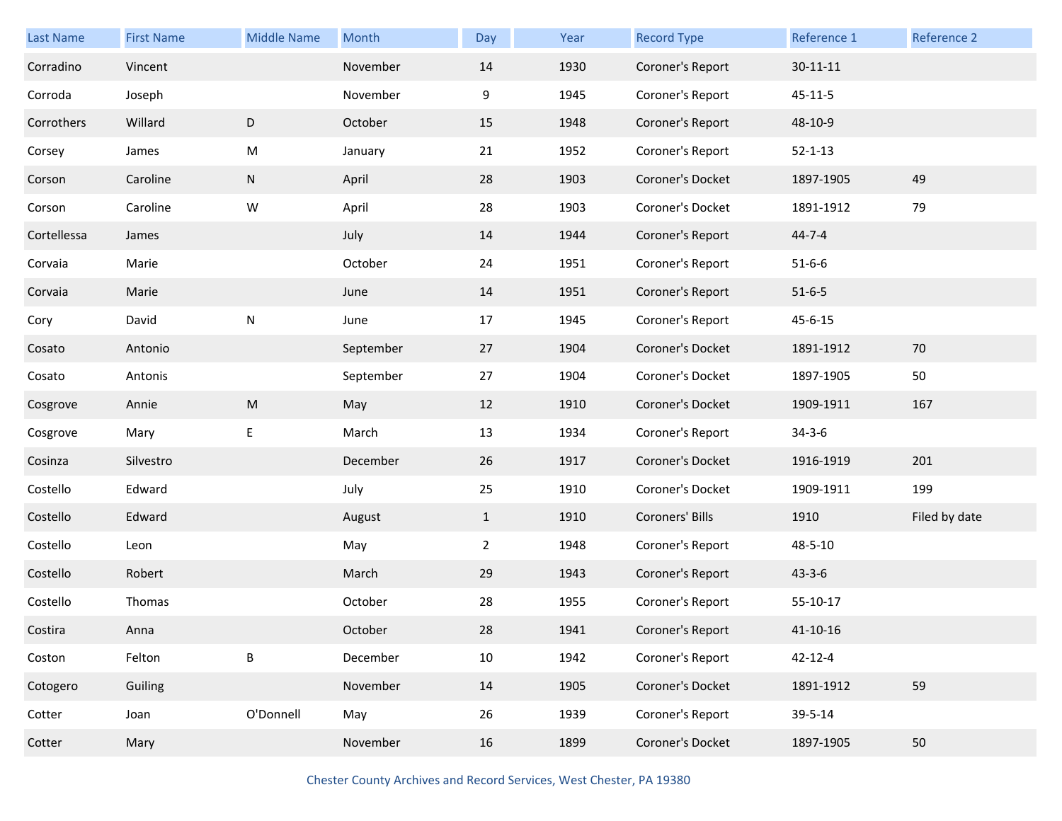| Last Name | First Name | Middle Name | Month | Day | Year | Record Type | Reference 1 | Reference 2 |
|---|---|---|---|---|---|---|---|---|
| Corradino | Vincent | | November | 14 | 1930 | Coroner's Report | 30-11-11 | |
| Corroda | Joseph | | November | 9 | 1945 | Coroner's Report | 45-11-5 | |
| Corrothers | Willard | D | October | 15 | 1948 | Coroner's Report | 48-10-9 | |
| Corsey | James | M | January | 21 | 1952 | Coroner's Report | 52-1-13 | |
| Corson | Caroline | N | April | 28 | 1903 | Coroner's Docket | 1897-1905 | 49 |
| Corson | Caroline | W | April | 28 | 1903 | Coroner's Docket | 1891-1912 | 79 |
| Cortellessa | James | | July | 14 | 1944 | Coroner's Report | 44-7-4 | |
| Corvaia | Marie | | October | 24 | 1951 | Coroner's Report | 51-6-6 | |
| Corvaia | Marie | | June | 14 | 1951 | Coroner's Report | 51-6-5 | |
| Cory | David | N | June | 17 | 1945 | Coroner's Report | 45-6-15 | |
| Cosato | Antonio | | September | 27 | 1904 | Coroner's Docket | 1891-1912 | 70 |
| Cosato | Antonis | | September | 27 | 1904 | Coroner's Docket | 1897-1905 | 50 |
| Cosgrove | Annie | M | May | 12 | 1910 | Coroner's Docket | 1909-1911 | 167 |
| Cosgrove | Mary | E | March | 13 | 1934 | Coroner's Report | 34-3-6 | |
| Cosinza | Silvestro | | December | 26 | 1917 | Coroner's Docket | 1916-1919 | 201 |
| Costello | Edward | | July | 25 | 1910 | Coroner's Docket | 1909-1911 | 199 |
| Costello | Edward | | August | 1 | 1910 | Coroners' Bills | 1910 | Filed by date |
| Costello | Leon | | May | 2 | 1948 | Coroner's Report | 48-5-10 | |
| Costello | Robert | | March | 29 | 1943 | Coroner's Report | 43-3-6 | |
| Costello | Thomas | | October | 28 | 1955 | Coroner's Report | 55-10-17 | |
| Costira | Anna | | October | 28 | 1941 | Coroner's Report | 41-10-16 | |
| Coston | Felton | B | December | 10 | 1942 | Coroner's Report | 42-12-4 | |
| Cotogero | Guiling | | November | 14 | 1905 | Coroner's Docket | 1891-1912 | 59 |
| Cotter | Joan | O'Donnell | May | 26 | 1939 | Coroner's Report | 39-5-14 | |
| Cotter | Mary | | November | 16 | 1899 | Coroner's Docket | 1897-1905 | 50 |

Chester County Archives and Record Services, West Chester, PA 19380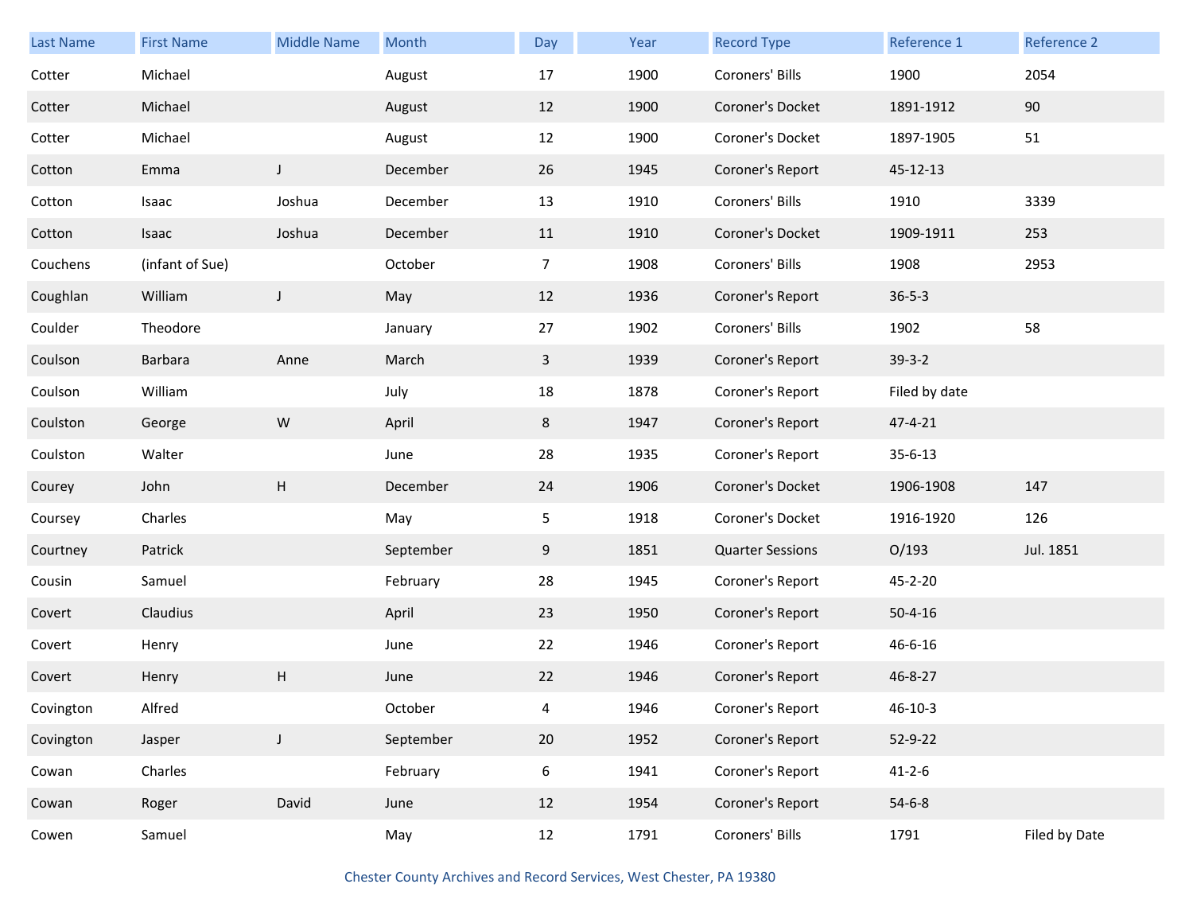| Last Name | First Name | Middle Name | Month | Day | Year | Record Type | Reference 1 | Reference 2 |
|---|---|---|---|---|---|---|---|---|
| Cotter | Michael | | August | 17 | 1900 | Coroners' Bills | 1900 | 2054 |
| Cotter | Michael | | August | 12 | 1900 | Coroner's Docket | 1891-1912 | 90 |
| Cotter | Michael | | August | 12 | 1900 | Coroner's Docket | 1897-1905 | 51 |
| Cotton | Emma | J | December | 26 | 1945 | Coroner's Report | 45-12-13 | |
| Cotton | Isaac | Joshua | December | 13 | 1910 | Coroners' Bills | 1910 | 3339 |
| Cotton | Isaac | Joshua | December | 11 | 1910 | Coroner's Docket | 1909-1911 | 253 |
| Couchens | (infant of Sue) | | October | 7 | 1908 | Coroners' Bills | 1908 | 2953 |
| Coughlan | William | J | May | 12 | 1936 | Coroner's Report | 36-5-3 | |
| Coulder | Theodore | | January | 27 | 1902 | Coroners' Bills | 1902 | 58 |
| Coulson | Barbara | Anne | March | 3 | 1939 | Coroner's Report | 39-3-2 | |
| Coulson | William | | July | 18 | 1878 | Coroner's Report | Filed by date | |
| Coulston | George | W | April | 8 | 1947 | Coroner's Report | 47-4-21 | |
| Coulston | Walter | | June | 28 | 1935 | Coroner's Report | 35-6-13 | |
| Courey | John | H | December | 24 | 1906 | Coroner's Docket | 1906-1908 | 147 |
| Coursey | Charles | | May | 5 | 1918 | Coroner's Docket | 1916-1920 | 126 |
| Courtney | Patrick | | September | 9 | 1851 | Quarter Sessions | O/193 | Jul. 1851 |
| Cousin | Samuel | | February | 28 | 1945 | Coroner's Report | 45-2-20 | |
| Covert | Claudius | | April | 23 | 1950 | Coroner's Report | 50-4-16 | |
| Covert | Henry | | June | 22 | 1946 | Coroner's Report | 46-6-16 | |
| Covert | Henry | H | June | 22 | 1946 | Coroner's Report | 46-8-27 | |
| Covington | Alfred | | October | 4 | 1946 | Coroner's Report | 46-10-3 | |
| Covington | Jasper | J | September | 20 | 1952 | Coroner's Report | 52-9-22 | |
| Cowan | Charles | | February | 6 | 1941 | Coroner's Report | 41-2-6 | |
| Cowan | Roger | David | June | 12 | 1954 | Coroner's Report | 54-6-8 | |
| Cowen | Samuel | | May | 12 | 1791 | Coroners' Bills | 1791 | Filed by Date |

Chester County Archives and Record Services, West Chester, PA 19380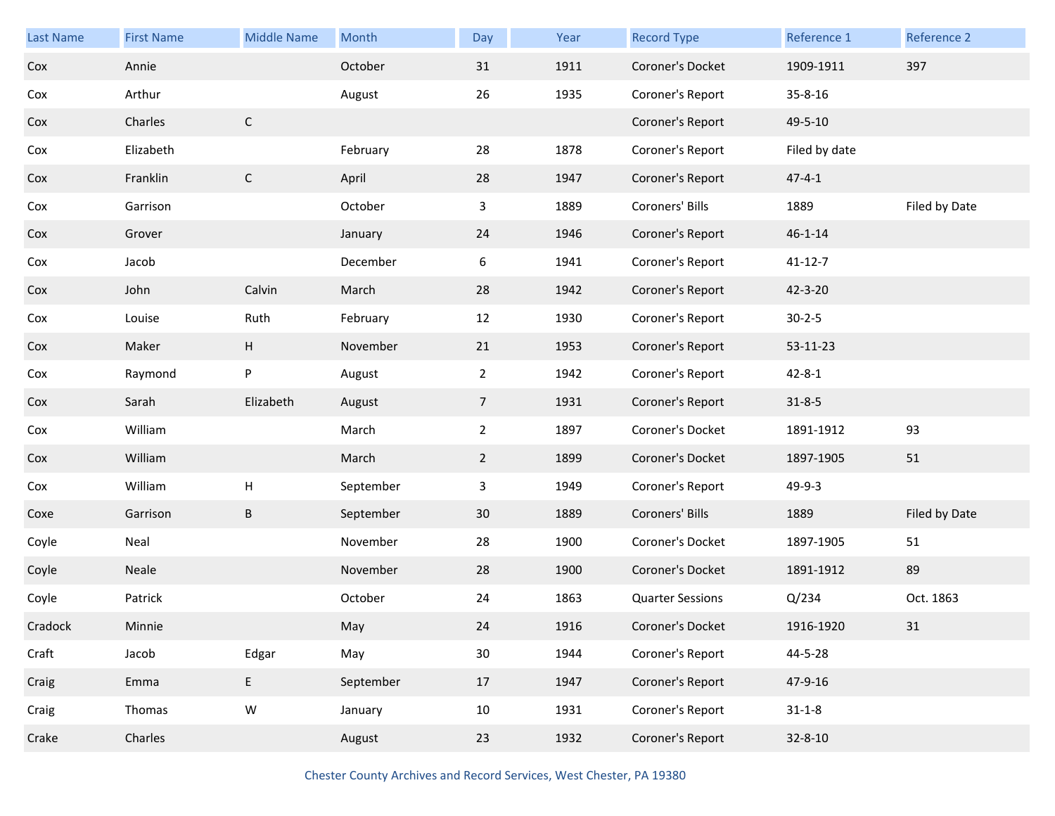| Last Name | First Name | Middle Name | Month | Day | Year | Record Type | Reference 1 | Reference 2 |
|---|---|---|---|---|---|---|---|---|
| Cox | Annie | | October | 31 | 1911 | Coroner's Docket | 1909-1911 | 397 |
| Cox | Arthur | | August | 26 | 1935 | Coroner's Report | 35-8-16 | |
| Cox | Charles | C | | | | Coroner's Report | 49-5-10 | |
| Cox | Elizabeth | | February | 28 | 1878 | Coroner's Report | Filed by date | |
| Cox | Franklin | C | April | 28 | 1947 | Coroner's Report | 47-4-1 | |
| Cox | Garrison | | October | 3 | 1889 | Coroners' Bills | 1889 | Filed by Date |
| Cox | Grover | | January | 24 | 1946 | Coroner's Report | 46-1-14 | |
| Cox | Jacob | | December | 6 | 1941 | Coroner's Report | 41-12-7 | |
| Cox | John | Calvin | March | 28 | 1942 | Coroner's Report | 42-3-20 | |
| Cox | Louise | Ruth | February | 12 | 1930 | Coroner's Report | 30-2-5 | |
| Cox | Maker | H | November | 21 | 1953 | Coroner's Report | 53-11-23 | |
| Cox | Raymond | P | August | 2 | 1942 | Coroner's Report | 42-8-1 | |
| Cox | Sarah | Elizabeth | August | 7 | 1931 | Coroner's Report | 31-8-5 | |
| Cox | William | | March | 2 | 1897 | Coroner's Docket | 1891-1912 | 93 |
| Cox | William | | March | 2 | 1899 | Coroner's Docket | 1897-1905 | 51 |
| Cox | William | H | September | 3 | 1949 | Coroner's Report | 49-9-3 | |
| Coxe | Garrison | B | September | 30 | 1889 | Coroners' Bills | 1889 | Filed by Date |
| Coyle | Neal | | November | 28 | 1900 | Coroner's Docket | 1897-1905 | 51 |
| Coyle | Neale | | November | 28 | 1900 | Coroner's Docket | 1891-1912 | 89 |
| Coyle | Patrick | | October | 24 | 1863 | Quarter Sessions | Q/234 | Oct. 1863 |
| Cradock | Minnie | | May | 24 | 1916 | Coroner's Docket | 1916-1920 | 31 |
| Craft | Jacob | Edgar | May | 30 | 1944 | Coroner's Report | 44-5-28 | |
| Craig | Emma | E | September | 17 | 1947 | Coroner's Report | 47-9-16 | |
| Craig | Thomas | W | January | 10 | 1931 | Coroner's Report | 31-1-8 | |
| Crake | Charles | | August | 23 | 1932 | Coroner's Report | 32-8-10 | |

Chester County Archives and Record Services, West Chester, PA 19380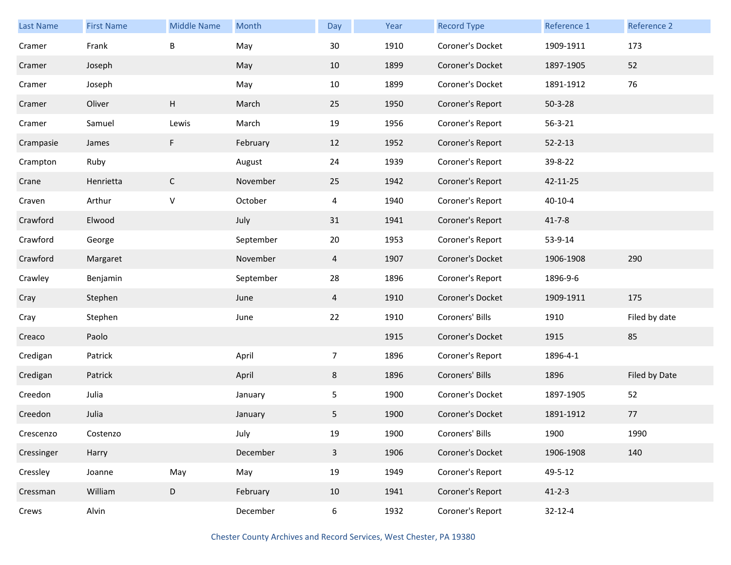| Last Name | First Name | Middle Name | Month | Day | Year | Record Type | Reference 1 | Reference 2 |
|---|---|---|---|---|---|---|---|---|
| Cramer | Frank | B | May | 30 | 1910 | Coroner's Docket | 1909-1911 | 173 |
| Cramer | Joseph | | May | 10 | 1899 | Coroner's Docket | 1897-1905 | 52 |
| Cramer | Joseph | | May | 10 | 1899 | Coroner's Docket | 1891-1912 | 76 |
| Cramer | Oliver | H | March | 25 | 1950 | Coroner's Report | 50-3-28 | |
| Cramer | Samuel | Lewis | March | 19 | 1956 | Coroner's Report | 56-3-21 | |
| Crampasie | James | F | February | 12 | 1952 | Coroner's Report | 52-2-13 | |
| Crampton | Ruby | | August | 24 | 1939 | Coroner's Report | 39-8-22 | |
| Crane | Henrietta | C | November | 25 | 1942 | Coroner's Report | 42-11-25 | |
| Craven | Arthur | V | October | 4 | 1940 | Coroner's Report | 40-10-4 | |
| Crawford | Elwood | | July | 31 | 1941 | Coroner's Report | 41-7-8 | |
| Crawford | George | | September | 20 | 1953 | Coroner's Report | 53-9-14 | |
| Crawford | Margaret | | November | 4 | 1907 | Coroner's Docket | 1906-1908 | 290 |
| Crawley | Benjamin | | September | 28 | 1896 | Coroner's Report | 1896-9-6 | |
| Cray | Stephen | | June | 4 | 1910 | Coroner's Docket | 1909-1911 | 175 |
| Cray | Stephen | | June | 22 | 1910 | Coroners' Bills | 1910 | Filed by date |
| Creaco | Paolo | | | | 1915 | Coroner's Docket | 1915 | 85 |
| Credigan | Patrick | | April | 7 | 1896 | Coroner's Report | 1896-4-1 | |
| Credigan | Patrick | | April | 8 | 1896 | Coroners' Bills | 1896 | Filed by Date |
| Creedon | Julia | | January | 5 | 1900 | Coroner's Docket | 1897-1905 | 52 |
| Creedon | Julia | | January | 5 | 1900 | Coroner's Docket | 1891-1912 | 77 |
| Crescenzo | Costenzo | | July | 19 | 1900 | Coroners' Bills | 1900 | 1990 |
| Cressinger | Harry | | December | 3 | 1906 | Coroner's Docket | 1906-1908 | 140 |
| Cressley | Joanne | May | May | 19 | 1949 | Coroner's Report | 49-5-12 | |
| Cressman | William | D | February | 10 | 1941 | Coroner's Report | 41-2-3 | |
| Crews | Alvin | | December | 6 | 1932 | Coroner's Report | 32-12-4 | |

Chester County Archives and Record Services, West Chester, PA 19380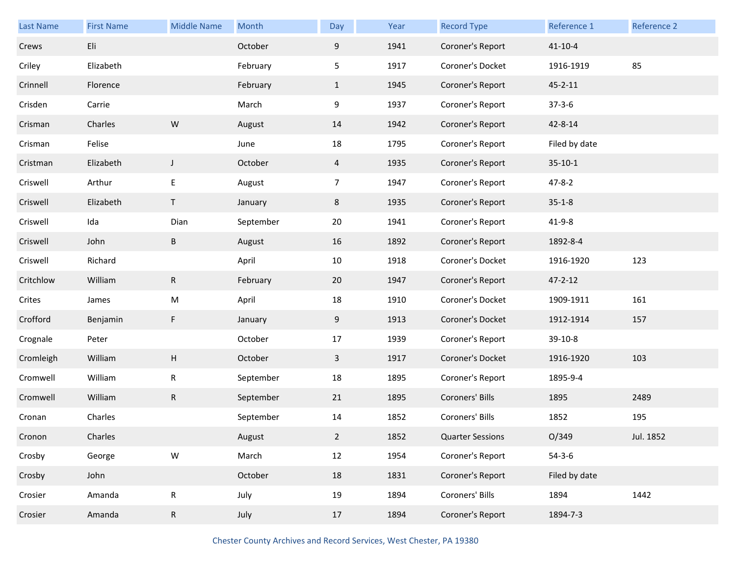| Last Name | First Name | Middle Name | Month | Day | Year | Record Type | Reference 1 | Reference 2 |
|---|---|---|---|---|---|---|---|---|
| Crews | Eli | | October | 9 | 1941 | Coroner's Report | 41-10-4 | |
| Criley | Elizabeth | | February | 5 | 1917 | Coroner's Docket | 1916-1919 | 85 |
| Crinnell | Florence | | February | 1 | 1945 | Coroner's Report | 45-2-11 | |
| Crisden | Carrie | | March | 9 | 1937 | Coroner's Report | 37-3-6 | |
| Crisman | Charles | W | August | 14 | 1942 | Coroner's Report | 42-8-14 | |
| Crisman | Felise | | June | 18 | 1795 | Coroner's Report | Filed by date | |
| Cristman | Elizabeth | J | October | 4 | 1935 | Coroner's Report | 35-10-1 | |
| Criswell | Arthur | E | August | 7 | 1947 | Coroner's Report | 47-8-2 | |
| Criswell | Elizabeth | T | January | 8 | 1935 | Coroner's Report | 35-1-8 | |
| Criswell | Ida | Dian | September | 20 | 1941 | Coroner's Report | 41-9-8 | |
| Criswell | John | B | August | 16 | 1892 | Coroner's Report | 1892-8-4 | |
| Criswell | Richard | | April | 10 | 1918 | Coroner's Docket | 1916-1920 | 123 |
| Critchlow | William | R | February | 20 | 1947 | Coroner's Report | 47-2-12 | |
| Crites | James | M | April | 18 | 1910 | Coroner's Docket | 1909-1911 | 161 |
| Crofford | Benjamin | F | January | 9 | 1913 | Coroner's Docket | 1912-1914 | 157 |
| Crognale | Peter | | October | 17 | 1939 | Coroner's Report | 39-10-8 | |
| Cromleigh | William | H | October | 3 | 1917 | Coroner's Docket | 1916-1920 | 103 |
| Cromwell | William | R | September | 18 | 1895 | Coroner's Report | 1895-9-4 | |
| Cromwell | William | R | September | 21 | 1895 | Coroners' Bills | 1895 | 2489 |
| Cronan | Charles | | September | 14 | 1852 | Coroners' Bills | 1852 | 195 |
| Cronon | Charles | | August | 2 | 1852 | Quarter Sessions | O/349 | Jul. 1852 |
| Crosby | George | W | March | 12 | 1954 | Coroner's Report | 54-3-6 | |
| Crosby | John | | October | 18 | 1831 | Coroner's Report | Filed by date | |
| Crosier | Amanda | R | July | 19 | 1894 | Coroners' Bills | 1894 | 1442 |
| Crosier | Amanda | R | July | 17 | 1894 | Coroner's Report | 1894-7-3 | |

Chester County Archives and Record Services, West Chester, PA 19380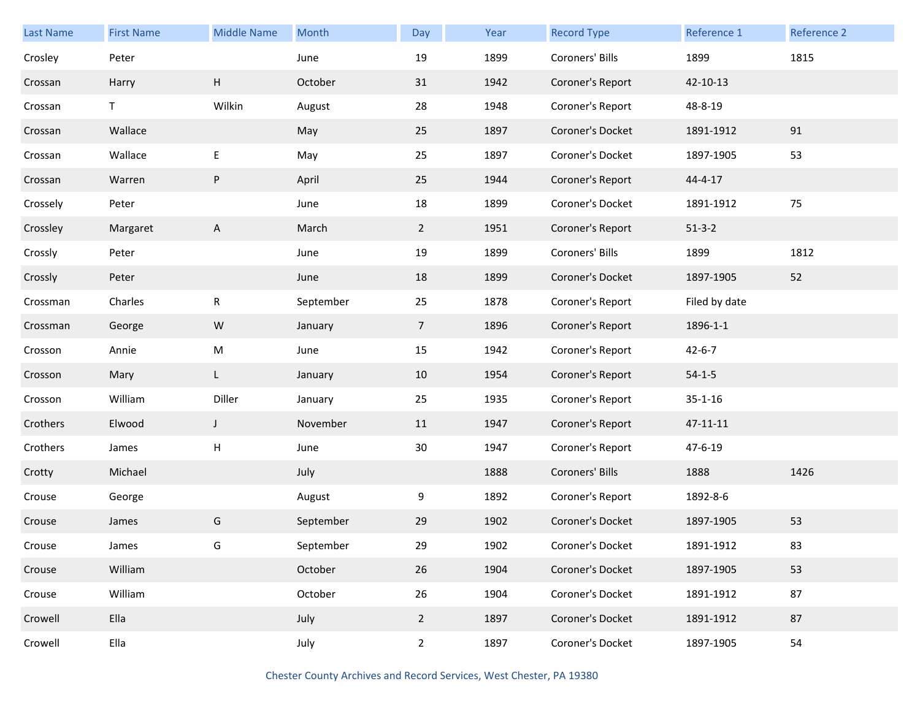| Last Name | First Name | Middle Name | Month | Day | Year | Record Type | Reference 1 | Reference 2 |
|---|---|---|---|---|---|---|---|---|
| Crosley | Peter | | June | 19 | 1899 | Coroners' Bills | 1899 | 1815 |
| Crossan | Harry | H | October | 31 | 1942 | Coroner's Report | 42-10-13 | |
| Crossan | T | Wilkin | August | 28 | 1948 | Coroner's Report | 48-8-19 | |
| Crossan | Wallace | | May | 25 | 1897 | Coroner's Docket | 1891-1912 | 91 |
| Crossan | Wallace | E | May | 25 | 1897 | Coroner's Docket | 1897-1905 | 53 |
| Crossan | Warren | P | April | 25 | 1944 | Coroner's Report | 44-4-17 | |
| Crossely | Peter | | June | 18 | 1899 | Coroner's Docket | 1891-1912 | 75 |
| Crossley | Margaret | A | March | 2 | 1951 | Coroner's Report | 51-3-2 | |
| Crossly | Peter | | June | 19 | 1899 | Coroners' Bills | 1899 | 1812 |
| Crossly | Peter | | June | 18 | 1899 | Coroner's Docket | 1897-1905 | 52 |
| Crossman | Charles | R | September | 25 | 1878 | Coroner's Report | Filed by date | |
| Crossman | George | W | January | 7 | 1896 | Coroner's Report | 1896-1-1 | |
| Crosson | Annie | M | June | 15 | 1942 | Coroner's Report | 42-6-7 | |
| Crosson | Mary | L | January | 10 | 1954 | Coroner's Report | 54-1-5 | |
| Crosson | William | Diller | January | 25 | 1935 | Coroner's Report | 35-1-16 | |
| Crothers | Elwood | J | November | 11 | 1947 | Coroner's Report | 47-11-11 | |
| Crothers | James | H | June | 30 | 1947 | Coroner's Report | 47-6-19 | |
| Crotty | Michael | | July | | 1888 | Coroners' Bills | 1888 | 1426 |
| Crouse | George | | August | 9 | 1892 | Coroner's Report | 1892-8-6 | |
| Crouse | James | G | September | 29 | 1902 | Coroner's Docket | 1897-1905 | 53 |
| Crouse | James | G | September | 29 | 1902 | Coroner's Docket | 1891-1912 | 83 |
| Crouse | William | | October | 26 | 1904 | Coroner's Docket | 1897-1905 | 53 |
| Crouse | William | | October | 26 | 1904 | Coroner's Docket | 1891-1912 | 87 |
| Crowell | Ella | | July | 2 | 1897 | Coroner's Docket | 1891-1912 | 87 |
| Crowell | Ella | | July | 2 | 1897 | Coroner's Docket | 1897-1905 | 54 |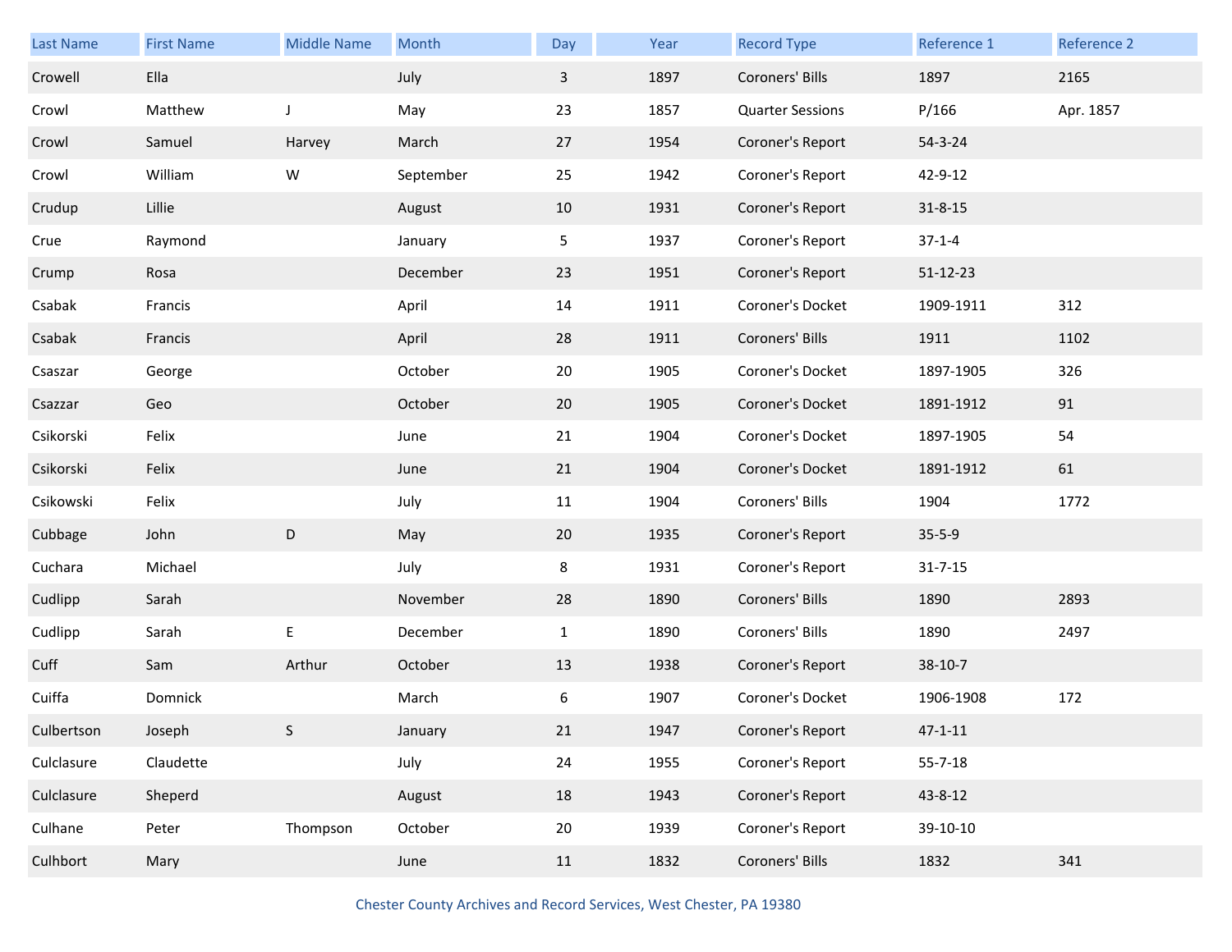| Last Name | First Name | Middle Name | Month | Day | Year | Record Type | Reference 1 | Reference 2 |
|---|---|---|---|---|---|---|---|---|
| Crowell | Ella | | July | 3 | 1897 | Coroners' Bills | 1897 | 2165 |
| Crowl | Matthew | J | May | 23 | 1857 | Quarter Sessions | P/166 | Apr. 1857 |
| Crowl | Samuel | Harvey | March | 27 | 1954 | Coroner's Report | 54-3-24 | |
| Crowl | William | W | September | 25 | 1942 | Coroner's Report | 42-9-12 | |
| Crudup | Lillie | | August | 10 | 1931 | Coroner's Report | 31-8-15 | |
| Crue | Raymond | | January | 5 | 1937 | Coroner's Report | 37-1-4 | |
| Crump | Rosa | | December | 23 | 1951 | Coroner's Report | 51-12-23 | |
| Csabak | Francis | | April | 14 | 1911 | Coroner's Docket | 1909-1911 | 312 |
| Csabak | Francis | | April | 28 | 1911 | Coroners' Bills | 1911 | 1102 |
| Csaszar | George | | October | 20 | 1905 | Coroner's Docket | 1897-1905 | 326 |
| Csazzar | Geo | | October | 20 | 1905 | Coroner's Docket | 1891-1912 | 91 |
| Csikorski | Felix | | June | 21 | 1904 | Coroner's Docket | 1897-1905 | 54 |
| Csikorski | Felix | | June | 21 | 1904 | Coroner's Docket | 1891-1912 | 61 |
| Csikowski | Felix | | July | 11 | 1904 | Coroners' Bills | 1904 | 1772 |
| Cubbage | John | D | May | 20 | 1935 | Coroner's Report | 35-5-9 | |
| Cuchara | Michael | | July | 8 | 1931 | Coroner's Report | 31-7-15 | |
| Cudlipp | Sarah | | November | 28 | 1890 | Coroners' Bills | 1890 | 2893 |
| Cudlipp | Sarah | E | December | 1 | 1890 | Coroners' Bills | 1890 | 2497 |
| Cuff | Sam | Arthur | October | 13 | 1938 | Coroner's Report | 38-10-7 | |
| Cuiffa | Domnick | | March | 6 | 1907 | Coroner's Docket | 1906-1908 | 172 |
| Culbertson | Joseph | S | January | 21 | 1947 | Coroner's Report | 47-1-11 | |
| Culclasure | Claudette | | July | 24 | 1955 | Coroner's Report | 55-7-18 | |
| Culclasure | Sheperd | | August | 18 | 1943 | Coroner's Report | 43-8-12 | |
| Culhane | Peter | Thompson | October | 20 | 1939 | Coroner's Report | 39-10-10 | |
| Culhbort | Mary | | June | 11 | 1832 | Coroners' Bills | 1832 | 341 |

Chester County Archives and Record Services, West Chester, PA 19380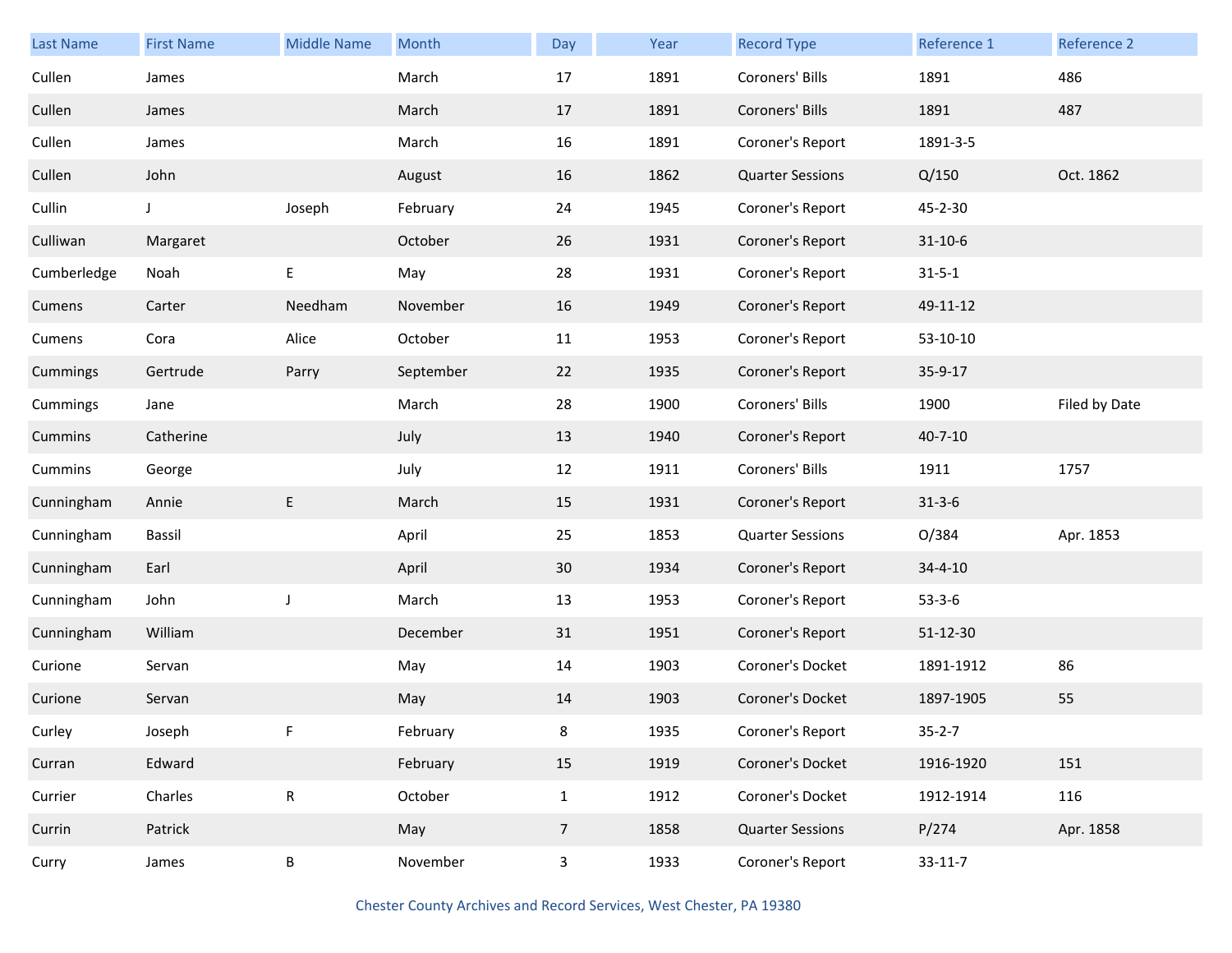| Last Name | First Name | Middle Name | Month | Day | Year | Record Type | Reference 1 | Reference 2 |
|---|---|---|---|---|---|---|---|---|
| Cullen | James | | March | 17 | 1891 | Coroners' Bills | 1891 | 486 |
| Cullen | James | | March | 17 | 1891 | Coroners' Bills | 1891 | 487 |
| Cullen | James | | March | 16 | 1891 | Coroner's Report | 1891-3-5 | |
| Cullen | John | | August | 16 | 1862 | Quarter Sessions | Q/150 | Oct. 1862 |
| Cullin | J | Joseph | February | 24 | 1945 | Coroner's Report | 45-2-30 | |
| Culliwan | Margaret | | October | 26 | 1931 | Coroner's Report | 31-10-6 | |
| Cumberledge | Noah | E | May | 28 | 1931 | Coroner's Report | 31-5-1 | |
| Cumens | Carter | Needham | November | 16 | 1949 | Coroner's Report | 49-11-12 | |
| Cumens | Cora | Alice | October | 11 | 1953 | Coroner's Report | 53-10-10 | |
| Cummings | Gertrude | Parry | September | 22 | 1935 | Coroner's Report | 35-9-17 | |
| Cummings | Jane | | March | 28 | 1900 | Coroners' Bills | 1900 | Filed by Date |
| Cummins | Catherine | | July | 13 | 1940 | Coroner's Report | 40-7-10 | |
| Cummins | George | | July | 12 | 1911 | Coroners' Bills | 1911 | 1757 |
| Cunningham | Annie | E | March | 15 | 1931 | Coroner's Report | 31-3-6 | |
| Cunningham | Bassil | | April | 25 | 1853 | Quarter Sessions | O/384 | Apr. 1853 |
| Cunningham | Earl | | April | 30 | 1934 | Coroner's Report | 34-4-10 | |
| Cunningham | John | J | March | 13 | 1953 | Coroner's Report | 53-3-6 | |
| Cunningham | William | | December | 31 | 1951 | Coroner's Report | 51-12-30 | |
| Curione | Servan | | May | 14 | 1903 | Coroner's Docket | 1891-1912 | 86 |
| Curione | Servan | | May | 14 | 1903 | Coroner's Docket | 1897-1905 | 55 |
| Curley | Joseph | F | February | 8 | 1935 | Coroner's Report | 35-2-7 | |
| Curran | Edward | | February | 15 | 1919 | Coroner's Docket | 1916-1920 | 151 |
| Currier | Charles | R | October | 1 | 1912 | Coroner's Docket | 1912-1914 | 116 |
| Currin | Patrick | | May | 7 | 1858 | Quarter Sessions | P/274 | Apr. 1858 |
| Curry | James | B | November | 3 | 1933 | Coroner's Report | 33-11-7 | |

Chester County Archives and Record Services, West Chester, PA 19380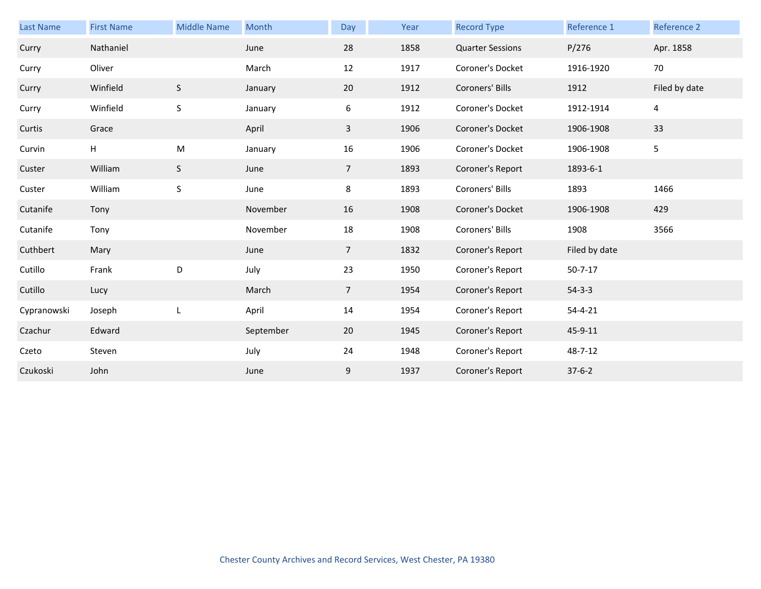| Last Name | First Name | Middle Name | Month | Day | Year | Record Type | Reference 1 | Reference 2 |
|---|---|---|---|---|---|---|---|---|
| Curry | Nathaniel | | June | 28 | 1858 | Quarter Sessions | P/276 | Apr. 1858 |
| Curry | Oliver | | March | 12 | 1917 | Coroner's Docket | 1916-1920 | 70 |
| Curry | Winfield | S | January | 20 | 1912 | Coroners' Bills | 1912 | Filed by date |
| Curry | Winfield | S | January | 6 | 1912 | Coroner's Docket | 1912-1914 | 4 |
| Curtis | Grace | | April | 3 | 1906 | Coroner's Docket | 1906-1908 | 33 |
| Curvin | H | M | January | 16 | 1906 | Coroner's Docket | 1906-1908 | 5 |
| Custer | William | S | June | 7 | 1893 | Coroner's Report | 1893-6-1 | |
| Custer | William | S | June | 8 | 1893 | Coroners' Bills | 1893 | 1466 |
| Cutanife | Tony | | November | 16 | 1908 | Coroner's Docket | 1906-1908 | 429 |
| Cutanife | Tony | | November | 18 | 1908 | Coroners' Bills | 1908 | 3566 |
| Cuthbert | Mary | | June | 7 | 1832 | Coroner's Report | Filed by date | |
| Cutillo | Frank | D | July | 23 | 1950 | Coroner's Report | 50-7-17 | |
| Cutillo | Lucy | | March | 7 | 1954 | Coroner's Report | 54-3-3 | |
| Cypranowski | Joseph | L | April | 14 | 1954 | Coroner's Report | 54-4-21 | |
| Czachur | Edward | | September | 20 | 1945 | Coroner's Report | 45-9-11 | |
| Czeto | Steven | | July | 24 | 1948 | Coroner's Report | 48-7-12 | |
| Czukoski | John | | June | 9 | 1937 | Coroner's Report | 37-6-2 | |